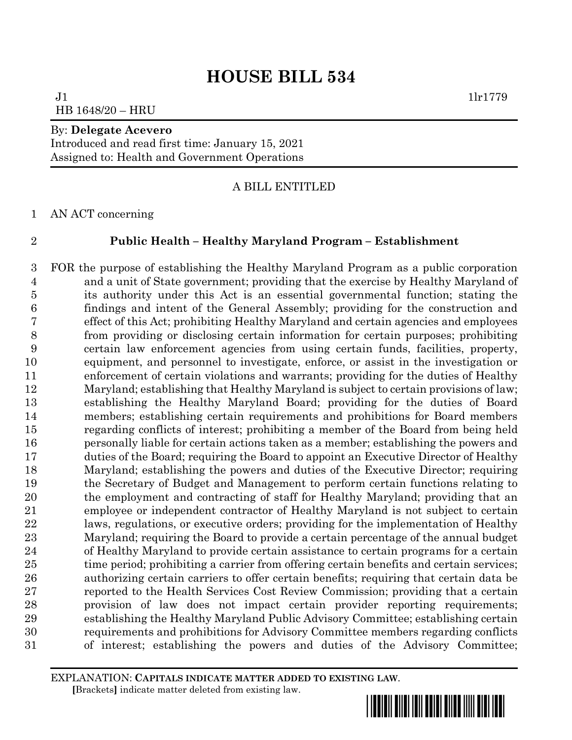# HOUSE BILL 534

J1 1lr1779
HB 1648/20 – HRU

By: **Delegate Acevero**
Introduced and read first time: January 15, 2021
Assigned to: Health and Government Operations

A BILL ENTITLED

1 AN ACT concerning

2 **Public Health – Healthy Maryland Program – Establishment**

3 FOR the purpose of establishing the Healthy Maryland Program as a public corporation
4 and a unit of State government; providing that the exercise by Healthy Maryland of
5 its authority under this Act is an essential governmental function; stating the
6 findings and intent of the General Assembly; providing for the construction and
7 effect of this Act; prohibiting Healthy Maryland and certain agencies and employees
8 from providing or disclosing certain information for certain purposes; prohibiting
9 certain law enforcement agencies from using certain funds, facilities, property,
10 equipment, and personnel to investigate, enforce, or assist in the investigation or
11 enforcement of certain violations and warrants; providing for the duties of Healthy
12 Maryland; establishing that Healthy Maryland is subject to certain provisions of law;
13 establishing the Healthy Maryland Board; providing for the duties of Board
14 members; establishing certain requirements and prohibitions for Board members
15 regarding conflicts of interest; prohibiting a member of the Board from being held
16 personally liable for certain actions taken as a member; establishing the powers and
17 duties of the Board; requiring the Board to appoint an Executive Director of Healthy
18 Maryland; establishing the powers and duties of the Executive Director; requiring
19 the Secretary of Budget and Management to perform certain functions relating to
20 the employment and contracting of staff for Healthy Maryland; providing that an
21 employee or independent contractor of Healthy Maryland is not subject to certain
22 laws, regulations, or executive orders; providing for the implementation of Healthy
23 Maryland; requiring the Board to provide a certain percentage of the annual budget
24 of Healthy Maryland to provide certain assistance to certain programs for a certain
25 time period; prohibiting a carrier from offering certain benefits and certain services;
26 authorizing certain carriers to offer certain benefits; requiring that certain data be
27 reported to the Health Services Cost Review Commission; providing that a certain
28 provision of law does not impact certain provider reporting requirements;
29 establishing the Healthy Maryland Public Advisory Committee; establishing certain
30 requirements and prohibitions for Advisory Committee members regarding conflicts
31 of interest; establishing the powers and duties of the Advisory Committee;

EXPLANATION: **CAPITALS INDICATE MATTER ADDED TO EXISTING LAW.**
**[**Brackets**]** indicate matter deleted from existing law.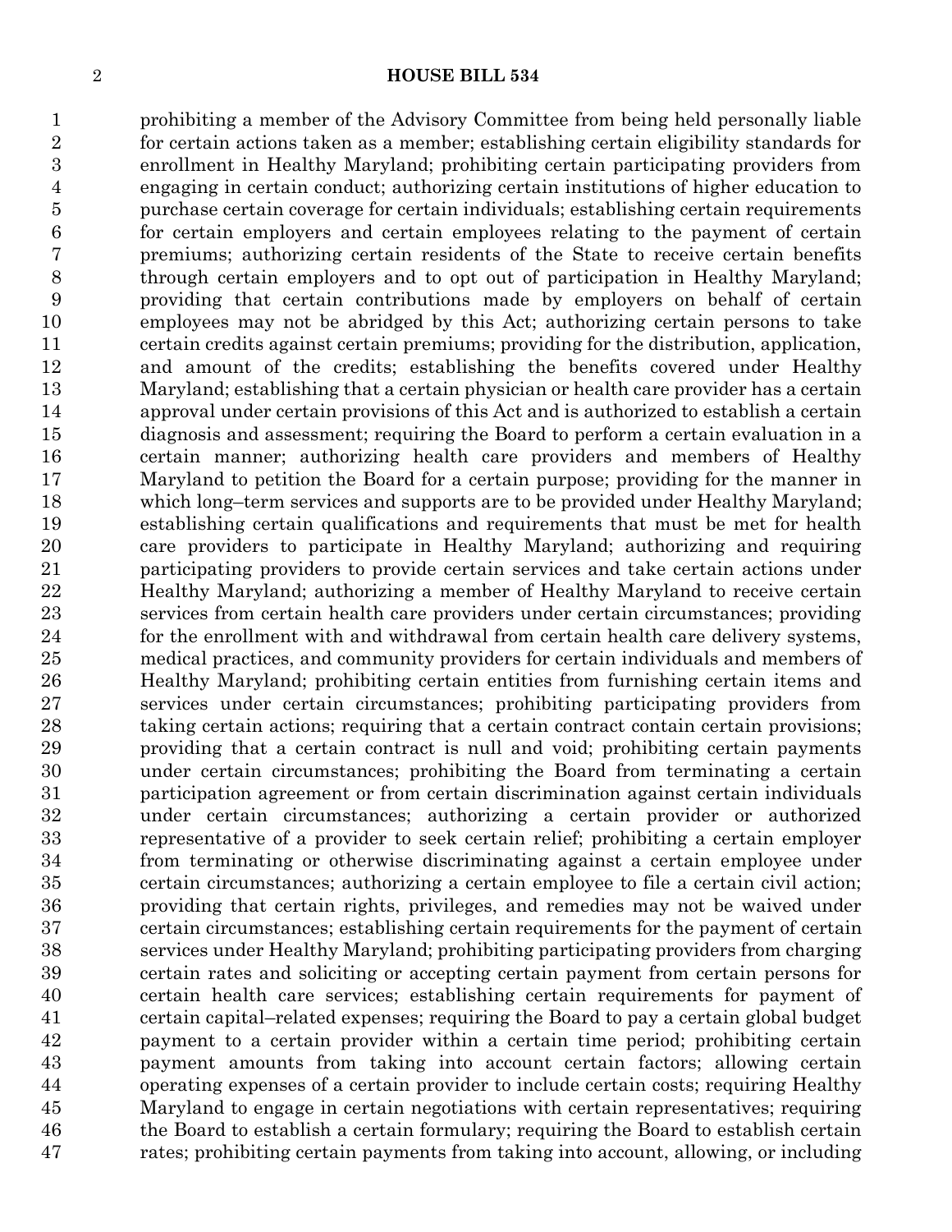prohibiting a member of the Advisory Committee from being held personally liable for certain actions taken as a member; establishing certain eligibility standards for enrollment in Healthy Maryland; prohibiting certain participating providers from engaging in certain conduct; authorizing certain institutions of higher education to purchase certain coverage for certain individuals; establishing certain requirements for certain employers and certain employees relating to the payment of certain premiums; authorizing certain residents of the State to receive certain benefits through certain employers and to opt out of participation in Healthy Maryland; providing that certain contributions made by employers on behalf of certain employees may not be abridged by this Act; authorizing certain persons to take certain credits against certain premiums; providing for the distribution, application, and amount of the credits; establishing the benefits covered under Healthy Maryland; establishing that a certain physician or health care provider has a certain approval under certain provisions of this Act and is authorized to establish a certain diagnosis and assessment; requiring the Board to perform a certain evaluation in a certain manner; authorizing health care providers and members of Healthy Maryland to petition the Board for a certain purpose; providing for the manner in which long–term services and supports are to be provided under Healthy Maryland; establishing certain qualifications and requirements that must be met for health care providers to participate in Healthy Maryland; authorizing and requiring participating providers to provide certain services and take certain actions under Healthy Maryland; authorizing a member of Healthy Maryland to receive certain services from certain health care providers under certain circumstances; providing for the enrollment with and withdrawal from certain health care delivery systems, medical practices, and community providers for certain individuals and members of Healthy Maryland; prohibiting certain entities from furnishing certain items and services under certain circumstances; prohibiting participating providers from taking certain actions; requiring that a certain contract contain certain provisions; providing that a certain contract is null and void; prohibiting certain payments under certain circumstances; prohibiting the Board from terminating a certain participation agreement or from certain discrimination against certain individuals under certain circumstances; authorizing a certain provider or authorized representative of a provider to seek certain relief; prohibiting a certain employer from terminating or otherwise discriminating against a certain employee under certain circumstances; authorizing a certain employee to file a certain civil action; providing that certain rights, privileges, and remedies may not be waived under certain circumstances; establishing certain requirements for the payment of certain services under Healthy Maryland; prohibiting participating providers from charging certain rates and soliciting or accepting certain payment from certain persons for certain health care services; establishing certain requirements for payment of certain capital–related expenses; requiring the Board to pay a certain global budget payment to a certain provider within a certain time period; prohibiting certain payment amounts from taking into account certain factors; allowing certain operating expenses of a certain provider to include certain costs; requiring Healthy Maryland to engage in certain negotiations with certain representatives; requiring the Board to establish a certain formulary; requiring the Board to establish certain rates; prohibiting certain payments from taking into account, allowing, or including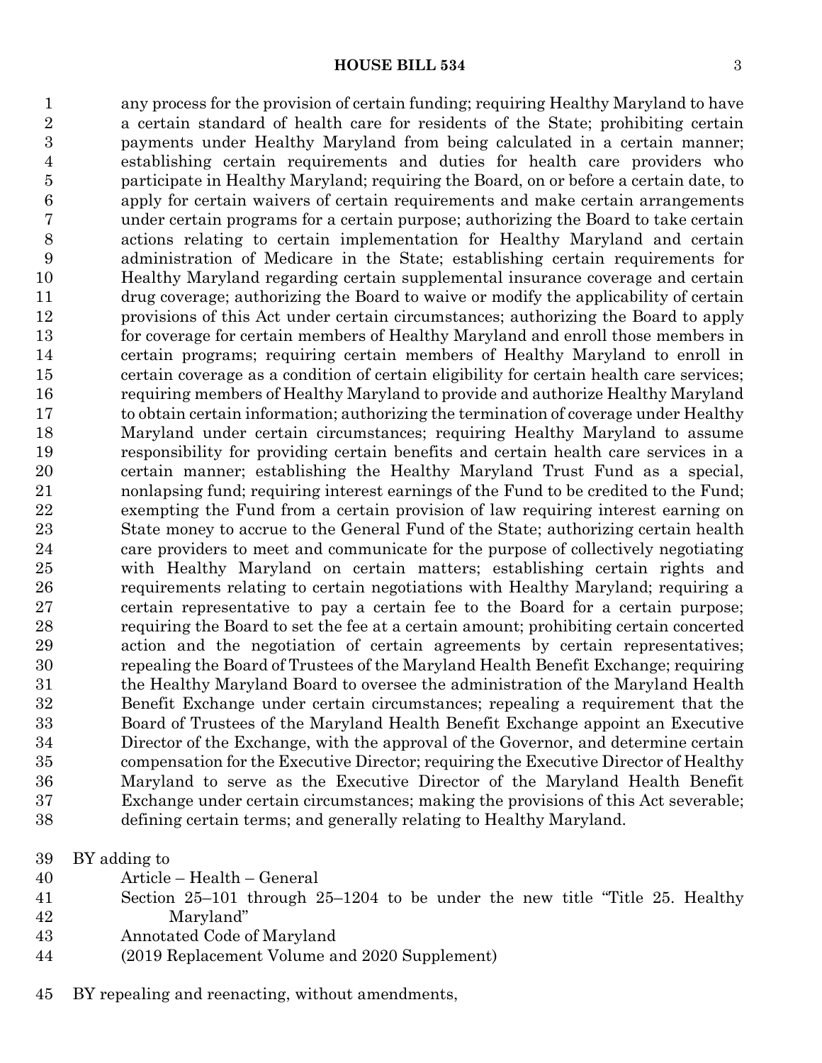any process for the provision of certain funding; requiring Healthy Maryland to have a certain standard of health care for residents of the State; prohibiting certain payments under Healthy Maryland from being calculated in a certain manner; establishing certain requirements and duties for health care providers who participate in Healthy Maryland; requiring the Board, on or before a certain date, to apply for certain waivers of certain requirements and make certain arrangements under certain programs for a certain purpose; authorizing the Board to take certain actions relating to certain implementation for Healthy Maryland and certain administration of Medicare in the State; establishing certain requirements for Healthy Maryland regarding certain supplemental insurance coverage and certain drug coverage; authorizing the Board to waive or modify the applicability of certain provisions of this Act under certain circumstances; authorizing the Board to apply for coverage for certain members of Healthy Maryland and enroll those members in certain programs; requiring certain members of Healthy Maryland to enroll in certain coverage as a condition of certain eligibility for certain health care services; requiring members of Healthy Maryland to provide and authorize Healthy Maryland to obtain certain information; authorizing the termination of coverage under Healthy Maryland under certain circumstances; requiring Healthy Maryland to assume responsibility for providing certain benefits and certain health care services in a certain manner; establishing the Healthy Maryland Trust Fund as a special, nonlapsing fund; requiring interest earnings of the Fund to be credited to the Fund; exempting the Fund from a certain provision of law requiring interest earning on State money to accrue to the General Fund of the State; authorizing certain health care providers to meet and communicate for the purpose of collectively negotiating with Healthy Maryland on certain matters; establishing certain rights and requirements relating to certain negotiations with Healthy Maryland; requiring a certain representative to pay a certain fee to the Board for a certain purpose; requiring the Board to set the fee at a certain amount; prohibiting certain concerted action and the negotiation of certain agreements by certain representatives; repealing the Board of Trustees of the Maryland Health Benefit Exchange; requiring the Healthy Maryland Board to oversee the administration of the Maryland Health Benefit Exchange under certain circumstances; repealing a requirement that the Board of Trustees of the Maryland Health Benefit Exchange appoint an Executive Director of the Exchange, with the approval of the Governor, and determine certain compensation for the Executive Director; requiring the Executive Director of Healthy Maryland to serve as the Executive Director of the Maryland Health Benefit Exchange under certain circumstances; making the provisions of this Act severable; defining certain terms; and generally relating to Healthy Maryland.

BY adding to
Article – Health – General
Section 25–101 through 25–1204 to be under the new title "Title 25. Healthy Maryland"
Annotated Code of Maryland
(2019 Replacement Volume and 2020 Supplement)

BY repealing and reenacting, without amendments,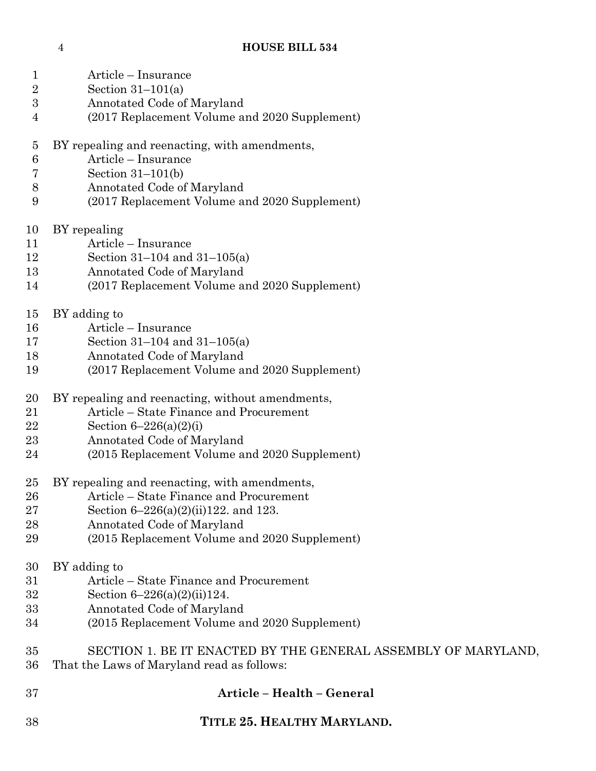Article – Insurance
Section 31–101(a)
Annotated Code of Maryland
(2017 Replacement Volume and 2020 Supplement)

BY repealing and reenacting, with amendments,
Article – Insurance
Section 31–101(b)
Annotated Code of Maryland
(2017 Replacement Volume and 2020 Supplement)

BY repealing
Article – Insurance
Section 31–104 and 31–105(a)
Annotated Code of Maryland
(2017 Replacement Volume and 2020 Supplement)

BY adding to
Article – Insurance
Section 31–104 and 31–105(a)
Annotated Code of Maryland
(2017 Replacement Volume and 2020 Supplement)

BY repealing and reenacting, without amendments,
Article – State Finance and Procurement
Section 6–226(a)(2)(i)
Annotated Code of Maryland
(2015 Replacement Volume and 2020 Supplement)

BY repealing and reenacting, with amendments,
Article – State Finance and Procurement
Section 6–226(a)(2)(ii)122. and 123.
Annotated Code of Maryland
(2015 Replacement Volume and 2020 Supplement)

BY adding to
Article – State Finance and Procurement
Section 6–226(a)(2)(ii)124.
Annotated Code of Maryland
(2015 Replacement Volume and 2020 Supplement)

SECTION 1. BE IT ENACTED BY THE GENERAL ASSEMBLY OF MARYLAND, That the Laws of Maryland read as follows:

## Article – Health – General

## TITLE 25. HEALTHY MARYLAND.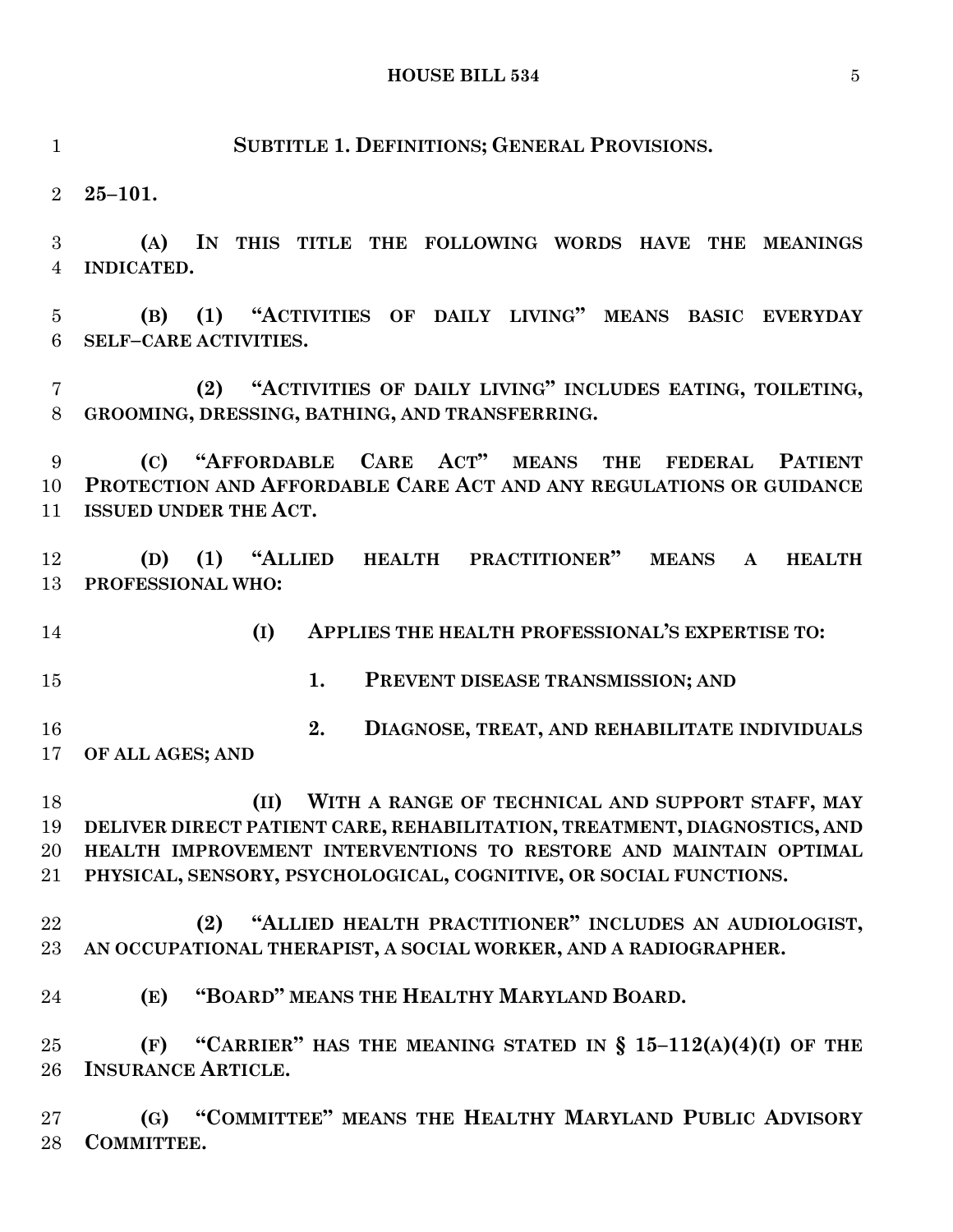## SUBTITLE 1. DEFINITIONS; GENERAL PROVISIONS.

**25–101.**

**(A) IN THIS TITLE THE FOLLOWING WORDS HAVE THE MEANINGS INDICATED.**

**(B) (1) "ACTIVITIES OF DAILY LIVING" MEANS BASIC EVERYDAY SELF–CARE ACTIVITIES.**

**(2) "ACTIVITIES OF DAILY LIVING" INCLUDES EATING, TOILETING, GROOMING, DRESSING, BATHING, AND TRANSFERRING.**

**(C) "AFFORDABLE CARE ACT" MEANS THE FEDERAL PATIENT PROTECTION AND AFFORDABLE CARE ACT AND ANY REGULATIONS OR GUIDANCE ISSUED UNDER THE ACT.**

**(D) (1) "ALLIED HEALTH PRACTITIONER" MEANS A HEALTH PROFESSIONAL WHO:**

**(I) APPLIES THE HEALTH PROFESSIONAL'S EXPERTISE TO:**

**1. PREVENT DISEASE TRANSMISSION; AND**

**2. DIAGNOSE, TREAT, AND REHABILITATE INDIVIDUALS OF ALL AGES; AND**

**(II) WITH A RANGE OF TECHNICAL AND SUPPORT STAFF, MAY DELIVER DIRECT PATIENT CARE, REHABILITATION, TREATMENT, DIAGNOSTICS, AND HEALTH IMPROVEMENT INTERVENTIONS TO RESTORE AND MAINTAIN OPTIMAL PHYSICAL, SENSORY, PSYCHOLOGICAL, COGNITIVE, OR SOCIAL FUNCTIONS.**

**(2) "ALLIED HEALTH PRACTITIONER" INCLUDES AN AUDIOLOGIST, AN OCCUPATIONAL THERAPIST, A SOCIAL WORKER, AND A RADIOGRAPHER.**

**(E) "BOARD" MEANS THE HEALTHY MARYLAND BOARD.**

**(F) "CARRIER" HAS THE MEANING STATED IN § 15–112(A)(4)(I) OF THE INSURANCE ARTICLE.**

**(G) "COMMITTEE" MEANS THE HEALTHY MARYLAND PUBLIC ADVISORY COMMITTEE.**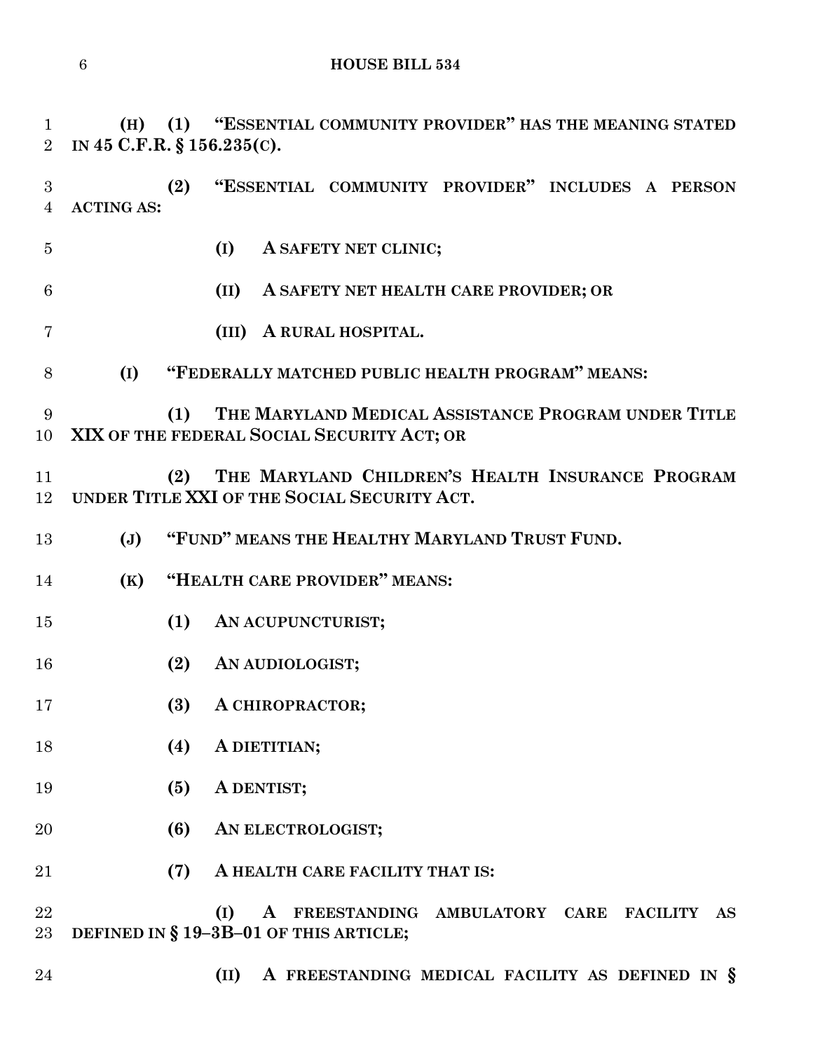**(H) (1) "ESSENTIAL COMMUNITY PROVIDER" HAS THE MEANING STATED IN 45 C.F.R. § 156.235(C).**

**(2) "ESSENTIAL COMMUNITY PROVIDER" INCLUDES A PERSON ACTING AS:**

**(I) A SAFETY NET CLINIC;**

**(II) A SAFETY NET HEALTH CARE PROVIDER; OR**

**(III) A RURAL HOSPITAL.**

**(I) "FEDERALLY MATCHED PUBLIC HEALTH PROGRAM" MEANS:**

**(1) THE MARYLAND MEDICAL ASSISTANCE PROGRAM UNDER TITLE XIX OF THE FEDERAL SOCIAL SECURITY ACT; OR**

**(2) THE MARYLAND CHILDREN'S HEALTH INSURANCE PROGRAM UNDER TITLE XXI OF THE SOCIAL SECURITY ACT.**

**(J) "FUND" MEANS THE HEALTHY MARYLAND TRUST FUND.**

**(K) "HEALTH CARE PROVIDER" MEANS:**

**(1) AN ACUPUNCTURIST;**

**(2) AN AUDIOLOGIST;**

**(3) A CHIROPRACTOR;**

**(4) A DIETITIAN;**

**(5) A DENTIST;**

**(6) AN ELECTROLOGIST;**

**(7) A HEALTH CARE FACILITY THAT IS:**

**(I) A FREESTANDING AMBULATORY CARE FACILITY AS DEFINED IN § 19–3B–01 OF THIS ARTICLE;**

**(II) A FREESTANDING MEDICAL FACILITY AS DEFINED IN §**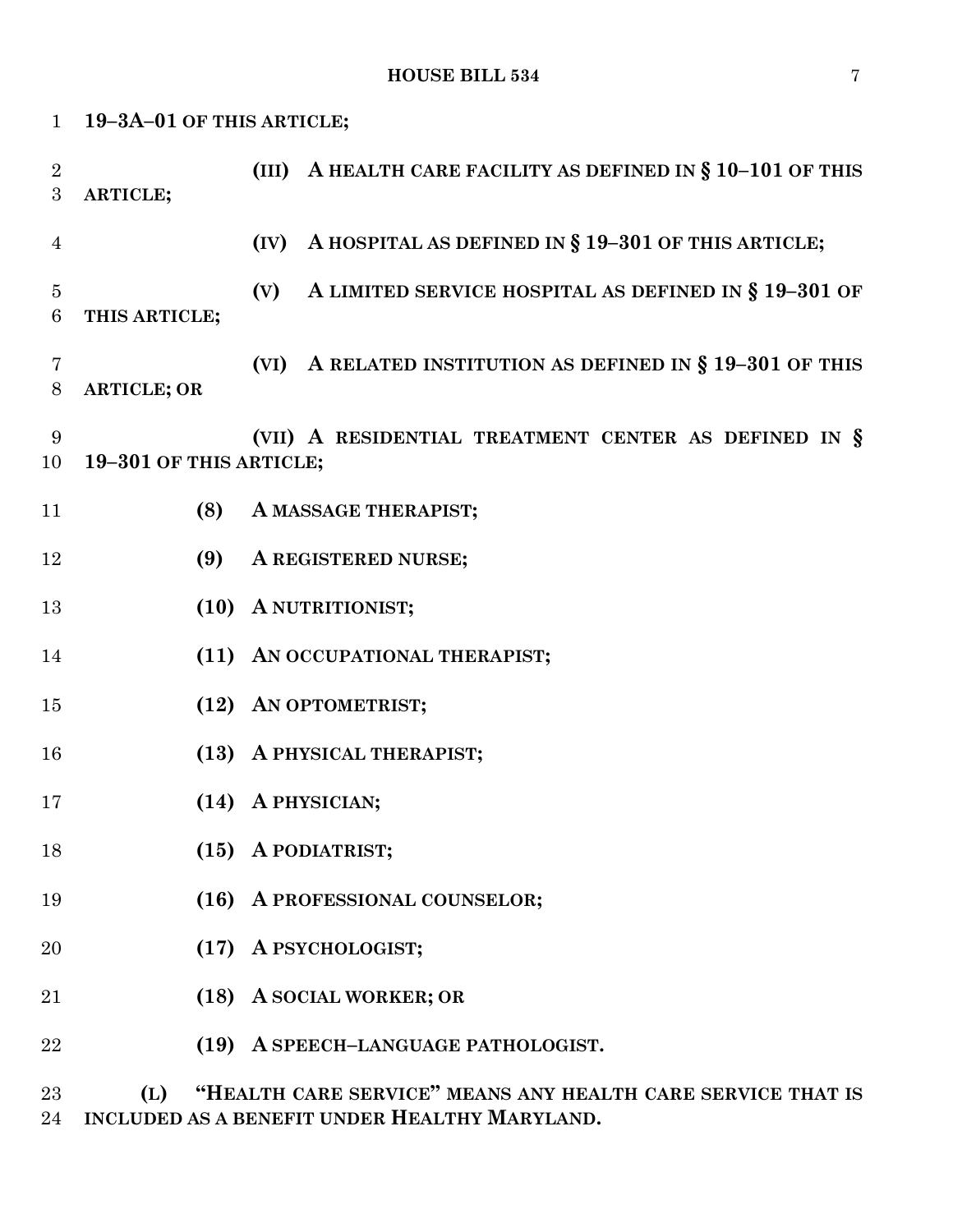**19–3A–01 OF THIS ARTICLE;**

**(III) A HEALTH CARE FACILITY AS DEFINED IN § 10–101 OF THIS ARTICLE;**

**(IV) A HOSPITAL AS DEFINED IN § 19–301 OF THIS ARTICLE;**

**(V) A LIMITED SERVICE HOSPITAL AS DEFINED IN § 19–301 OF THIS ARTICLE;**

**(VI) A RELATED INSTITUTION AS DEFINED IN § 19–301 OF THIS ARTICLE; OR**

**(VII) A RESIDENTIAL TREATMENT CENTER AS DEFINED IN § 19–301 OF THIS ARTICLE;**

**(8) A MASSAGE THERAPIST;**

**(9) A REGISTERED NURSE;**

**(10) A NUTRITIONIST;**

**(11) AN OCCUPATIONAL THERAPIST;**

**(12) AN OPTOMETRIST;**

**(13) A PHYSICAL THERAPIST;**

**(14) A PHYSICIAN;**

**(15) A PODIATRIST;**

**(16) A PROFESSIONAL COUNSELOR;**

**(17) A PSYCHOLOGIST;**

**(18) A SOCIAL WORKER; OR**

**(19) A SPEECH–LANGUAGE PATHOLOGIST.**

**(L) "HEALTH CARE SERVICE" MEANS ANY HEALTH CARE SERVICE THAT IS INCLUDED AS A BENEFIT UNDER HEALTHY MARYLAND.**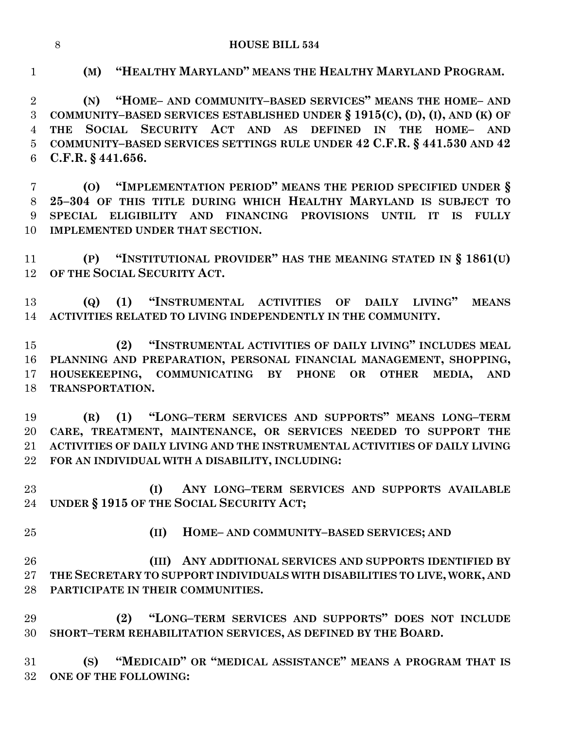**(M) "HEALTHY MARYLAND" MEANS THE HEALTHY MARYLAND PROGRAM.**

**(N) "HOME– AND COMMUNITY–BASED SERVICES" MEANS THE HOME– AND COMMUNITY–BASED SERVICES ESTABLISHED UNDER § 1915(C), (D), (I), AND (K) OF THE SOCIAL SECURITY ACT AND AS DEFINED IN THE HOME– AND COMMUNITY–BASED SERVICES SETTINGS RULE UNDER 42 C.F.R. § 441.530 AND 42 C.F.R. § 441.656.**

**(O) "IMPLEMENTATION PERIOD" MEANS THE PERIOD SPECIFIED UNDER § 25–304 OF THIS TITLE DURING WHICH HEALTHY MARYLAND IS SUBJECT TO SPECIAL ELIGIBILITY AND FINANCING PROVISIONS UNTIL IT IS FULLY IMPLEMENTED UNDER THAT SECTION.**

**(P) "INSTITUTIONAL PROVIDER" HAS THE MEANING STATED IN § 1861(U) OF THE SOCIAL SECURITY ACT.**

**(Q) (1) "INSTRUMENTAL ACTIVITIES OF DAILY LIVING" MEANS ACTIVITIES RELATED TO LIVING INDEPENDENTLY IN THE COMMUNITY.**

**(2) "INSTRUMENTAL ACTIVITIES OF DAILY LIVING" INCLUDES MEAL PLANNING AND PREPARATION, PERSONAL FINANCIAL MANAGEMENT, SHOPPING, HOUSEKEEPING, COMMUNICATING BY PHONE OR OTHER MEDIA, AND TRANSPORTATION.**

**(R) (1) "LONG–TERM SERVICES AND SUPPORTS" MEANS LONG–TERM CARE, TREATMENT, MAINTENANCE, OR SERVICES NEEDED TO SUPPORT THE ACTIVITIES OF DAILY LIVING AND THE INSTRUMENTAL ACTIVITIES OF DAILY LIVING FOR AN INDIVIDUAL WITH A DISABILITY, INCLUDING:**

**(I) ANY LONG–TERM SERVICES AND SUPPORTS AVAILABLE UNDER § 1915 OF THE SOCIAL SECURITY ACT;**

**(II) HOME– AND COMMUNITY–BASED SERVICES; AND**

**(III) ANY ADDITIONAL SERVICES AND SUPPORTS IDENTIFIED BY THE SECRETARY TO SUPPORT INDIVIDUALS WITH DISABILITIES TO LIVE, WORK, AND PARTICIPATE IN THEIR COMMUNITIES.**

**(2) "LONG–TERM SERVICES AND SUPPORTS" DOES NOT INCLUDE SHORT–TERM REHABILITATION SERVICES, AS DEFINED BY THE BOARD.**

**(S) "MEDICAID" OR "MEDICAL ASSISTANCE" MEANS A PROGRAM THAT IS ONE OF THE FOLLOWING:**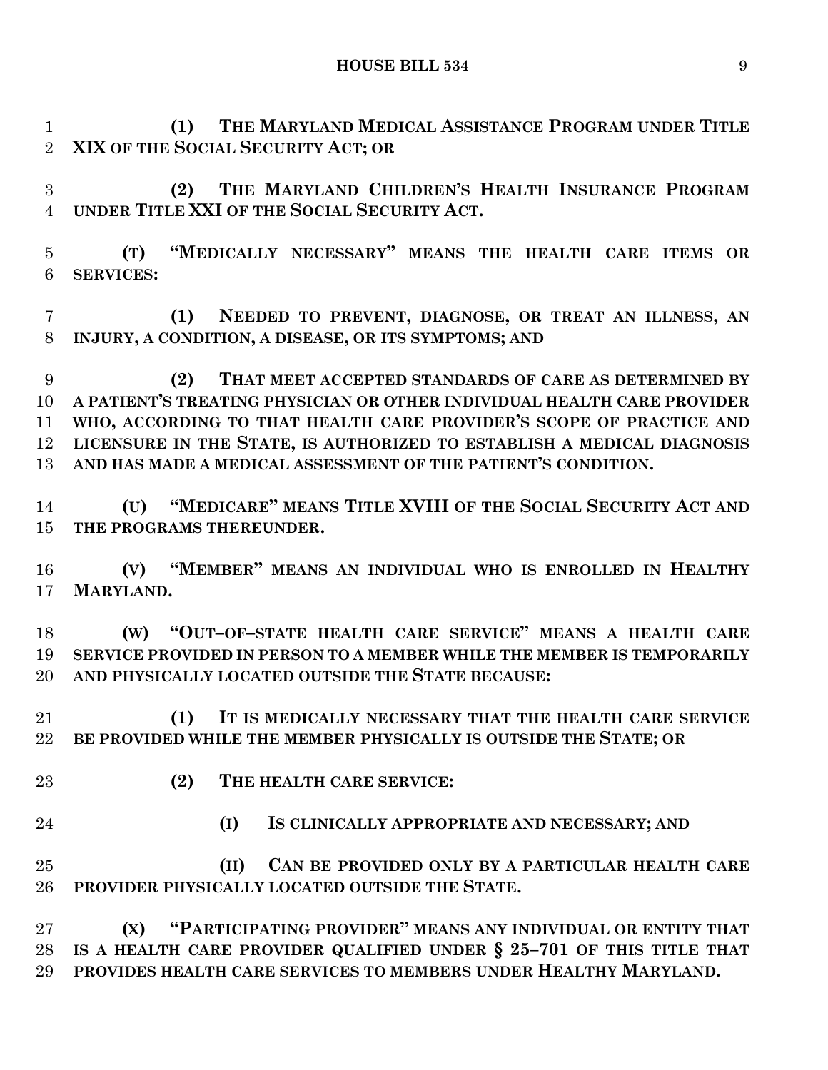**(1) THE MARYLAND MEDICAL ASSISTANCE PROGRAM UNDER TITLE XIX OF THE SOCIAL SECURITY ACT; OR**

**(2) THE MARYLAND CHILDREN'S HEALTH INSURANCE PROGRAM UNDER TITLE XXI OF THE SOCIAL SECURITY ACT.**

**(T) "MEDICALLY NECESSARY" MEANS THE HEALTH CARE ITEMS OR SERVICES:**

**(1) NEEDED TO PREVENT, DIAGNOSE, OR TREAT AN ILLNESS, AN INJURY, A CONDITION, A DISEASE, OR ITS SYMPTOMS; AND**

**(2) THAT MEET ACCEPTED STANDARDS OF CARE AS DETERMINED BY A PATIENT'S TREATING PHYSICIAN OR OTHER INDIVIDUAL HEALTH CARE PROVIDER WHO, ACCORDING TO THAT HEALTH CARE PROVIDER'S SCOPE OF PRACTICE AND LICENSURE IN THE STATE, IS AUTHORIZED TO ESTABLISH A MEDICAL DIAGNOSIS AND HAS MADE A MEDICAL ASSESSMENT OF THE PATIENT'S CONDITION.**

**(U) "MEDICARE" MEANS TITLE XVIII OF THE SOCIAL SECURITY ACT AND THE PROGRAMS THEREUNDER.**

**(V) "MEMBER" MEANS AN INDIVIDUAL WHO IS ENROLLED IN HEALTHY MARYLAND.**

**(W) "OUT–OF–STATE HEALTH CARE SERVICE" MEANS A HEALTH CARE SERVICE PROVIDED IN PERSON TO A MEMBER WHILE THE MEMBER IS TEMPORARILY AND PHYSICALLY LOCATED OUTSIDE THE STATE BECAUSE:**

**(1) IT IS MEDICALLY NECESSARY THAT THE HEALTH CARE SERVICE BE PROVIDED WHILE THE MEMBER PHYSICALLY IS OUTSIDE THE STATE; OR**

**(2) THE HEALTH CARE SERVICE:**

**(I) IS CLINICALLY APPROPRIATE AND NECESSARY; AND**

**(II) CAN BE PROVIDED ONLY BY A PARTICULAR HEALTH CARE PROVIDER PHYSICALLY LOCATED OUTSIDE THE STATE.**

**(X) "PARTICIPATING PROVIDER" MEANS ANY INDIVIDUAL OR ENTITY THAT IS A HEALTH CARE PROVIDER QUALIFIED UNDER § 25–701 OF THIS TITLE THAT PROVIDES HEALTH CARE SERVICES TO MEMBERS UNDER HEALTHY MARYLAND.**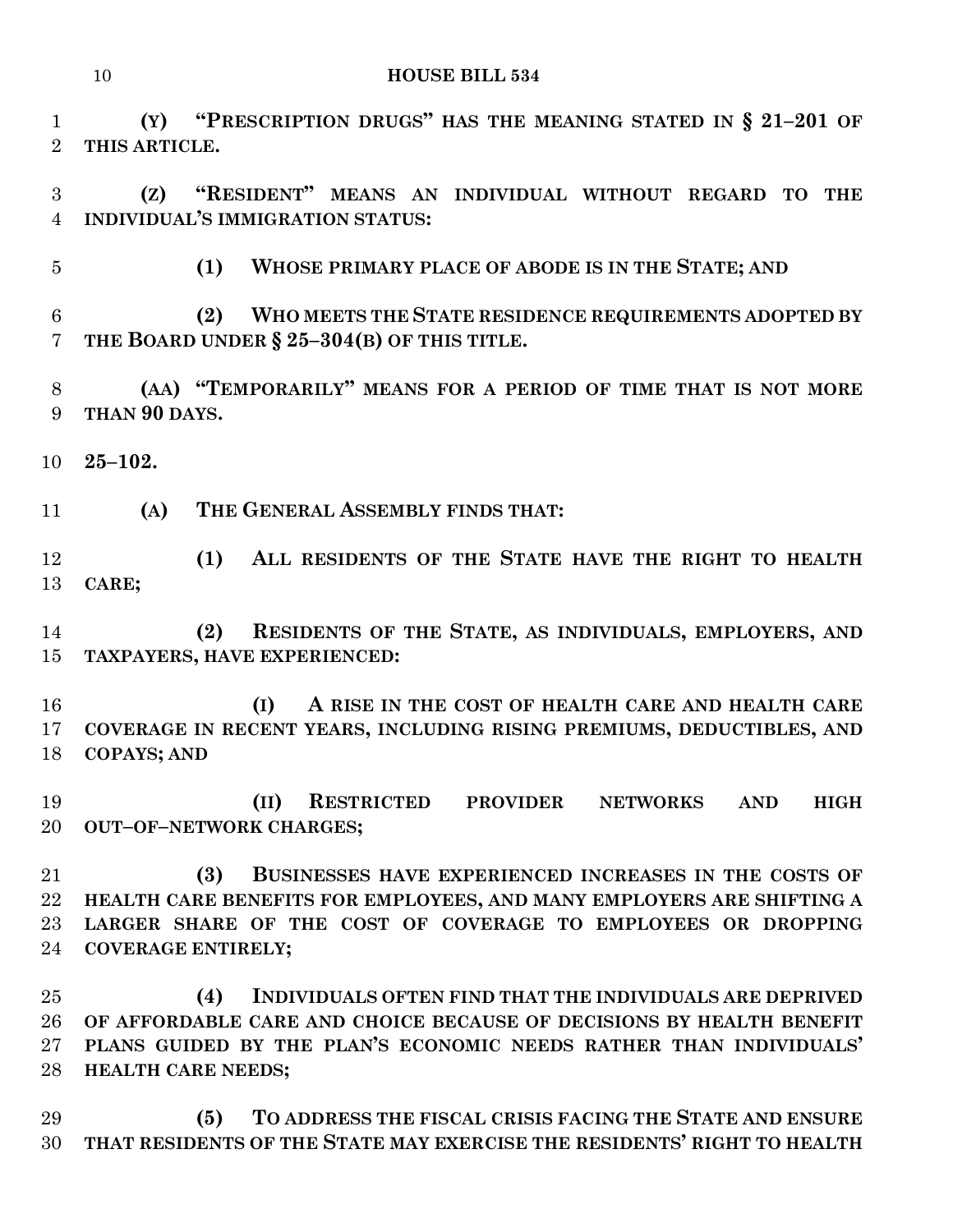**(Y) "PRESCRIPTION DRUGS" HAS THE MEANING STATED IN § 21–201 OF THIS ARTICLE.**

**(Z) "RESIDENT" MEANS AN INDIVIDUAL WITHOUT REGARD TO THE INDIVIDUAL'S IMMIGRATION STATUS:**

**(1) WHOSE PRIMARY PLACE OF ABODE IS IN THE STATE; AND**

**(2) WHO MEETS THE STATE RESIDENCE REQUIREMENTS ADOPTED BY THE BOARD UNDER § 25–304(B) OF THIS TITLE.**

**(AA) "TEMPORARILY" MEANS FOR A PERIOD OF TIME THAT IS NOT MORE THAN 90 DAYS.**

**25–102.**

**(A) THE GENERAL ASSEMBLY FINDS THAT:**

**(1) ALL RESIDENTS OF THE STATE HAVE THE RIGHT TO HEALTH CARE;**

**(2) RESIDENTS OF THE STATE, AS INDIVIDUALS, EMPLOYERS, AND TAXPAYERS, HAVE EXPERIENCED:**

**(I) A RISE IN THE COST OF HEALTH CARE AND HEALTH CARE COVERAGE IN RECENT YEARS, INCLUDING RISING PREMIUMS, DEDUCTIBLES, AND COPAYS; AND**

**(II) RESTRICTED PROVIDER NETWORKS AND HIGH OUT–OF–NETWORK CHARGES;**

**(3) BUSINESSES HAVE EXPERIENCED INCREASES IN THE COSTS OF HEALTH CARE BENEFITS FOR EMPLOYEES, AND MANY EMPLOYERS ARE SHIFTING A LARGER SHARE OF THE COST OF COVERAGE TO EMPLOYEES OR DROPPING COVERAGE ENTIRELY;**

**(4) INDIVIDUALS OFTEN FIND THAT THE INDIVIDUALS ARE DEPRIVED OF AFFORDABLE CARE AND CHOICE BECAUSE OF DECISIONS BY HEALTH BENEFIT PLANS GUIDED BY THE PLAN'S ECONOMIC NEEDS RATHER THAN INDIVIDUALS' HEALTH CARE NEEDS;**

**(5) TO ADDRESS THE FISCAL CRISIS FACING THE STATE AND ENSURE THAT RESIDENTS OF THE STATE MAY EXERCISE THE RESIDENTS' RIGHT TO HEALTH**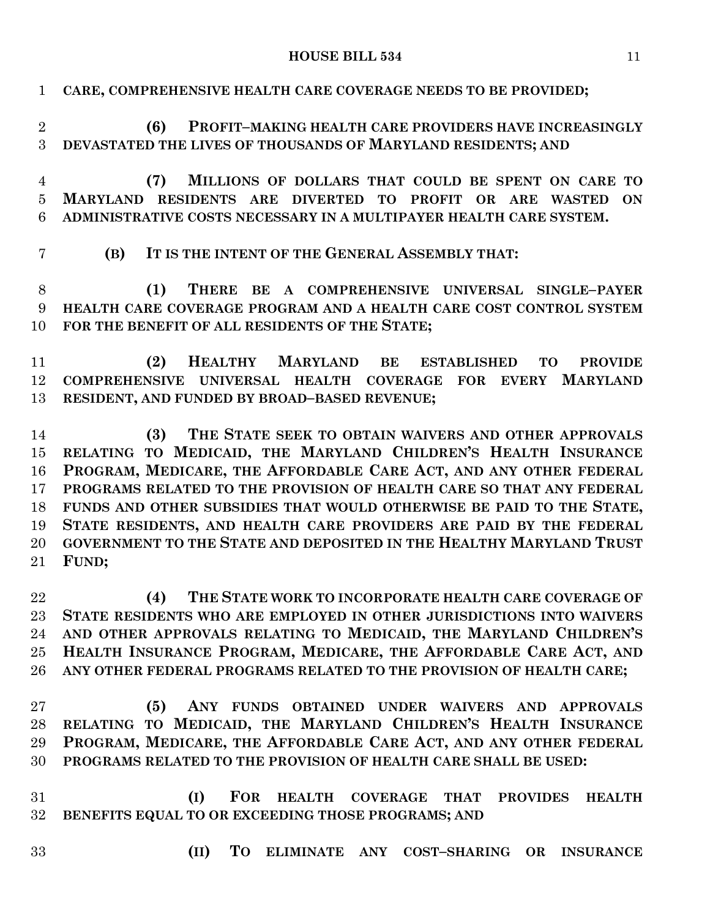**CARE, COMPREHENSIVE HEALTH CARE COVERAGE NEEDS TO BE PROVIDED;**

**(6) PROFIT–MAKING HEALTH CARE PROVIDERS HAVE INCREASINGLY DEVASTATED THE LIVES OF THOUSANDS OF MARYLAND RESIDENTS; AND**

**(7) MILLIONS OF DOLLARS THAT COULD BE SPENT ON CARE TO MARYLAND RESIDENTS ARE DIVERTED TO PROFIT OR ARE WASTED ON ADMINISTRATIVE COSTS NECESSARY IN A MULTIPAYER HEALTH CARE SYSTEM.**

**(B) IT IS THE INTENT OF THE GENERAL ASSEMBLY THAT:**

**(1) THERE BE A COMPREHENSIVE UNIVERSAL SINGLE–PAYER HEALTH CARE COVERAGE PROGRAM AND A HEALTH CARE COST CONTROL SYSTEM FOR THE BENEFIT OF ALL RESIDENTS OF THE STATE;**

**(2) HEALTHY MARYLAND BE ESTABLISHED TO PROVIDE COMPREHENSIVE UNIVERSAL HEALTH COVERAGE FOR EVERY MARYLAND RESIDENT, AND FUNDED BY BROAD–BASED REVENUE;**

**(3) THE STATE SEEK TO OBTAIN WAIVERS AND OTHER APPROVALS RELATING TO MEDICAID, THE MARYLAND CHILDREN'S HEALTH INSURANCE PROGRAM, MEDICARE, THE AFFORDABLE CARE ACT, AND ANY OTHER FEDERAL PROGRAMS RELATED TO THE PROVISION OF HEALTH CARE SO THAT ANY FEDERAL FUNDS AND OTHER SUBSIDIES THAT WOULD OTHERWISE BE PAID TO THE STATE, STATE RESIDENTS, AND HEALTH CARE PROVIDERS ARE PAID BY THE FEDERAL GOVERNMENT TO THE STATE AND DEPOSITED IN THE HEALTHY MARYLAND TRUST FUND;**

**(4) THE STATE WORK TO INCORPORATE HEALTH CARE COVERAGE OF STATE RESIDENTS WHO ARE EMPLOYED IN OTHER JURISDICTIONS INTO WAIVERS AND OTHER APPROVALS RELATING TO MEDICAID, THE MARYLAND CHILDREN'S HEALTH INSURANCE PROGRAM, MEDICARE, THE AFFORDABLE CARE ACT, AND ANY OTHER FEDERAL PROGRAMS RELATED TO THE PROVISION OF HEALTH CARE;**

**(5) ANY FUNDS OBTAINED UNDER WAIVERS AND APPROVALS RELATING TO MEDICAID, THE MARYLAND CHILDREN'S HEALTH INSURANCE PROGRAM, MEDICARE, THE AFFORDABLE CARE ACT, AND ANY OTHER FEDERAL PROGRAMS RELATED TO THE PROVISION OF HEALTH CARE SHALL BE USED:**

**(I) FOR HEALTH COVERAGE THAT PROVIDES HEALTH BENEFITS EQUAL TO OR EXCEEDING THOSE PROGRAMS; AND**

**(II) TO ELIMINATE ANY COST–SHARING OR INSURANCE**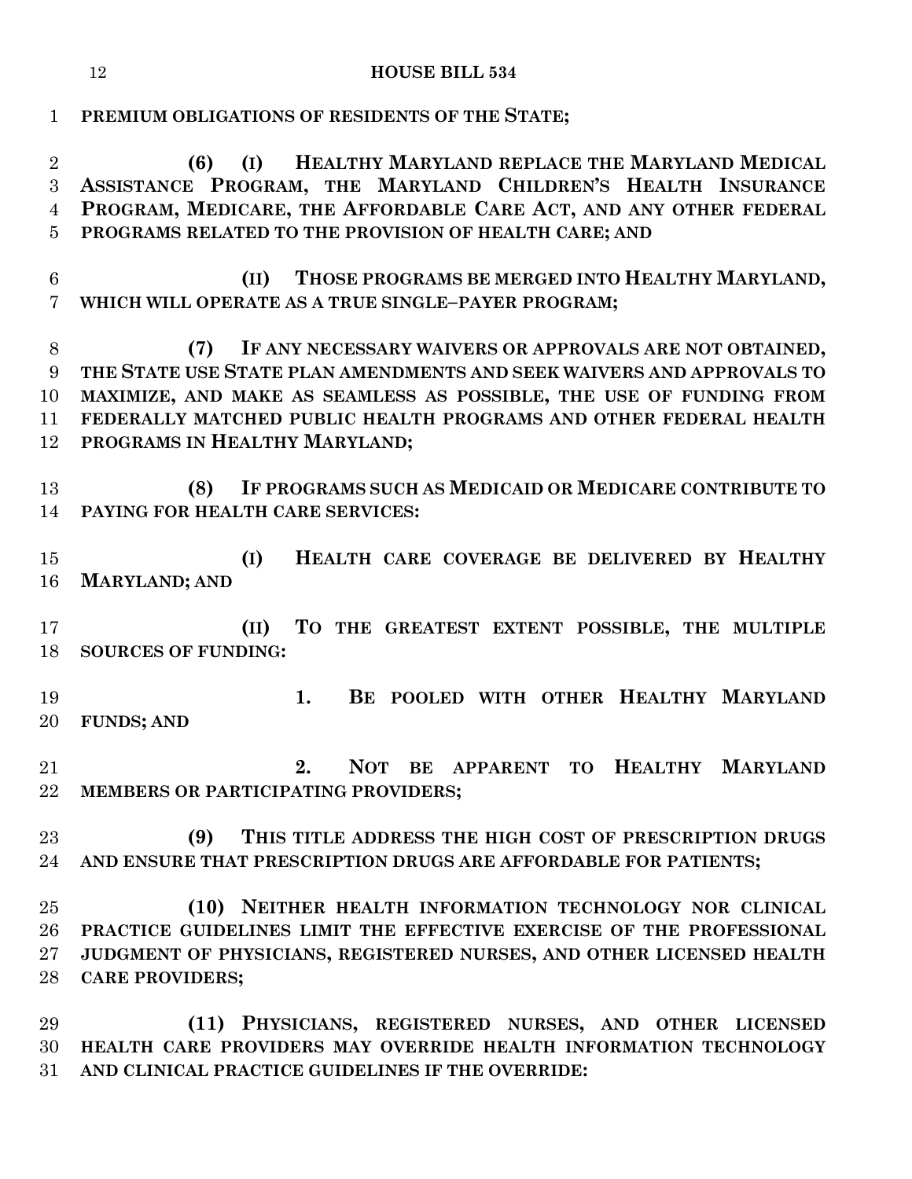**PREMIUM OBLIGATIONS OF RESIDENTS OF THE STATE;**

**(6) (I) HEALTHY MARYLAND REPLACE THE MARYLAND MEDICAL ASSISTANCE PROGRAM, THE MARYLAND CHILDREN'S HEALTH INSURANCE PROGRAM, MEDICARE, THE AFFORDABLE CARE ACT, AND ANY OTHER FEDERAL PROGRAMS RELATED TO THE PROVISION OF HEALTH CARE; AND**

**(II) THOSE PROGRAMS BE MERGED INTO HEALTHY MARYLAND, WHICH WILL OPERATE AS A TRUE SINGLE–PAYER PROGRAM;**

**(7) IF ANY NECESSARY WAIVERS OR APPROVALS ARE NOT OBTAINED, THE STATE USE STATE PLAN AMENDMENTS AND SEEK WAIVERS AND APPROVALS TO MAXIMIZE, AND MAKE AS SEAMLESS AS POSSIBLE, THE USE OF FUNDING FROM FEDERALLY MATCHED PUBLIC HEALTH PROGRAMS AND OTHER FEDERAL HEALTH PROGRAMS IN HEALTHY MARYLAND;**

**(8) IF PROGRAMS SUCH AS MEDICAID OR MEDICARE CONTRIBUTE TO PAYING FOR HEALTH CARE SERVICES:**

**(I) HEALTH CARE COVERAGE BE DELIVERED BY HEALTHY MARYLAND; AND**

**(II) TO THE GREATEST EXTENT POSSIBLE, THE MULTIPLE SOURCES OF FUNDING:**

**1. BE POOLED WITH OTHER HEALTHY MARYLAND FUNDS; AND**

**2. NOT BE APPARENT TO HEALTHY MARYLAND MEMBERS OR PARTICIPATING PROVIDERS;**

**(9) THIS TITLE ADDRESS THE HIGH COST OF PRESCRIPTION DRUGS AND ENSURE THAT PRESCRIPTION DRUGS ARE AFFORDABLE FOR PATIENTS;**

**(10) NEITHER HEALTH INFORMATION TECHNOLOGY NOR CLINICAL PRACTICE GUIDELINES LIMIT THE EFFECTIVE EXERCISE OF THE PROFESSIONAL JUDGMENT OF PHYSICIANS, REGISTERED NURSES, AND OTHER LICENSED HEALTH CARE PROVIDERS;**

**(11) PHYSICIANS, REGISTERED NURSES, AND OTHER LICENSED HEALTH CARE PROVIDERS MAY OVERRIDE HEALTH INFORMATION TECHNOLOGY AND CLINICAL PRACTICE GUIDELINES IF THE OVERRIDE:**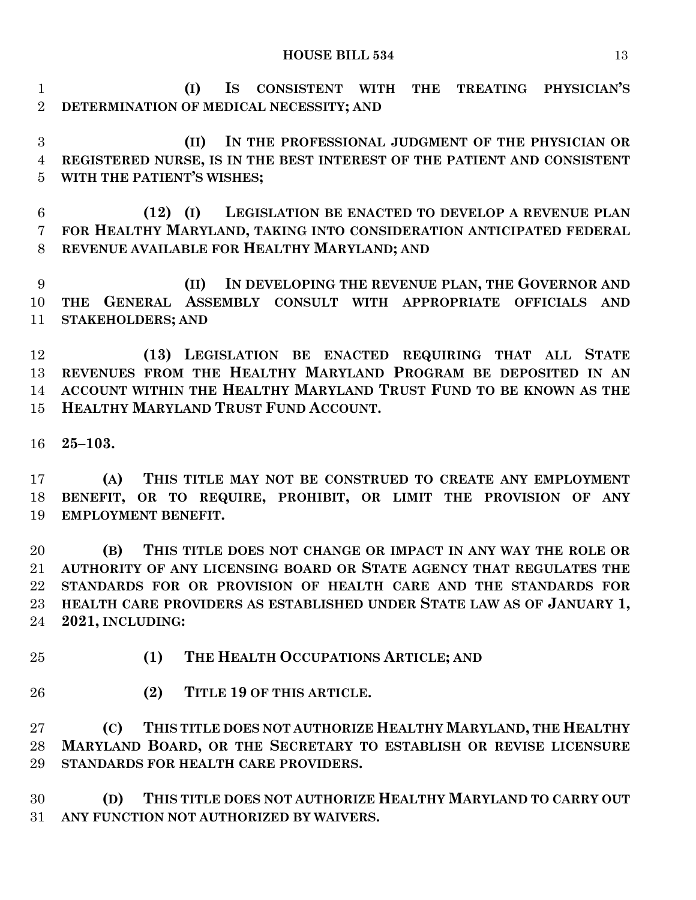**(I) IS CONSISTENT WITH THE TREATING PHYSICIAN'S DETERMINATION OF MEDICAL NECESSITY; AND**

**(II) IN THE PROFESSIONAL JUDGMENT OF THE PHYSICIAN OR REGISTERED NURSE, IS IN THE BEST INTEREST OF THE PATIENT AND CONSISTENT WITH THE PATIENT'S WISHES;**

**(12) (I) LEGISLATION BE ENACTED TO DEVELOP A REVENUE PLAN FOR HEALTHY MARYLAND, TAKING INTO CONSIDERATION ANTICIPATED FEDERAL REVENUE AVAILABLE FOR HEALTHY MARYLAND; AND**

**(II) IN DEVELOPING THE REVENUE PLAN, THE GOVERNOR AND THE GENERAL ASSEMBLY CONSULT WITH APPROPRIATE OFFICIALS AND STAKEHOLDERS; AND**

**(13) LEGISLATION BE ENACTED REQUIRING THAT ALL STATE REVENUES FROM THE HEALTHY MARYLAND PROGRAM BE DEPOSITED IN AN ACCOUNT WITHIN THE HEALTHY MARYLAND TRUST FUND TO BE KNOWN AS THE HEALTHY MARYLAND TRUST FUND ACCOUNT.**

**25–103.**

**(A) THIS TITLE MAY NOT BE CONSTRUED TO CREATE ANY EMPLOYMENT BENEFIT, OR TO REQUIRE, PROHIBIT, OR LIMIT THE PROVISION OF ANY EMPLOYMENT BENEFIT.**

**(B) THIS TITLE DOES NOT CHANGE OR IMPACT IN ANY WAY THE ROLE OR AUTHORITY OF ANY LICENSING BOARD OR STATE AGENCY THAT REGULATES THE STANDARDS FOR OR PROVISION OF HEALTH CARE AND THE STANDARDS FOR HEALTH CARE PROVIDERS AS ESTABLISHED UNDER STATE LAW AS OF JANUARY 1, 2021, INCLUDING:**

**(1) THE HEALTH OCCUPATIONS ARTICLE; AND**

**(2) TITLE 19 OF THIS ARTICLE.**

**(C) THIS TITLE DOES NOT AUTHORIZE HEALTHY MARYLAND, THE HEALTHY MARYLAND BOARD, OR THE SECRETARY TO ESTABLISH OR REVISE LICENSURE STANDARDS FOR HEALTH CARE PROVIDERS.**

**(D) THIS TITLE DOES NOT AUTHORIZE HEALTHY MARYLAND TO CARRY OUT ANY FUNCTION NOT AUTHORIZED BY WAIVERS.**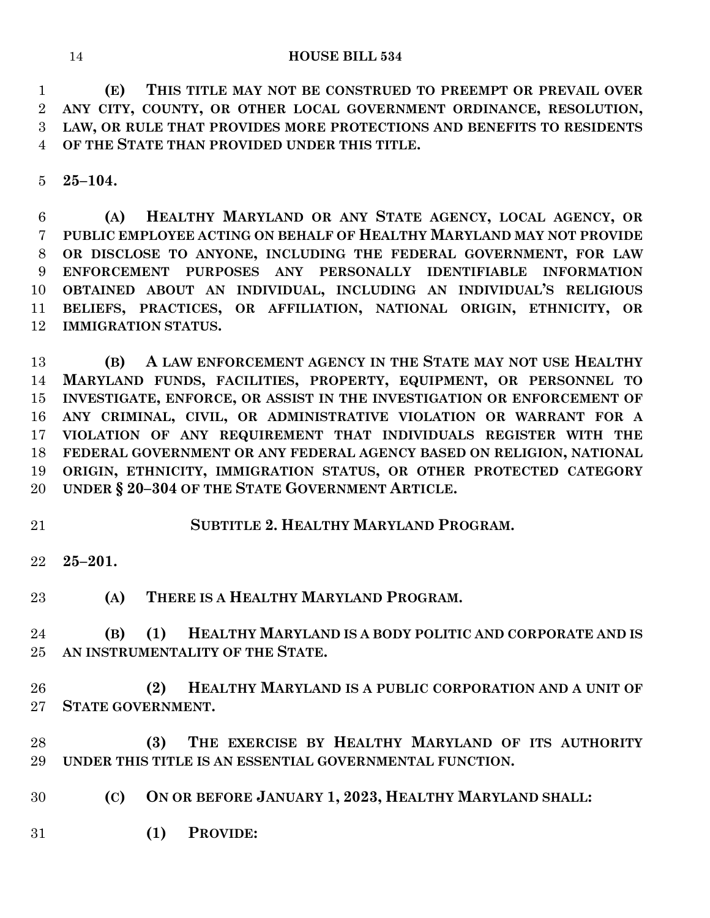**(E) THIS TITLE MAY NOT BE CONSTRUED TO PREEMPT OR PREVAIL OVER ANY CITY, COUNTY, OR OTHER LOCAL GOVERNMENT ORDINANCE, RESOLUTION, LAW, OR RULE THAT PROVIDES MORE PROTECTIONS AND BENEFITS TO RESIDENTS OF THE STATE THAN PROVIDED UNDER THIS TITLE.**

**25–104.**

**(A) HEALTHY MARYLAND OR ANY STATE AGENCY, LOCAL AGENCY, OR PUBLIC EMPLOYEE ACTING ON BEHALF OF HEALTHY MARYLAND MAY NOT PROVIDE OR DISCLOSE TO ANYONE, INCLUDING THE FEDERAL GOVERNMENT, FOR LAW ENFORCEMENT PURPOSES ANY PERSONALLY IDENTIFIABLE INFORMATION OBTAINED ABOUT AN INDIVIDUAL, INCLUDING AN INDIVIDUAL'S RELIGIOUS BELIEFS, PRACTICES, OR AFFILIATION, NATIONAL ORIGIN, ETHNICITY, OR IMMIGRATION STATUS.**

**(B) A LAW ENFORCEMENT AGENCY IN THE STATE MAY NOT USE HEALTHY MARYLAND FUNDS, FACILITIES, PROPERTY, EQUIPMENT, OR PERSONNEL TO INVESTIGATE, ENFORCE, OR ASSIST IN THE INVESTIGATION OR ENFORCEMENT OF ANY CRIMINAL, CIVIL, OR ADMINISTRATIVE VIOLATION OR WARRANT FOR A VIOLATION OF ANY REQUIREMENT THAT INDIVIDUALS REGISTER WITH THE FEDERAL GOVERNMENT OR ANY FEDERAL AGENCY BASED ON RELIGION, NATIONAL ORIGIN, ETHNICITY, IMMIGRATION STATUS, OR OTHER PROTECTED CATEGORY UNDER § 20–304 OF THE STATE GOVERNMENT ARTICLE.**

## SUBTITLE 2. HEALTHY MARYLAND PROGRAM.

**25–201.**

**(A) THERE IS A HEALTHY MARYLAND PROGRAM.**

**(B) (1) HEALTHY MARYLAND IS A BODY POLITIC AND CORPORATE AND IS AN INSTRUMENTALITY OF THE STATE.**

**(2) HEALTHY MARYLAND IS A PUBLIC CORPORATION AND A UNIT OF STATE GOVERNMENT.**

**(3) THE EXERCISE BY HEALTHY MARYLAND OF ITS AUTHORITY UNDER THIS TITLE IS AN ESSENTIAL GOVERNMENTAL FUNCTION.**

**(C) ON OR BEFORE JANUARY 1, 2023, HEALTHY MARYLAND SHALL:**

**(1) PROVIDE:**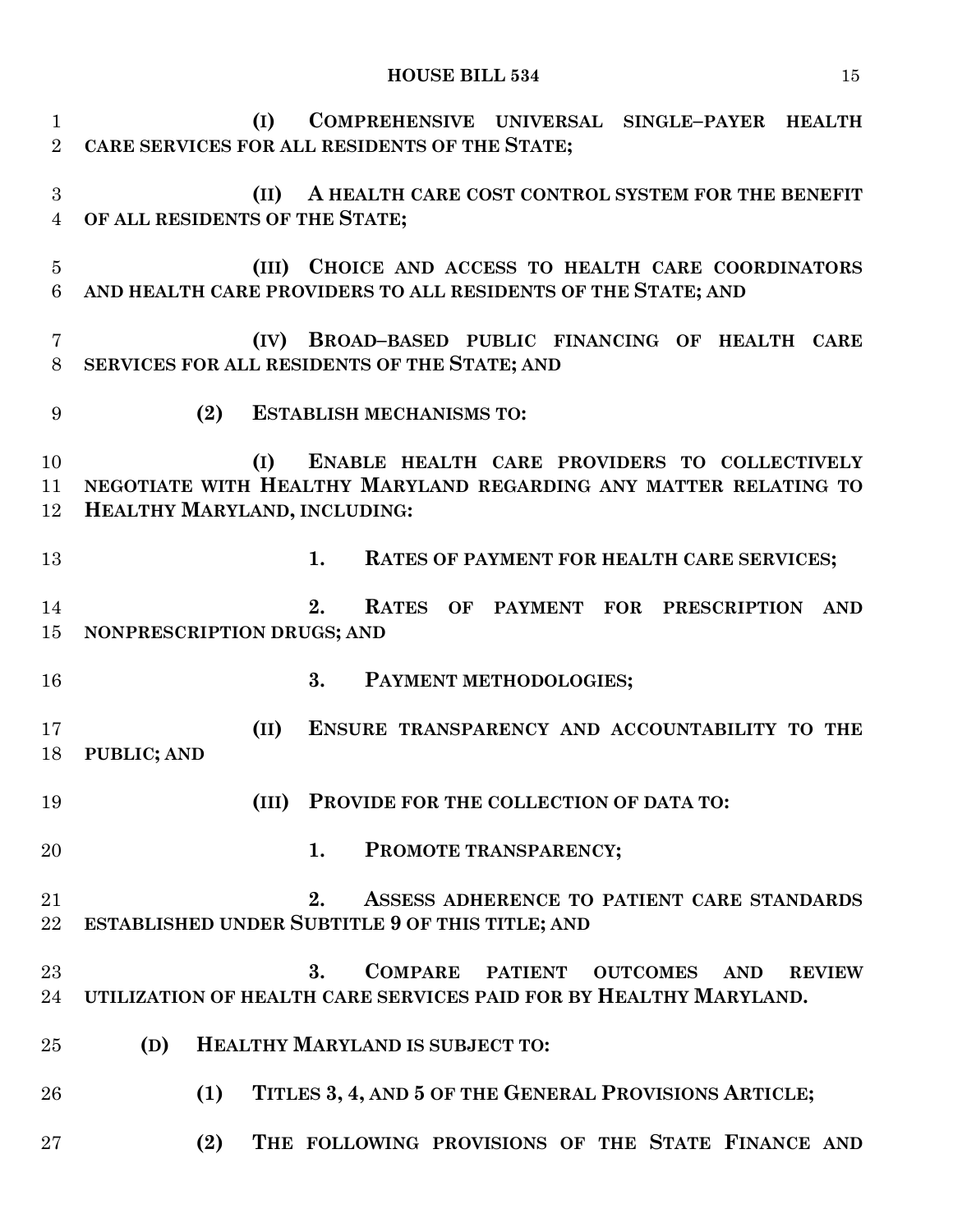**(I) COMPREHENSIVE UNIVERSAL SINGLE–PAYER HEALTH CARE SERVICES FOR ALL RESIDENTS OF THE STATE;**

**(II) A HEALTH CARE COST CONTROL SYSTEM FOR THE BENEFIT OF ALL RESIDENTS OF THE STATE;**

**(III) CHOICE AND ACCESS TO HEALTH CARE COORDINATORS AND HEALTH CARE PROVIDERS TO ALL RESIDENTS OF THE STATE; AND**

**(IV) BROAD–BASED PUBLIC FINANCING OF HEALTH CARE SERVICES FOR ALL RESIDENTS OF THE STATE; AND**

**(2) ESTABLISH MECHANISMS TO:**

**(I) ENABLE HEALTH CARE PROVIDERS TO COLLECTIVELY NEGOTIATE WITH HEALTHY MARYLAND REGARDING ANY MATTER RELATING TO HEALTHY MARYLAND, INCLUDING:**

**1. RATES OF PAYMENT FOR HEALTH CARE SERVICES;**

**2. RATES OF PAYMENT FOR PRESCRIPTION AND NONPRESCRIPTION DRUGS; AND**

**3. PAYMENT METHODOLOGIES;**

**(II) ENSURE TRANSPARENCY AND ACCOUNTABILITY TO THE PUBLIC; AND**

**(III) PROVIDE FOR THE COLLECTION OF DATA TO:**

**1. PROMOTE TRANSPARENCY;**

**2. ASSESS ADHERENCE TO PATIENT CARE STANDARDS ESTABLISHED UNDER SUBTITLE 9 OF THIS TITLE; AND**

**3. COMPARE PATIENT OUTCOMES AND REVIEW UTILIZATION OF HEALTH CARE SERVICES PAID FOR BY HEALTHY MARYLAND.**

**(D) HEALTHY MARYLAND IS SUBJECT TO:**

**(1) TITLES 3, 4, AND 5 OF THE GENERAL PROVISIONS ARTICLE;**

**(2) THE FOLLOWING PROVISIONS OF THE STATE FINANCE AND**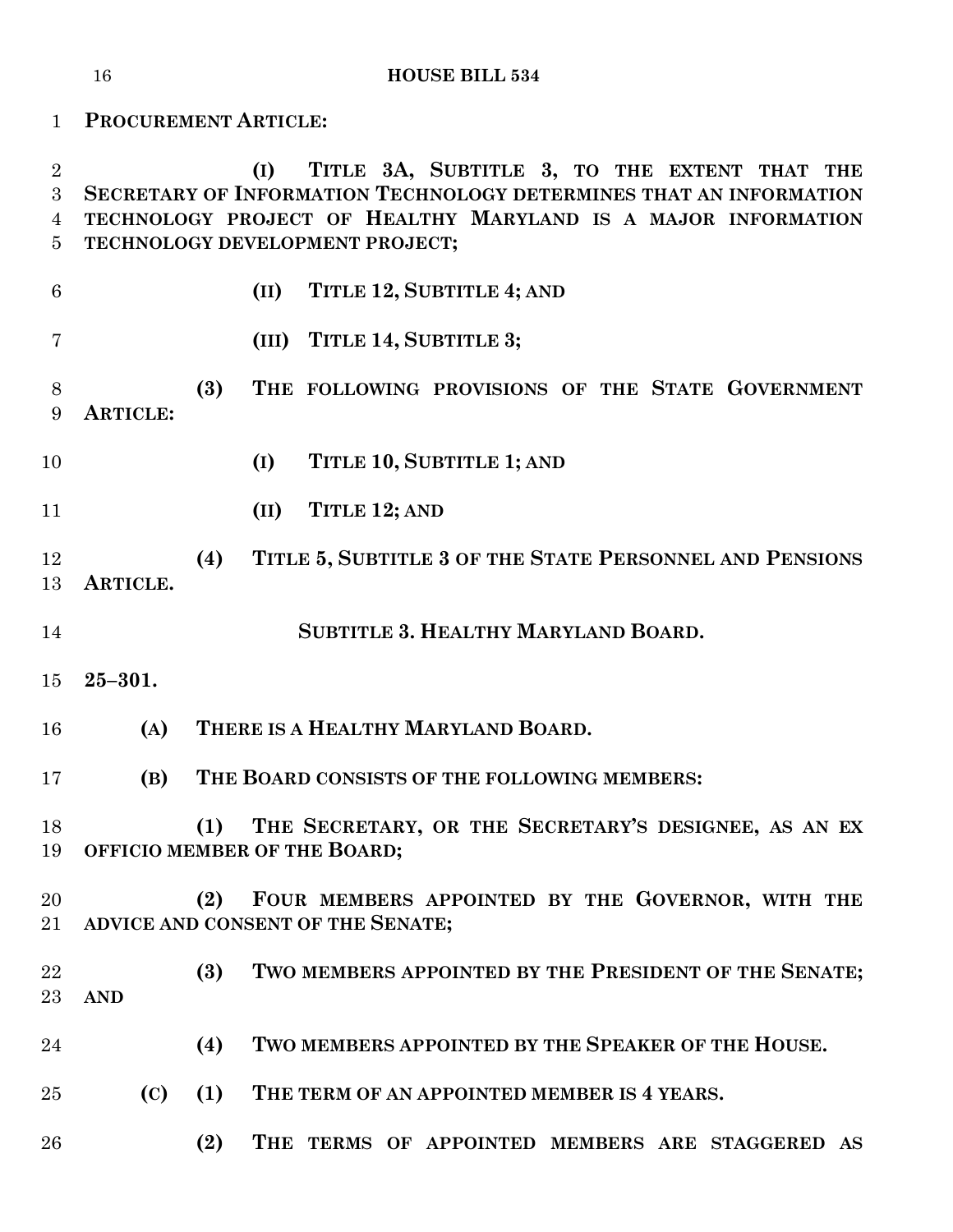PROCUREMENT ARTICLE:

(I) TITLE 3A, SUBTITLE 3, TO THE EXTENT THAT THE SECRETARY OF INFORMATION TECHNOLOGY DETERMINES THAT AN INFORMATION TECHNOLOGY PROJECT OF HEALTHY MARYLAND IS A MAJOR INFORMATION TECHNOLOGY DEVELOPMENT PROJECT;

(II) TITLE 12, SUBTITLE 4; AND

(III) TITLE 14, SUBTITLE 3;

(3) THE FOLLOWING PROVISIONS OF THE STATE GOVERNMENT ARTICLE:

(I) TITLE 10, SUBTITLE 1; AND

(II) TITLE 12; AND

(4) TITLE 5, SUBTITLE 3 OF THE STATE PERSONNEL AND PENSIONS ARTICLE.

**SUBTITLE 3. HEALTHY MARYLAND BOARD.**

**25–301.**

(A) THERE IS A HEALTHY MARYLAND BOARD.

(B) THE BOARD CONSISTS OF THE FOLLOWING MEMBERS:

(1) THE SECRETARY, OR THE SECRETARY'S DESIGNEE, AS AN EX OFFICIO MEMBER OF THE BOARD;

(2) FOUR MEMBERS APPOINTED BY THE GOVERNOR, WITH THE ADVICE AND CONSENT OF THE SENATE;

(3) TWO MEMBERS APPOINTED BY THE PRESIDENT OF THE SENATE; AND

(4) TWO MEMBERS APPOINTED BY THE SPEAKER OF THE HOUSE.

(C) (1) THE TERM OF AN APPOINTED MEMBER IS 4 YEARS.

(2) THE TERMS OF APPOINTED MEMBERS ARE STAGGERED AS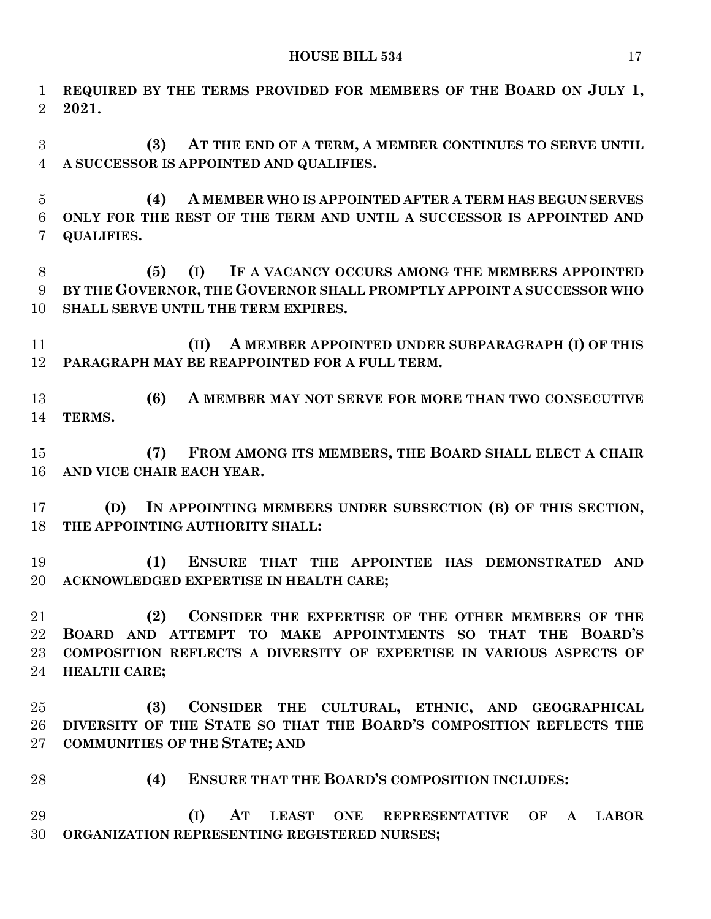**REQUIRED BY THE TERMS PROVIDED FOR MEMBERS OF THE BOARD ON JULY 1, 2021.**

**(3) AT THE END OF A TERM, A MEMBER CONTINUES TO SERVE UNTIL A SUCCESSOR IS APPOINTED AND QUALIFIES.**

**(4) A MEMBER WHO IS APPOINTED AFTER A TERM HAS BEGUN SERVES ONLY FOR THE REST OF THE TERM AND UNTIL A SUCCESSOR IS APPOINTED AND QUALIFIES.**

**(5) (I) IF A VACANCY OCCURS AMONG THE MEMBERS APPOINTED BY THE GOVERNOR, THE GOVERNOR SHALL PROMPTLY APPOINT A SUCCESSOR WHO SHALL SERVE UNTIL THE TERM EXPIRES.**

**(II) A MEMBER APPOINTED UNDER SUBPARAGRAPH (I) OF THIS PARAGRAPH MAY BE REAPPOINTED FOR A FULL TERM.**

**(6) A MEMBER MAY NOT SERVE FOR MORE THAN TWO CONSECUTIVE TERMS.**

**(7) FROM AMONG ITS MEMBERS, THE BOARD SHALL ELECT A CHAIR AND VICE CHAIR EACH YEAR.**

**(D) IN APPOINTING MEMBERS UNDER SUBSECTION (B) OF THIS SECTION, THE APPOINTING AUTHORITY SHALL:**

**(1) ENSURE THAT THE APPOINTEE HAS DEMONSTRATED AND ACKNOWLEDGED EXPERTISE IN HEALTH CARE;**

**(2) CONSIDER THE EXPERTISE OF THE OTHER MEMBERS OF THE BOARD AND ATTEMPT TO MAKE APPOINTMENTS SO THAT THE BOARD'S COMPOSITION REFLECTS A DIVERSITY OF EXPERTISE IN VARIOUS ASPECTS OF HEALTH CARE;**

**(3) CONSIDER THE CULTURAL, ETHNIC, AND GEOGRAPHICAL DIVERSITY OF THE STATE SO THAT THE BOARD'S COMPOSITION REFLECTS THE COMMUNITIES OF THE STATE; AND**

**(4) ENSURE THAT THE BOARD'S COMPOSITION INCLUDES:**

**(I) AT LEAST ONE REPRESENTATIVE OF A LABOR ORGANIZATION REPRESENTING REGISTERED NURSES;**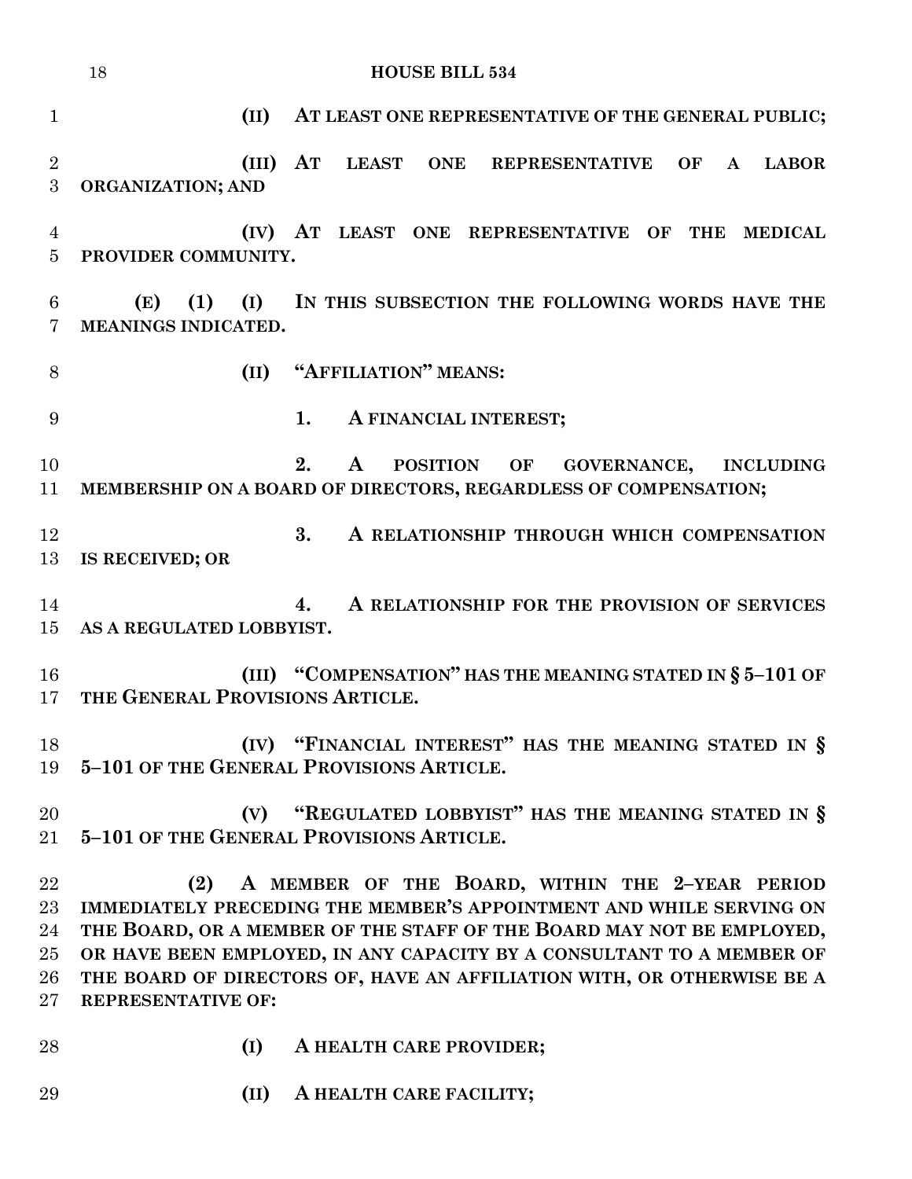**(II) AT LEAST ONE REPRESENTATIVE OF THE GENERAL PUBLIC;**

**(III) AT LEAST ONE REPRESENTATIVE OF A LABOR ORGANIZATION; AND**

**(IV) AT LEAST ONE REPRESENTATIVE OF THE MEDICAL PROVIDER COMMUNITY.**

**(E) (1) (I) IN THIS SUBSECTION THE FOLLOWING WORDS HAVE THE MEANINGS INDICATED.**

**(II) "AFFILIATION" MEANS:**

**1. A FINANCIAL INTEREST;**

**2. A POSITION OF GOVERNANCE, INCLUDING MEMBERSHIP ON A BOARD OF DIRECTORS, REGARDLESS OF COMPENSATION;**

**3. A RELATIONSHIP THROUGH WHICH COMPENSATION IS RECEIVED; OR**

**4. A RELATIONSHIP FOR THE PROVISION OF SERVICES AS A REGULATED LOBBYIST.**

**(III) "COMPENSATION" HAS THE MEANING STATED IN § 5–101 OF THE GENERAL PROVISIONS ARTICLE.**

**(IV) "FINANCIAL INTEREST" HAS THE MEANING STATED IN § 5–101 OF THE GENERAL PROVISIONS ARTICLE.**

**(V) "REGULATED LOBBYIST" HAS THE MEANING STATED IN § 5–101 OF THE GENERAL PROVISIONS ARTICLE.**

**(2) A MEMBER OF THE BOARD, WITHIN THE 2–YEAR PERIOD IMMEDIATELY PRECEDING THE MEMBER'S APPOINTMENT AND WHILE SERVING ON THE BOARD, OR A MEMBER OF THE STAFF OF THE BOARD MAY NOT BE EMPLOYED, OR HAVE BEEN EMPLOYED, IN ANY CAPACITY BY A CONSULTANT TO A MEMBER OF THE BOARD OF DIRECTORS OF, HAVE AN AFFILIATION WITH, OR OTHERWISE BE A REPRESENTATIVE OF:**

**(I) A HEALTH CARE PROVIDER;**

**(II) A HEALTH CARE FACILITY;**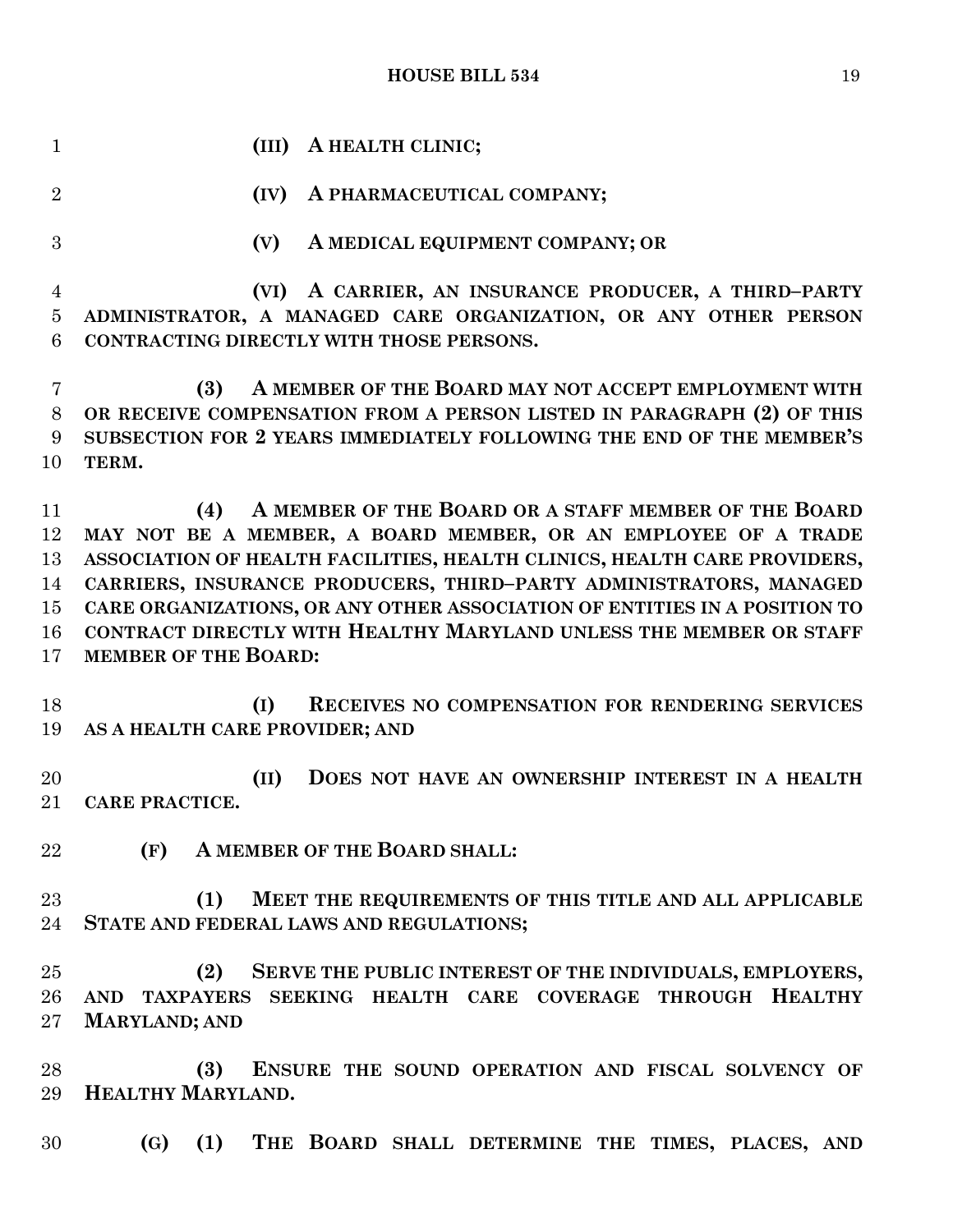**(III) A HEALTH CLINIC;**

**(IV) A PHARMACEUTICAL COMPANY;**

**(V) A MEDICAL EQUIPMENT COMPANY; OR**

**(VI) A CARRIER, AN INSURANCE PRODUCER, A THIRD–PARTY ADMINISTRATOR, A MANAGED CARE ORGANIZATION, OR ANY OTHER PERSON CONTRACTING DIRECTLY WITH THOSE PERSONS.**

**(3) A MEMBER OF THE BOARD MAY NOT ACCEPT EMPLOYMENT WITH OR RECEIVE COMPENSATION FROM A PERSON LISTED IN PARAGRAPH (2) OF THIS SUBSECTION FOR 2 YEARS IMMEDIATELY FOLLOWING THE END OF THE MEMBER'S TERM.**

**(4) A MEMBER OF THE BOARD OR A STAFF MEMBER OF THE BOARD MAY NOT BE A MEMBER, A BOARD MEMBER, OR AN EMPLOYEE OF A TRADE ASSOCIATION OF HEALTH FACILITIES, HEALTH CLINICS, HEALTH CARE PROVIDERS, CARRIERS, INSURANCE PRODUCERS, THIRD–PARTY ADMINISTRATORS, MANAGED CARE ORGANIZATIONS, OR ANY OTHER ASSOCIATION OF ENTITIES IN A POSITION TO CONTRACT DIRECTLY WITH HEALTHY MARYLAND UNLESS THE MEMBER OR STAFF MEMBER OF THE BOARD:**

**(I) RECEIVES NO COMPENSATION FOR RENDERING SERVICES AS A HEALTH CARE PROVIDER; AND**

**(II) DOES NOT HAVE AN OWNERSHIP INTEREST IN A HEALTH CARE PRACTICE.**

**(F) A MEMBER OF THE BOARD SHALL:**

**(1) MEET THE REQUIREMENTS OF THIS TITLE AND ALL APPLICABLE STATE AND FEDERAL LAWS AND REGULATIONS;**

**(2) SERVE THE PUBLIC INTEREST OF THE INDIVIDUALS, EMPLOYERS, AND TAXPAYERS SEEKING HEALTH CARE COVERAGE THROUGH HEALTHY MARYLAND; AND**

**(3) ENSURE THE SOUND OPERATION AND FISCAL SOLVENCY OF HEALTHY MARYLAND.**

**(G) (1) THE BOARD SHALL DETERMINE THE TIMES, PLACES, AND**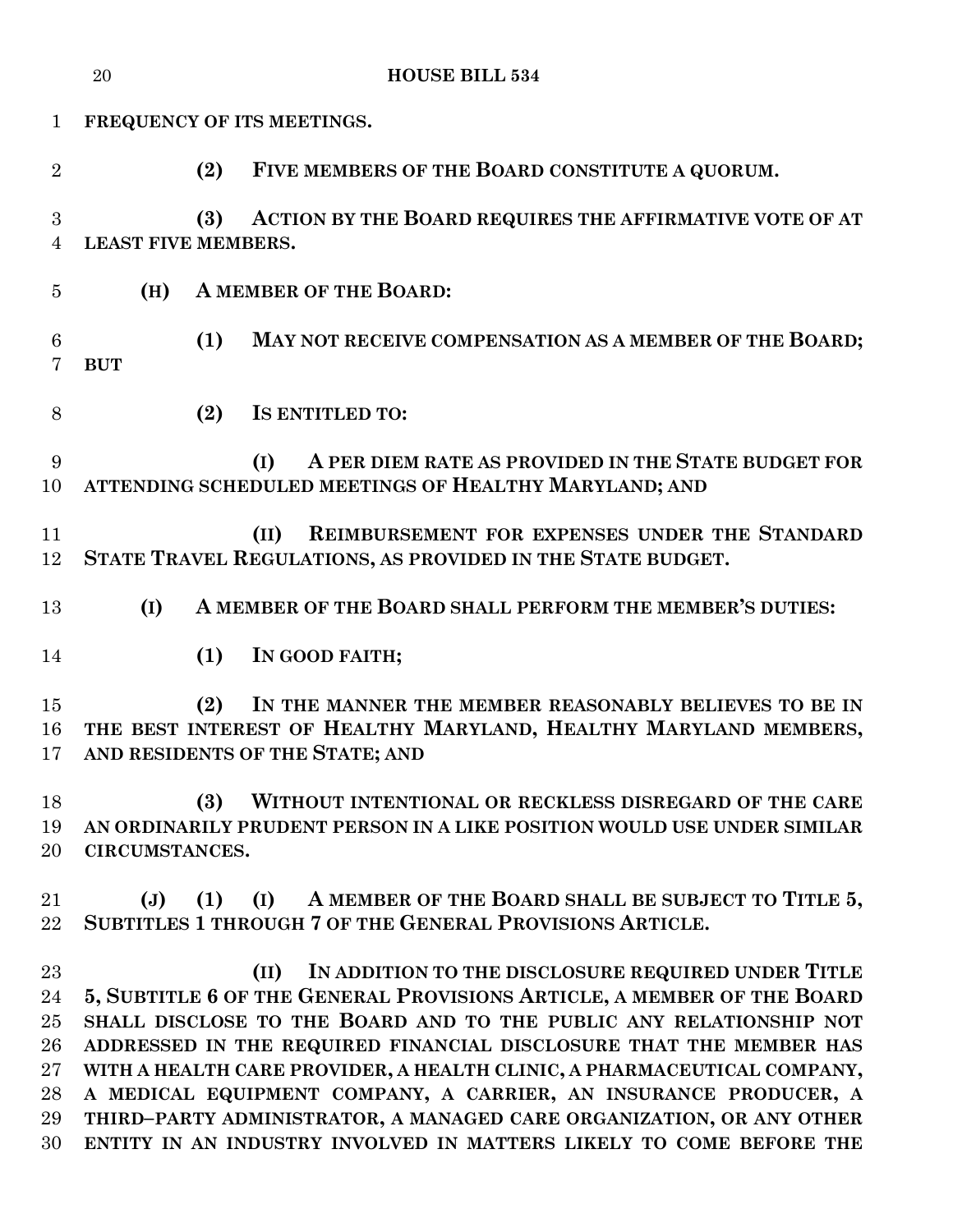**FREQUENCY OF ITS MEETINGS.**

**(2) FIVE MEMBERS OF THE BOARD CONSTITUTE A QUORUM.**

**(3) ACTION BY THE BOARD REQUIRES THE AFFIRMATIVE VOTE OF AT LEAST FIVE MEMBERS.**

**(H) A MEMBER OF THE BOARD:**

**(1) MAY NOT RECEIVE COMPENSATION AS A MEMBER OF THE BOARD; BUT**

**(2) IS ENTITLED TO:**

**(I) A PER DIEM RATE AS PROVIDED IN THE STATE BUDGET FOR ATTENDING SCHEDULED MEETINGS OF HEALTHY MARYLAND; AND**

**(II) REIMBURSEMENT FOR EXPENSES UNDER THE STANDARD STATE TRAVEL REGULATIONS, AS PROVIDED IN THE STATE BUDGET.**

**(I) A MEMBER OF THE BOARD SHALL PERFORM THE MEMBER'S DUTIES:**

**(1) IN GOOD FAITH;**

**(2) IN THE MANNER THE MEMBER REASONABLY BELIEVES TO BE IN THE BEST INTEREST OF HEALTHY MARYLAND, HEALTHY MARYLAND MEMBERS, AND RESIDENTS OF THE STATE; AND**

**(3) WITHOUT INTENTIONAL OR RECKLESS DISREGARD OF THE CARE AN ORDINARILY PRUDENT PERSON IN A LIKE POSITION WOULD USE UNDER SIMILAR CIRCUMSTANCES.**

**(J) (1) (I) A MEMBER OF THE BOARD SHALL BE SUBJECT TO TITLE 5, SUBTITLES 1 THROUGH 7 OF THE GENERAL PROVISIONS ARTICLE.**

**(II) IN ADDITION TO THE DISCLOSURE REQUIRED UNDER TITLE 5, SUBTITLE 6 OF THE GENERAL PROVISIONS ARTICLE, A MEMBER OF THE BOARD SHALL DISCLOSE TO THE BOARD AND TO THE PUBLIC ANY RELATIONSHIP NOT ADDRESSED IN THE REQUIRED FINANCIAL DISCLOSURE THAT THE MEMBER HAS WITH A HEALTH CARE PROVIDER, A HEALTH CLINIC, A PHARMACEUTICAL COMPANY, A MEDICAL EQUIPMENT COMPANY, A CARRIER, AN INSURANCE PRODUCER, A THIRD–PARTY ADMINISTRATOR, A MANAGED CARE ORGANIZATION, OR ANY OTHER ENTITY IN AN INDUSTRY INVOLVED IN MATTERS LIKELY TO COME BEFORE THE**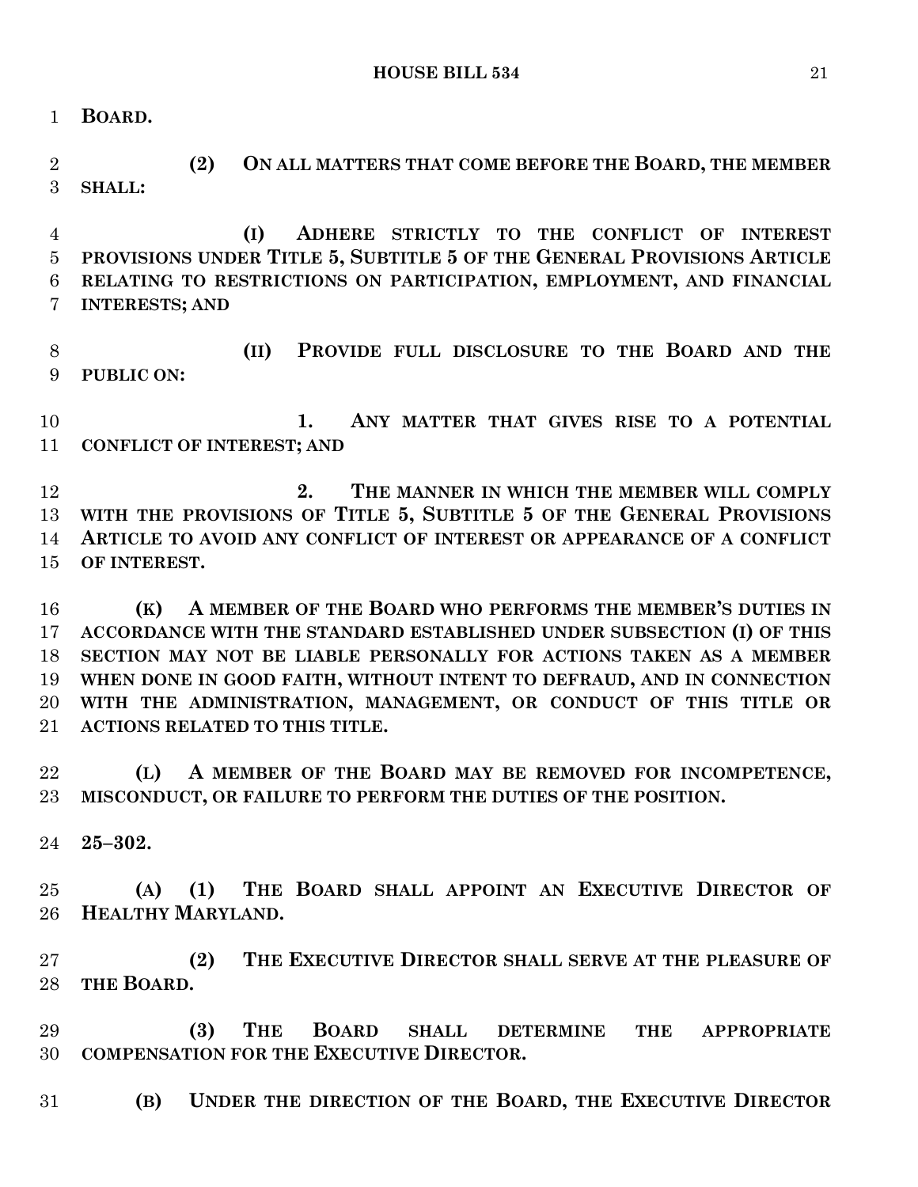**BOARD.**

**(2) ON ALL MATTERS THAT COME BEFORE THE BOARD, THE MEMBER SHALL:**

**(I) ADHERE STRICTLY TO THE CONFLICT OF INTEREST PROVISIONS UNDER TITLE 5, SUBTITLE 5 OF THE GENERAL PROVISIONS ARTICLE RELATING TO RESTRICTIONS ON PARTICIPATION, EMPLOYMENT, AND FINANCIAL INTERESTS; AND**

**(II) PROVIDE FULL DISCLOSURE TO THE BOARD AND THE PUBLIC ON:**

**1. ANY MATTER THAT GIVES RISE TO A POTENTIAL CONFLICT OF INTEREST; AND**

**2. THE MANNER IN WHICH THE MEMBER WILL COMPLY WITH THE PROVISIONS OF TITLE 5, SUBTITLE 5 OF THE GENERAL PROVISIONS ARTICLE TO AVOID ANY CONFLICT OF INTEREST OR APPEARANCE OF A CONFLICT OF INTEREST.**

**(K) A MEMBER OF THE BOARD WHO PERFORMS THE MEMBER'S DUTIES IN ACCORDANCE WITH THE STANDARD ESTABLISHED UNDER SUBSECTION (I) OF THIS SECTION MAY NOT BE LIABLE PERSONALLY FOR ACTIONS TAKEN AS A MEMBER WHEN DONE IN GOOD FAITH, WITHOUT INTENT TO DEFRAUD, AND IN CONNECTION WITH THE ADMINISTRATION, MANAGEMENT, OR CONDUCT OF THIS TITLE OR ACTIONS RELATED TO THIS TITLE.**

**(L) A MEMBER OF THE BOARD MAY BE REMOVED FOR INCOMPETENCE, MISCONDUCT, OR FAILURE TO PERFORM THE DUTIES OF THE POSITION.**

**25–302.**

**(A) (1) THE BOARD SHALL APPOINT AN EXECUTIVE DIRECTOR OF HEALTHY MARYLAND.**

**(2) THE EXECUTIVE DIRECTOR SHALL SERVE AT THE PLEASURE OF THE BOARD.**

**(3) THE BOARD SHALL DETERMINE THE APPROPRIATE COMPENSATION FOR THE EXECUTIVE DIRECTOR.**

**(B) UNDER THE DIRECTION OF THE BOARD, THE EXECUTIVE DIRECTOR**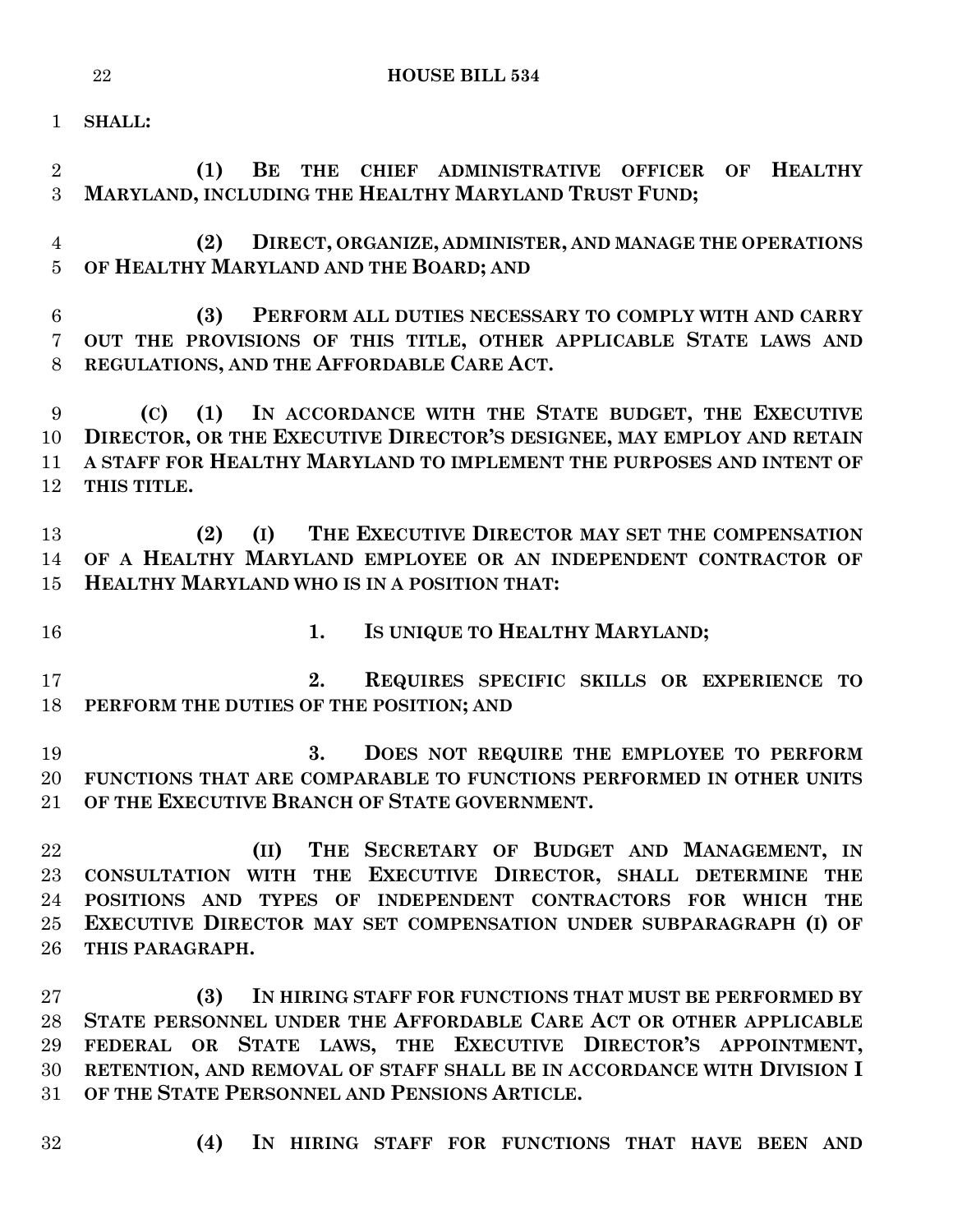**SHALL:**

**(1) BE THE CHIEF ADMINISTRATIVE OFFICER OF HEALTHY MARYLAND, INCLUDING THE HEALTHY MARYLAND TRUST FUND;**

**(2) DIRECT, ORGANIZE, ADMINISTER, AND MANAGE THE OPERATIONS OF HEALTHY MARYLAND AND THE BOARD; AND**

**(3) PERFORM ALL DUTIES NECESSARY TO COMPLY WITH AND CARRY OUT THE PROVISIONS OF THIS TITLE, OTHER APPLICABLE STATE LAWS AND REGULATIONS, AND THE AFFORDABLE CARE ACT.**

**(C) (1) IN ACCORDANCE WITH THE STATE BUDGET, THE EXECUTIVE DIRECTOR, OR THE EXECUTIVE DIRECTOR'S DESIGNEE, MAY EMPLOY AND RETAIN A STAFF FOR HEALTHY MARYLAND TO IMPLEMENT THE PURPOSES AND INTENT OF THIS TITLE.**

**(2) (I) THE EXECUTIVE DIRECTOR MAY SET THE COMPENSATION OF A HEALTHY MARYLAND EMPLOYEE OR AN INDEPENDENT CONTRACTOR OF HEALTHY MARYLAND WHO IS IN A POSITION THAT:**

**1. IS UNIQUE TO HEALTHY MARYLAND;**

**2. REQUIRES SPECIFIC SKILLS OR EXPERIENCE TO PERFORM THE DUTIES OF THE POSITION; AND**

**3. DOES NOT REQUIRE THE EMPLOYEE TO PERFORM FUNCTIONS THAT ARE COMPARABLE TO FUNCTIONS PERFORMED IN OTHER UNITS OF THE EXECUTIVE BRANCH OF STATE GOVERNMENT.**

**(II) THE SECRETARY OF BUDGET AND MANAGEMENT, IN CONSULTATION WITH THE EXECUTIVE DIRECTOR, SHALL DETERMINE THE POSITIONS AND TYPES OF INDEPENDENT CONTRACTORS FOR WHICH THE EXECUTIVE DIRECTOR MAY SET COMPENSATION UNDER SUBPARAGRAPH (I) OF THIS PARAGRAPH.**

**(3) IN HIRING STAFF FOR FUNCTIONS THAT MUST BE PERFORMED BY STATE PERSONNEL UNDER THE AFFORDABLE CARE ACT OR OTHER APPLICABLE FEDERAL OR STATE LAWS, THE EXECUTIVE DIRECTOR'S APPOINTMENT, RETENTION, AND REMOVAL OF STAFF SHALL BE IN ACCORDANCE WITH DIVISION I OF THE STATE PERSONNEL AND PENSIONS ARTICLE.**

**(4) IN HIRING STAFF FOR FUNCTIONS THAT HAVE BEEN AND**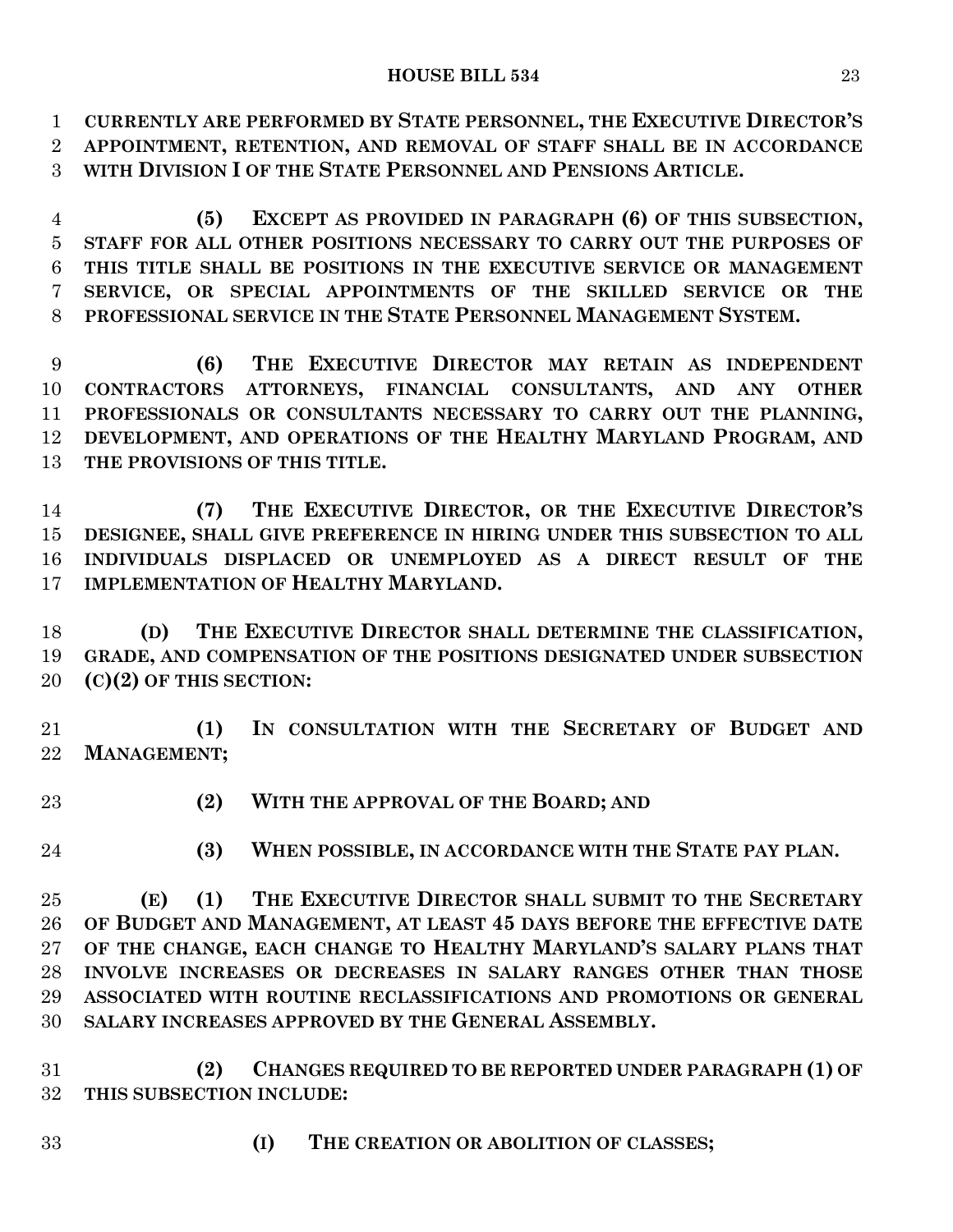**CURRENTLY ARE PERFORMED BY STATE PERSONNEL, THE EXECUTIVE DIRECTOR'S APPOINTMENT, RETENTION, AND REMOVAL OF STAFF SHALL BE IN ACCORDANCE WITH DIVISION I OF THE STATE PERSONNEL AND PENSIONS ARTICLE.**

**(5) EXCEPT AS PROVIDED IN PARAGRAPH (6) OF THIS SUBSECTION, STAFF FOR ALL OTHER POSITIONS NECESSARY TO CARRY OUT THE PURPOSES OF THIS TITLE SHALL BE POSITIONS IN THE EXECUTIVE SERVICE OR MANAGEMENT SERVICE, OR SPECIAL APPOINTMENTS OF THE SKILLED SERVICE OR THE PROFESSIONAL SERVICE IN THE STATE PERSONNEL MANAGEMENT SYSTEM.**

**(6) THE EXECUTIVE DIRECTOR MAY RETAIN AS INDEPENDENT CONTRACTORS ATTORNEYS, FINANCIAL CONSULTANTS, AND ANY OTHER PROFESSIONALS OR CONSULTANTS NECESSARY TO CARRY OUT THE PLANNING, DEVELOPMENT, AND OPERATIONS OF THE HEALTHY MARYLAND PROGRAM, AND THE PROVISIONS OF THIS TITLE.**

**(7) THE EXECUTIVE DIRECTOR, OR THE EXECUTIVE DIRECTOR'S DESIGNEE, SHALL GIVE PREFERENCE IN HIRING UNDER THIS SUBSECTION TO ALL INDIVIDUALS DISPLACED OR UNEMPLOYED AS A DIRECT RESULT OF THE IMPLEMENTATION OF HEALTHY MARYLAND.**

**(D) THE EXECUTIVE DIRECTOR SHALL DETERMINE THE CLASSIFICATION, GRADE, AND COMPENSATION OF THE POSITIONS DESIGNATED UNDER SUBSECTION (C)(2) OF THIS SECTION:**

**(1) IN CONSULTATION WITH THE SECRETARY OF BUDGET AND MANAGEMENT;**

**(2) WITH THE APPROVAL OF THE BOARD; AND**

**(3) WHEN POSSIBLE, IN ACCORDANCE WITH THE STATE PAY PLAN.**

**(E) (1) THE EXECUTIVE DIRECTOR SHALL SUBMIT TO THE SECRETARY OF BUDGET AND MANAGEMENT, AT LEAST 45 DAYS BEFORE THE EFFECTIVE DATE OF THE CHANGE, EACH CHANGE TO HEALTHY MARYLAND'S SALARY PLANS THAT INVOLVE INCREASES OR DECREASES IN SALARY RANGES OTHER THAN THOSE ASSOCIATED WITH ROUTINE RECLASSIFICATIONS AND PROMOTIONS OR GENERAL SALARY INCREASES APPROVED BY THE GENERAL ASSEMBLY.**

**(2) CHANGES REQUIRED TO BE REPORTED UNDER PARAGRAPH (1) OF THIS SUBSECTION INCLUDE:**

**(I) THE CREATION OR ABOLITION OF CLASSES;**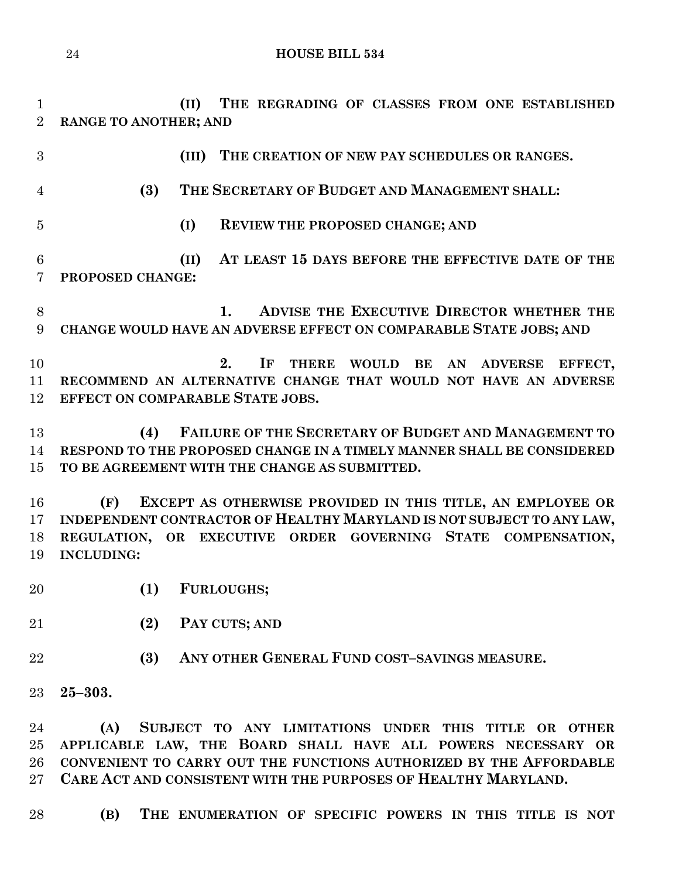**(II) THE REGRADING OF CLASSES FROM ONE ESTABLISHED RANGE TO ANOTHER; AND**

**(III) THE CREATION OF NEW PAY SCHEDULES OR RANGES.**

**(3) THE SECRETARY OF BUDGET AND MANAGEMENT SHALL:**

**(I) REVIEW THE PROPOSED CHANGE; AND**

**(II) AT LEAST 15 DAYS BEFORE THE EFFECTIVE DATE OF THE PROPOSED CHANGE:**

**1. ADVISE THE EXECUTIVE DIRECTOR WHETHER THE CHANGE WOULD HAVE AN ADVERSE EFFECT ON COMPARABLE STATE JOBS; AND**

**2. IF THERE WOULD BE AN ADVERSE EFFECT, RECOMMEND AN ALTERNATIVE CHANGE THAT WOULD NOT HAVE AN ADVERSE EFFECT ON COMPARABLE STATE JOBS.**

**(4) FAILURE OF THE SECRETARY OF BUDGET AND MANAGEMENT TO RESPOND TO THE PROPOSED CHANGE IN A TIMELY MANNER SHALL BE CONSIDERED TO BE AGREEMENT WITH THE CHANGE AS SUBMITTED.**

**(F) EXCEPT AS OTHERWISE PROVIDED IN THIS TITLE, AN EMPLOYEE OR INDEPENDENT CONTRACTOR OF HEALTHY MARYLAND IS NOT SUBJECT TO ANY LAW, REGULATION, OR EXECUTIVE ORDER GOVERNING STATE COMPENSATION, INCLUDING:**

**(1) FURLOUGHS;**

**(2) PAY CUTS; AND**

**(3) ANY OTHER GENERAL FUND COST–SAVINGS MEASURE.**

**25–303.**

**(A) SUBJECT TO ANY LIMITATIONS UNDER THIS TITLE OR OTHER APPLICABLE LAW, THE BOARD SHALL HAVE ALL POWERS NECESSARY OR CONVENIENT TO CARRY OUT THE FUNCTIONS AUTHORIZED BY THE AFFORDABLE CARE ACT AND CONSISTENT WITH THE PURPOSES OF HEALTHY MARYLAND.**

**(B) THE ENUMERATION OF SPECIFIC POWERS IN THIS TITLE IS NOT**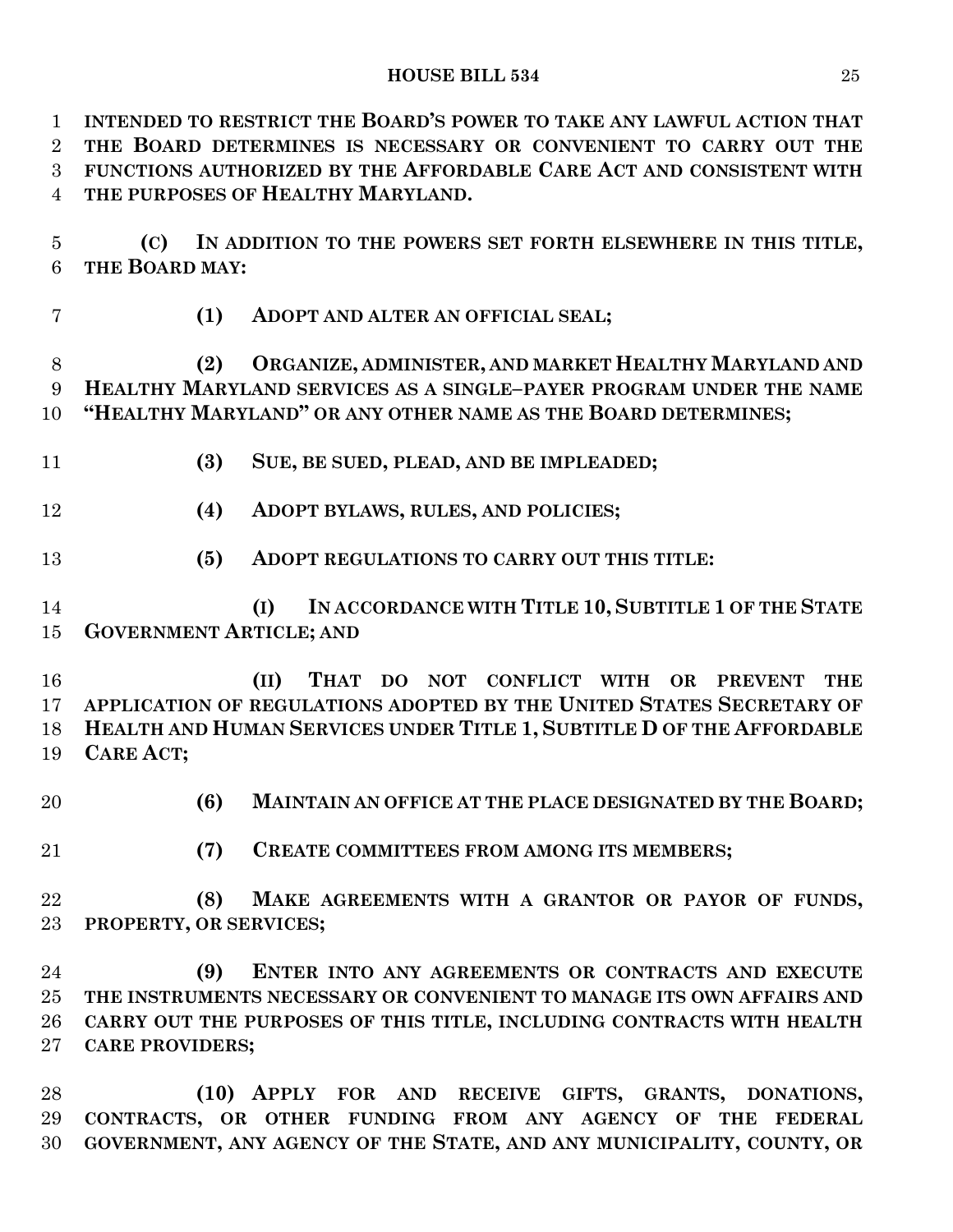**INTENDED TO RESTRICT THE BOARD'S POWER TO TAKE ANY LAWFUL ACTION THAT THE BOARD DETERMINES IS NECESSARY OR CONVENIENT TO CARRY OUT THE FUNCTIONS AUTHORIZED BY THE AFFORDABLE CARE ACT AND CONSISTENT WITH THE PURPOSES OF HEALTHY MARYLAND.**

**(C) IN ADDITION TO THE POWERS SET FORTH ELSEWHERE IN THIS TITLE, THE BOARD MAY:**

**(1) ADOPT AND ALTER AN OFFICIAL SEAL;**

**(2) ORGANIZE, ADMINISTER, AND MARKET HEALTHY MARYLAND AND HEALTHY MARYLAND SERVICES AS A SINGLE–PAYER PROGRAM UNDER THE NAME "HEALTHY MARYLAND" OR ANY OTHER NAME AS THE BOARD DETERMINES;**

**(3) SUE, BE SUED, PLEAD, AND BE IMPLEADED;**

**(4) ADOPT BYLAWS, RULES, AND POLICIES;**

**(5) ADOPT REGULATIONS TO CARRY OUT THIS TITLE:**

**(I) IN ACCORDANCE WITH TITLE 10, SUBTITLE 1 OF THE STATE GOVERNMENT ARTICLE; AND**

**(II) THAT DO NOT CONFLICT WITH OR PREVENT THE APPLICATION OF REGULATIONS ADOPTED BY THE UNITED STATES SECRETARY OF HEALTH AND HUMAN SERVICES UNDER TITLE 1, SUBTITLE D OF THE AFFORDABLE CARE ACT;**

**(6) MAINTAIN AN OFFICE AT THE PLACE DESIGNATED BY THE BOARD;**

**(7) CREATE COMMITTEES FROM AMONG ITS MEMBERS;**

**(8) MAKE AGREEMENTS WITH A GRANTOR OR PAYOR OF FUNDS, PROPERTY, OR SERVICES;**

**(9) ENTER INTO ANY AGREEMENTS OR CONTRACTS AND EXECUTE THE INSTRUMENTS NECESSARY OR CONVENIENT TO MANAGE ITS OWN AFFAIRS AND CARRY OUT THE PURPOSES OF THIS TITLE, INCLUDING CONTRACTS WITH HEALTH CARE PROVIDERS;**

**(10) APPLY FOR AND RECEIVE GIFTS, GRANTS, DONATIONS, CONTRACTS, OR OTHER FUNDING FROM ANY AGENCY OF THE FEDERAL GOVERNMENT, ANY AGENCY OF THE STATE, AND ANY MUNICIPALITY, COUNTY, OR**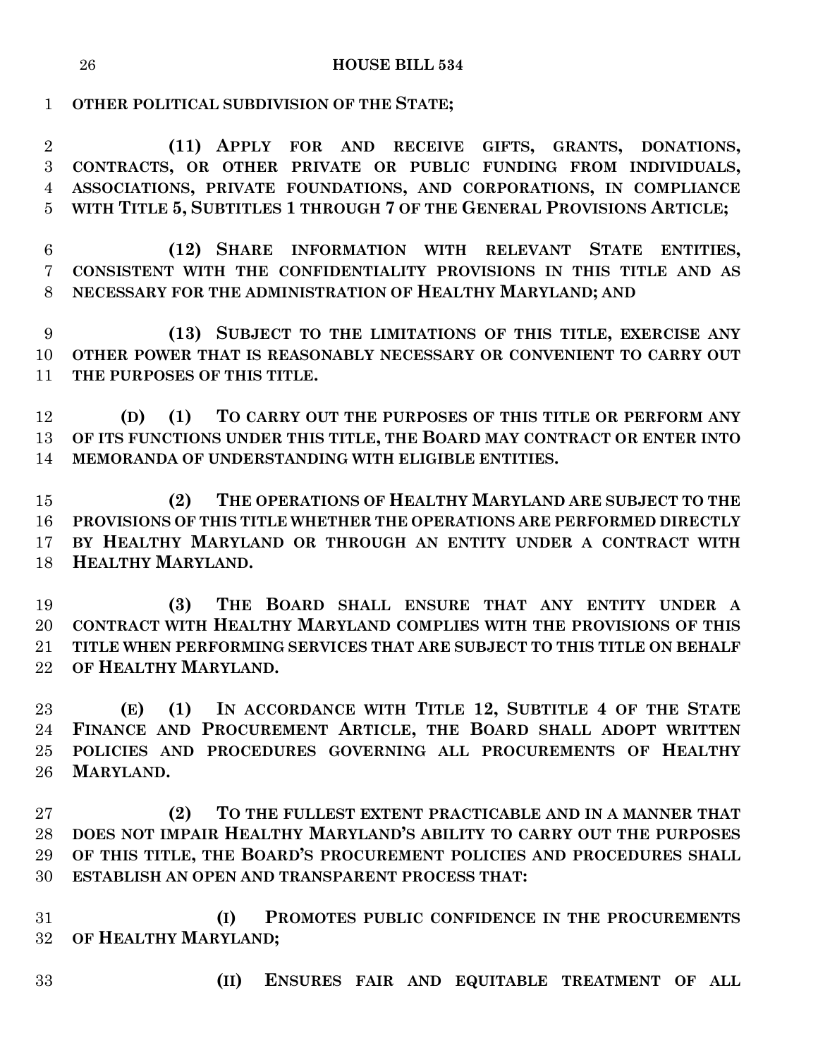**OTHER POLITICAL SUBDIVISION OF THE STATE;**

**(11) APPLY FOR AND RECEIVE GIFTS, GRANTS, DONATIONS, CONTRACTS, OR OTHER PRIVATE OR PUBLIC FUNDING FROM INDIVIDUALS, ASSOCIATIONS, PRIVATE FOUNDATIONS, AND CORPORATIONS, IN COMPLIANCE WITH TITLE 5, SUBTITLES 1 THROUGH 7 OF THE GENERAL PROVISIONS ARTICLE;**

**(12) SHARE INFORMATION WITH RELEVANT STATE ENTITIES, CONSISTENT WITH THE CONFIDENTIALITY PROVISIONS IN THIS TITLE AND AS NECESSARY FOR THE ADMINISTRATION OF HEALTHY MARYLAND; AND**

**(13) SUBJECT TO THE LIMITATIONS OF THIS TITLE, EXERCISE ANY OTHER POWER THAT IS REASONABLY NECESSARY OR CONVENIENT TO CARRY OUT THE PURPOSES OF THIS TITLE.**

**(D) (1) TO CARRY OUT THE PURPOSES OF THIS TITLE OR PERFORM ANY OF ITS FUNCTIONS UNDER THIS TITLE, THE BOARD MAY CONTRACT OR ENTER INTO MEMORANDA OF UNDERSTANDING WITH ELIGIBLE ENTITIES.**

**(2) THE OPERATIONS OF HEALTHY MARYLAND ARE SUBJECT TO THE PROVISIONS OF THIS TITLE WHETHER THE OPERATIONS ARE PERFORMED DIRECTLY BY HEALTHY MARYLAND OR THROUGH AN ENTITY UNDER A CONTRACT WITH HEALTHY MARYLAND.**

**(3) THE BOARD SHALL ENSURE THAT ANY ENTITY UNDER A CONTRACT WITH HEALTHY MARYLAND COMPLIES WITH THE PROVISIONS OF THIS TITLE WHEN PERFORMING SERVICES THAT ARE SUBJECT TO THIS TITLE ON BEHALF OF HEALTHY MARYLAND.**

**(E) (1) IN ACCORDANCE WITH TITLE 12, SUBTITLE 4 OF THE STATE FINANCE AND PROCUREMENT ARTICLE, THE BOARD SHALL ADOPT WRITTEN POLICIES AND PROCEDURES GOVERNING ALL PROCUREMENTS OF HEALTHY MARYLAND.**

**(2) TO THE FULLEST EXTENT PRACTICABLE AND IN A MANNER THAT DOES NOT IMPAIR HEALTHY MARYLAND'S ABILITY TO CARRY OUT THE PURPOSES OF THIS TITLE, THE BOARD'S PROCUREMENT POLICIES AND PROCEDURES SHALL ESTABLISH AN OPEN AND TRANSPARENT PROCESS THAT:**

**(I) PROMOTES PUBLIC CONFIDENCE IN THE PROCUREMENTS OF HEALTHY MARYLAND;**

**(II) ENSURES FAIR AND EQUITABLE TREATMENT OF ALL**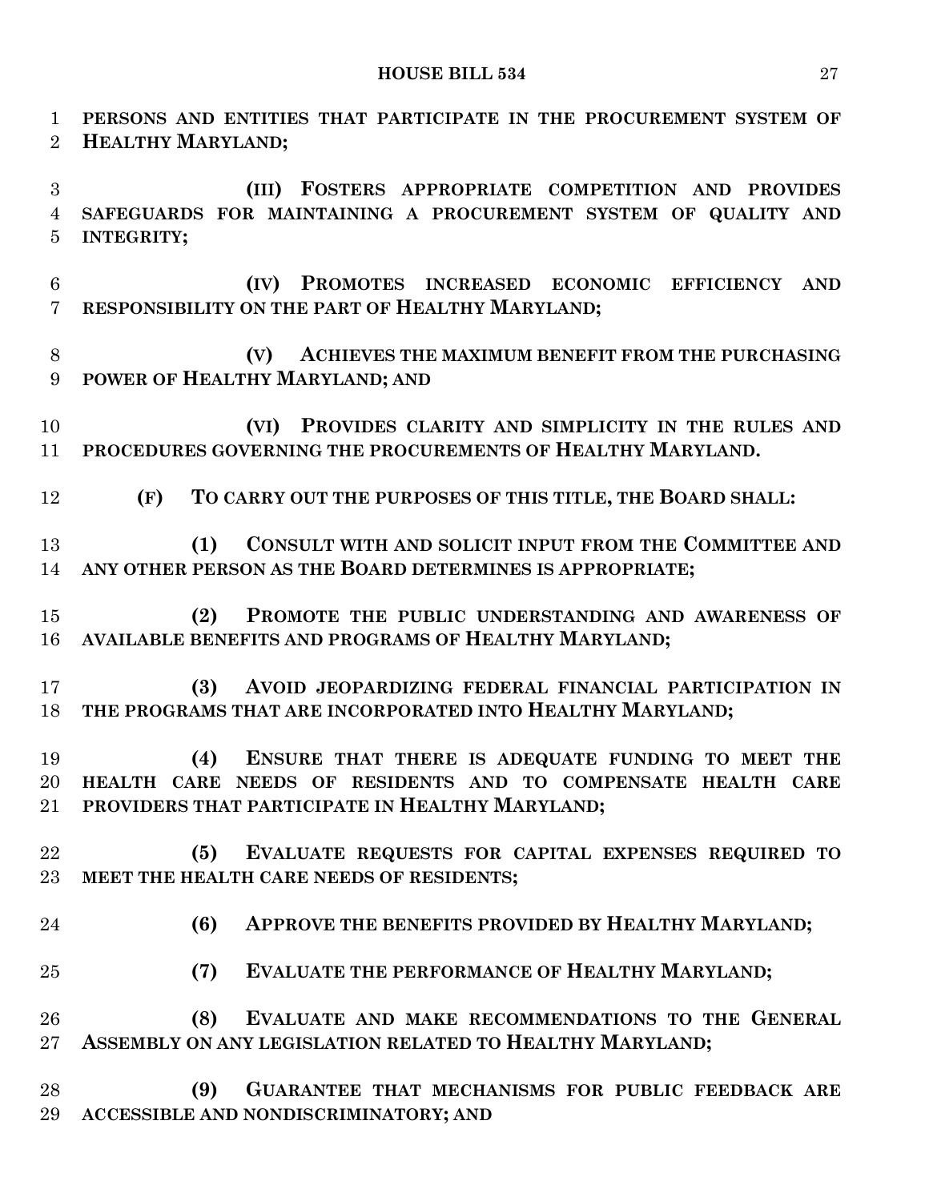**PERSONS AND ENTITIES THAT PARTICIPATE IN THE PROCUREMENT SYSTEM OF HEALTHY MARYLAND;**

**(III) FOSTERS APPROPRIATE COMPETITION AND PROVIDES SAFEGUARDS FOR MAINTAINING A PROCUREMENT SYSTEM OF QUALITY AND INTEGRITY;**

**(IV) PROMOTES INCREASED ECONOMIC EFFICIENCY AND RESPONSIBILITY ON THE PART OF HEALTHY MARYLAND;**

**(V) ACHIEVES THE MAXIMUM BENEFIT FROM THE PURCHASING POWER OF HEALTHY MARYLAND; AND**

**(VI) PROVIDES CLARITY AND SIMPLICITY IN THE RULES AND PROCEDURES GOVERNING THE PROCUREMENTS OF HEALTHY MARYLAND.**

**(F) TO CARRY OUT THE PURPOSES OF THIS TITLE, THE BOARD SHALL:**

**(1) CONSULT WITH AND SOLICIT INPUT FROM THE COMMITTEE AND ANY OTHER PERSON AS THE BOARD DETERMINES IS APPROPRIATE;**

**(2) PROMOTE THE PUBLIC UNDERSTANDING AND AWARENESS OF AVAILABLE BENEFITS AND PROGRAMS OF HEALTHY MARYLAND;**

**(3) AVOID JEOPARDIZING FEDERAL FINANCIAL PARTICIPATION IN THE PROGRAMS THAT ARE INCORPORATED INTO HEALTHY MARYLAND;**

**(4) ENSURE THAT THERE IS ADEQUATE FUNDING TO MEET THE HEALTH CARE NEEDS OF RESIDENTS AND TO COMPENSATE HEALTH CARE PROVIDERS THAT PARTICIPATE IN HEALTHY MARYLAND;**

**(5) EVALUATE REQUESTS FOR CAPITAL EXPENSES REQUIRED TO MEET THE HEALTH CARE NEEDS OF RESIDENTS;**

**(6) APPROVE THE BENEFITS PROVIDED BY HEALTHY MARYLAND;**

**(7) EVALUATE THE PERFORMANCE OF HEALTHY MARYLAND;**

**(8) EVALUATE AND MAKE RECOMMENDATIONS TO THE GENERAL ASSEMBLY ON ANY LEGISLATION RELATED TO HEALTHY MARYLAND;**

**(9) GUARANTEE THAT MECHANISMS FOR PUBLIC FEEDBACK ARE ACCESSIBLE AND NONDISCRIMINATORY; AND**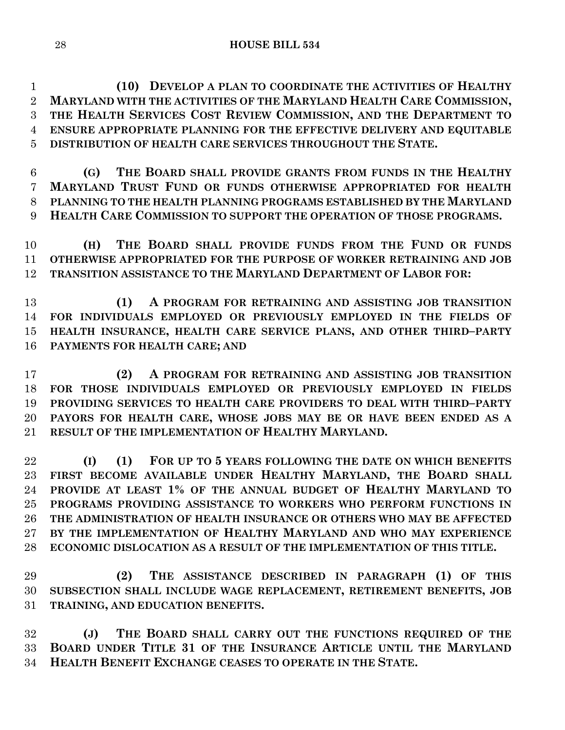**(10) DEVELOP A PLAN TO COORDINATE THE ACTIVITIES OF HEALTHY MARYLAND WITH THE ACTIVITIES OF THE MARYLAND HEALTH CARE COMMISSION, THE HEALTH SERVICES COST REVIEW COMMISSION, AND THE DEPARTMENT TO ENSURE APPROPRIATE PLANNING FOR THE EFFECTIVE DELIVERY AND EQUITABLE DISTRIBUTION OF HEALTH CARE SERVICES THROUGHOUT THE STATE.**

**(G) THE BOARD SHALL PROVIDE GRANTS FROM FUNDS IN THE HEALTHY MARYLAND TRUST FUND OR FUNDS OTHERWISE APPROPRIATED FOR HEALTH PLANNING TO THE HEALTH PLANNING PROGRAMS ESTABLISHED BY THE MARYLAND HEALTH CARE COMMISSION TO SUPPORT THE OPERATION OF THOSE PROGRAMS.**

**(H) THE BOARD SHALL PROVIDE FUNDS FROM THE FUND OR FUNDS OTHERWISE APPROPRIATED FOR THE PURPOSE OF WORKER RETRAINING AND JOB TRANSITION ASSISTANCE TO THE MARYLAND DEPARTMENT OF LABOR FOR:**

**(1) A PROGRAM FOR RETRAINING AND ASSISTING JOB TRANSITION FOR INDIVIDUALS EMPLOYED OR PREVIOUSLY EMPLOYED IN THE FIELDS OF HEALTH INSURANCE, HEALTH CARE SERVICE PLANS, AND OTHER THIRD–PARTY PAYMENTS FOR HEALTH CARE; AND**

**(2) A PROGRAM FOR RETRAINING AND ASSISTING JOB TRANSITION FOR THOSE INDIVIDUALS EMPLOYED OR PREVIOUSLY EMPLOYED IN FIELDS PROVIDING SERVICES TO HEALTH CARE PROVIDERS TO DEAL WITH THIRD–PARTY PAYORS FOR HEALTH CARE, WHOSE JOBS MAY BE OR HAVE BEEN ENDED AS A RESULT OF THE IMPLEMENTATION OF HEALTHY MARYLAND.**

**(I) (1) FOR UP TO 5 YEARS FOLLOWING THE DATE ON WHICH BENEFITS FIRST BECOME AVAILABLE UNDER HEALTHY MARYLAND, THE BOARD SHALL PROVIDE AT LEAST 1% OF THE ANNUAL BUDGET OF HEALTHY MARYLAND TO PROGRAMS PROVIDING ASSISTANCE TO WORKERS WHO PERFORM FUNCTIONS IN THE ADMINISTRATION OF HEALTH INSURANCE OR OTHERS WHO MAY BE AFFECTED BY THE IMPLEMENTATION OF HEALTHY MARYLAND AND WHO MAY EXPERIENCE ECONOMIC DISLOCATION AS A RESULT OF THE IMPLEMENTATION OF THIS TITLE.**

**(2) THE ASSISTANCE DESCRIBED IN PARAGRAPH (1) OF THIS SUBSECTION SHALL INCLUDE WAGE REPLACEMENT, RETIREMENT BENEFITS, JOB TRAINING, AND EDUCATION BENEFITS.**

**(J) THE BOARD SHALL CARRY OUT THE FUNCTIONS REQUIRED OF THE BOARD UNDER TITLE 31 OF THE INSURANCE ARTICLE UNTIL THE MARYLAND HEALTH BENEFIT EXCHANGE CEASES TO OPERATE IN THE STATE.**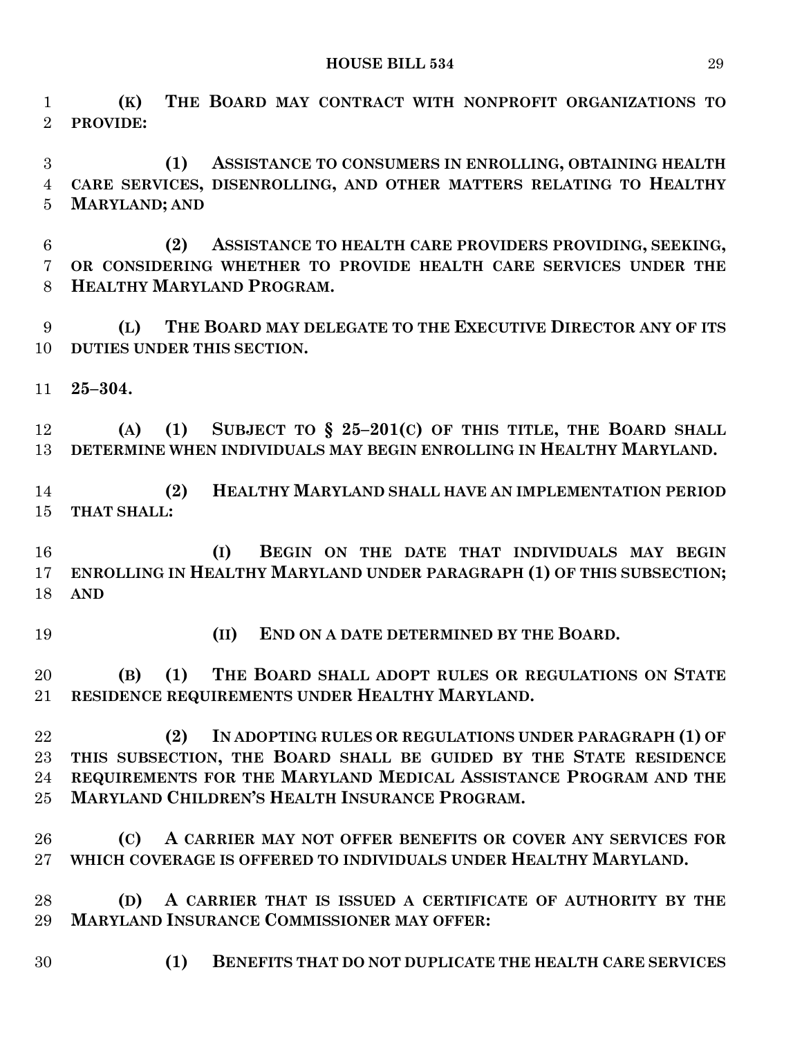**(K) THE BOARD MAY CONTRACT WITH NONPROFIT ORGANIZATIONS TO PROVIDE:**

**(1) ASSISTANCE TO CONSUMERS IN ENROLLING, OBTAINING HEALTH CARE SERVICES, DISENROLLING, AND OTHER MATTERS RELATING TO HEALTHY MARYLAND; AND**

**(2) ASSISTANCE TO HEALTH CARE PROVIDERS PROVIDING, SEEKING, OR CONSIDERING WHETHER TO PROVIDE HEALTH CARE SERVICES UNDER THE HEALTHY MARYLAND PROGRAM.**

**(L) THE BOARD MAY DELEGATE TO THE EXECUTIVE DIRECTOR ANY OF ITS DUTIES UNDER THIS SECTION.**

**25–304.**

**(A) (1) SUBJECT TO § 25–201(C) OF THIS TITLE, THE BOARD SHALL DETERMINE WHEN INDIVIDUALS MAY BEGIN ENROLLING IN HEALTHY MARYLAND.**

**(2) HEALTHY MARYLAND SHALL HAVE AN IMPLEMENTATION PERIOD THAT SHALL:**

**(I) BEGIN ON THE DATE THAT INDIVIDUALS MAY BEGIN ENROLLING IN HEALTHY MARYLAND UNDER PARAGRAPH (1) OF THIS SUBSECTION; AND**

**(II) END ON A DATE DETERMINED BY THE BOARD.**

**(B) (1) THE BOARD SHALL ADOPT RULES OR REGULATIONS ON STATE RESIDENCE REQUIREMENTS UNDER HEALTHY MARYLAND.**

**(2) IN ADOPTING RULES OR REGULATIONS UNDER PARAGRAPH (1) OF THIS SUBSECTION, THE BOARD SHALL BE GUIDED BY THE STATE RESIDENCE REQUIREMENTS FOR THE MARYLAND MEDICAL ASSISTANCE PROGRAM AND THE MARYLAND CHILDREN'S HEALTH INSURANCE PROGRAM.**

**(C) A CARRIER MAY NOT OFFER BENEFITS OR COVER ANY SERVICES FOR WHICH COVERAGE IS OFFERED TO INDIVIDUALS UNDER HEALTHY MARYLAND.**

**(D) A CARRIER THAT IS ISSUED A CERTIFICATE OF AUTHORITY BY THE MARYLAND INSURANCE COMMISSIONER MAY OFFER:**

**(1) BENEFITS THAT DO NOT DUPLICATE THE HEALTH CARE SERVICES**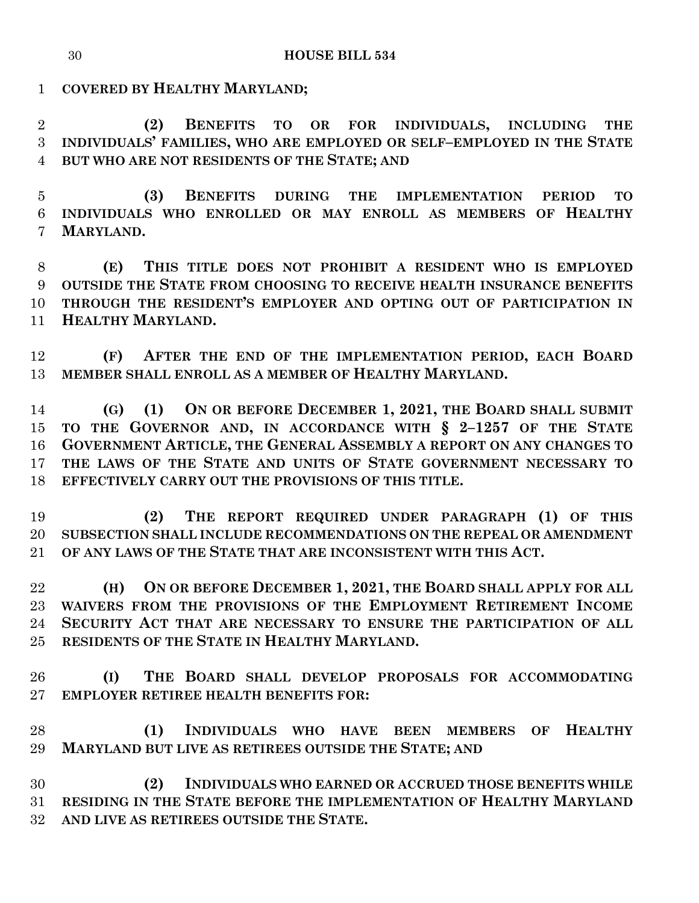**COVERED BY HEALTHY MARYLAND;**

**(2) BENEFITS TO OR FOR INDIVIDUALS, INCLUDING THE INDIVIDUALS' FAMILIES, WHO ARE EMPLOYED OR SELF–EMPLOYED IN THE STATE BUT WHO ARE NOT RESIDENTS OF THE STATE; AND**

**(3) BENEFITS DURING THE IMPLEMENTATION PERIOD TO INDIVIDUALS WHO ENROLLED OR MAY ENROLL AS MEMBERS OF HEALTHY MARYLAND.**

**(E) THIS TITLE DOES NOT PROHIBIT A RESIDENT WHO IS EMPLOYED OUTSIDE THE STATE FROM CHOOSING TO RECEIVE HEALTH INSURANCE BENEFITS THROUGH THE RESIDENT'S EMPLOYER AND OPTING OUT OF PARTICIPATION IN HEALTHY MARYLAND.**

**(F) AFTER THE END OF THE IMPLEMENTATION PERIOD, EACH BOARD MEMBER SHALL ENROLL AS A MEMBER OF HEALTHY MARYLAND.**

**(G) (1) ON OR BEFORE DECEMBER 1, 2021, THE BOARD SHALL SUBMIT TO THE GOVERNOR AND, IN ACCORDANCE WITH § 2–1257 OF THE STATE GOVERNMENT ARTICLE, THE GENERAL ASSEMBLY A REPORT ON ANY CHANGES TO THE LAWS OF THE STATE AND UNITS OF STATE GOVERNMENT NECESSARY TO EFFECTIVELY CARRY OUT THE PROVISIONS OF THIS TITLE.**

**(2) THE REPORT REQUIRED UNDER PARAGRAPH (1) OF THIS SUBSECTION SHALL INCLUDE RECOMMENDATIONS ON THE REPEAL OR AMENDMENT OF ANY LAWS OF THE STATE THAT ARE INCONSISTENT WITH THIS ACT.**

**(H) ON OR BEFORE DECEMBER 1, 2021, THE BOARD SHALL APPLY FOR ALL WAIVERS FROM THE PROVISIONS OF THE EMPLOYMENT RETIREMENT INCOME SECURITY ACT THAT ARE NECESSARY TO ENSURE THE PARTICIPATION OF ALL RESIDENTS OF THE STATE IN HEALTHY MARYLAND.**

**(I) THE BOARD SHALL DEVELOP PROPOSALS FOR ACCOMMODATING EMPLOYER RETIREE HEALTH BENEFITS FOR:**

**(1) INDIVIDUALS WHO HAVE BEEN MEMBERS OF HEALTHY MARYLAND BUT LIVE AS RETIREES OUTSIDE THE STATE; AND**

**(2) INDIVIDUALS WHO EARNED OR ACCRUED THOSE BENEFITS WHILE RESIDING IN THE STATE BEFORE THE IMPLEMENTATION OF HEALTHY MARYLAND AND LIVE AS RETIREES OUTSIDE THE STATE.**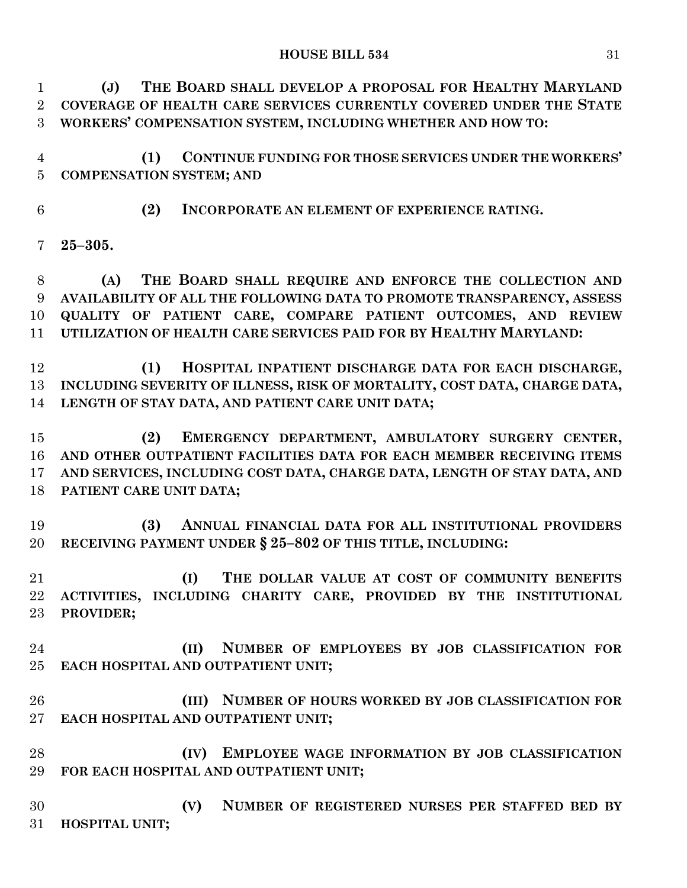**(J) THE BOARD SHALL DEVELOP A PROPOSAL FOR HEALTHY MARYLAND COVERAGE OF HEALTH CARE SERVICES CURRENTLY COVERED UNDER THE STATE WORKERS' COMPENSATION SYSTEM, INCLUDING WHETHER AND HOW TO:**

**(1) CONTINUE FUNDING FOR THOSE SERVICES UNDER THE WORKERS' COMPENSATION SYSTEM; AND**

**(2) INCORPORATE AN ELEMENT OF EXPERIENCE RATING.**

**25–305.**

**(A) THE BOARD SHALL REQUIRE AND ENFORCE THE COLLECTION AND AVAILABILITY OF ALL THE FOLLOWING DATA TO PROMOTE TRANSPARENCY, ASSESS QUALITY OF PATIENT CARE, COMPARE PATIENT OUTCOMES, AND REVIEW UTILIZATION OF HEALTH CARE SERVICES PAID FOR BY HEALTHY MARYLAND:**

**(1) HOSPITAL INPATIENT DISCHARGE DATA FOR EACH DISCHARGE, INCLUDING SEVERITY OF ILLNESS, RISK OF MORTALITY, COST DATA, CHARGE DATA, LENGTH OF STAY DATA, AND PATIENT CARE UNIT DATA;**

**(2) EMERGENCY DEPARTMENT, AMBULATORY SURGERY CENTER, AND OTHER OUTPATIENT FACILITIES DATA FOR EACH MEMBER RECEIVING ITEMS AND SERVICES, INCLUDING COST DATA, CHARGE DATA, LENGTH OF STAY DATA, AND PATIENT CARE UNIT DATA;**

**(3) ANNUAL FINANCIAL DATA FOR ALL INSTITUTIONAL PROVIDERS RECEIVING PAYMENT UNDER § 25–802 OF THIS TITLE, INCLUDING:**

**(I) THE DOLLAR VALUE AT COST OF COMMUNITY BENEFITS ACTIVITIES, INCLUDING CHARITY CARE, PROVIDED BY THE INSTITUTIONAL PROVIDER;**

**(II) NUMBER OF EMPLOYEES BY JOB CLASSIFICATION FOR EACH HOSPITAL AND OUTPATIENT UNIT;**

**(III) NUMBER OF HOURS WORKED BY JOB CLASSIFICATION FOR EACH HOSPITAL AND OUTPATIENT UNIT;**

**(IV) EMPLOYEE WAGE INFORMATION BY JOB CLASSIFICATION FOR EACH HOSPITAL AND OUTPATIENT UNIT;**

**(V) NUMBER OF REGISTERED NURSES PER STAFFED BED BY HOSPITAL UNIT;**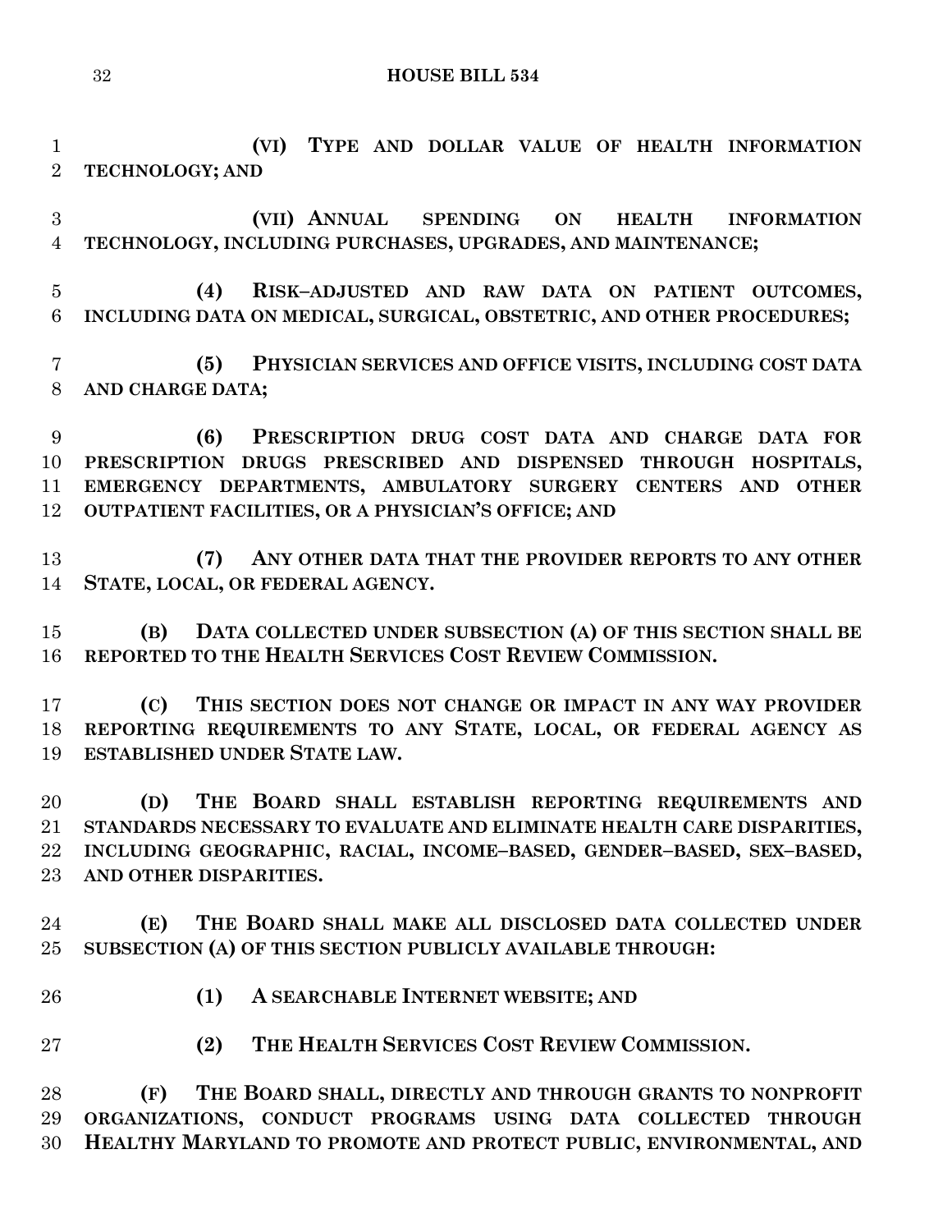**(VI) TYPE AND DOLLAR VALUE OF HEALTH INFORMATION TECHNOLOGY; AND**

**(VII) ANNUAL SPENDING ON HEALTH INFORMATION TECHNOLOGY, INCLUDING PURCHASES, UPGRADES, AND MAINTENANCE;**

**(4) RISK–ADJUSTED AND RAW DATA ON PATIENT OUTCOMES, INCLUDING DATA ON MEDICAL, SURGICAL, OBSTETRIC, AND OTHER PROCEDURES;**

**(5) PHYSICIAN SERVICES AND OFFICE VISITS, INCLUDING COST DATA AND CHARGE DATA;**

**(6) PRESCRIPTION DRUG COST DATA AND CHARGE DATA FOR PRESCRIPTION DRUGS PRESCRIBED AND DISPENSED THROUGH HOSPITALS, EMERGENCY DEPARTMENTS, AMBULATORY SURGERY CENTERS AND OTHER OUTPATIENT FACILITIES, OR A PHYSICIAN'S OFFICE; AND**

**(7) ANY OTHER DATA THAT THE PROVIDER REPORTS TO ANY OTHER STATE, LOCAL, OR FEDERAL AGENCY.**

**(B) DATA COLLECTED UNDER SUBSECTION (A) OF THIS SECTION SHALL BE REPORTED TO THE HEALTH SERVICES COST REVIEW COMMISSION.**

**(C) THIS SECTION DOES NOT CHANGE OR IMPACT IN ANY WAY PROVIDER REPORTING REQUIREMENTS TO ANY STATE, LOCAL, OR FEDERAL AGENCY AS ESTABLISHED UNDER STATE LAW.**

**(D) THE BOARD SHALL ESTABLISH REPORTING REQUIREMENTS AND STANDARDS NECESSARY TO EVALUATE AND ELIMINATE HEALTH CARE DISPARITIES, INCLUDING GEOGRAPHIC, RACIAL, INCOME–BASED, GENDER–BASED, SEX–BASED, AND OTHER DISPARITIES.**

**(E) THE BOARD SHALL MAKE ALL DISCLOSED DATA COLLECTED UNDER SUBSECTION (A) OF THIS SECTION PUBLICLY AVAILABLE THROUGH:**

**(1) A SEARCHABLE INTERNET WEBSITE; AND**

**(2) THE HEALTH SERVICES COST REVIEW COMMISSION.**

**(F) THE BOARD SHALL, DIRECTLY AND THROUGH GRANTS TO NONPROFIT ORGANIZATIONS, CONDUCT PROGRAMS USING DATA COLLECTED THROUGH HEALTHY MARYLAND TO PROMOTE AND PROTECT PUBLIC, ENVIRONMENTAL, AND**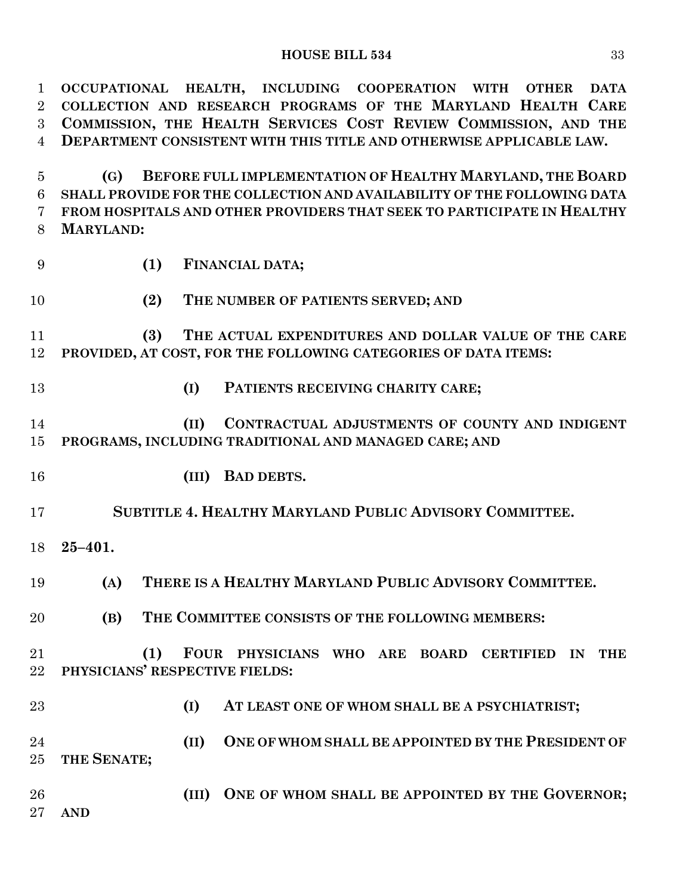**OCCUPATIONAL HEALTH, INCLUDING COOPERATION WITH OTHER DATA COLLECTION AND RESEARCH PROGRAMS OF THE MARYLAND HEALTH CARE COMMISSION, THE HEALTH SERVICES COST REVIEW COMMISSION, AND THE DEPARTMENT CONSISTENT WITH THIS TITLE AND OTHERWISE APPLICABLE LAW.**

**(G) BEFORE FULL IMPLEMENTATION OF HEALTHY MARYLAND, THE BOARD SHALL PROVIDE FOR THE COLLECTION AND AVAILABILITY OF THE FOLLOWING DATA FROM HOSPITALS AND OTHER PROVIDERS THAT SEEK TO PARTICIPATE IN HEALTHY MARYLAND:**

**(1) FINANCIAL DATA;**

**(2) THE NUMBER OF PATIENTS SERVED; AND**

**(3) THE ACTUAL EXPENDITURES AND DOLLAR VALUE OF THE CARE PROVIDED, AT COST, FOR THE FOLLOWING CATEGORIES OF DATA ITEMS:**

**(I) PATIENTS RECEIVING CHARITY CARE;**

**(II) CONTRACTUAL ADJUSTMENTS OF COUNTY AND INDIGENT PROGRAMS, INCLUDING TRADITIONAL AND MANAGED CARE; AND**

**(III) BAD DEBTS.**

**SUBTITLE 4. HEALTHY MARYLAND PUBLIC ADVISORY COMMITTEE.**

**25–401.**

**(A) THERE IS A HEALTHY MARYLAND PUBLIC ADVISORY COMMITTEE.**

**(B) THE COMMITTEE CONSISTS OF THE FOLLOWING MEMBERS:**

**(1) FOUR PHYSICIANS WHO ARE BOARD CERTIFIED IN THE PHYSICIANS' RESPECTIVE FIELDS:**

**(I) AT LEAST ONE OF WHOM SHALL BE A PSYCHIATRIST;**

**(II) ONE OF WHOM SHALL BE APPOINTED BY THE PRESIDENT OF THE SENATE;**

**(III) ONE OF WHOM SHALL BE APPOINTED BY THE GOVERNOR; AND**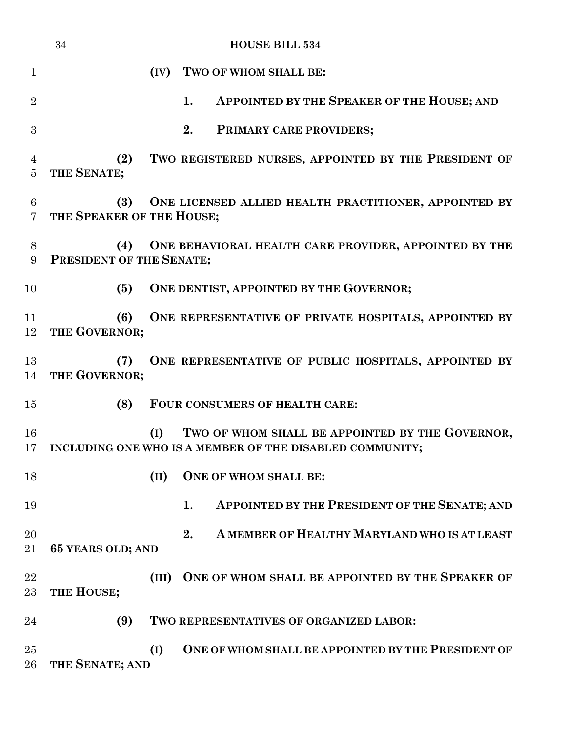**(IV) TWO OF WHOM SHALL BE:**

**1. APPOINTED BY THE SPEAKER OF THE HOUSE; AND**

**2. PRIMARY CARE PROVIDERS;**

**(2) TWO REGISTERED NURSES, APPOINTED BY THE PRESIDENT OF THE SENATE;**

**(3) ONE LICENSED ALLIED HEALTH PRACTITIONER, APPOINTED BY THE SPEAKER OF THE HOUSE;**

**(4) ONE BEHAVIORAL HEALTH CARE PROVIDER, APPOINTED BY THE PRESIDENT OF THE SENATE;**

**(5) ONE DENTIST, APPOINTED BY THE GOVERNOR;**

**(6) ONE REPRESENTATIVE OF PRIVATE HOSPITALS, APPOINTED BY THE GOVERNOR;**

**(7) ONE REPRESENTATIVE OF PUBLIC HOSPITALS, APPOINTED BY THE GOVERNOR;**

**(8) FOUR CONSUMERS OF HEALTH CARE:**

**(I) TWO OF WHOM SHALL BE APPOINTED BY THE GOVERNOR, INCLUDING ONE WHO IS A MEMBER OF THE DISABLED COMMUNITY;**

**(II) ONE OF WHOM SHALL BE:**

**1. APPOINTED BY THE PRESIDENT OF THE SENATE; AND**

**2. A MEMBER OF HEALTHY MARYLAND WHO IS AT LEAST 65 YEARS OLD; AND**

**(III) ONE OF WHOM SHALL BE APPOINTED BY THE SPEAKER OF THE HOUSE;**

**(9) TWO REPRESENTATIVES OF ORGANIZED LABOR:**

**(I) ONE OF WHOM SHALL BE APPOINTED BY THE PRESIDENT OF THE SENATE; AND**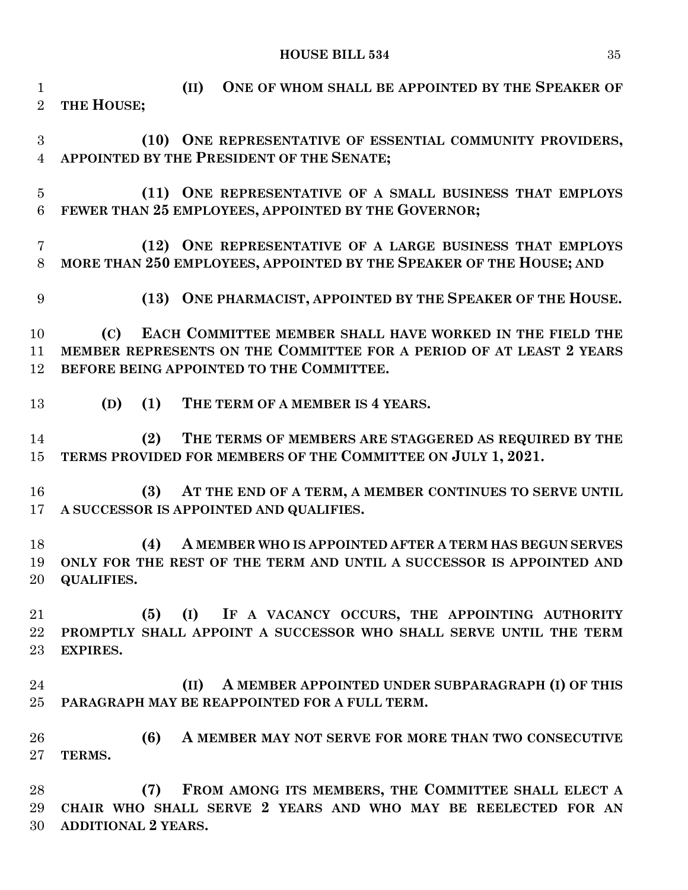**(II) ONE OF WHOM SHALL BE APPOINTED BY THE SPEAKER OF THE HOUSE;**

**(10) ONE REPRESENTATIVE OF ESSENTIAL COMMUNITY PROVIDERS, APPOINTED BY THE PRESIDENT OF THE SENATE;**

**(11) ONE REPRESENTATIVE OF A SMALL BUSINESS THAT EMPLOYS FEWER THAN 25 EMPLOYEES, APPOINTED BY THE GOVERNOR;**

**(12) ONE REPRESENTATIVE OF A LARGE BUSINESS THAT EMPLOYS MORE THAN 250 EMPLOYEES, APPOINTED BY THE SPEAKER OF THE HOUSE; AND**

**(13) ONE PHARMACIST, APPOINTED BY THE SPEAKER OF THE HOUSE.**

**(C) EACH COMMITTEE MEMBER SHALL HAVE WORKED IN THE FIELD THE MEMBER REPRESENTS ON THE COMMITTEE FOR A PERIOD OF AT LEAST 2 YEARS BEFORE BEING APPOINTED TO THE COMMITTEE.**

**(D) (1) THE TERM OF A MEMBER IS 4 YEARS.**

**(2) THE TERMS OF MEMBERS ARE STAGGERED AS REQUIRED BY THE TERMS PROVIDED FOR MEMBERS OF THE COMMITTEE ON JULY 1, 2021.**

**(3) AT THE END OF A TERM, A MEMBER CONTINUES TO SERVE UNTIL A SUCCESSOR IS APPOINTED AND QUALIFIES.**

**(4) A MEMBER WHO IS APPOINTED AFTER A TERM HAS BEGUN SERVES ONLY FOR THE REST OF THE TERM AND UNTIL A SUCCESSOR IS APPOINTED AND QUALIFIES.**

**(5) (I) IF A VACANCY OCCURS, THE APPOINTING AUTHORITY PROMPTLY SHALL APPOINT A SUCCESSOR WHO SHALL SERVE UNTIL THE TERM EXPIRES.**

**(II) A MEMBER APPOINTED UNDER SUBPARAGRAPH (I) OF THIS PARAGRAPH MAY BE REAPPOINTED FOR A FULL TERM.**

**(6) A MEMBER MAY NOT SERVE FOR MORE THAN TWO CONSECUTIVE TERMS.**

**(7) FROM AMONG ITS MEMBERS, THE COMMITTEE SHALL ELECT A CHAIR WHO SHALL SERVE 2 YEARS AND WHO MAY BE REELECTED FOR AN ADDITIONAL 2 YEARS.**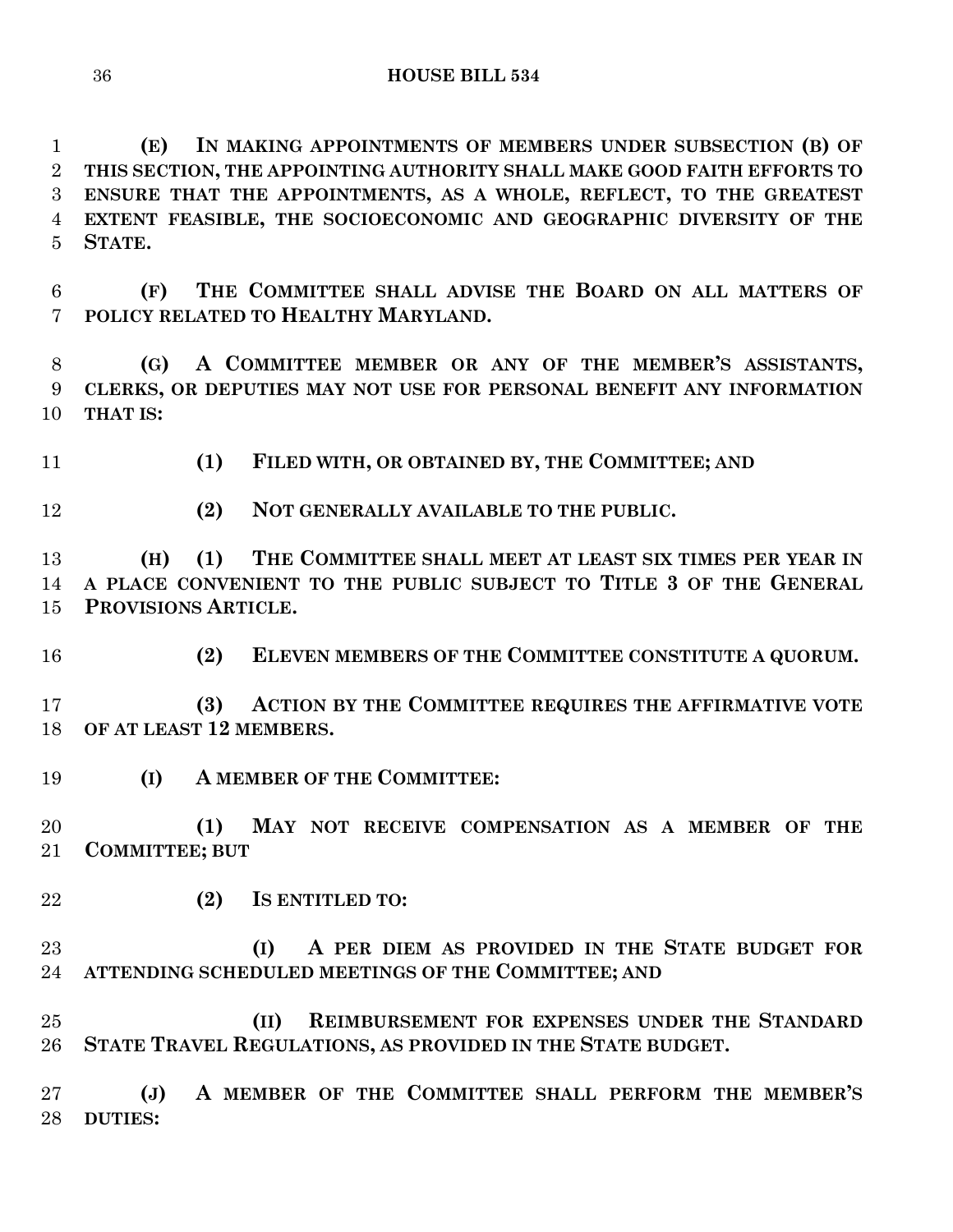**(E) IN MAKING APPOINTMENTS OF MEMBERS UNDER SUBSECTION (B) OF THIS SECTION, THE APPOINTING AUTHORITY SHALL MAKE GOOD FAITH EFFORTS TO ENSURE THAT THE APPOINTMENTS, AS A WHOLE, REFLECT, TO THE GREATEST EXTENT FEASIBLE, THE SOCIOECONOMIC AND GEOGRAPHIC DIVERSITY OF THE STATE.**

**(F) THE COMMITTEE SHALL ADVISE THE BOARD ON ALL MATTERS OF POLICY RELATED TO HEALTHY MARYLAND.**

**(G) A COMMITTEE MEMBER OR ANY OF THE MEMBER'S ASSISTANTS, CLERKS, OR DEPUTIES MAY NOT USE FOR PERSONAL BENEFIT ANY INFORMATION THAT IS:**

**(1) FILED WITH, OR OBTAINED BY, THE COMMITTEE; AND**

**(2) NOT GENERALLY AVAILABLE TO THE PUBLIC.**

**(H) (1) THE COMMITTEE SHALL MEET AT LEAST SIX TIMES PER YEAR IN A PLACE CONVENIENT TO THE PUBLIC SUBJECT TO TITLE 3 OF THE GENERAL PROVISIONS ARTICLE.**

**(2) ELEVEN MEMBERS OF THE COMMITTEE CONSTITUTE A QUORUM.**

**(3) ACTION BY THE COMMITTEE REQUIRES THE AFFIRMATIVE VOTE OF AT LEAST 12 MEMBERS.**

**(I) A MEMBER OF THE COMMITTEE:**

**(1) MAY NOT RECEIVE COMPENSATION AS A MEMBER OF THE COMMITTEE; BUT**

**(2) IS ENTITLED TO:**

**(I) A PER DIEM AS PROVIDED IN THE STATE BUDGET FOR ATTENDING SCHEDULED MEETINGS OF THE COMMITTEE; AND**

**(II) REIMBURSEMENT FOR EXPENSES UNDER THE STANDARD STATE TRAVEL REGULATIONS, AS PROVIDED IN THE STATE BUDGET.**

**(J) A MEMBER OF THE COMMITTEE SHALL PERFORM THE MEMBER'S DUTIES:**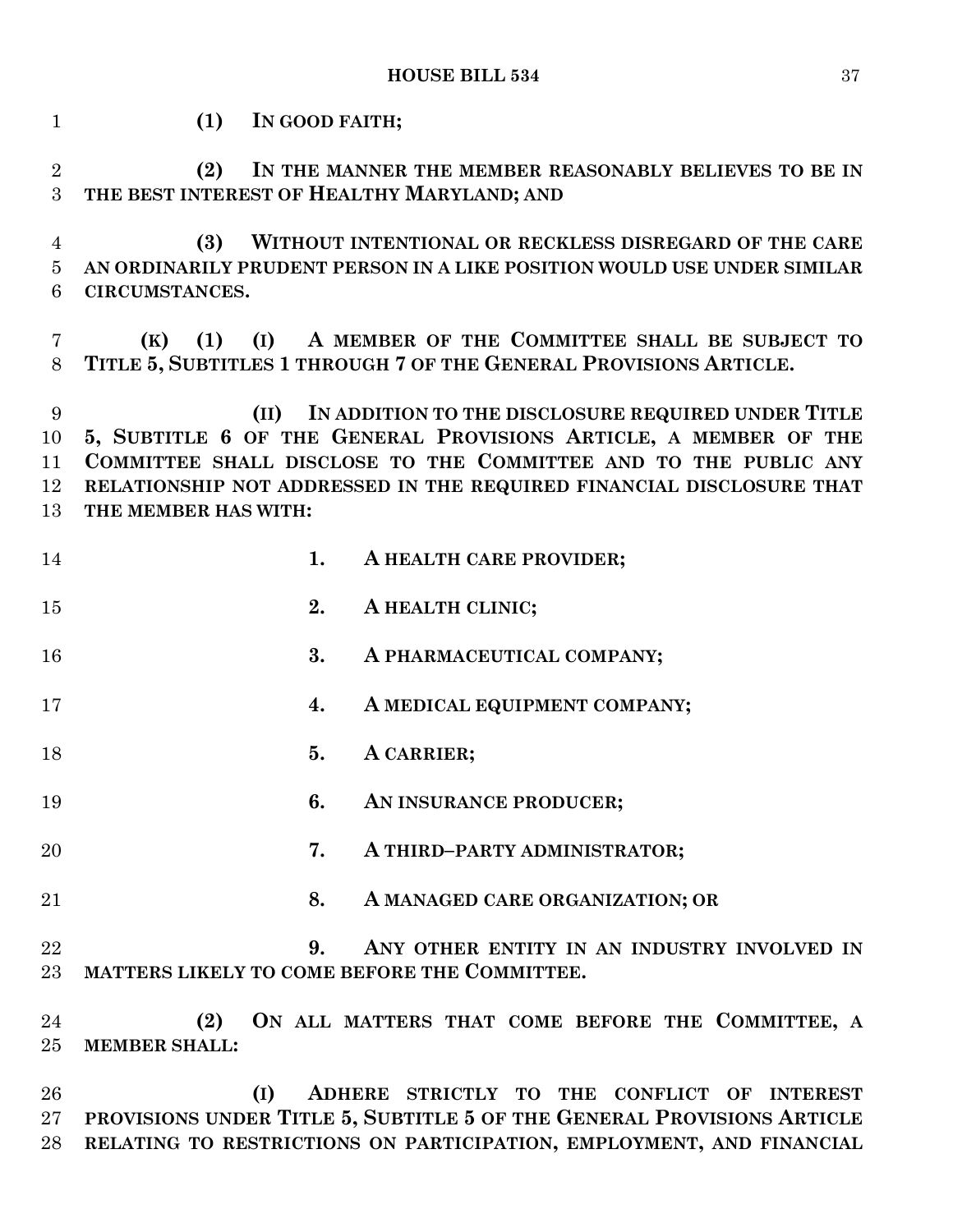(1) IN GOOD FAITH;

(2) IN THE MANNER THE MEMBER REASONABLY BELIEVES TO BE IN THE BEST INTEREST OF HEALTHY MARYLAND; AND

(3) WITHOUT INTENTIONAL OR RECKLESS DISREGARD OF THE CARE AN ORDINARILY PRUDENT PERSON IN A LIKE POSITION WOULD USE UNDER SIMILAR CIRCUMSTANCES.

(K) (1) (I) A MEMBER OF THE COMMITTEE SHALL BE SUBJECT TO TITLE 5, SUBTITLES 1 THROUGH 7 OF THE GENERAL PROVISIONS ARTICLE.

(II) IN ADDITION TO THE DISCLOSURE REQUIRED UNDER TITLE 5, SUBTITLE 6 OF THE GENERAL PROVISIONS ARTICLE, A MEMBER OF THE COMMITTEE SHALL DISCLOSE TO THE COMMITTEE AND TO THE PUBLIC ANY RELATIONSHIP NOT ADDRESSED IN THE REQUIRED FINANCIAL DISCLOSURE THAT THE MEMBER HAS WITH:

1. A HEALTH CARE PROVIDER;

2. A HEALTH CLINIC;

3. A PHARMACEUTICAL COMPANY;

4. A MEDICAL EQUIPMENT COMPANY;

5. A CARRIER;

6. AN INSURANCE PRODUCER;

7. A THIRD–PARTY ADMINISTRATOR;

8. A MANAGED CARE ORGANIZATION; OR

9. ANY OTHER ENTITY IN AN INDUSTRY INVOLVED IN MATTERS LIKELY TO COME BEFORE THE COMMITTEE.

(2) ON ALL MATTERS THAT COME BEFORE THE COMMITTEE, A MEMBER SHALL:

(I) ADHERE STRICTLY TO THE CONFLICT OF INTEREST PROVISIONS UNDER TITLE 5, SUBTITLE 5 OF THE GENERAL PROVISIONS ARTICLE RELATING TO RESTRICTIONS ON PARTICIPATION, EMPLOYMENT, AND FINANCIAL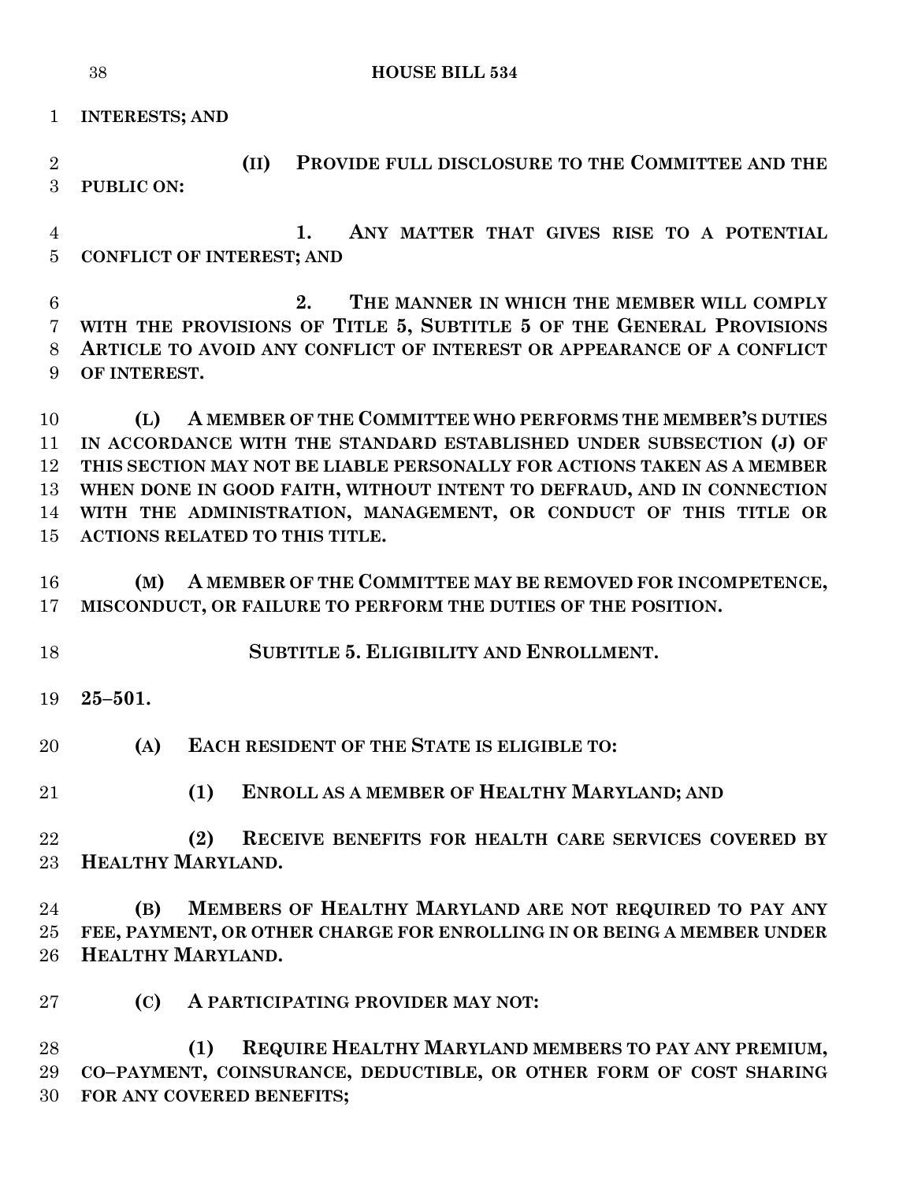**INTERESTS; AND**

**(II) PROVIDE FULL DISCLOSURE TO THE COMMITTEE AND THE PUBLIC ON:**

**1. ANY MATTER THAT GIVES RISE TO A POTENTIAL CONFLICT OF INTEREST; AND**

**2. THE MANNER IN WHICH THE MEMBER WILL COMPLY WITH THE PROVISIONS OF TITLE 5, SUBTITLE 5 OF THE GENERAL PROVISIONS ARTICLE TO AVOID ANY CONFLICT OF INTEREST OR APPEARANCE OF A CONFLICT OF INTEREST.**

**(L) A MEMBER OF THE COMMITTEE WHO PERFORMS THE MEMBER'S DUTIES IN ACCORDANCE WITH THE STANDARD ESTABLISHED UNDER SUBSECTION (J) OF THIS SECTION MAY NOT BE LIABLE PERSONALLY FOR ACTIONS TAKEN AS A MEMBER WHEN DONE IN GOOD FAITH, WITHOUT INTENT TO DEFRAUD, AND IN CONNECTION WITH THE ADMINISTRATION, MANAGEMENT, OR CONDUCT OF THIS TITLE OR ACTIONS RELATED TO THIS TITLE.**

**(M) A MEMBER OF THE COMMITTEE MAY BE REMOVED FOR INCOMPETENCE, MISCONDUCT, OR FAILURE TO PERFORM THE DUTIES OF THE POSITION.**

## SUBTITLE 5. ELIGIBILITY AND ENROLLMENT.

**25–501.**

**(A) EACH RESIDENT OF THE STATE IS ELIGIBLE TO:**

**(1) ENROLL AS A MEMBER OF HEALTHY MARYLAND; AND**

**(2) RECEIVE BENEFITS FOR HEALTH CARE SERVICES COVERED BY HEALTHY MARYLAND.**

**(B) MEMBERS OF HEALTHY MARYLAND ARE NOT REQUIRED TO PAY ANY FEE, PAYMENT, OR OTHER CHARGE FOR ENROLLING IN OR BEING A MEMBER UNDER HEALTHY MARYLAND.**

**(C) A PARTICIPATING PROVIDER MAY NOT:**

**(1) REQUIRE HEALTHY MARYLAND MEMBERS TO PAY ANY PREMIUM, CO–PAYMENT, COINSURANCE, DEDUCTIBLE, OR OTHER FORM OF COST SHARING FOR ANY COVERED BENEFITS;**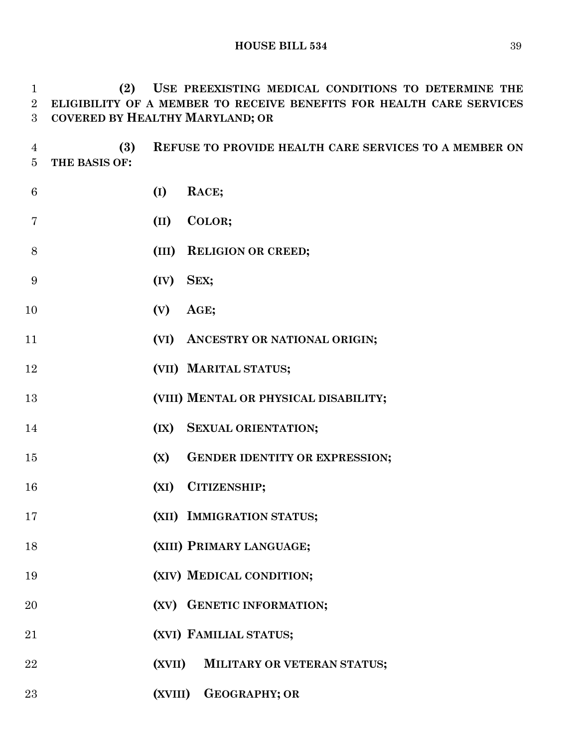**(2) USE PREEXISTING MEDICAL CONDITIONS TO DETERMINE THE ELIGIBILITY OF A MEMBER TO RECEIVE BENEFITS FOR HEALTH CARE SERVICES COVERED BY HEALTHY MARYLAND; OR**

**(3) REFUSE TO PROVIDE HEALTH CARE SERVICES TO A MEMBER ON THE BASIS OF:**

**(I) RACE;**

**(II) COLOR;**

**(III) RELIGION OR CREED;**

**(IV) SEX;**

**(V) AGE;**

**(VI) ANCESTRY OR NATIONAL ORIGIN;**

**(VII) MARITAL STATUS;**

**(VIII) MENTAL OR PHYSICAL DISABILITY;**

**(IX) SEXUAL ORIENTATION;**

**(X) GENDER IDENTITY OR EXPRESSION;**

**(XI) CITIZENSHIP;**

**(XII) IMMIGRATION STATUS;**

**(XIII) PRIMARY LANGUAGE;**

**(XIV) MEDICAL CONDITION;**

**(XV) GENETIC INFORMATION;**

**(XVI) FAMILIAL STATUS;**

**(XVII) MILITARY OR VETERAN STATUS;**

**(XVIII) GEOGRAPHY; OR**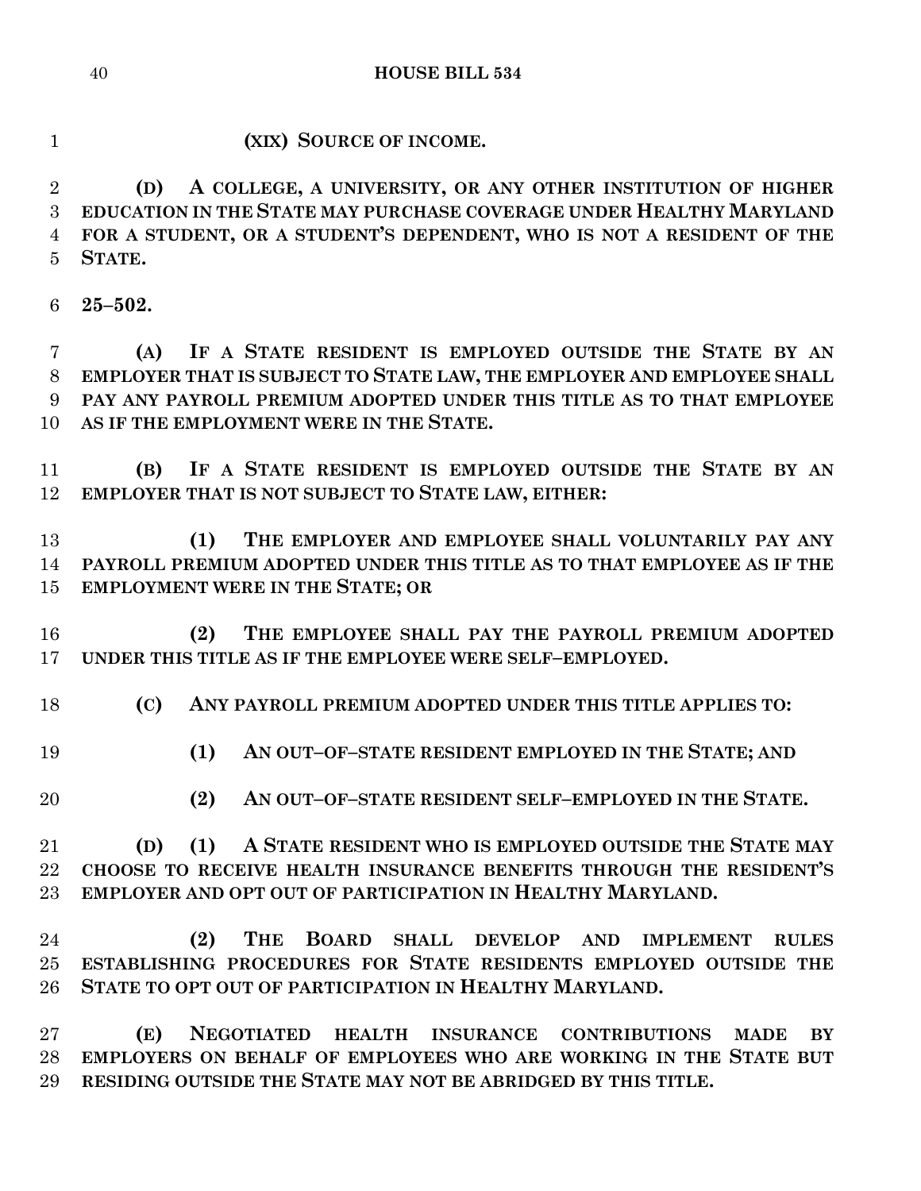**(XIX) SOURCE OF INCOME.**

**(D) A COLLEGE, A UNIVERSITY, OR ANY OTHER INSTITUTION OF HIGHER EDUCATION IN THE STATE MAY PURCHASE COVERAGE UNDER HEALTHY MARYLAND FOR A STUDENT, OR A STUDENT'S DEPENDENT, WHO IS NOT A RESIDENT OF THE STATE.**

**25–502.**

**(A) IF A STATE RESIDENT IS EMPLOYED OUTSIDE THE STATE BY AN EMPLOYER THAT IS SUBJECT TO STATE LAW, THE EMPLOYER AND EMPLOYEE SHALL PAY ANY PAYROLL PREMIUM ADOPTED UNDER THIS TITLE AS TO THAT EMPLOYEE AS IF THE EMPLOYMENT WERE IN THE STATE.**

**(B) IF A STATE RESIDENT IS EMPLOYED OUTSIDE THE STATE BY AN EMPLOYER THAT IS NOT SUBJECT TO STATE LAW, EITHER:**

**(1) THE EMPLOYER AND EMPLOYEE SHALL VOLUNTARILY PAY ANY PAYROLL PREMIUM ADOPTED UNDER THIS TITLE AS TO THAT EMPLOYEE AS IF THE EMPLOYMENT WERE IN THE STATE; OR**

**(2) THE EMPLOYEE SHALL PAY THE PAYROLL PREMIUM ADOPTED UNDER THIS TITLE AS IF THE EMPLOYEE WERE SELF–EMPLOYED.**

**(C) ANY PAYROLL PREMIUM ADOPTED UNDER THIS TITLE APPLIES TO:**

**(1) AN OUT–OF–STATE RESIDENT EMPLOYED IN THE STATE; AND**

**(2) AN OUT–OF–STATE RESIDENT SELF–EMPLOYED IN THE STATE.**

**(D) (1) A STATE RESIDENT WHO IS EMPLOYED OUTSIDE THE STATE MAY CHOOSE TO RECEIVE HEALTH INSURANCE BENEFITS THROUGH THE RESIDENT'S EMPLOYER AND OPT OUT OF PARTICIPATION IN HEALTHY MARYLAND.**

**(2) THE BOARD SHALL DEVELOP AND IMPLEMENT RULES ESTABLISHING PROCEDURES FOR STATE RESIDENTS EMPLOYED OUTSIDE THE STATE TO OPT OUT OF PARTICIPATION IN HEALTHY MARYLAND.**

**(E) NEGOTIATED HEALTH INSURANCE CONTRIBUTIONS MADE BY EMPLOYERS ON BEHALF OF EMPLOYEES WHO ARE WORKING IN THE STATE BUT RESIDING OUTSIDE THE STATE MAY NOT BE ABRIDGED BY THIS TITLE.**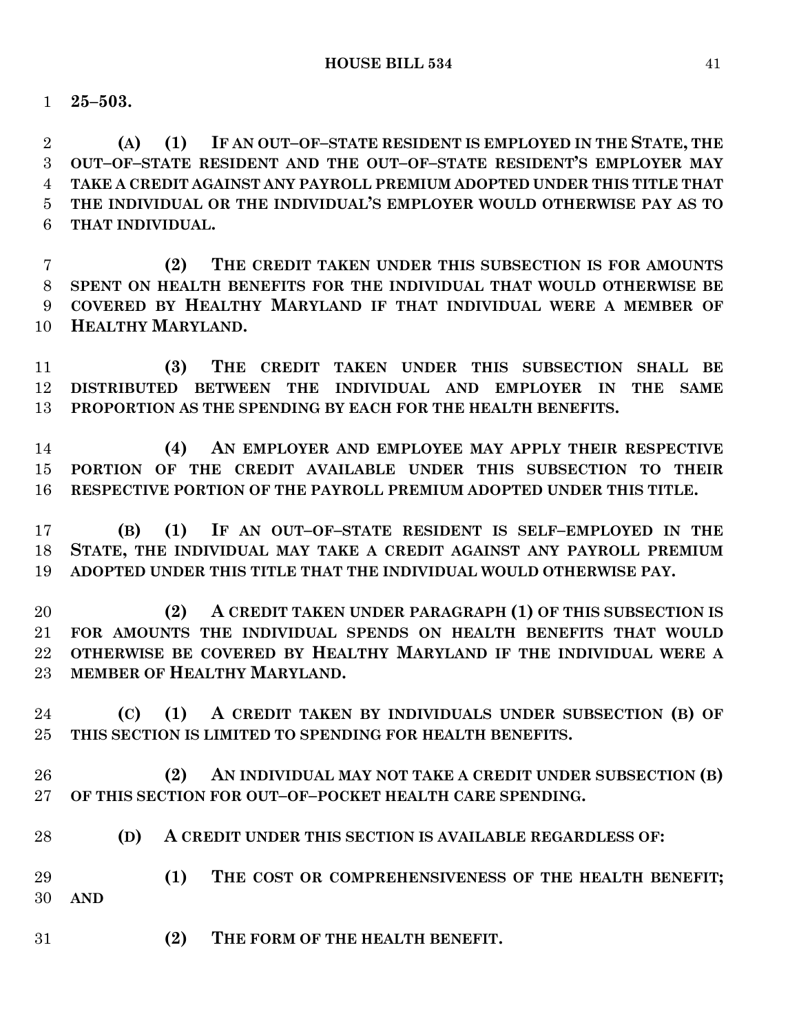**25–503.**

**(A) (1) IF AN OUT–OF–STATE RESIDENT IS EMPLOYED IN THE STATE, THE OUT–OF–STATE RESIDENT AND THE OUT–OF–STATE RESIDENT'S EMPLOYER MAY TAKE A CREDIT AGAINST ANY PAYROLL PREMIUM ADOPTED UNDER THIS TITLE THAT THE INDIVIDUAL OR THE INDIVIDUAL'S EMPLOYER WOULD OTHERWISE PAY AS TO THAT INDIVIDUAL.**

**(2) THE CREDIT TAKEN UNDER THIS SUBSECTION IS FOR AMOUNTS SPENT ON HEALTH BENEFITS FOR THE INDIVIDUAL THAT WOULD OTHERWISE BE COVERED BY HEALTHY MARYLAND IF THAT INDIVIDUAL WERE A MEMBER OF HEALTHY MARYLAND.**

**(3) THE CREDIT TAKEN UNDER THIS SUBSECTION SHALL BE DISTRIBUTED BETWEEN THE INDIVIDUAL AND EMPLOYER IN THE SAME PROPORTION AS THE SPENDING BY EACH FOR THE HEALTH BENEFITS.**

**(4) AN EMPLOYER AND EMPLOYEE MAY APPLY THEIR RESPECTIVE PORTION OF THE CREDIT AVAILABLE UNDER THIS SUBSECTION TO THEIR RESPECTIVE PORTION OF THE PAYROLL PREMIUM ADOPTED UNDER THIS TITLE.**

**(B) (1) IF AN OUT–OF–STATE RESIDENT IS SELF–EMPLOYED IN THE STATE, THE INDIVIDUAL MAY TAKE A CREDIT AGAINST ANY PAYROLL PREMIUM ADOPTED UNDER THIS TITLE THAT THE INDIVIDUAL WOULD OTHERWISE PAY.**

**(2) A CREDIT TAKEN UNDER PARAGRAPH (1) OF THIS SUBSECTION IS FOR AMOUNTS THE INDIVIDUAL SPENDS ON HEALTH BENEFITS THAT WOULD OTHERWISE BE COVERED BY HEALTHY MARYLAND IF THE INDIVIDUAL WERE A MEMBER OF HEALTHY MARYLAND.**

**(C) (1) A CREDIT TAKEN BY INDIVIDUALS UNDER SUBSECTION (B) OF THIS SECTION IS LIMITED TO SPENDING FOR HEALTH BENEFITS.**

**(2) AN INDIVIDUAL MAY NOT TAKE A CREDIT UNDER SUBSECTION (B) OF THIS SECTION FOR OUT–OF–POCKET HEALTH CARE SPENDING.**

**(D) A CREDIT UNDER THIS SECTION IS AVAILABLE REGARDLESS OF:**

**(1) THE COST OR COMPREHENSIVENESS OF THE HEALTH BENEFIT; AND**

**(2) THE FORM OF THE HEALTH BENEFIT.**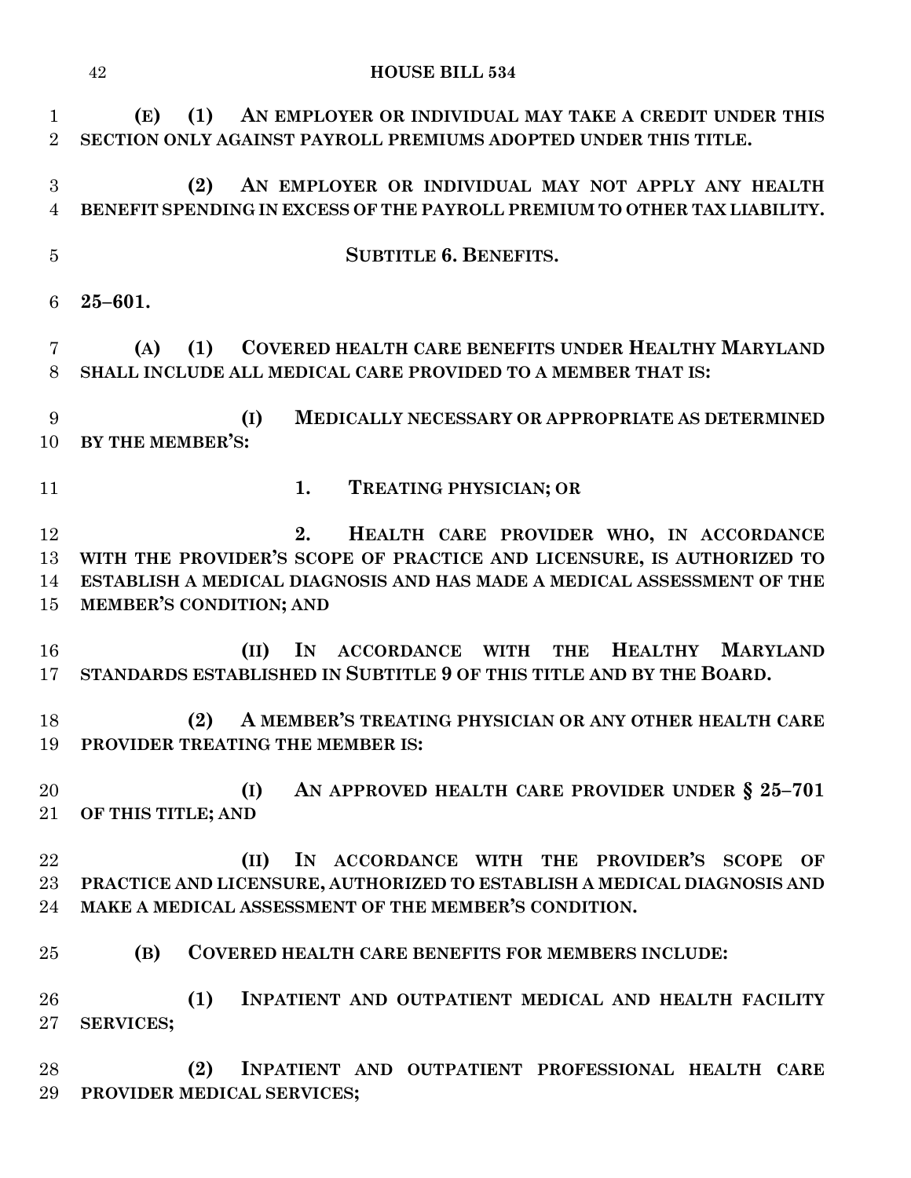**(E) (1) AN EMPLOYER OR INDIVIDUAL MAY TAKE A CREDIT UNDER THIS SECTION ONLY AGAINST PAYROLL PREMIUMS ADOPTED UNDER THIS TITLE.**

**(2) AN EMPLOYER OR INDIVIDUAL MAY NOT APPLY ANY HEALTH BENEFIT SPENDING IN EXCESS OF THE PAYROLL PREMIUM TO OTHER TAX LIABILITY.**

**SUBTITLE 6. BENEFITS.**

**25–601.**

**(A) (1) COVERED HEALTH CARE BENEFITS UNDER HEALTHY MARYLAND SHALL INCLUDE ALL MEDICAL CARE PROVIDED TO A MEMBER THAT IS:**

**(I) MEDICALLY NECESSARY OR APPROPRIATE AS DETERMINED BY THE MEMBER'S:**

**1. TREATING PHYSICIAN; OR**

**2. HEALTH CARE PROVIDER WHO, IN ACCORDANCE WITH THE PROVIDER'S SCOPE OF PRACTICE AND LICENSURE, IS AUTHORIZED TO ESTABLISH A MEDICAL DIAGNOSIS AND HAS MADE A MEDICAL ASSESSMENT OF THE MEMBER'S CONDITION; AND**

**(II) IN ACCORDANCE WITH THE HEALTHY MARYLAND STANDARDS ESTABLISHED IN SUBTITLE 9 OF THIS TITLE AND BY THE BOARD.**

**(2) A MEMBER'S TREATING PHYSICIAN OR ANY OTHER HEALTH CARE PROVIDER TREATING THE MEMBER IS:**

**(I) AN APPROVED HEALTH CARE PROVIDER UNDER § 25–701 OF THIS TITLE; AND**

**(II) IN ACCORDANCE WITH THE PROVIDER'S SCOPE OF PRACTICE AND LICENSURE, AUTHORIZED TO ESTABLISH A MEDICAL DIAGNOSIS AND MAKE A MEDICAL ASSESSMENT OF THE MEMBER'S CONDITION.**

**(B) COVERED HEALTH CARE BENEFITS FOR MEMBERS INCLUDE:**

**(1) INPATIENT AND OUTPATIENT MEDICAL AND HEALTH FACILITY SERVICES;**

**(2) INPATIENT AND OUTPATIENT PROFESSIONAL HEALTH CARE PROVIDER MEDICAL SERVICES;**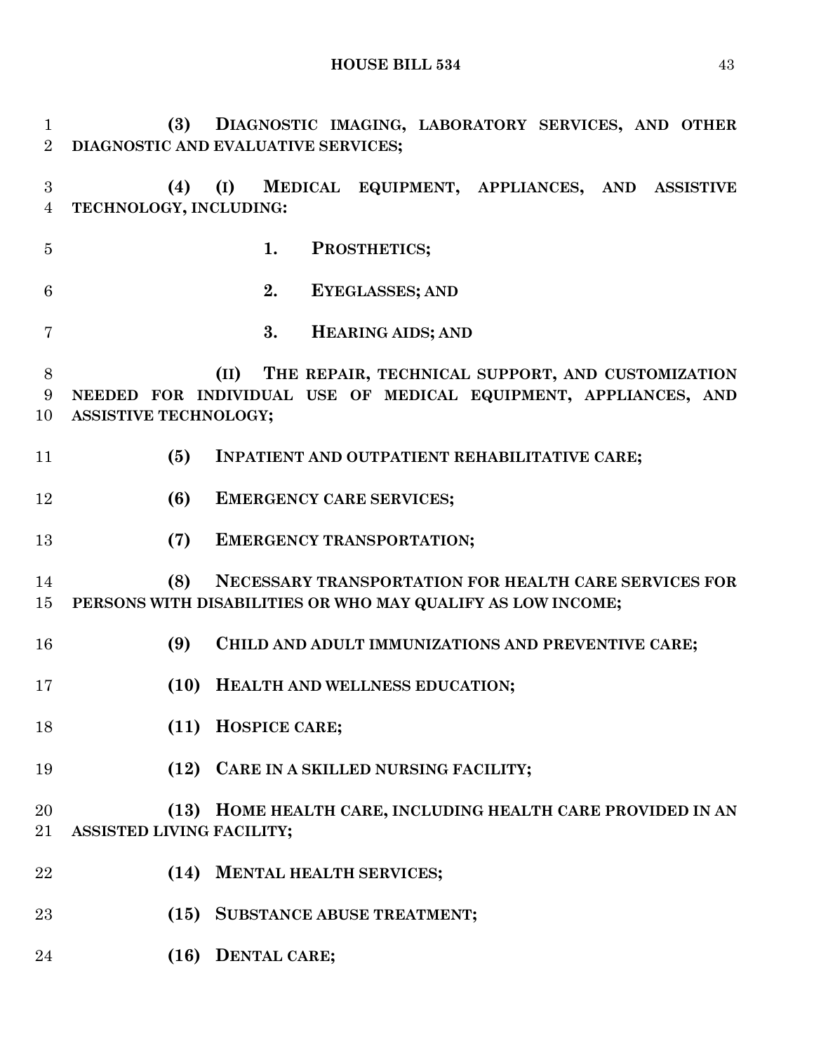**(3) DIAGNOSTIC IMAGING, LABORATORY SERVICES, AND OTHER DIAGNOSTIC AND EVALUATIVE SERVICES;**

**(4) (I) MEDICAL EQUIPMENT, APPLIANCES, AND ASSISTIVE TECHNOLOGY, INCLUDING:**

**1. PROSTHETICS;**

**2. EYEGLASSES; AND**

**3. HEARING AIDS; AND**

**(II) THE REPAIR, TECHNICAL SUPPORT, AND CUSTOMIZATION NEEDED FOR INDIVIDUAL USE OF MEDICAL EQUIPMENT, APPLIANCES, AND ASSISTIVE TECHNOLOGY;**

**(5) INPATIENT AND OUTPATIENT REHABILITATIVE CARE;**

**(6) EMERGENCY CARE SERVICES;**

**(7) EMERGENCY TRANSPORTATION;**

**(8) NECESSARY TRANSPORTATION FOR HEALTH CARE SERVICES FOR PERSONS WITH DISABILITIES OR WHO MAY QUALIFY AS LOW INCOME;**

**(9) CHILD AND ADULT IMMUNIZATIONS AND PREVENTIVE CARE;**

**(10) HEALTH AND WELLNESS EDUCATION;**

**(11) HOSPICE CARE;**

**(12) CARE IN A SKILLED NURSING FACILITY;**

**(13) HOME HEALTH CARE, INCLUDING HEALTH CARE PROVIDED IN AN ASSISTED LIVING FACILITY;**

**(14) MENTAL HEALTH SERVICES;**

**(15) SUBSTANCE ABUSE TREATMENT;**

**(16) DENTAL CARE;**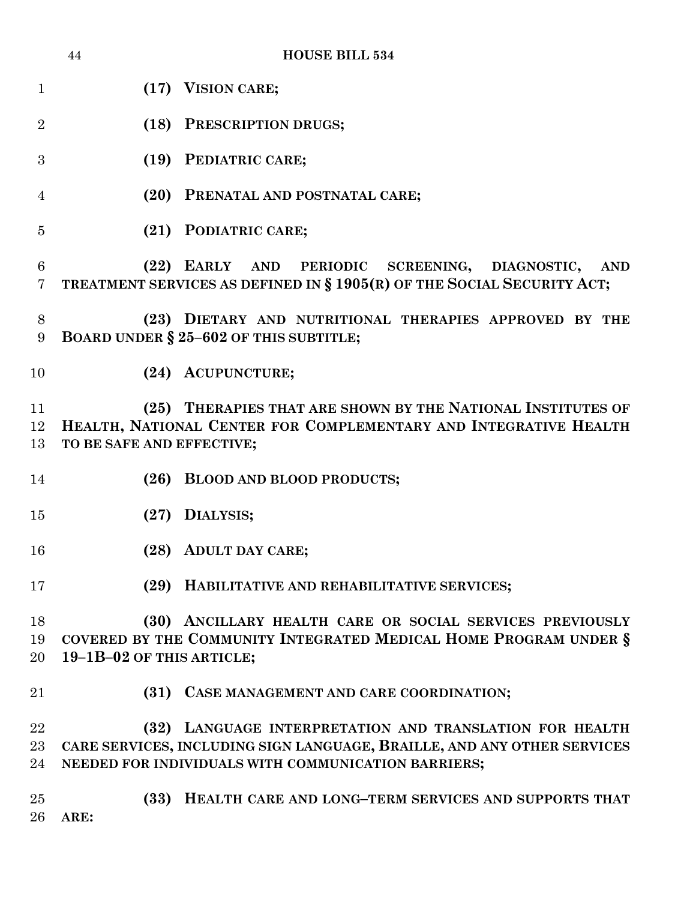**(17) VISION CARE;**

**(18) PRESCRIPTION DRUGS;**

**(19) PEDIATRIC CARE;**

**(20) PRENATAL AND POSTNATAL CARE;**

**(21) PODIATRIC CARE;**

**(22) EARLY AND PERIODIC SCREENING, DIAGNOSTIC, AND TREATMENT SERVICES AS DEFINED IN § 1905(R) OF THE SOCIAL SECURITY ACT;**

**(23) DIETARY AND NUTRITIONAL THERAPIES APPROVED BY THE BOARD UNDER § 25–602 OF THIS SUBTITLE;**

**(24) ACUPUNCTURE;**

**(25) THERAPIES THAT ARE SHOWN BY THE NATIONAL INSTITUTES OF HEALTH, NATIONAL CENTER FOR COMPLEMENTARY AND INTEGRATIVE HEALTH TO BE SAFE AND EFFECTIVE;**

**(26) BLOOD AND BLOOD PRODUCTS;**

**(27) DIALYSIS;**

**(28) ADULT DAY CARE;**

**(29) HABILITATIVE AND REHABILITATIVE SERVICES;**

**(30) ANCILLARY HEALTH CARE OR SOCIAL SERVICES PREVIOUSLY COVERED BY THE COMMUNITY INTEGRATED MEDICAL HOME PROGRAM UNDER § 19–1B–02 OF THIS ARTICLE;**

**(31) CASE MANAGEMENT AND CARE COORDINATION;**

**(32) LANGUAGE INTERPRETATION AND TRANSLATION FOR HEALTH CARE SERVICES, INCLUDING SIGN LANGUAGE, BRAILLE, AND ANY OTHER SERVICES NEEDED FOR INDIVIDUALS WITH COMMUNICATION BARRIERS;**

**(33) HEALTH CARE AND LONG–TERM SERVICES AND SUPPORTS THAT ARE:**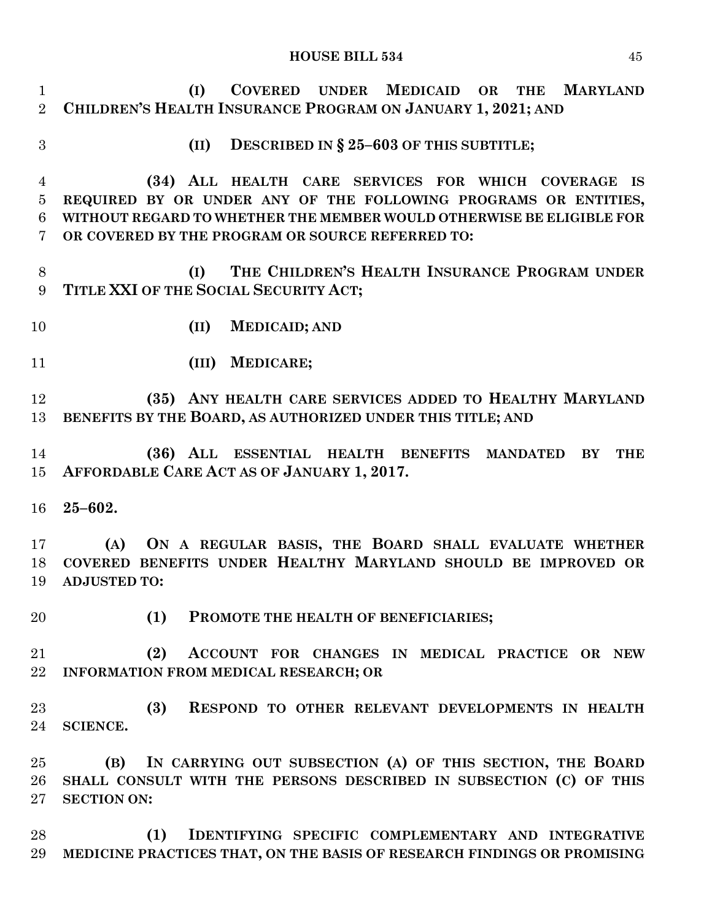**(I) COVERED UNDER MEDICAID OR THE MARYLAND CHILDREN'S HEALTH INSURANCE PROGRAM ON JANUARY 1, 2021; AND**

**(II) DESCRIBED IN § 25–603 OF THIS SUBTITLE;**

**(34) ALL HEALTH CARE SERVICES FOR WHICH COVERAGE IS REQUIRED BY OR UNDER ANY OF THE FOLLOWING PROGRAMS OR ENTITIES, WITHOUT REGARD TO WHETHER THE MEMBER WOULD OTHERWISE BE ELIGIBLE FOR OR COVERED BY THE PROGRAM OR SOURCE REFERRED TO:**

**(I) THE CHILDREN'S HEALTH INSURANCE PROGRAM UNDER TITLE XXI OF THE SOCIAL SECURITY ACT;**

**(II) MEDICAID; AND**

**(III) MEDICARE;**

**(35) ANY HEALTH CARE SERVICES ADDED TO HEALTHY MARYLAND BENEFITS BY THE BOARD, AS AUTHORIZED UNDER THIS TITLE; AND**

**(36) ALL ESSENTIAL HEALTH BENEFITS MANDATED BY THE AFFORDABLE CARE ACT AS OF JANUARY 1, 2017.**

**25–602.**

**(A) ON A REGULAR BASIS, THE BOARD SHALL EVALUATE WHETHER COVERED BENEFITS UNDER HEALTHY MARYLAND SHOULD BE IMPROVED OR ADJUSTED TO:**

**(1) PROMOTE THE HEALTH OF BENEFICIARIES;**

**(2) ACCOUNT FOR CHANGES IN MEDICAL PRACTICE OR NEW INFORMATION FROM MEDICAL RESEARCH; OR**

**(3) RESPOND TO OTHER RELEVANT DEVELOPMENTS IN HEALTH SCIENCE.**

**(B) IN CARRYING OUT SUBSECTION (A) OF THIS SECTION, THE BOARD SHALL CONSULT WITH THE PERSONS DESCRIBED IN SUBSECTION (C) OF THIS SECTION ON:**

**(1) IDENTIFYING SPECIFIC COMPLEMENTARY AND INTEGRATIVE MEDICINE PRACTICES THAT, ON THE BASIS OF RESEARCH FINDINGS OR PROMISING**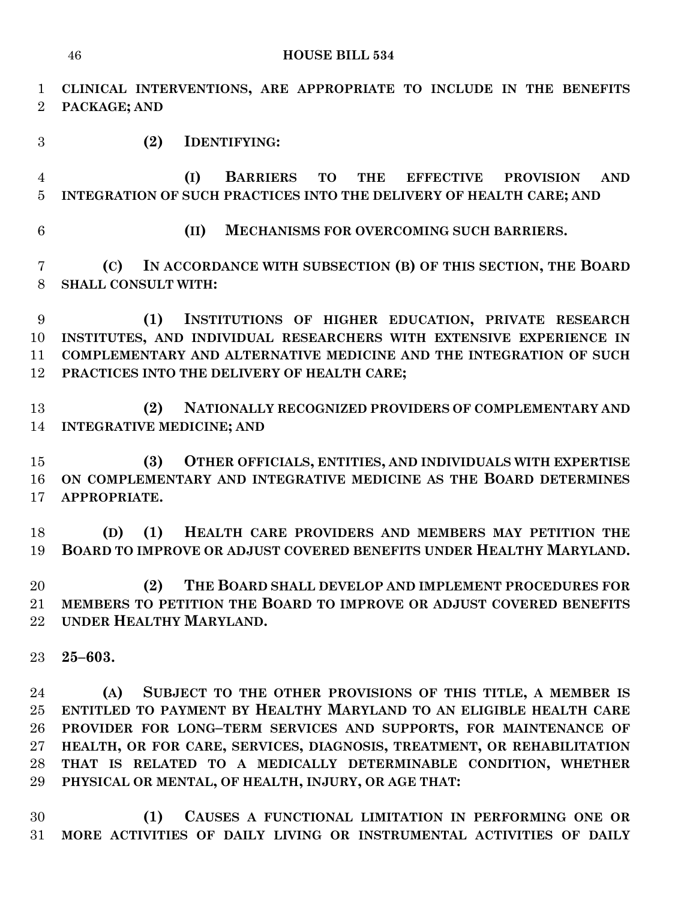**CLINICAL INTERVENTIONS, ARE APPROPRIATE TO INCLUDE IN THE BENEFITS PACKAGE; AND**

**(2) IDENTIFYING:**

**(I) BARRIERS TO THE EFFECTIVE PROVISION AND INTEGRATION OF SUCH PRACTICES INTO THE DELIVERY OF HEALTH CARE; AND**

**(II) MECHANISMS FOR OVERCOMING SUCH BARRIERS.**

**(C) IN ACCORDANCE WITH SUBSECTION (B) OF THIS SECTION, THE BOARD SHALL CONSULT WITH:**

**(1) INSTITUTIONS OF HIGHER EDUCATION, PRIVATE RESEARCH INSTITUTES, AND INDIVIDUAL RESEARCHERS WITH EXTENSIVE EXPERIENCE IN COMPLEMENTARY AND ALTERNATIVE MEDICINE AND THE INTEGRATION OF SUCH PRACTICES INTO THE DELIVERY OF HEALTH CARE;**

**(2) NATIONALLY RECOGNIZED PROVIDERS OF COMPLEMENTARY AND INTEGRATIVE MEDICINE; AND**

**(3) OTHER OFFICIALS, ENTITIES, AND INDIVIDUALS WITH EXPERTISE ON COMPLEMENTARY AND INTEGRATIVE MEDICINE AS THE BOARD DETERMINES APPROPRIATE.**

**(D) (1) HEALTH CARE PROVIDERS AND MEMBERS MAY PETITION THE BOARD TO IMPROVE OR ADJUST COVERED BENEFITS UNDER HEALTHY MARYLAND.**

**(2) THE BOARD SHALL DEVELOP AND IMPLEMENT PROCEDURES FOR MEMBERS TO PETITION THE BOARD TO IMPROVE OR ADJUST COVERED BENEFITS UNDER HEALTHY MARYLAND.**

**25–603.**

**(A) SUBJECT TO THE OTHER PROVISIONS OF THIS TITLE, A MEMBER IS ENTITLED TO PAYMENT BY HEALTHY MARYLAND TO AN ELIGIBLE HEALTH CARE PROVIDER FOR LONG–TERM SERVICES AND SUPPORTS, FOR MAINTENANCE OF HEALTH, OR FOR CARE, SERVICES, DIAGNOSIS, TREATMENT, OR REHABILITATION THAT IS RELATED TO A MEDICALLY DETERMINABLE CONDITION, WHETHER PHYSICAL OR MENTAL, OF HEALTH, INJURY, OR AGE THAT:**

**(1) CAUSES A FUNCTIONAL LIMITATION IN PERFORMING ONE OR MORE ACTIVITIES OF DAILY LIVING OR INSTRUMENTAL ACTIVITIES OF DAILY**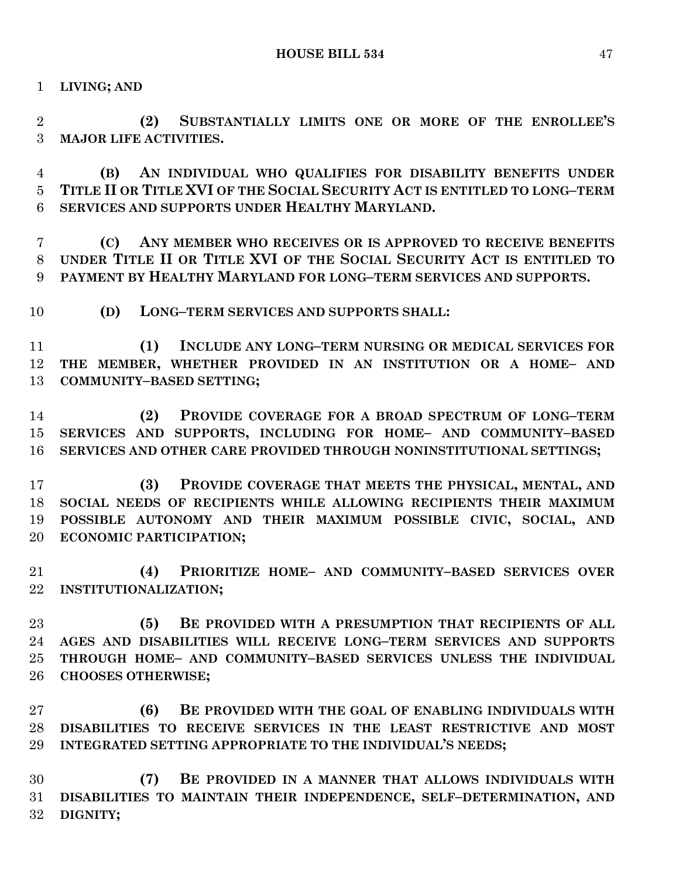**LIVING; AND**

**(2) SUBSTANTIALLY LIMITS ONE OR MORE OF THE ENROLLEE'S MAJOR LIFE ACTIVITIES.**

**(B) AN INDIVIDUAL WHO QUALIFIES FOR DISABILITY BENEFITS UNDER TITLE II OR TITLE XVI OF THE SOCIAL SECURITY ACT IS ENTITLED TO LONG–TERM SERVICES AND SUPPORTS UNDER HEALTHY MARYLAND.**

**(C) ANY MEMBER WHO RECEIVES OR IS APPROVED TO RECEIVE BENEFITS UNDER TITLE II OR TITLE XVI OF THE SOCIAL SECURITY ACT IS ENTITLED TO PAYMENT BY HEALTHY MARYLAND FOR LONG–TERM SERVICES AND SUPPORTS.**

**(D) LONG–TERM SERVICES AND SUPPORTS SHALL:**

**(1) INCLUDE ANY LONG–TERM NURSING OR MEDICAL SERVICES FOR THE MEMBER, WHETHER PROVIDED IN AN INSTITUTION OR A HOME– AND COMMUNITY–BASED SETTING;**

**(2) PROVIDE COVERAGE FOR A BROAD SPECTRUM OF LONG–TERM SERVICES AND SUPPORTS, INCLUDING FOR HOME– AND COMMUNITY–BASED SERVICES AND OTHER CARE PROVIDED THROUGH NONINSTITUTIONAL SETTINGS;**

**(3) PROVIDE COVERAGE THAT MEETS THE PHYSICAL, MENTAL, AND SOCIAL NEEDS OF RECIPIENTS WHILE ALLOWING RECIPIENTS THEIR MAXIMUM POSSIBLE AUTONOMY AND THEIR MAXIMUM POSSIBLE CIVIC, SOCIAL, AND ECONOMIC PARTICIPATION;**

**(4) PRIORITIZE HOME– AND COMMUNITY–BASED SERVICES OVER INSTITUTIONALIZATION;**

**(5) BE PROVIDED WITH A PRESUMPTION THAT RECIPIENTS OF ALL AGES AND DISABILITIES WILL RECEIVE LONG–TERM SERVICES AND SUPPORTS THROUGH HOME– AND COMMUNITY–BASED SERVICES UNLESS THE INDIVIDUAL CHOOSES OTHERWISE;**

**(6) BE PROVIDED WITH THE GOAL OF ENABLING INDIVIDUALS WITH DISABILITIES TO RECEIVE SERVICES IN THE LEAST RESTRICTIVE AND MOST INTEGRATED SETTING APPROPRIATE TO THE INDIVIDUAL'S NEEDS;**

**(7) BE PROVIDED IN A MANNER THAT ALLOWS INDIVIDUALS WITH DISABILITIES TO MAINTAIN THEIR INDEPENDENCE, SELF–DETERMINATION, AND DIGNITY;**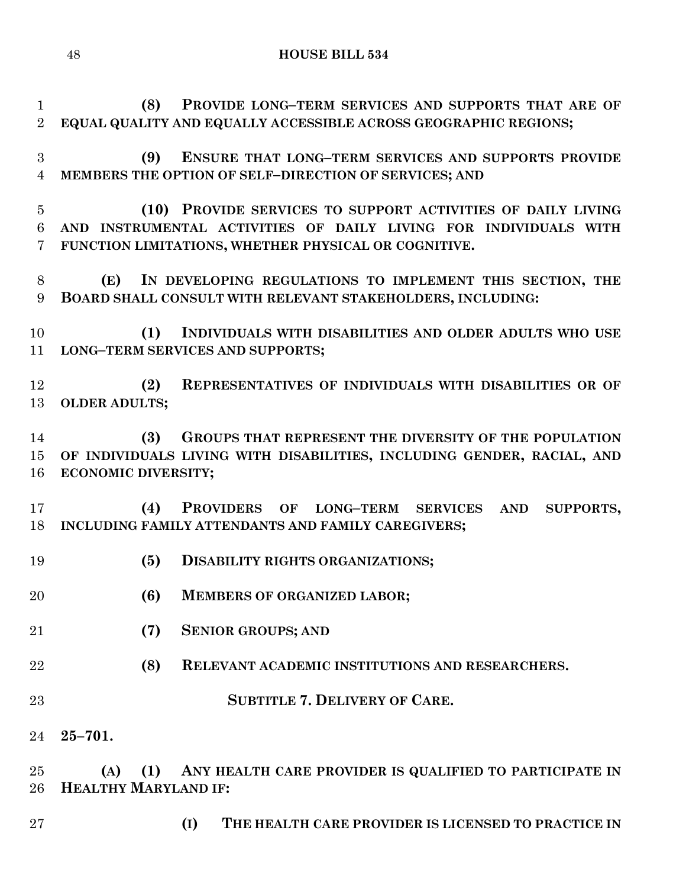**(8) PROVIDE LONG–TERM SERVICES AND SUPPORTS THAT ARE OF EQUAL QUALITY AND EQUALLY ACCESSIBLE ACROSS GEOGRAPHIC REGIONS;**

**(9) ENSURE THAT LONG–TERM SERVICES AND SUPPORTS PROVIDE MEMBERS THE OPTION OF SELF–DIRECTION OF SERVICES; AND**

**(10) PROVIDE SERVICES TO SUPPORT ACTIVITIES OF DAILY LIVING AND INSTRUMENTAL ACTIVITIES OF DAILY LIVING FOR INDIVIDUALS WITH FUNCTION LIMITATIONS, WHETHER PHYSICAL OR COGNITIVE.**

**(E) IN DEVELOPING REGULATIONS TO IMPLEMENT THIS SECTION, THE BOARD SHALL CONSULT WITH RELEVANT STAKEHOLDERS, INCLUDING:**

**(1) INDIVIDUALS WITH DISABILITIES AND OLDER ADULTS WHO USE LONG–TERM SERVICES AND SUPPORTS;**

**(2) REPRESENTATIVES OF INDIVIDUALS WITH DISABILITIES OR OF OLDER ADULTS;**

**(3) GROUPS THAT REPRESENT THE DIVERSITY OF THE POPULATION OF INDIVIDUALS LIVING WITH DISABILITIES, INCLUDING GENDER, RACIAL, AND ECONOMIC DIVERSITY;**

**(4) PROVIDERS OF LONG–TERM SERVICES AND SUPPORTS, INCLUDING FAMILY ATTENDANTS AND FAMILY CAREGIVERS;**

**(5) DISABILITY RIGHTS ORGANIZATIONS;**

**(6) MEMBERS OF ORGANIZED LABOR;**

**(7) SENIOR GROUPS; AND**

**(8) RELEVANT ACADEMIC INSTITUTIONS AND RESEARCHERS.**

**SUBTITLE 7. DELIVERY OF CARE.**

**25–701.**

**(A) (1) ANY HEALTH CARE PROVIDER IS QUALIFIED TO PARTICIPATE IN HEALTHY MARYLAND IF:**

**(I) THE HEALTH CARE PROVIDER IS LICENSED TO PRACTICE IN**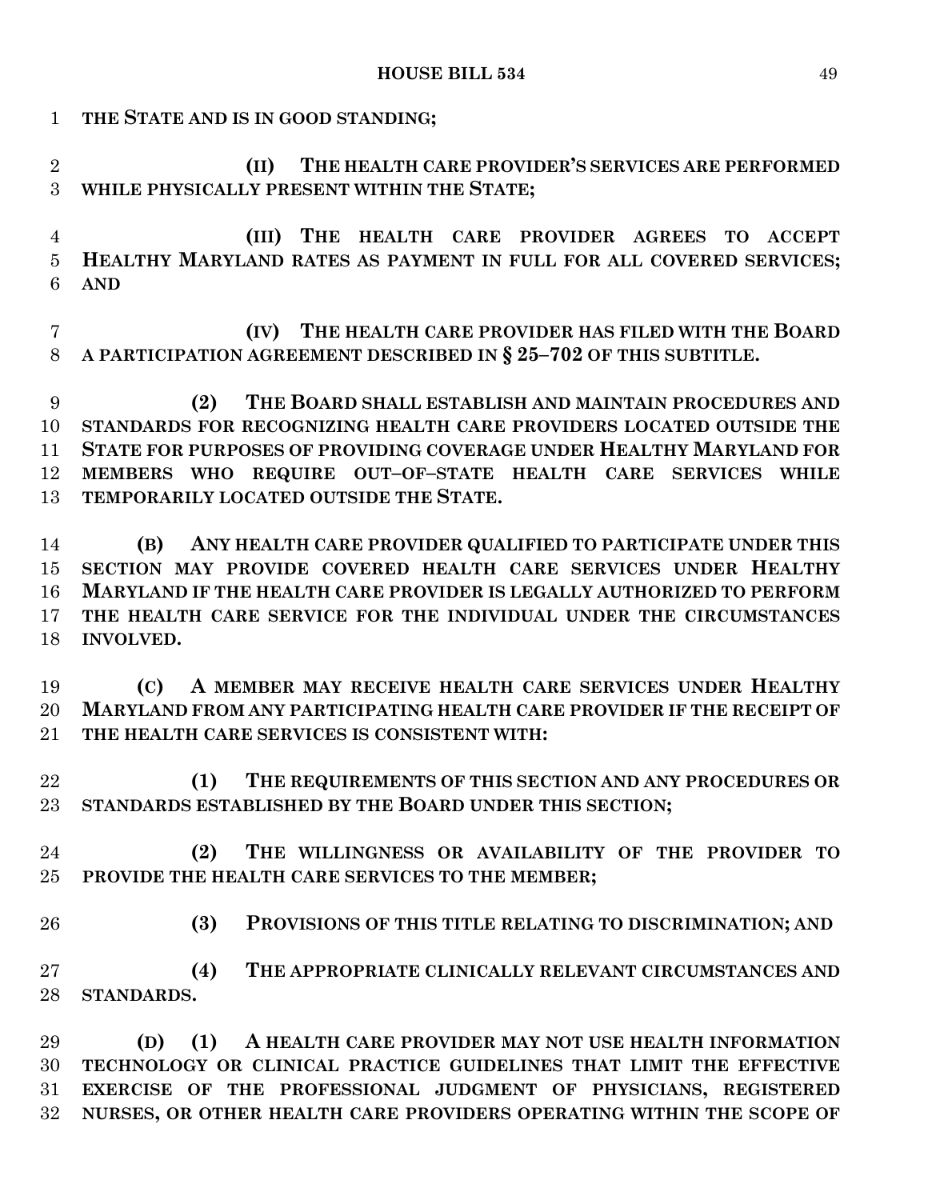**THE STATE AND IS IN GOOD STANDING;**

**(II) THE HEALTH CARE PROVIDER'S SERVICES ARE PERFORMED WHILE PHYSICALLY PRESENT WITHIN THE STATE;**

**(III) THE HEALTH CARE PROVIDER AGREES TO ACCEPT HEALTHY MARYLAND RATES AS PAYMENT IN FULL FOR ALL COVERED SERVICES; AND**

**(IV) THE HEALTH CARE PROVIDER HAS FILED WITH THE BOARD A PARTICIPATION AGREEMENT DESCRIBED IN § 25–702 OF THIS SUBTITLE.**

**(2) THE BOARD SHALL ESTABLISH AND MAINTAIN PROCEDURES AND STANDARDS FOR RECOGNIZING HEALTH CARE PROVIDERS LOCATED OUTSIDE THE STATE FOR PURPOSES OF PROVIDING COVERAGE UNDER HEALTHY MARYLAND FOR MEMBERS WHO REQUIRE OUT–OF–STATE HEALTH CARE SERVICES WHILE TEMPORARILY LOCATED OUTSIDE THE STATE.**

**(B) ANY HEALTH CARE PROVIDER QUALIFIED TO PARTICIPATE UNDER THIS SECTION MAY PROVIDE COVERED HEALTH CARE SERVICES UNDER HEALTHY MARYLAND IF THE HEALTH CARE PROVIDER IS LEGALLY AUTHORIZED TO PERFORM THE HEALTH CARE SERVICE FOR THE INDIVIDUAL UNDER THE CIRCUMSTANCES INVOLVED.**

**(C) A MEMBER MAY RECEIVE HEALTH CARE SERVICES UNDER HEALTHY MARYLAND FROM ANY PARTICIPATING HEALTH CARE PROVIDER IF THE RECEIPT OF THE HEALTH CARE SERVICES IS CONSISTENT WITH:**

**(1) THE REQUIREMENTS OF THIS SECTION AND ANY PROCEDURES OR STANDARDS ESTABLISHED BY THE BOARD UNDER THIS SECTION;**

**(2) THE WILLINGNESS OR AVAILABILITY OF THE PROVIDER TO PROVIDE THE HEALTH CARE SERVICES TO THE MEMBER;**

**(3) PROVISIONS OF THIS TITLE RELATING TO DISCRIMINATION; AND**

**(4) THE APPROPRIATE CLINICALLY RELEVANT CIRCUMSTANCES AND STANDARDS.**

**(D) (1) A HEALTH CARE PROVIDER MAY NOT USE HEALTH INFORMATION TECHNOLOGY OR CLINICAL PRACTICE GUIDELINES THAT LIMIT THE EFFECTIVE EXERCISE OF THE PROFESSIONAL JUDGMENT OF PHYSICIANS, REGISTERED NURSES, OR OTHER HEALTH CARE PROVIDERS OPERATING WITHIN THE SCOPE OF**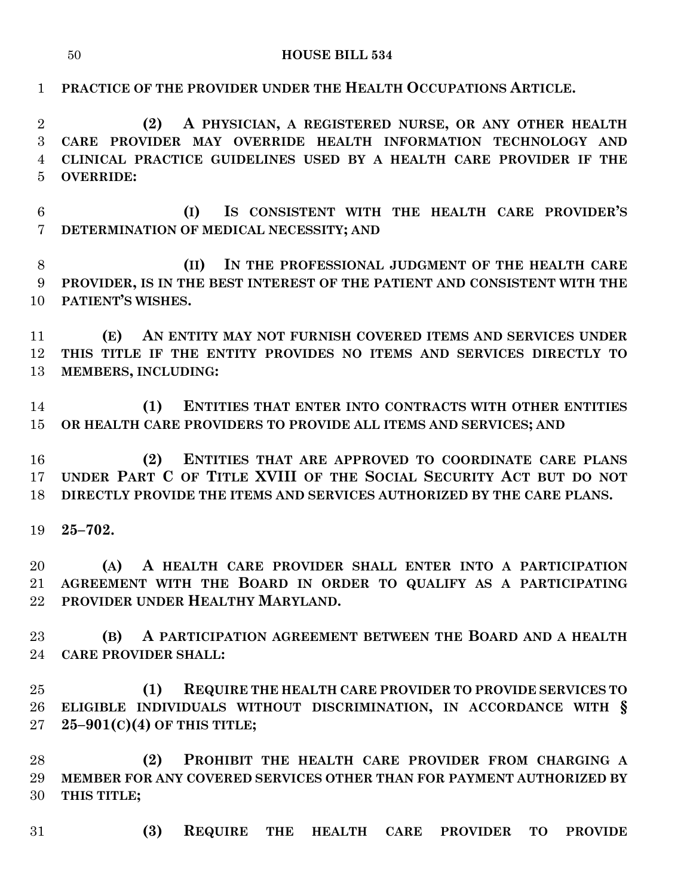**PRACTICE OF THE PROVIDER UNDER THE HEALTH OCCUPATIONS ARTICLE.**

**(2) A PHYSICIAN, A REGISTERED NURSE, OR ANY OTHER HEALTH CARE PROVIDER MAY OVERRIDE HEALTH INFORMATION TECHNOLOGY AND CLINICAL PRACTICE GUIDELINES USED BY A HEALTH CARE PROVIDER IF THE OVERRIDE:**

**(I) IS CONSISTENT WITH THE HEALTH CARE PROVIDER'S DETERMINATION OF MEDICAL NECESSITY; AND**

**(II) IN THE PROFESSIONAL JUDGMENT OF THE HEALTH CARE PROVIDER, IS IN THE BEST INTEREST OF THE PATIENT AND CONSISTENT WITH THE PATIENT'S WISHES.**

**(E) AN ENTITY MAY NOT FURNISH COVERED ITEMS AND SERVICES UNDER THIS TITLE IF THE ENTITY PROVIDES NO ITEMS AND SERVICES DIRECTLY TO MEMBERS, INCLUDING:**

**(1) ENTITIES THAT ENTER INTO CONTRACTS WITH OTHER ENTITIES OR HEALTH CARE PROVIDERS TO PROVIDE ALL ITEMS AND SERVICES; AND**

**(2) ENTITIES THAT ARE APPROVED TO COORDINATE CARE PLANS UNDER PART C OF TITLE XVIII OF THE SOCIAL SECURITY ACT BUT DO NOT DIRECTLY PROVIDE THE ITEMS AND SERVICES AUTHORIZED BY THE CARE PLANS.**

**25–702.**

**(A) A HEALTH CARE PROVIDER SHALL ENTER INTO A PARTICIPATION AGREEMENT WITH THE BOARD IN ORDER TO QUALIFY AS A PARTICIPATING PROVIDER UNDER HEALTHY MARYLAND.**

**(B) A PARTICIPATION AGREEMENT BETWEEN THE BOARD AND A HEALTH CARE PROVIDER SHALL:**

**(1) REQUIRE THE HEALTH CARE PROVIDER TO PROVIDE SERVICES TO ELIGIBLE INDIVIDUALS WITHOUT DISCRIMINATION, IN ACCORDANCE WITH § 25–901(C)(4) OF THIS TITLE;**

**(2) PROHIBIT THE HEALTH CARE PROVIDER FROM CHARGING A MEMBER FOR ANY COVERED SERVICES OTHER THAN FOR PAYMENT AUTHORIZED BY THIS TITLE;**

**(3) REQUIRE THE HEALTH CARE PROVIDER TO PROVIDE**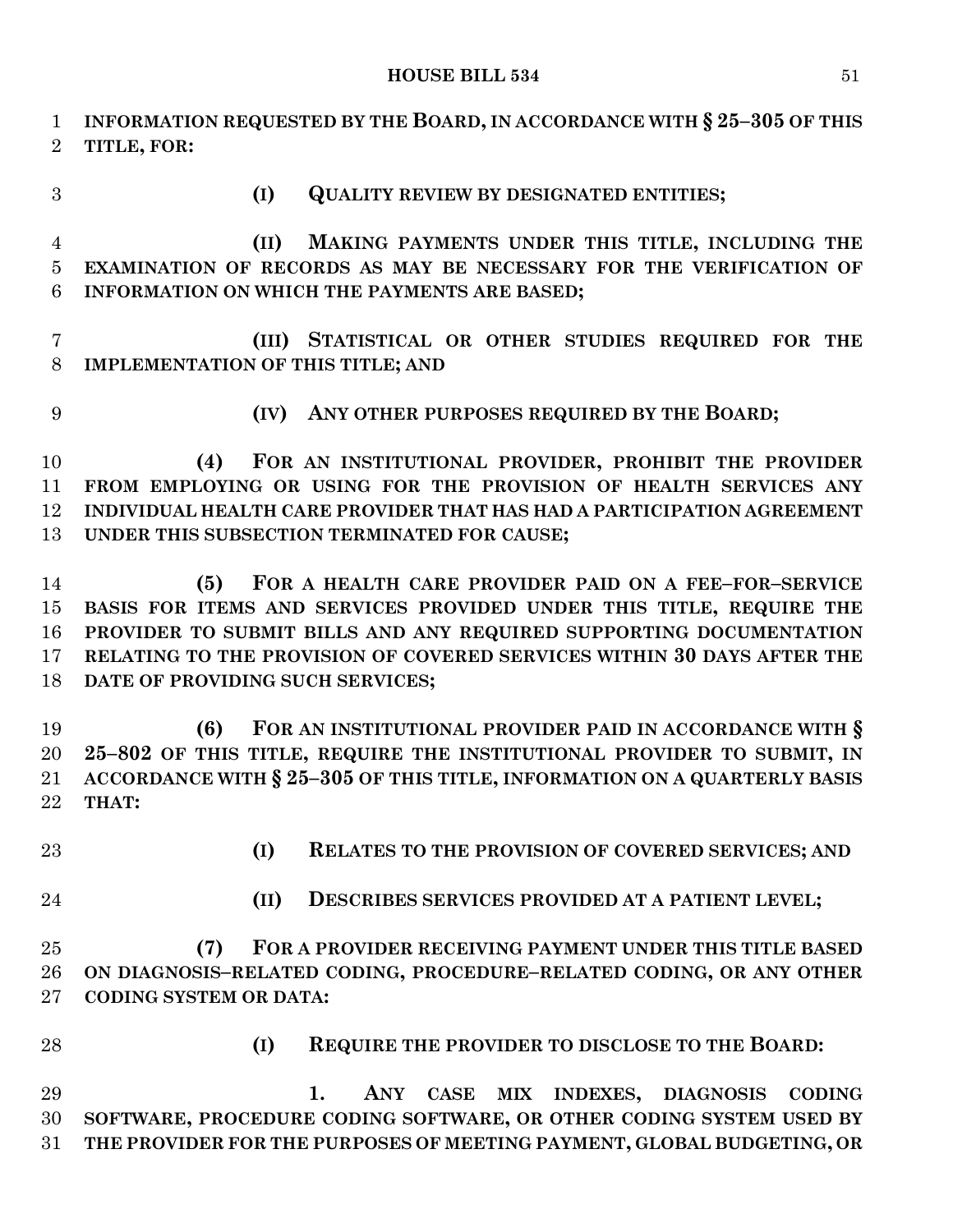**INFORMATION REQUESTED BY THE BOARD, IN ACCORDANCE WITH § 25–305 OF THIS TITLE, FOR:**

**(I) QUALITY REVIEW BY DESIGNATED ENTITIES;**

**(II) MAKING PAYMENTS UNDER THIS TITLE, INCLUDING THE EXAMINATION OF RECORDS AS MAY BE NECESSARY FOR THE VERIFICATION OF INFORMATION ON WHICH THE PAYMENTS ARE BASED;**

**(III) STATISTICAL OR OTHER STUDIES REQUIRED FOR THE IMPLEMENTATION OF THIS TITLE; AND**

**(IV) ANY OTHER PURPOSES REQUIRED BY THE BOARD;**

**(4) FOR AN INSTITUTIONAL PROVIDER, PROHIBIT THE PROVIDER FROM EMPLOYING OR USING FOR THE PROVISION OF HEALTH SERVICES ANY INDIVIDUAL HEALTH CARE PROVIDER THAT HAS HAD A PARTICIPATION AGREEMENT UNDER THIS SUBSECTION TERMINATED FOR CAUSE;**

**(5) FOR A HEALTH CARE PROVIDER PAID ON A FEE–FOR–SERVICE BASIS FOR ITEMS AND SERVICES PROVIDED UNDER THIS TITLE, REQUIRE THE PROVIDER TO SUBMIT BILLS AND ANY REQUIRED SUPPORTING DOCUMENTATION RELATING TO THE PROVISION OF COVERED SERVICES WITHIN 30 DAYS AFTER THE DATE OF PROVIDING SUCH SERVICES;**

**(6) FOR AN INSTITUTIONAL PROVIDER PAID IN ACCORDANCE WITH § 25–802 OF THIS TITLE, REQUIRE THE INSTITUTIONAL PROVIDER TO SUBMIT, IN ACCORDANCE WITH § 25–305 OF THIS TITLE, INFORMATION ON A QUARTERLY BASIS THAT:**

**(I) RELATES TO THE PROVISION OF COVERED SERVICES; AND**

**(II) DESCRIBES SERVICES PROVIDED AT A PATIENT LEVEL;**

**(7) FOR A PROVIDER RECEIVING PAYMENT UNDER THIS TITLE BASED ON DIAGNOSIS–RELATED CODING, PROCEDURE–RELATED CODING, OR ANY OTHER CODING SYSTEM OR DATA:**

**(I) REQUIRE THE PROVIDER TO DISCLOSE TO THE BOARD:**

**1. ANY CASE MIX INDEXES, DIAGNOSIS CODING SOFTWARE, PROCEDURE CODING SOFTWARE, OR OTHER CODING SYSTEM USED BY THE PROVIDER FOR THE PURPOSES OF MEETING PAYMENT, GLOBAL BUDGETING, OR**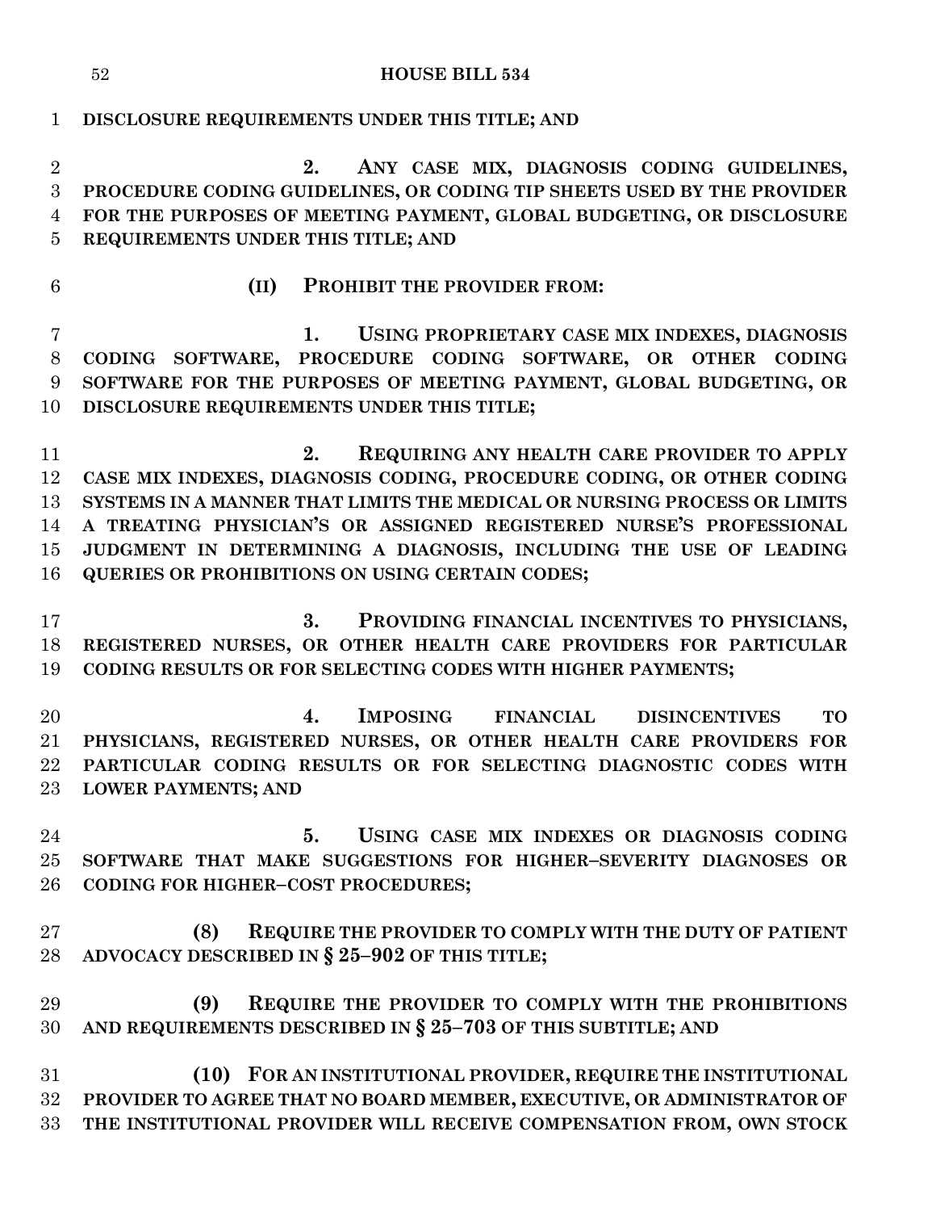**DISCLOSURE REQUIREMENTS UNDER THIS TITLE; AND**

**2. ANY CASE MIX, DIAGNOSIS CODING GUIDELINES, PROCEDURE CODING GUIDELINES, OR CODING TIP SHEETS USED BY THE PROVIDER FOR THE PURPOSES OF MEETING PAYMENT, GLOBAL BUDGETING, OR DISCLOSURE REQUIREMENTS UNDER THIS TITLE; AND**

**(II) PROHIBIT THE PROVIDER FROM:**

**1. USING PROPRIETARY CASE MIX INDEXES, DIAGNOSIS CODING SOFTWARE, PROCEDURE CODING SOFTWARE, OR OTHER CODING SOFTWARE FOR THE PURPOSES OF MEETING PAYMENT, GLOBAL BUDGETING, OR DISCLOSURE REQUIREMENTS UNDER THIS TITLE;**

**2. REQUIRING ANY HEALTH CARE PROVIDER TO APPLY CASE MIX INDEXES, DIAGNOSIS CODING, PROCEDURE CODING, OR OTHER CODING SYSTEMS IN A MANNER THAT LIMITS THE MEDICAL OR NURSING PROCESS OR LIMITS A TREATING PHYSICIAN'S OR ASSIGNED REGISTERED NURSE'S PROFESSIONAL JUDGMENT IN DETERMINING A DIAGNOSIS, INCLUDING THE USE OF LEADING QUERIES OR PROHIBITIONS ON USING CERTAIN CODES;**

**3. PROVIDING FINANCIAL INCENTIVES TO PHYSICIANS, REGISTERED NURSES, OR OTHER HEALTH CARE PROVIDERS FOR PARTICULAR CODING RESULTS OR FOR SELECTING CODES WITH HIGHER PAYMENTS;**

**4. IMPOSING FINANCIAL DISINCENTIVES TO PHYSICIANS, REGISTERED NURSES, OR OTHER HEALTH CARE PROVIDERS FOR PARTICULAR CODING RESULTS OR FOR SELECTING DIAGNOSTIC CODES WITH LOWER PAYMENTS; AND**

**5. USING CASE MIX INDEXES OR DIAGNOSIS CODING SOFTWARE THAT MAKE SUGGESTIONS FOR HIGHER–SEVERITY DIAGNOSES OR CODING FOR HIGHER–COST PROCEDURES;**

**(8) REQUIRE THE PROVIDER TO COMPLY WITH THE DUTY OF PATIENT ADVOCACY DESCRIBED IN § 25–902 OF THIS TITLE;**

**(9) REQUIRE THE PROVIDER TO COMPLY WITH THE PROHIBITIONS AND REQUIREMENTS DESCRIBED IN § 25–703 OF THIS SUBTITLE; AND**

**(10) FOR AN INSTITUTIONAL PROVIDER, REQUIRE THE INSTITUTIONAL PROVIDER TO AGREE THAT NO BOARD MEMBER, EXECUTIVE, OR ADMINISTRATOR OF THE INSTITUTIONAL PROVIDER WILL RECEIVE COMPENSATION FROM, OWN STOCK**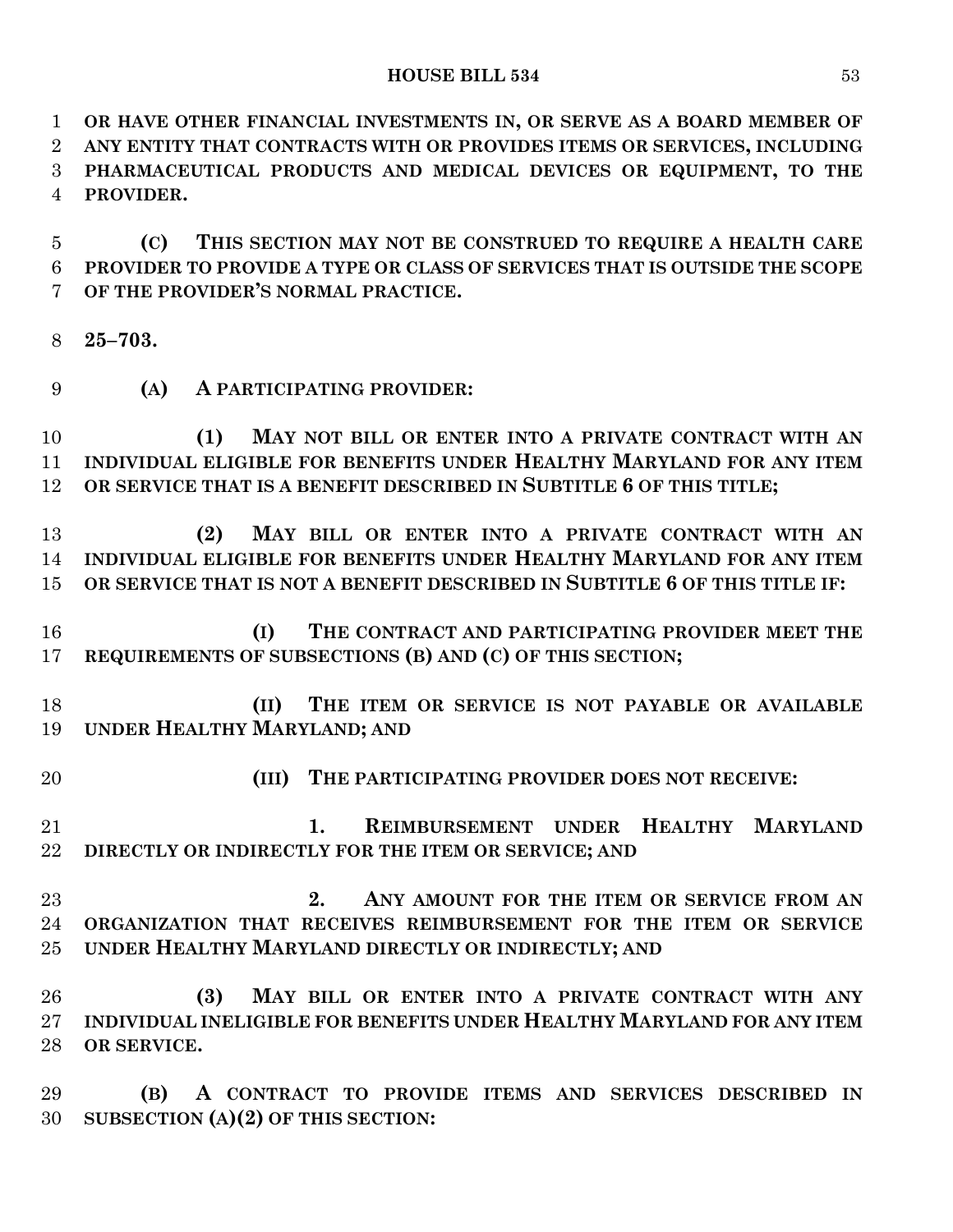**OR HAVE OTHER FINANCIAL INVESTMENTS IN, OR SERVE AS A BOARD MEMBER OF ANY ENTITY THAT CONTRACTS WITH OR PROVIDES ITEMS OR SERVICES, INCLUDING PHARMACEUTICAL PRODUCTS AND MEDICAL DEVICES OR EQUIPMENT, TO THE PROVIDER.**

**(C) THIS SECTION MAY NOT BE CONSTRUED TO REQUIRE A HEALTH CARE PROVIDER TO PROVIDE A TYPE OR CLASS OF SERVICES THAT IS OUTSIDE THE SCOPE OF THE PROVIDER'S NORMAL PRACTICE.**

**25–703.**

**(A) A PARTICIPATING PROVIDER:**

**(1) MAY NOT BILL OR ENTER INTO A PRIVATE CONTRACT WITH AN INDIVIDUAL ELIGIBLE FOR BENEFITS UNDER HEALTHY MARYLAND FOR ANY ITEM OR SERVICE THAT IS A BENEFIT DESCRIBED IN SUBTITLE 6 OF THIS TITLE;**

**(2) MAY BILL OR ENTER INTO A PRIVATE CONTRACT WITH AN INDIVIDUAL ELIGIBLE FOR BENEFITS UNDER HEALTHY MARYLAND FOR ANY ITEM OR SERVICE THAT IS NOT A BENEFIT DESCRIBED IN SUBTITLE 6 OF THIS TITLE IF:**

**(I) THE CONTRACT AND PARTICIPATING PROVIDER MEET THE REQUIREMENTS OF SUBSECTIONS (B) AND (C) OF THIS SECTION;**

**(II) THE ITEM OR SERVICE IS NOT PAYABLE OR AVAILABLE UNDER HEALTHY MARYLAND; AND**

**(III) THE PARTICIPATING PROVIDER DOES NOT RECEIVE:**

**1. REIMBURSEMENT UNDER HEALTHY MARYLAND DIRECTLY OR INDIRECTLY FOR THE ITEM OR SERVICE; AND**

**2. ANY AMOUNT FOR THE ITEM OR SERVICE FROM AN ORGANIZATION THAT RECEIVES REIMBURSEMENT FOR THE ITEM OR SERVICE UNDER HEALTHY MARYLAND DIRECTLY OR INDIRECTLY; AND**

**(3) MAY BILL OR ENTER INTO A PRIVATE CONTRACT WITH ANY INDIVIDUAL INELIGIBLE FOR BENEFITS UNDER HEALTHY MARYLAND FOR ANY ITEM OR SERVICE.**

**(B) A CONTRACT TO PROVIDE ITEMS AND SERVICES DESCRIBED IN SUBSECTION (A)(2) OF THIS SECTION:**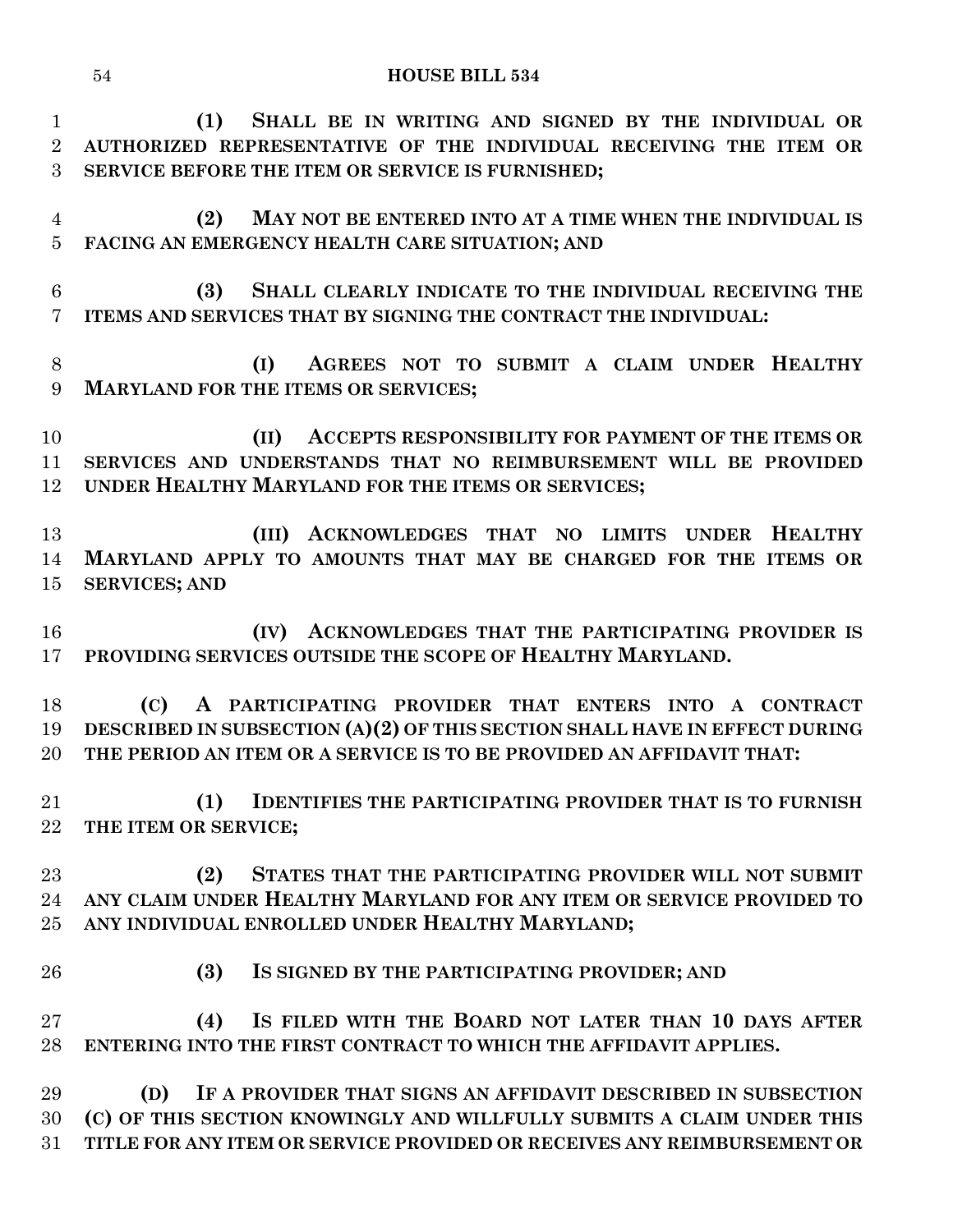**(1) SHALL BE IN WRITING AND SIGNED BY THE INDIVIDUAL OR AUTHORIZED REPRESENTATIVE OF THE INDIVIDUAL RECEIVING THE ITEM OR SERVICE BEFORE THE ITEM OR SERVICE IS FURNISHED;**

**(2) MAY NOT BE ENTERED INTO AT A TIME WHEN THE INDIVIDUAL IS FACING AN EMERGENCY HEALTH CARE SITUATION; AND**

**(3) SHALL CLEARLY INDICATE TO THE INDIVIDUAL RECEIVING THE ITEMS AND SERVICES THAT BY SIGNING THE CONTRACT THE INDIVIDUAL:**

**(I) AGREES NOT TO SUBMIT A CLAIM UNDER HEALTHY MARYLAND FOR THE ITEMS OR SERVICES;**

**(II) ACCEPTS RESPONSIBILITY FOR PAYMENT OF THE ITEMS OR SERVICES AND UNDERSTANDS THAT NO REIMBURSEMENT WILL BE PROVIDED UNDER HEALTHY MARYLAND FOR THE ITEMS OR SERVICES;**

**(III) ACKNOWLEDGES THAT NO LIMITS UNDER HEALTHY MARYLAND APPLY TO AMOUNTS THAT MAY BE CHARGED FOR THE ITEMS OR SERVICES; AND**

**(IV) ACKNOWLEDGES THAT THE PARTICIPATING PROVIDER IS PROVIDING SERVICES OUTSIDE THE SCOPE OF HEALTHY MARYLAND.**

**(C) A PARTICIPATING PROVIDER THAT ENTERS INTO A CONTRACT DESCRIBED IN SUBSECTION (A)(2) OF THIS SECTION SHALL HAVE IN EFFECT DURING THE PERIOD AN ITEM OR A SERVICE IS TO BE PROVIDED AN AFFIDAVIT THAT:**

**(1) IDENTIFIES THE PARTICIPATING PROVIDER THAT IS TO FURNISH THE ITEM OR SERVICE;**

**(2) STATES THAT THE PARTICIPATING PROVIDER WILL NOT SUBMIT ANY CLAIM UNDER HEALTHY MARYLAND FOR ANY ITEM OR SERVICE PROVIDED TO ANY INDIVIDUAL ENROLLED UNDER HEALTHY MARYLAND;**

**(3) IS SIGNED BY THE PARTICIPATING PROVIDER; AND**

**(4) IS FILED WITH THE BOARD NOT LATER THAN 10 DAYS AFTER ENTERING INTO THE FIRST CONTRACT TO WHICH THE AFFIDAVIT APPLIES.**

**(D) IF A PROVIDER THAT SIGNS AN AFFIDAVIT DESCRIBED IN SUBSECTION (C) OF THIS SECTION KNOWINGLY AND WILLFULLY SUBMITS A CLAIM UNDER THIS TITLE FOR ANY ITEM OR SERVICE PROVIDED OR RECEIVES ANY REIMBURSEMENT OR**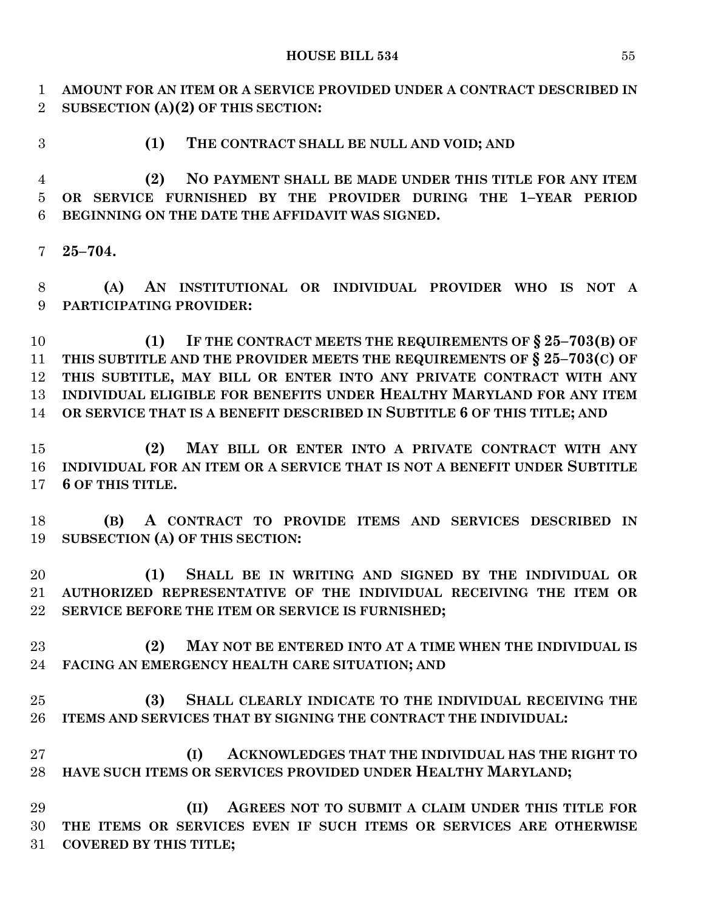**AMOUNT FOR AN ITEM OR A SERVICE PROVIDED UNDER A CONTRACT DESCRIBED IN SUBSECTION (A)(2) OF THIS SECTION:**

**(1) THE CONTRACT SHALL BE NULL AND VOID; AND**

**(2) NO PAYMENT SHALL BE MADE UNDER THIS TITLE FOR ANY ITEM OR SERVICE FURNISHED BY THE PROVIDER DURING THE 1–YEAR PERIOD BEGINNING ON THE DATE THE AFFIDAVIT WAS SIGNED.**

**25–704.**

**(A) AN INSTITUTIONAL OR INDIVIDUAL PROVIDER WHO IS NOT A PARTICIPATING PROVIDER:**

**(1) IF THE CONTRACT MEETS THE REQUIREMENTS OF § 25–703(B) OF THIS SUBTITLE AND THE PROVIDER MEETS THE REQUIREMENTS OF § 25–703(C) OF THIS SUBTITLE, MAY BILL OR ENTER INTO ANY PRIVATE CONTRACT WITH ANY INDIVIDUAL ELIGIBLE FOR BENEFITS UNDER HEALTHY MARYLAND FOR ANY ITEM OR SERVICE THAT IS A BENEFIT DESCRIBED IN SUBTITLE 6 OF THIS TITLE; AND**

**(2) MAY BILL OR ENTER INTO A PRIVATE CONTRACT WITH ANY INDIVIDUAL FOR AN ITEM OR A SERVICE THAT IS NOT A BENEFIT UNDER SUBTITLE 6 OF THIS TITLE.**

**(B) A CONTRACT TO PROVIDE ITEMS AND SERVICES DESCRIBED IN SUBSECTION (A) OF THIS SECTION:**

**(1) SHALL BE IN WRITING AND SIGNED BY THE INDIVIDUAL OR AUTHORIZED REPRESENTATIVE OF THE INDIVIDUAL RECEIVING THE ITEM OR SERVICE BEFORE THE ITEM OR SERVICE IS FURNISHED;**

**(2) MAY NOT BE ENTERED INTO AT A TIME WHEN THE INDIVIDUAL IS FACING AN EMERGENCY HEALTH CARE SITUATION; AND**

**(3) SHALL CLEARLY INDICATE TO THE INDIVIDUAL RECEIVING THE ITEMS AND SERVICES THAT BY SIGNING THE CONTRACT THE INDIVIDUAL:**

**(I) ACKNOWLEDGES THAT THE INDIVIDUAL HAS THE RIGHT TO HAVE SUCH ITEMS OR SERVICES PROVIDED UNDER HEALTHY MARYLAND;**

**(II) AGREES NOT TO SUBMIT A CLAIM UNDER THIS TITLE FOR THE ITEMS OR SERVICES EVEN IF SUCH ITEMS OR SERVICES ARE OTHERWISE COVERED BY THIS TITLE;**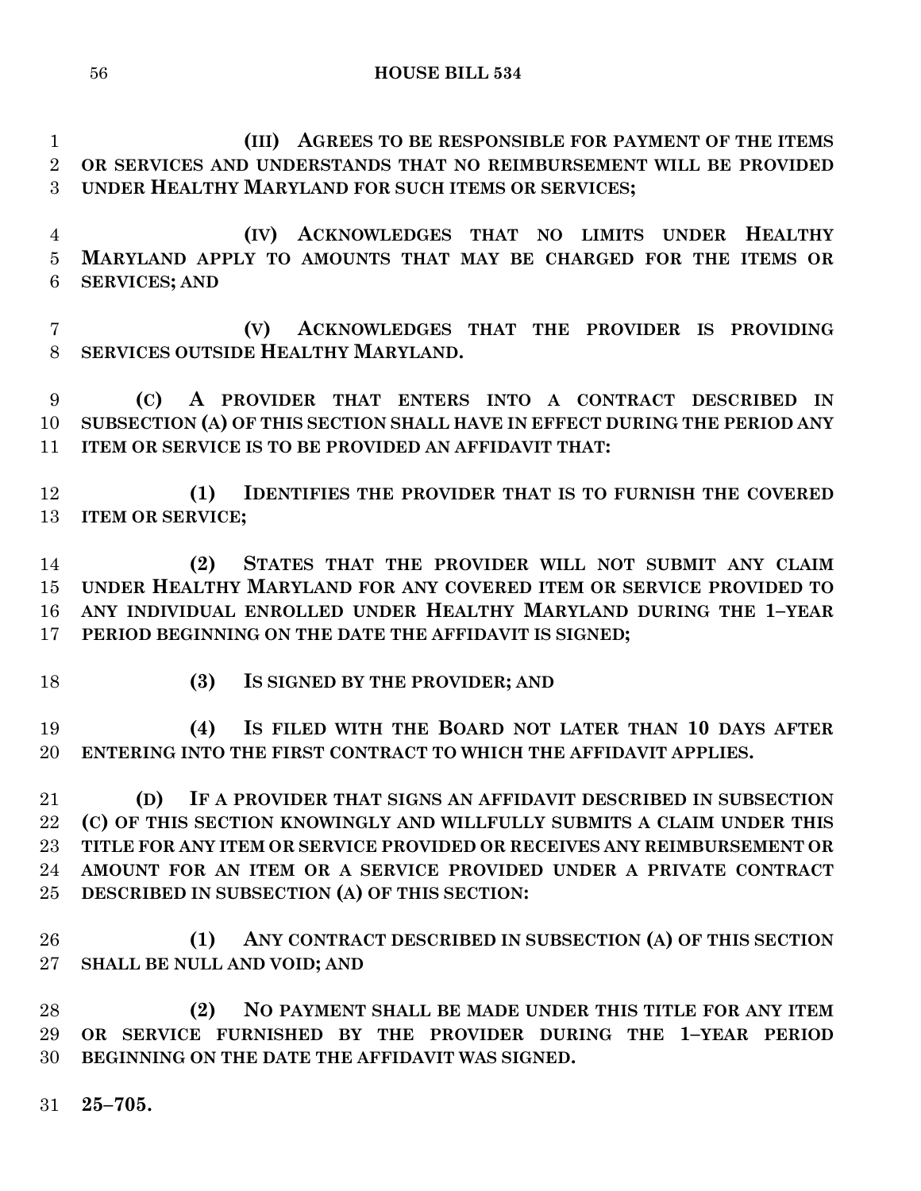**(III) AGREES TO BE RESPONSIBLE FOR PAYMENT OF THE ITEMS OR SERVICES AND UNDERSTANDS THAT NO REIMBURSEMENT WILL BE PROVIDED UNDER HEALTHY MARYLAND FOR SUCH ITEMS OR SERVICES;**

**(IV) ACKNOWLEDGES THAT NO LIMITS UNDER HEALTHY MARYLAND APPLY TO AMOUNTS THAT MAY BE CHARGED FOR THE ITEMS OR SERVICES; AND**

**(V) ACKNOWLEDGES THAT THE PROVIDER IS PROVIDING SERVICES OUTSIDE HEALTHY MARYLAND.**

**(C) A PROVIDER THAT ENTERS INTO A CONTRACT DESCRIBED IN SUBSECTION (A) OF THIS SECTION SHALL HAVE IN EFFECT DURING THE PERIOD ANY ITEM OR SERVICE IS TO BE PROVIDED AN AFFIDAVIT THAT:**

**(1) IDENTIFIES THE PROVIDER THAT IS TO FURNISH THE COVERED ITEM OR SERVICE;**

**(2) STATES THAT THE PROVIDER WILL NOT SUBMIT ANY CLAIM UNDER HEALTHY MARYLAND FOR ANY COVERED ITEM OR SERVICE PROVIDED TO ANY INDIVIDUAL ENROLLED UNDER HEALTHY MARYLAND DURING THE 1–YEAR PERIOD BEGINNING ON THE DATE THE AFFIDAVIT IS SIGNED;**

**(3) IS SIGNED BY THE PROVIDER; AND**

**(4) IS FILED WITH THE BOARD NOT LATER THAN 10 DAYS AFTER ENTERING INTO THE FIRST CONTRACT TO WHICH THE AFFIDAVIT APPLIES.**

**(D) IF A PROVIDER THAT SIGNS AN AFFIDAVIT DESCRIBED IN SUBSECTION (C) OF THIS SECTION KNOWINGLY AND WILLFULLY SUBMITS A CLAIM UNDER THIS TITLE FOR ANY ITEM OR SERVICE PROVIDED OR RECEIVES ANY REIMBURSEMENT OR AMOUNT FOR AN ITEM OR A SERVICE PROVIDED UNDER A PRIVATE CONTRACT DESCRIBED IN SUBSECTION (A) OF THIS SECTION:**

**(1) ANY CONTRACT DESCRIBED IN SUBSECTION (A) OF THIS SECTION SHALL BE NULL AND VOID; AND**

**(2) NO PAYMENT SHALL BE MADE UNDER THIS TITLE FOR ANY ITEM OR SERVICE FURNISHED BY THE PROVIDER DURING THE 1–YEAR PERIOD BEGINNING ON THE DATE THE AFFIDAVIT WAS SIGNED.**

**25–705.**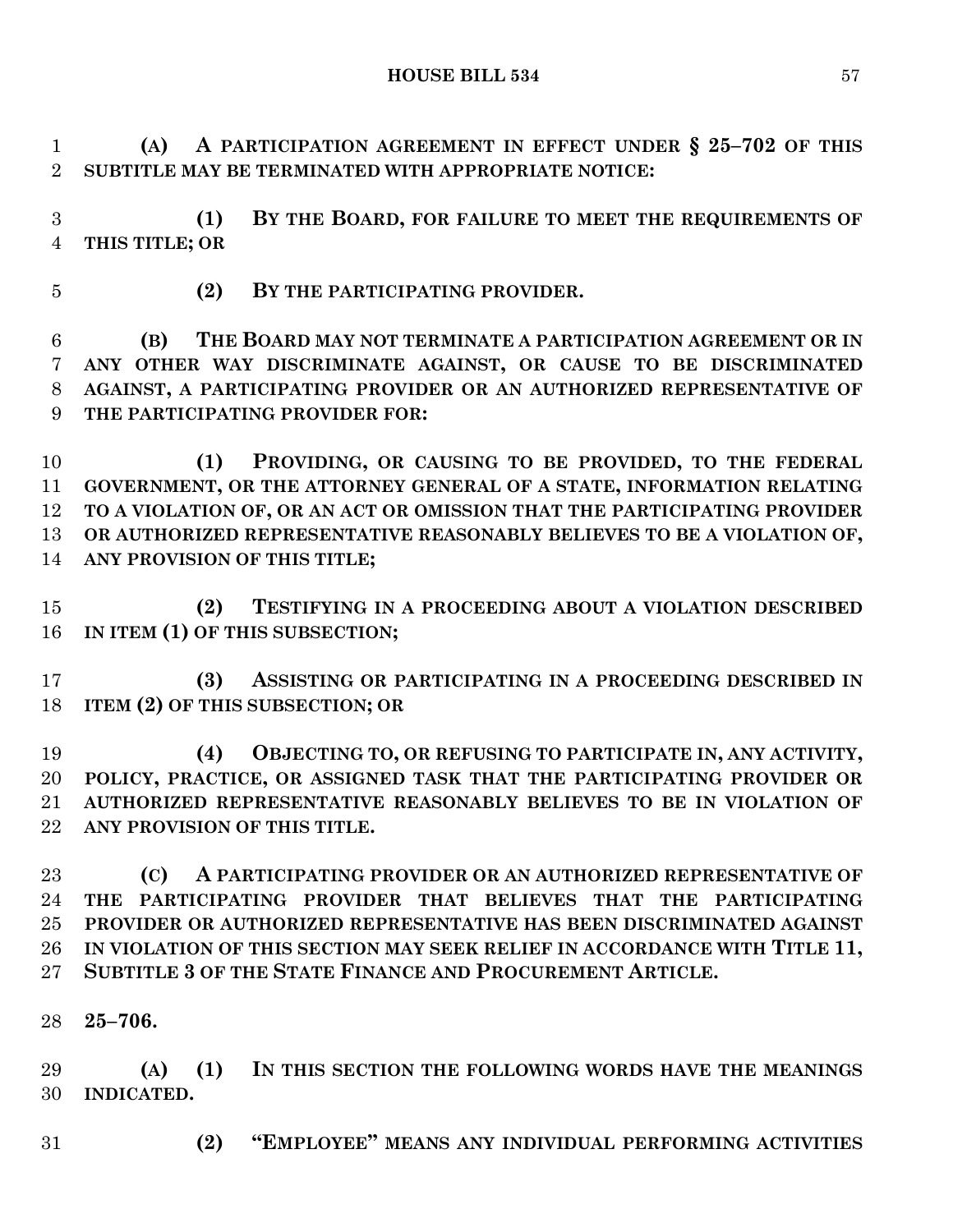**(A) A PARTICIPATION AGREEMENT IN EFFECT UNDER § 25–702 OF THIS SUBTITLE MAY BE TERMINATED WITH APPROPRIATE NOTICE:**

**(1) BY THE BOARD, FOR FAILURE TO MEET THE REQUIREMENTS OF THIS TITLE; OR**

**(2) BY THE PARTICIPATING PROVIDER.**

**(B) THE BOARD MAY NOT TERMINATE A PARTICIPATION AGREEMENT OR IN ANY OTHER WAY DISCRIMINATE AGAINST, OR CAUSE TO BE DISCRIMINATED AGAINST, A PARTICIPATING PROVIDER OR AN AUTHORIZED REPRESENTATIVE OF THE PARTICIPATING PROVIDER FOR:**

**(1) PROVIDING, OR CAUSING TO BE PROVIDED, TO THE FEDERAL GOVERNMENT, OR THE ATTORNEY GENERAL OF A STATE, INFORMATION RELATING TO A VIOLATION OF, OR AN ACT OR OMISSION THAT THE PARTICIPATING PROVIDER OR AUTHORIZED REPRESENTATIVE REASONABLY BELIEVES TO BE A VIOLATION OF, ANY PROVISION OF THIS TITLE;**

**(2) TESTIFYING IN A PROCEEDING ABOUT A VIOLATION DESCRIBED IN ITEM (1) OF THIS SUBSECTION;**

**(3) ASSISTING OR PARTICIPATING IN A PROCEEDING DESCRIBED IN ITEM (2) OF THIS SUBSECTION; OR**

**(4) OBJECTING TO, OR REFUSING TO PARTICIPATE IN, ANY ACTIVITY, POLICY, PRACTICE, OR ASSIGNED TASK THAT THE PARTICIPATING PROVIDER OR AUTHORIZED REPRESENTATIVE REASONABLY BELIEVES TO BE IN VIOLATION OF ANY PROVISION OF THIS TITLE.**

**(C) A PARTICIPATING PROVIDER OR AN AUTHORIZED REPRESENTATIVE OF THE PARTICIPATING PROVIDER THAT BELIEVES THAT THE PARTICIPATING PROVIDER OR AUTHORIZED REPRESENTATIVE HAS BEEN DISCRIMINATED AGAINST IN VIOLATION OF THIS SECTION MAY SEEK RELIEF IN ACCORDANCE WITH TITLE 11, SUBTITLE 3 OF THE STATE FINANCE AND PROCUREMENT ARTICLE.**

**25–706.**

**(A) (1) IN THIS SECTION THE FOLLOWING WORDS HAVE THE MEANINGS INDICATED.**

**(2) "EMPLOYEE" MEANS ANY INDIVIDUAL PERFORMING ACTIVITIES**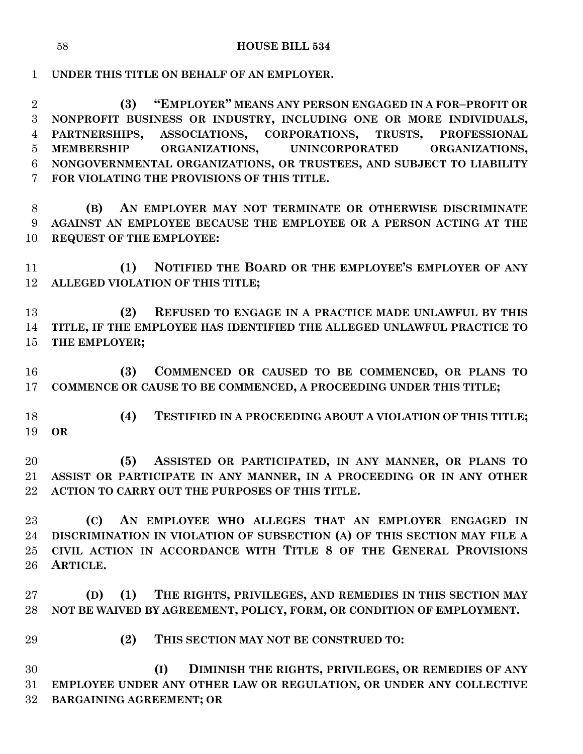**UNDER THIS TITLE ON BEHALF OF AN EMPLOYER.**

**(3) "EMPLOYER" MEANS ANY PERSON ENGAGED IN A FOR–PROFIT OR NONPROFIT BUSINESS OR INDUSTRY, INCLUDING ONE OR MORE INDIVIDUALS, PARTNERSHIPS, ASSOCIATIONS, CORPORATIONS, TRUSTS, PROFESSIONAL MEMBERSHIP ORGANIZATIONS, UNINCORPORATED ORGANIZATIONS, NONGOVERNMENTAL ORGANIZATIONS, OR TRUSTEES, AND SUBJECT TO LIABILITY FOR VIOLATING THE PROVISIONS OF THIS TITLE.**

**(B) AN EMPLOYER MAY NOT TERMINATE OR OTHERWISE DISCRIMINATE AGAINST AN EMPLOYEE BECAUSE THE EMPLOYEE OR A PERSON ACTING AT THE REQUEST OF THE EMPLOYEE:**

**(1) NOTIFIED THE BOARD OR THE EMPLOYEE'S EMPLOYER OF ANY ALLEGED VIOLATION OF THIS TITLE;**

**(2) REFUSED TO ENGAGE IN A PRACTICE MADE UNLAWFUL BY THIS TITLE, IF THE EMPLOYEE HAS IDENTIFIED THE ALLEGED UNLAWFUL PRACTICE TO THE EMPLOYER;**

**(3) COMMENCED OR CAUSED TO BE COMMENCED, OR PLANS TO COMMENCE OR CAUSE TO BE COMMENCED, A PROCEEDING UNDER THIS TITLE;**

**(4) TESTIFIED IN A PROCEEDING ABOUT A VIOLATION OF THIS TITLE; OR**

**(5) ASSISTED OR PARTICIPATED, IN ANY MANNER, OR PLANS TO ASSIST OR PARTICIPATE IN ANY MANNER, IN A PROCEEDING OR IN ANY OTHER ACTION TO CARRY OUT THE PURPOSES OF THIS TITLE.**

**(C) AN EMPLOYEE WHO ALLEGES THAT AN EMPLOYER ENGAGED IN DISCRIMINATION IN VIOLATION OF SUBSECTION (A) OF THIS SECTION MAY FILE A CIVIL ACTION IN ACCORDANCE WITH TITLE 8 OF THE GENERAL PROVISIONS ARTICLE.**

**(D) (1) THE RIGHTS, PRIVILEGES, AND REMEDIES IN THIS SECTION MAY NOT BE WAIVED BY AGREEMENT, POLICY, FORM, OR CONDITION OF EMPLOYMENT.**

**(2) THIS SECTION MAY NOT BE CONSTRUED TO:**

**(I) DIMINISH THE RIGHTS, PRIVILEGES, OR REMEDIES OF ANY EMPLOYEE UNDER ANY OTHER LAW OR REGULATION, OR UNDER ANY COLLECTIVE BARGAINING AGREEMENT; OR**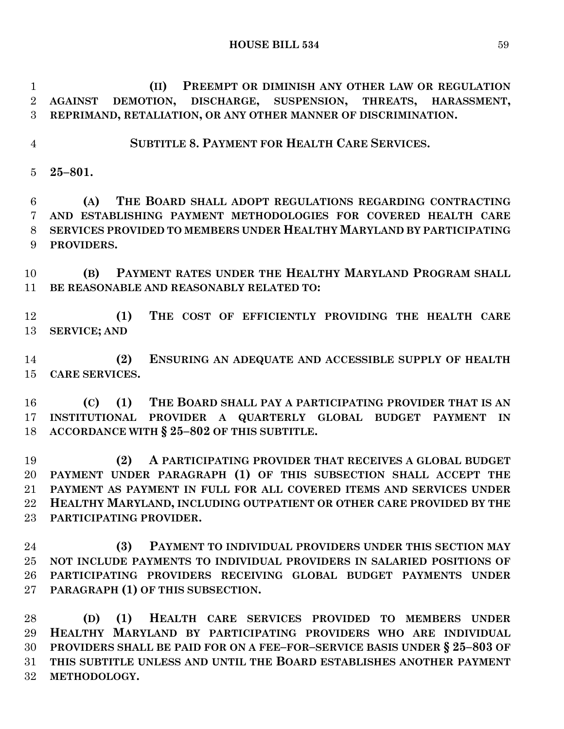**(II) PREEMPT OR DIMINISH ANY OTHER LAW OR REGULATION AGAINST DEMOTION, DISCHARGE, SUSPENSION, THREATS, HARASSMENT, REPRIMAND, RETALIATION, OR ANY OTHER MANNER OF DISCRIMINATION.**

**SUBTITLE 8. PAYMENT FOR HEALTH CARE SERVICES.**

**25–801.**

**(A) THE BOARD SHALL ADOPT REGULATIONS REGARDING CONTRACTING AND ESTABLISHING PAYMENT METHODOLOGIES FOR COVERED HEALTH CARE SERVICES PROVIDED TO MEMBERS UNDER HEALTHY MARYLAND BY PARTICIPATING PROVIDERS.**

**(B) PAYMENT RATES UNDER THE HEALTHY MARYLAND PROGRAM SHALL BE REASONABLE AND REASONABLY RELATED TO:**

**(1) THE COST OF EFFICIENTLY PROVIDING THE HEALTH CARE SERVICE; AND**

**(2) ENSURING AN ADEQUATE AND ACCESSIBLE SUPPLY OF HEALTH CARE SERVICES.**

**(C) (1) THE BOARD SHALL PAY A PARTICIPATING PROVIDER THAT IS AN INSTITUTIONAL PROVIDER A QUARTERLY GLOBAL BUDGET PAYMENT IN ACCORDANCE WITH § 25–802 OF THIS SUBTITLE.**

**(2) A PARTICIPATING PROVIDER THAT RECEIVES A GLOBAL BUDGET PAYMENT UNDER PARAGRAPH (1) OF THIS SUBSECTION SHALL ACCEPT THE PAYMENT AS PAYMENT IN FULL FOR ALL COVERED ITEMS AND SERVICES UNDER HEALTHY MARYLAND, INCLUDING OUTPATIENT OR OTHER CARE PROVIDED BY THE PARTICIPATING PROVIDER.**

**(3) PAYMENT TO INDIVIDUAL PROVIDERS UNDER THIS SECTION MAY NOT INCLUDE PAYMENTS TO INDIVIDUAL PROVIDERS IN SALARIED POSITIONS OF PARTICIPATING PROVIDERS RECEIVING GLOBAL BUDGET PAYMENTS UNDER PARAGRAPH (1) OF THIS SUBSECTION.**

**(D) (1) HEALTH CARE SERVICES PROVIDED TO MEMBERS UNDER HEALTHY MARYLAND BY PARTICIPATING PROVIDERS WHO ARE INDIVIDUAL PROVIDERS SHALL BE PAID FOR ON A FEE–FOR–SERVICE BASIS UNDER § 25–803 OF THIS SUBTITLE UNLESS AND UNTIL THE BOARD ESTABLISHES ANOTHER PAYMENT METHODOLOGY.**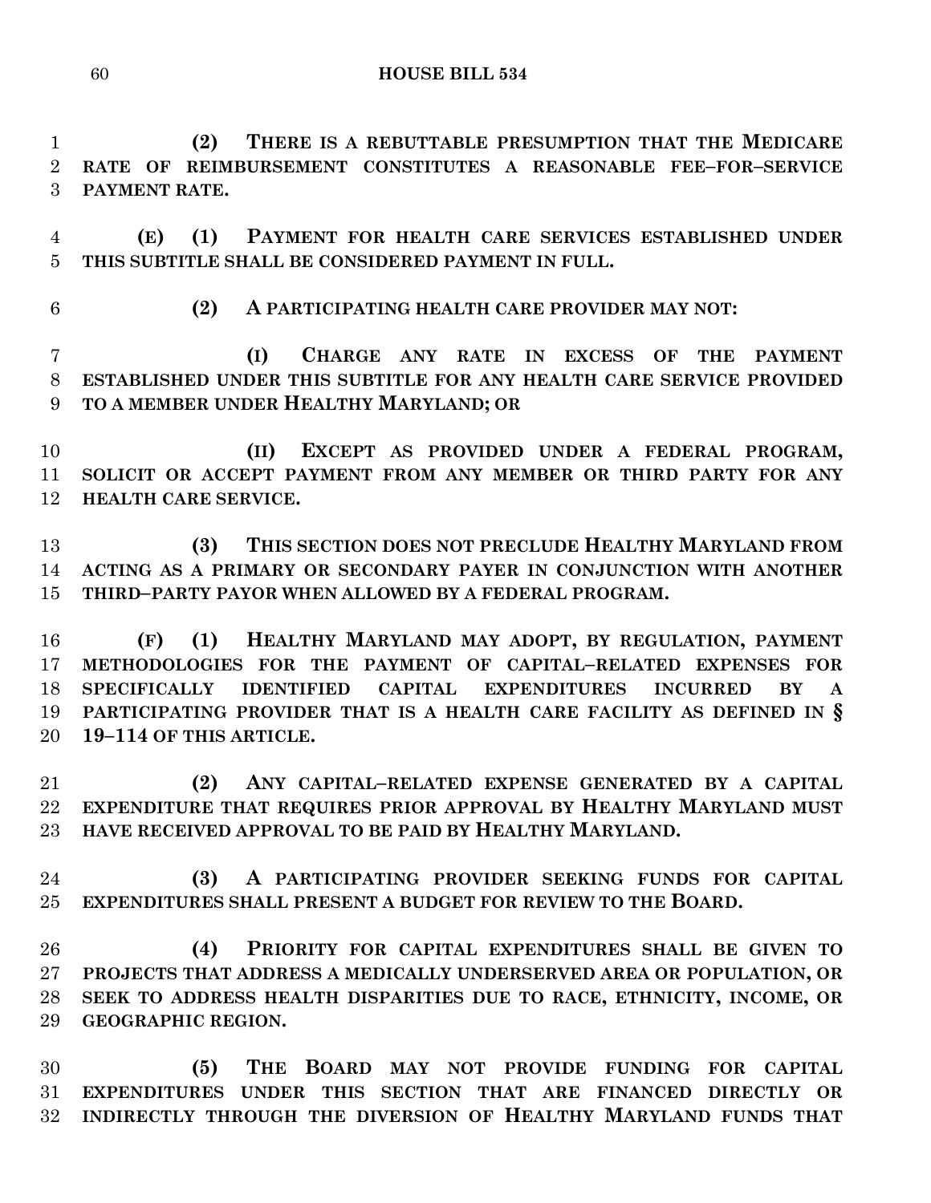**(2) THERE IS A REBUTTABLE PRESUMPTION THAT THE MEDICARE RATE OF REIMBURSEMENT CONSTITUTES A REASONABLE FEE–FOR–SERVICE PAYMENT RATE.**

**(E) (1) PAYMENT FOR HEALTH CARE SERVICES ESTABLISHED UNDER THIS SUBTITLE SHALL BE CONSIDERED PAYMENT IN FULL.**

**(2) A PARTICIPATING HEALTH CARE PROVIDER MAY NOT:**

**(I) CHARGE ANY RATE IN EXCESS OF THE PAYMENT ESTABLISHED UNDER THIS SUBTITLE FOR ANY HEALTH CARE SERVICE PROVIDED TO A MEMBER UNDER HEALTHY MARYLAND; OR**

**(II) EXCEPT AS PROVIDED UNDER A FEDERAL PROGRAM, SOLICIT OR ACCEPT PAYMENT FROM ANY MEMBER OR THIRD PARTY FOR ANY HEALTH CARE SERVICE.**

**(3) THIS SECTION DOES NOT PRECLUDE HEALTHY MARYLAND FROM ACTING AS A PRIMARY OR SECONDARY PAYER IN CONJUNCTION WITH ANOTHER THIRD–PARTY PAYOR WHEN ALLOWED BY A FEDERAL PROGRAM.**

**(F) (1) HEALTHY MARYLAND MAY ADOPT, BY REGULATION, PAYMENT METHODOLOGIES FOR THE PAYMENT OF CAPITAL–RELATED EXPENSES FOR SPECIFICALLY IDENTIFIED CAPITAL EXPENDITURES INCURRED BY A PARTICIPATING PROVIDER THAT IS A HEALTH CARE FACILITY AS DEFINED IN § 19–114 OF THIS ARTICLE.**

**(2) ANY CAPITAL–RELATED EXPENSE GENERATED BY A CAPITAL EXPENDITURE THAT REQUIRES PRIOR APPROVAL BY HEALTHY MARYLAND MUST HAVE RECEIVED APPROVAL TO BE PAID BY HEALTHY MARYLAND.**

**(3) A PARTICIPATING PROVIDER SEEKING FUNDS FOR CAPITAL EXPENDITURES SHALL PRESENT A BUDGET FOR REVIEW TO THE BOARD.**

**(4) PRIORITY FOR CAPITAL EXPENDITURES SHALL BE GIVEN TO PROJECTS THAT ADDRESS A MEDICALLY UNDERSERVED AREA OR POPULATION, OR SEEK TO ADDRESS HEALTH DISPARITIES DUE TO RACE, ETHNICITY, INCOME, OR GEOGRAPHIC REGION.**

**(5) THE BOARD MAY NOT PROVIDE FUNDING FOR CAPITAL EXPENDITURES UNDER THIS SECTION THAT ARE FINANCED DIRECTLY OR INDIRECTLY THROUGH THE DIVERSION OF HEALTHY MARYLAND FUNDS THAT**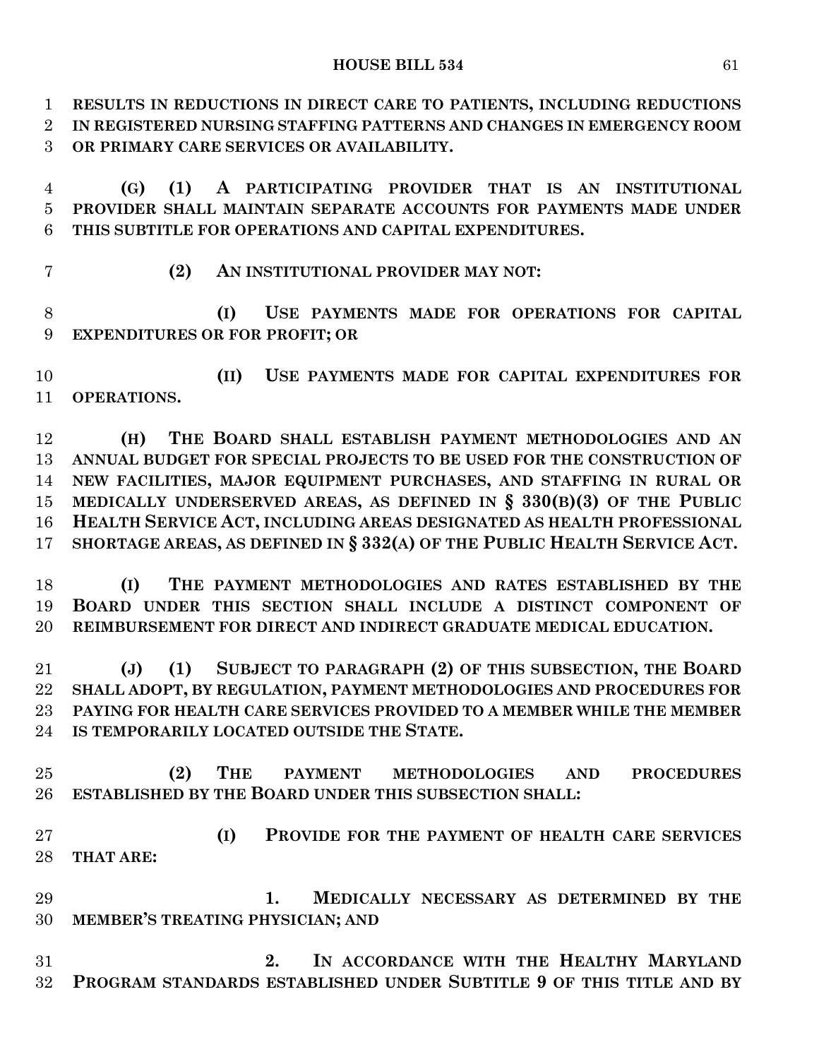**RESULTS IN REDUCTIONS IN DIRECT CARE TO PATIENTS, INCLUDING REDUCTIONS IN REGISTERED NURSING STAFFING PATTERNS AND CHANGES IN EMERGENCY ROOM OR PRIMARY CARE SERVICES OR AVAILABILITY.**

**(G) (1) A PARTICIPATING PROVIDER THAT IS AN INSTITUTIONAL PROVIDER SHALL MAINTAIN SEPARATE ACCOUNTS FOR PAYMENTS MADE UNDER THIS SUBTITLE FOR OPERATIONS AND CAPITAL EXPENDITURES.**

**(2) AN INSTITUTIONAL PROVIDER MAY NOT:**

**(I) USE PAYMENTS MADE FOR OPERATIONS FOR CAPITAL EXPENDITURES OR FOR PROFIT; OR**

**(II) USE PAYMENTS MADE FOR CAPITAL EXPENDITURES FOR OPERATIONS.**

**(H) THE BOARD SHALL ESTABLISH PAYMENT METHODOLOGIES AND AN ANNUAL BUDGET FOR SPECIAL PROJECTS TO BE USED FOR THE CONSTRUCTION OF NEW FACILITIES, MAJOR EQUIPMENT PURCHASES, AND STAFFING IN RURAL OR MEDICALLY UNDERSERVED AREAS, AS DEFINED IN § 330(B)(3) OF THE PUBLIC HEALTH SERVICE ACT, INCLUDING AREAS DESIGNATED AS HEALTH PROFESSIONAL SHORTAGE AREAS, AS DEFINED IN § 332(A) OF THE PUBLIC HEALTH SERVICE ACT.**

**(I) THE PAYMENT METHODOLOGIES AND RATES ESTABLISHED BY THE BOARD UNDER THIS SECTION SHALL INCLUDE A DISTINCT COMPONENT OF REIMBURSEMENT FOR DIRECT AND INDIRECT GRADUATE MEDICAL EDUCATION.**

**(J) (1) SUBJECT TO PARAGRAPH (2) OF THIS SUBSECTION, THE BOARD SHALL ADOPT, BY REGULATION, PAYMENT METHODOLOGIES AND PROCEDURES FOR PAYING FOR HEALTH CARE SERVICES PROVIDED TO A MEMBER WHILE THE MEMBER IS TEMPORARILY LOCATED OUTSIDE THE STATE.**

**(2) THE PAYMENT METHODOLOGIES AND PROCEDURES ESTABLISHED BY THE BOARD UNDER THIS SUBSECTION SHALL:**

**(I) PROVIDE FOR THE PAYMENT OF HEALTH CARE SERVICES THAT ARE:**

**1. MEDICALLY NECESSARY AS DETERMINED BY THE MEMBER'S TREATING PHYSICIAN; AND**

**2. IN ACCORDANCE WITH THE HEALTHY MARYLAND PROGRAM STANDARDS ESTABLISHED UNDER SUBTITLE 9 OF THIS TITLE AND BY**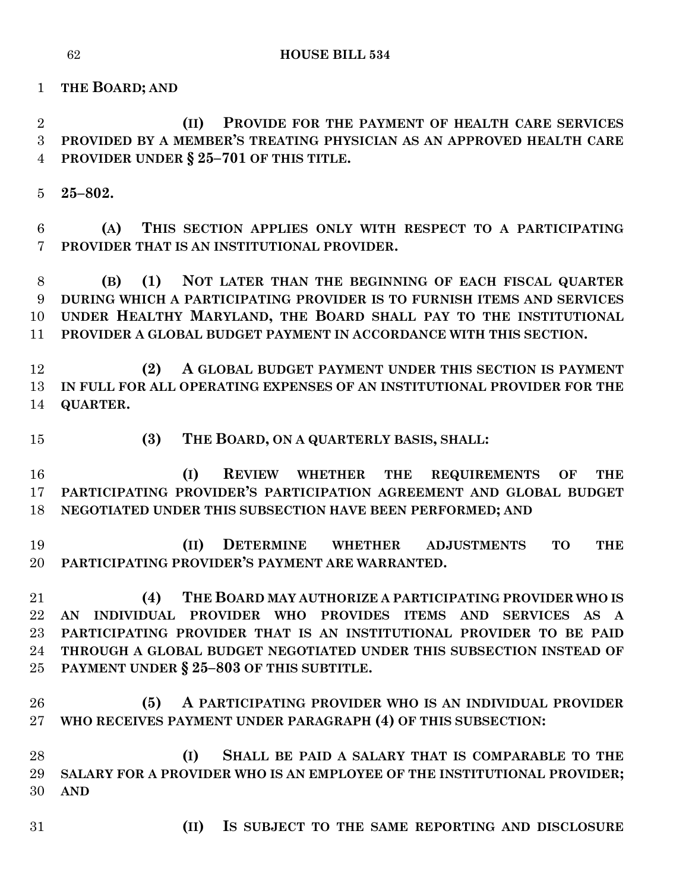**THE BOARD; AND**

**(II) PROVIDE FOR THE PAYMENT OF HEALTH CARE SERVICES PROVIDED BY A MEMBER'S TREATING PHYSICIAN AS AN APPROVED HEALTH CARE PROVIDER UNDER § 25–701 OF THIS TITLE.**

**25–802.**

**(A) THIS SECTION APPLIES ONLY WITH RESPECT TO A PARTICIPATING PROVIDER THAT IS AN INSTITUTIONAL PROVIDER.**

**(B) (1) NOT LATER THAN THE BEGINNING OF EACH FISCAL QUARTER DURING WHICH A PARTICIPATING PROVIDER IS TO FURNISH ITEMS AND SERVICES UNDER HEALTHY MARYLAND, THE BOARD SHALL PAY TO THE INSTITUTIONAL PROVIDER A GLOBAL BUDGET PAYMENT IN ACCORDANCE WITH THIS SECTION.**

**(2) A GLOBAL BUDGET PAYMENT UNDER THIS SECTION IS PAYMENT IN FULL FOR ALL OPERATING EXPENSES OF AN INSTITUTIONAL PROVIDER FOR THE QUARTER.**

**(3) THE BOARD, ON A QUARTERLY BASIS, SHALL:**

**(I) REVIEW WHETHER THE REQUIREMENTS OF THE PARTICIPATING PROVIDER'S PARTICIPATION AGREEMENT AND GLOBAL BUDGET NEGOTIATED UNDER THIS SUBSECTION HAVE BEEN PERFORMED; AND**

**(II) DETERMINE WHETHER ADJUSTMENTS TO THE PARTICIPATING PROVIDER'S PAYMENT ARE WARRANTED.**

**(4) THE BOARD MAY AUTHORIZE A PARTICIPATING PROVIDER WHO IS AN INDIVIDUAL PROVIDER WHO PROVIDES ITEMS AND SERVICES AS A PARTICIPATING PROVIDER THAT IS AN INSTITUTIONAL PROVIDER TO BE PAID THROUGH A GLOBAL BUDGET NEGOTIATED UNDER THIS SUBSECTION INSTEAD OF PAYMENT UNDER § 25–803 OF THIS SUBTITLE.**

**(5) A PARTICIPATING PROVIDER WHO IS AN INDIVIDUAL PROVIDER WHO RECEIVES PAYMENT UNDER PARAGRAPH (4) OF THIS SUBSECTION:**

**(I) SHALL BE PAID A SALARY THAT IS COMPARABLE TO THE SALARY FOR A PROVIDER WHO IS AN EMPLOYEE OF THE INSTITUTIONAL PROVIDER; AND**

**(II) IS SUBJECT TO THE SAME REPORTING AND DISCLOSURE**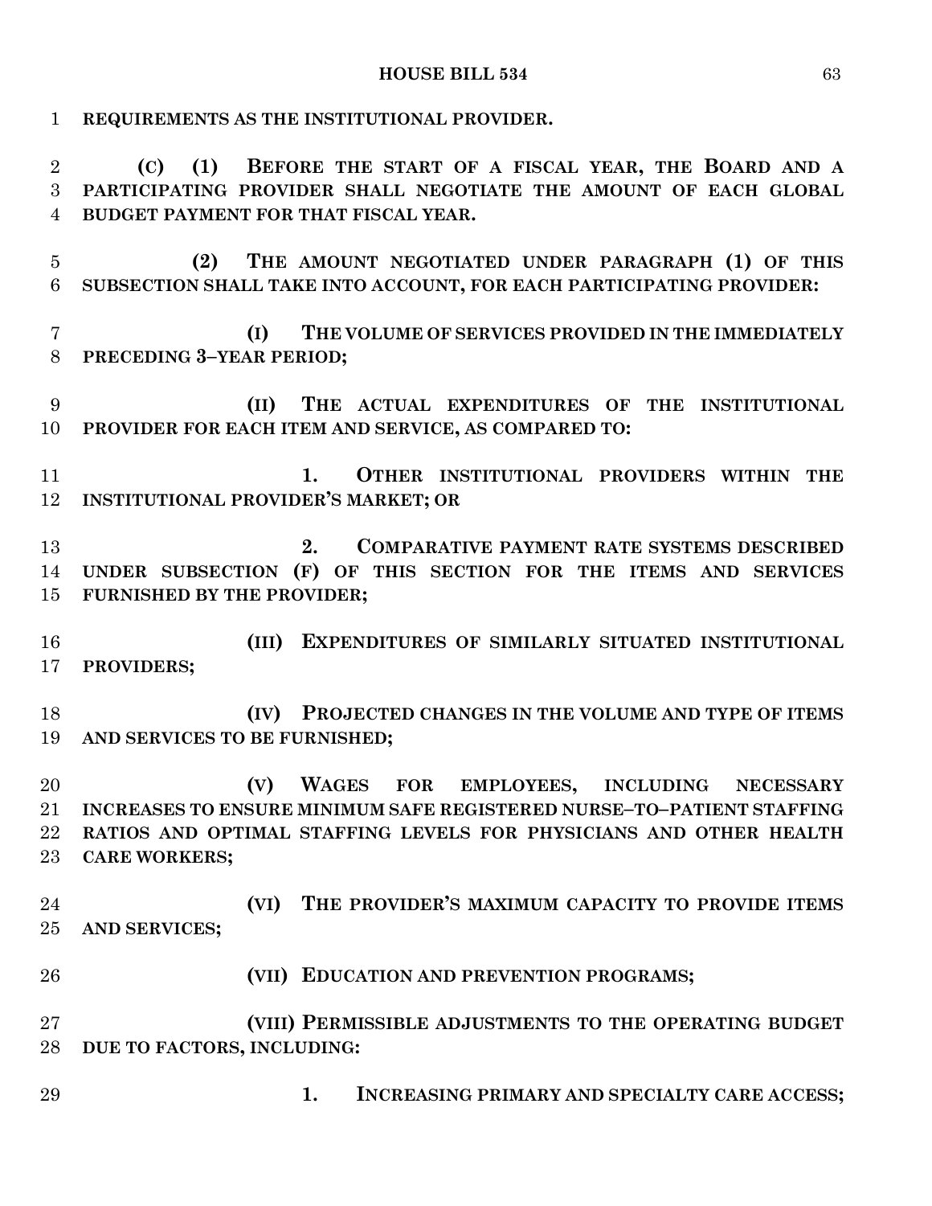**REQUIREMENTS AS THE INSTITUTIONAL PROVIDER.**

**(C) (1) BEFORE THE START OF A FISCAL YEAR, THE BOARD AND A PARTICIPATING PROVIDER SHALL NEGOTIATE THE AMOUNT OF EACH GLOBAL BUDGET PAYMENT FOR THAT FISCAL YEAR.**

**(2) THE AMOUNT NEGOTIATED UNDER PARAGRAPH (1) OF THIS SUBSECTION SHALL TAKE INTO ACCOUNT, FOR EACH PARTICIPATING PROVIDER:**

**(I) THE VOLUME OF SERVICES PROVIDED IN THE IMMEDIATELY PRECEDING 3–YEAR PERIOD;**

**(II) THE ACTUAL EXPENDITURES OF THE INSTITUTIONAL PROVIDER FOR EACH ITEM AND SERVICE, AS COMPARED TO:**

**1. OTHER INSTITUTIONAL PROVIDERS WITHIN THE INSTITUTIONAL PROVIDER'S MARKET; OR**

**2. COMPARATIVE PAYMENT RATE SYSTEMS DESCRIBED UNDER SUBSECTION (F) OF THIS SECTION FOR THE ITEMS AND SERVICES FURNISHED BY THE PROVIDER;**

**(III) EXPENDITURES OF SIMILARLY SITUATED INSTITUTIONAL PROVIDERS;**

**(IV) PROJECTED CHANGES IN THE VOLUME AND TYPE OF ITEMS AND SERVICES TO BE FURNISHED;**

**(V) WAGES FOR EMPLOYEES, INCLUDING NECESSARY INCREASES TO ENSURE MINIMUM SAFE REGISTERED NURSE–TO–PATIENT STAFFING RATIOS AND OPTIMAL STAFFING LEVELS FOR PHYSICIANS AND OTHER HEALTH CARE WORKERS;**

**(VI) THE PROVIDER'S MAXIMUM CAPACITY TO PROVIDE ITEMS AND SERVICES;**

**(VII) EDUCATION AND PREVENTION PROGRAMS;**

**(VIII) PERMISSIBLE ADJUSTMENTS TO THE OPERATING BUDGET DUE TO FACTORS, INCLUDING:**

**1. INCREASING PRIMARY AND SPECIALTY CARE ACCESS;**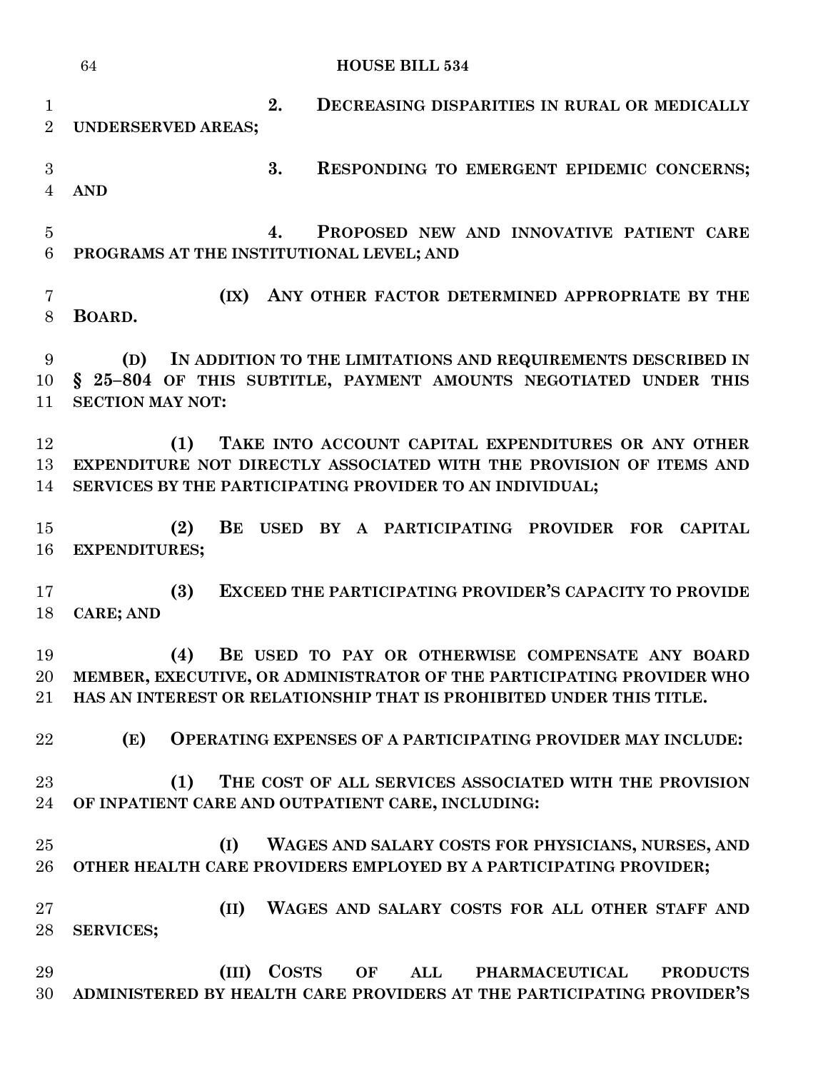**2. DECREASING DISPARITIES IN RURAL OR MEDICALLY UNDERSERVED AREAS;**

**3. RESPONDING TO EMERGENT EPIDEMIC CONCERNS; AND**

**4. PROPOSED NEW AND INNOVATIVE PATIENT CARE PROGRAMS AT THE INSTITUTIONAL LEVEL; AND**

**(IX) ANY OTHER FACTOR DETERMINED APPROPRIATE BY THE BOARD.**

**(D) IN ADDITION TO THE LIMITATIONS AND REQUIREMENTS DESCRIBED IN § 25–804 OF THIS SUBTITLE, PAYMENT AMOUNTS NEGOTIATED UNDER THIS SECTION MAY NOT:**

**(1) TAKE INTO ACCOUNT CAPITAL EXPENDITURES OR ANY OTHER EXPENDITURE NOT DIRECTLY ASSOCIATED WITH THE PROVISION OF ITEMS AND SERVICES BY THE PARTICIPATING PROVIDER TO AN INDIVIDUAL;**

**(2) BE USED BY A PARTICIPATING PROVIDER FOR CAPITAL EXPENDITURES;**

**(3) EXCEED THE PARTICIPATING PROVIDER'S CAPACITY TO PROVIDE CARE; AND**

**(4) BE USED TO PAY OR OTHERWISE COMPENSATE ANY BOARD MEMBER, EXECUTIVE, OR ADMINISTRATOR OF THE PARTICIPATING PROVIDER WHO HAS AN INTEREST OR RELATIONSHIP THAT IS PROHIBITED UNDER THIS TITLE.**

**(E) OPERATING EXPENSES OF A PARTICIPATING PROVIDER MAY INCLUDE:**

**(1) THE COST OF ALL SERVICES ASSOCIATED WITH THE PROVISION OF INPATIENT CARE AND OUTPATIENT CARE, INCLUDING:**

**(I) WAGES AND SALARY COSTS FOR PHYSICIANS, NURSES, AND OTHER HEALTH CARE PROVIDERS EMPLOYED BY A PARTICIPATING PROVIDER;**

**(II) WAGES AND SALARY COSTS FOR ALL OTHER STAFF AND SERVICES;**

**(III) COSTS OF ALL PHARMACEUTICAL PRODUCTS ADMINISTERED BY HEALTH CARE PROVIDERS AT THE PARTICIPATING PROVIDER'S**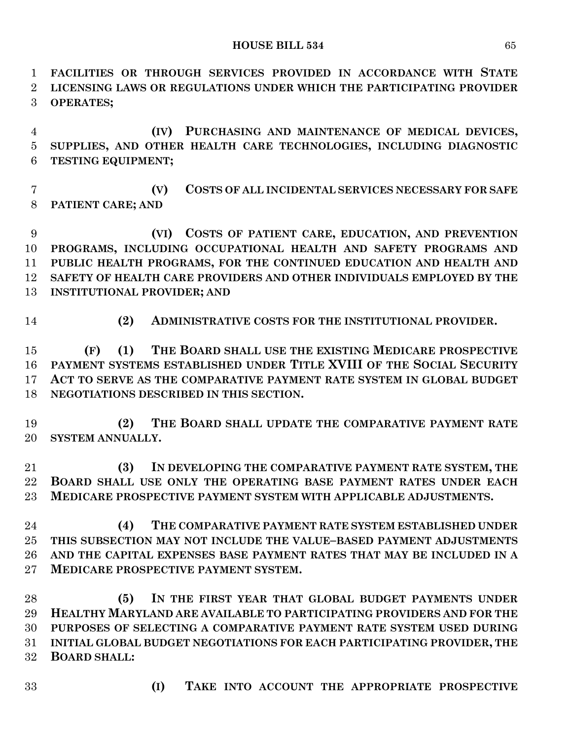**FACILITIES OR THROUGH SERVICES PROVIDED IN ACCORDANCE WITH STATE LICENSING LAWS OR REGULATIONS UNDER WHICH THE PARTICIPATING PROVIDER OPERATES;**

**(IV) PURCHASING AND MAINTENANCE OF MEDICAL DEVICES, SUPPLIES, AND OTHER HEALTH CARE TECHNOLOGIES, INCLUDING DIAGNOSTIC TESTING EQUIPMENT;**

**(V) COSTS OF ALL INCIDENTAL SERVICES NECESSARY FOR SAFE PATIENT CARE; AND**

**(VI) COSTS OF PATIENT CARE, EDUCATION, AND PREVENTION PROGRAMS, INCLUDING OCCUPATIONAL HEALTH AND SAFETY PROGRAMS AND PUBLIC HEALTH PROGRAMS, FOR THE CONTINUED EDUCATION AND HEALTH AND SAFETY OF HEALTH CARE PROVIDERS AND OTHER INDIVIDUALS EMPLOYED BY THE INSTITUTIONAL PROVIDER; AND**

**(2) ADMINISTRATIVE COSTS FOR THE INSTITUTIONAL PROVIDER.**

**(F) (1) THE BOARD SHALL USE THE EXISTING MEDICARE PROSPECTIVE PAYMENT SYSTEMS ESTABLISHED UNDER TITLE XVIII OF THE SOCIAL SECURITY ACT TO SERVE AS THE COMPARATIVE PAYMENT RATE SYSTEM IN GLOBAL BUDGET NEGOTIATIONS DESCRIBED IN THIS SECTION.**

**(2) THE BOARD SHALL UPDATE THE COMPARATIVE PAYMENT RATE SYSTEM ANNUALLY.**

**(3) IN DEVELOPING THE COMPARATIVE PAYMENT RATE SYSTEM, THE BOARD SHALL USE ONLY THE OPERATING BASE PAYMENT RATES UNDER EACH MEDICARE PROSPECTIVE PAYMENT SYSTEM WITH APPLICABLE ADJUSTMENTS.**

**(4) THE COMPARATIVE PAYMENT RATE SYSTEM ESTABLISHED UNDER THIS SUBSECTION MAY NOT INCLUDE THE VALUE–BASED PAYMENT ADJUSTMENTS AND THE CAPITAL EXPENSES BASE PAYMENT RATES THAT MAY BE INCLUDED IN A MEDICARE PROSPECTIVE PAYMENT SYSTEM.**

**(5) IN THE FIRST YEAR THAT GLOBAL BUDGET PAYMENTS UNDER HEALTHY MARYLAND ARE AVAILABLE TO PARTICIPATING PROVIDERS AND FOR THE PURPOSES OF SELECTING A COMPARATIVE PAYMENT RATE SYSTEM USED DURING INITIAL GLOBAL BUDGET NEGOTIATIONS FOR EACH PARTICIPATING PROVIDER, THE BOARD SHALL:**

**(I) TAKE INTO ACCOUNT THE APPROPRIATE PROSPECTIVE**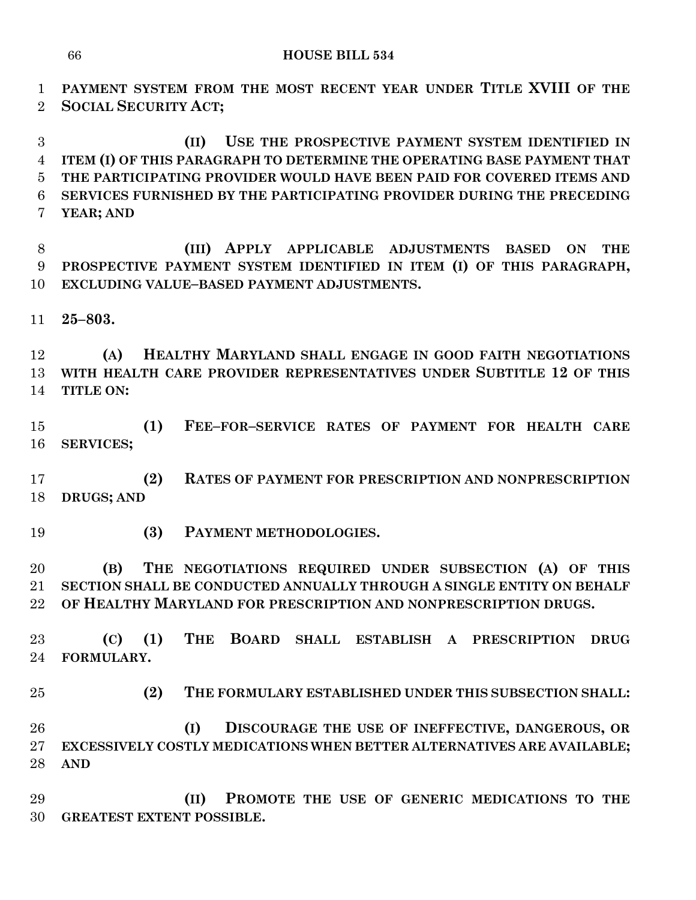**PAYMENT SYSTEM FROM THE MOST RECENT YEAR UNDER TITLE XVIII OF THE SOCIAL SECURITY ACT;**

**(II) USE THE PROSPECTIVE PAYMENT SYSTEM IDENTIFIED IN ITEM (I) OF THIS PARAGRAPH TO DETERMINE THE OPERATING BASE PAYMENT THAT THE PARTICIPATING PROVIDER WOULD HAVE BEEN PAID FOR COVERED ITEMS AND SERVICES FURNISHED BY THE PARTICIPATING PROVIDER DURING THE PRECEDING YEAR; AND**

**(III) APPLY APPLICABLE ADJUSTMENTS BASED ON THE PROSPECTIVE PAYMENT SYSTEM IDENTIFIED IN ITEM (I) OF THIS PARAGRAPH, EXCLUDING VALUE–BASED PAYMENT ADJUSTMENTS.**

**25–803.**

**(A) HEALTHY MARYLAND SHALL ENGAGE IN GOOD FAITH NEGOTIATIONS WITH HEALTH CARE PROVIDER REPRESENTATIVES UNDER SUBTITLE 12 OF THIS TITLE ON:**

**(1) FEE–FOR–SERVICE RATES OF PAYMENT FOR HEALTH CARE SERVICES;**

**(2) RATES OF PAYMENT FOR PRESCRIPTION AND NONPRESCRIPTION DRUGS; AND**

**(3) PAYMENT METHODOLOGIES.**

**(B) THE NEGOTIATIONS REQUIRED UNDER SUBSECTION (A) OF THIS SECTION SHALL BE CONDUCTED ANNUALLY THROUGH A SINGLE ENTITY ON BEHALF OF HEALTHY MARYLAND FOR PRESCRIPTION AND NONPRESCRIPTION DRUGS.**

**(C) (1) THE BOARD SHALL ESTABLISH A PRESCRIPTION DRUG FORMULARY.**

**(2) THE FORMULARY ESTABLISHED UNDER THIS SUBSECTION SHALL:**

**(I) DISCOURAGE THE USE OF INEFFECTIVE, DANGEROUS, OR EXCESSIVELY COSTLY MEDICATIONS WHEN BETTER ALTERNATIVES ARE AVAILABLE; AND**

**(II) PROMOTE THE USE OF GENERIC MEDICATIONS TO THE GREATEST EXTENT POSSIBLE.**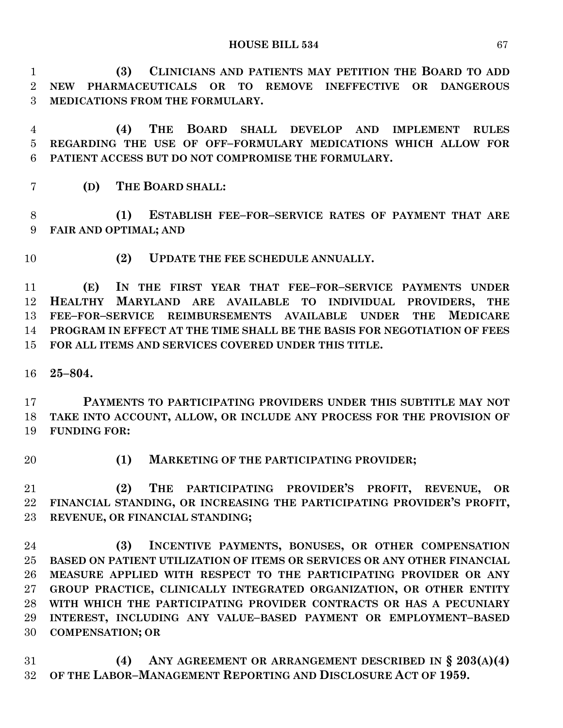**(3) CLINICIANS AND PATIENTS MAY PETITION THE BOARD TO ADD NEW PHARMACEUTICALS OR TO REMOVE INEFFECTIVE OR DANGEROUS MEDICATIONS FROM THE FORMULARY.**

**(4) THE BOARD SHALL DEVELOP AND IMPLEMENT RULES REGARDING THE USE OF OFF–FORMULARY MEDICATIONS WHICH ALLOW FOR PATIENT ACCESS BUT DO NOT COMPROMISE THE FORMULARY.**

**(D) THE BOARD SHALL:**

**(1) ESTABLISH FEE–FOR–SERVICE RATES OF PAYMENT THAT ARE FAIR AND OPTIMAL; AND**

**(2) UPDATE THE FEE SCHEDULE ANNUALLY.**

**(E) IN THE FIRST YEAR THAT FEE–FOR–SERVICE PAYMENTS UNDER HEALTHY MARYLAND ARE AVAILABLE TO INDIVIDUAL PROVIDERS, THE FEE–FOR–SERVICE REIMBURSEMENTS AVAILABLE UNDER THE MEDICARE PROGRAM IN EFFECT AT THE TIME SHALL BE THE BASIS FOR NEGOTIATION OF FEES FOR ALL ITEMS AND SERVICES COVERED UNDER THIS TITLE.**

**25–804.**

**PAYMENTS TO PARTICIPATING PROVIDERS UNDER THIS SUBTITLE MAY NOT TAKE INTO ACCOUNT, ALLOW, OR INCLUDE ANY PROCESS FOR THE PROVISION OF FUNDING FOR:**

**(1) MARKETING OF THE PARTICIPATING PROVIDER;**

**(2) THE PARTICIPATING PROVIDER'S PROFIT, REVENUE, OR FINANCIAL STANDING, OR INCREASING THE PARTICIPATING PROVIDER'S PROFIT, REVENUE, OR FINANCIAL STANDING;**

**(3) INCENTIVE PAYMENTS, BONUSES, OR OTHER COMPENSATION BASED ON PATIENT UTILIZATION OF ITEMS OR SERVICES OR ANY OTHER FINANCIAL MEASURE APPLIED WITH RESPECT TO THE PARTICIPATING PROVIDER OR ANY GROUP PRACTICE, CLINICALLY INTEGRATED ORGANIZATION, OR OTHER ENTITY WITH WHICH THE PARTICIPATING PROVIDER CONTRACTS OR HAS A PECUNIARY INTEREST, INCLUDING ANY VALUE–BASED PAYMENT OR EMPLOYMENT–BASED COMPENSATION; OR**

**(4) ANY AGREEMENT OR ARRANGEMENT DESCRIBED IN § 203(A)(4) OF THE LABOR–MANAGEMENT REPORTING AND DISCLOSURE ACT OF 1959.**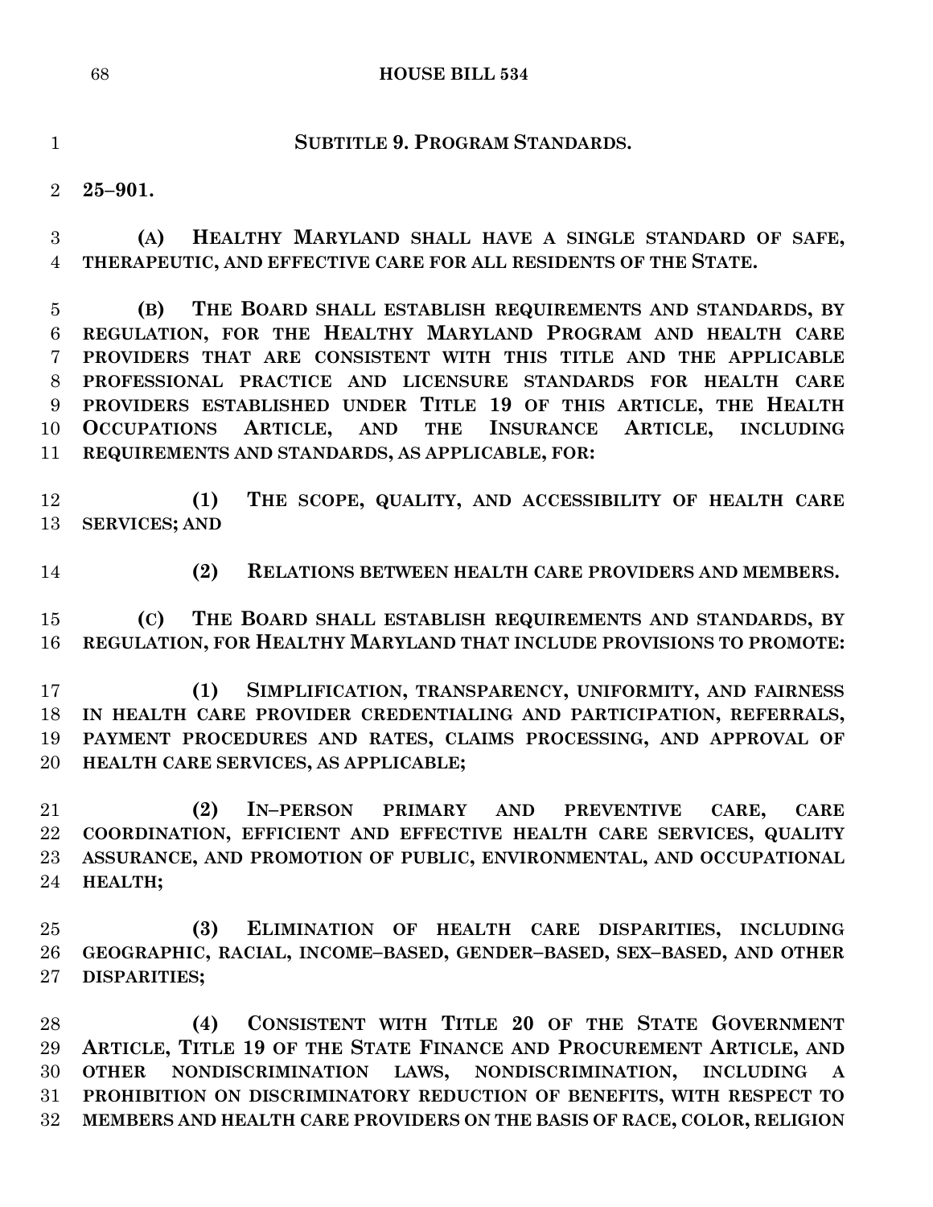**SUBTITLE 9. PROGRAM STANDARDS.**

**25–901.**

**(A) HEALTHY MARYLAND SHALL HAVE A SINGLE STANDARD OF SAFE, THERAPEUTIC, AND EFFECTIVE CARE FOR ALL RESIDENTS OF THE STATE.**

**(B) THE BOARD SHALL ESTABLISH REQUIREMENTS AND STANDARDS, BY REGULATION, FOR THE HEALTHY MARYLAND PROGRAM AND HEALTH CARE PROVIDERS THAT ARE CONSISTENT WITH THIS TITLE AND THE APPLICABLE PROFESSIONAL PRACTICE AND LICENSURE STANDARDS FOR HEALTH CARE PROVIDERS ESTABLISHED UNDER TITLE 19 OF THIS ARTICLE, THE HEALTH OCCUPATIONS ARTICLE, AND THE INSURANCE ARTICLE, INCLUDING REQUIREMENTS AND STANDARDS, AS APPLICABLE, FOR:**

**(1) THE SCOPE, QUALITY, AND ACCESSIBILITY OF HEALTH CARE SERVICES; AND**

**(2) RELATIONS BETWEEN HEALTH CARE PROVIDERS AND MEMBERS.**

**(C) THE BOARD SHALL ESTABLISH REQUIREMENTS AND STANDARDS, BY REGULATION, FOR HEALTHY MARYLAND THAT INCLUDE PROVISIONS TO PROMOTE:**

**(1) SIMPLIFICATION, TRANSPARENCY, UNIFORMITY, AND FAIRNESS IN HEALTH CARE PROVIDER CREDENTIALING AND PARTICIPATION, REFERRALS, PAYMENT PROCEDURES AND RATES, CLAIMS PROCESSING, AND APPROVAL OF HEALTH CARE SERVICES, AS APPLICABLE;**

**(2) IN–PERSON PRIMARY AND PREVENTIVE CARE, CARE COORDINATION, EFFICIENT AND EFFECTIVE HEALTH CARE SERVICES, QUALITY ASSURANCE, AND PROMOTION OF PUBLIC, ENVIRONMENTAL, AND OCCUPATIONAL HEALTH;**

**(3) ELIMINATION OF HEALTH CARE DISPARITIES, INCLUDING GEOGRAPHIC, RACIAL, INCOME–BASED, GENDER–BASED, SEX–BASED, AND OTHER DISPARITIES;**

**(4) CONSISTENT WITH TITLE 20 OF THE STATE GOVERNMENT ARTICLE, TITLE 19 OF THE STATE FINANCE AND PROCUREMENT ARTICLE, AND OTHER NONDISCRIMINATION LAWS, NONDISCRIMINATION, INCLUDING A PROHIBITION ON DISCRIMINATORY REDUCTION OF BENEFITS, WITH RESPECT TO MEMBERS AND HEALTH CARE PROVIDERS ON THE BASIS OF RACE, COLOR, RELIGION**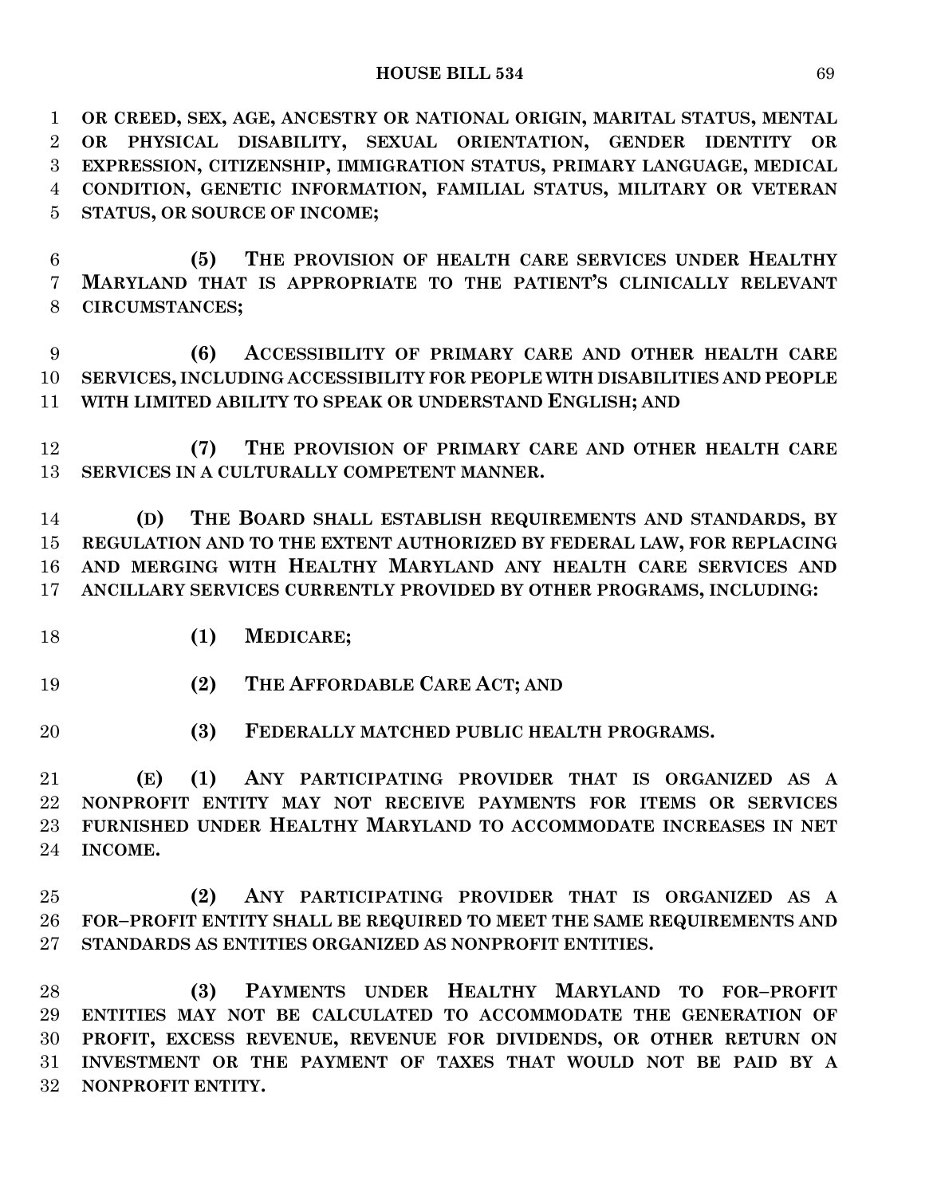**OR CREED, SEX, AGE, ANCESTRY OR NATIONAL ORIGIN, MARITAL STATUS, MENTAL OR PHYSICAL DISABILITY, SEXUAL ORIENTATION, GENDER IDENTITY OR EXPRESSION, CITIZENSHIP, IMMIGRATION STATUS, PRIMARY LANGUAGE, MEDICAL CONDITION, GENETIC INFORMATION, FAMILIAL STATUS, MILITARY OR VETERAN STATUS, OR SOURCE OF INCOME;**

**(5) THE PROVISION OF HEALTH CARE SERVICES UNDER HEALTHY MARYLAND THAT IS APPROPRIATE TO THE PATIENT'S CLINICALLY RELEVANT CIRCUMSTANCES;**

**(6) ACCESSIBILITY OF PRIMARY CARE AND OTHER HEALTH CARE SERVICES, INCLUDING ACCESSIBILITY FOR PEOPLE WITH DISABILITIES AND PEOPLE WITH LIMITED ABILITY TO SPEAK OR UNDERSTAND ENGLISH; AND**

**(7) THE PROVISION OF PRIMARY CARE AND OTHER HEALTH CARE SERVICES IN A CULTURALLY COMPETENT MANNER.**

**(D) THE BOARD SHALL ESTABLISH REQUIREMENTS AND STANDARDS, BY REGULATION AND TO THE EXTENT AUTHORIZED BY FEDERAL LAW, FOR REPLACING AND MERGING WITH HEALTHY MARYLAND ANY HEALTH CARE SERVICES AND ANCILLARY SERVICES CURRENTLY PROVIDED BY OTHER PROGRAMS, INCLUDING:**

**(1) MEDICARE;**

**(2) THE AFFORDABLE CARE ACT; AND**

**(3) FEDERALLY MATCHED PUBLIC HEALTH PROGRAMS.**

**(E) (1) ANY PARTICIPATING PROVIDER THAT IS ORGANIZED AS A NONPROFIT ENTITY MAY NOT RECEIVE PAYMENTS FOR ITEMS OR SERVICES FURNISHED UNDER HEALTHY MARYLAND TO ACCOMMODATE INCREASES IN NET INCOME.**

**(2) ANY PARTICIPATING PROVIDER THAT IS ORGANIZED AS A FOR–PROFIT ENTITY SHALL BE REQUIRED TO MEET THE SAME REQUIREMENTS AND STANDARDS AS ENTITIES ORGANIZED AS NONPROFIT ENTITIES.**

**(3) PAYMENTS UNDER HEALTHY MARYLAND TO FOR–PROFIT ENTITIES MAY NOT BE CALCULATED TO ACCOMMODATE THE GENERATION OF PROFIT, EXCESS REVENUE, REVENUE FOR DIVIDENDS, OR OTHER RETURN ON INVESTMENT OR THE PAYMENT OF TAXES THAT WOULD NOT BE PAID BY A NONPROFIT ENTITY.**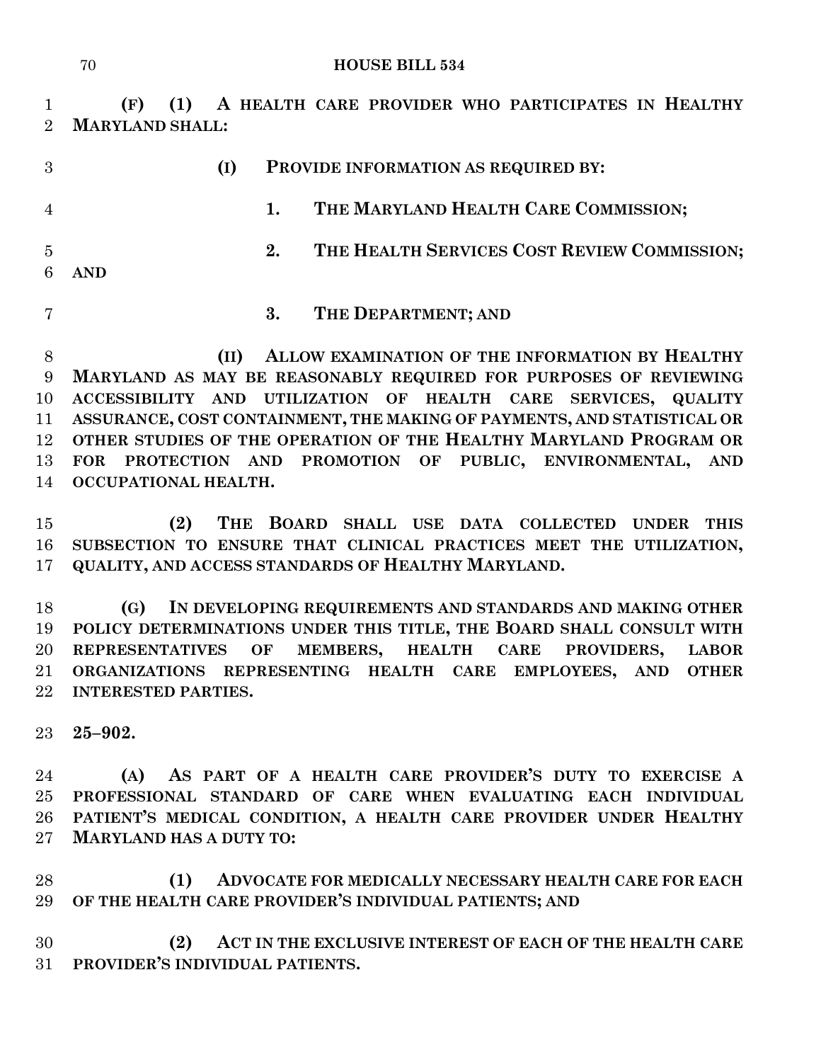**(F) (1) A HEALTH CARE PROVIDER WHO PARTICIPATES IN HEALTHY MARYLAND SHALL:**

**(I) PROVIDE INFORMATION AS REQUIRED BY:**

**1. THE MARYLAND HEALTH CARE COMMISSION;**

**2. THE HEALTH SERVICES COST REVIEW COMMISSION; AND**

**3. THE DEPARTMENT; AND**

**(II) ALLOW EXAMINATION OF THE INFORMATION BY HEALTHY MARYLAND AS MAY BE REASONABLY REQUIRED FOR PURPOSES OF REVIEWING ACCESSIBILITY AND UTILIZATION OF HEALTH CARE SERVICES, QUALITY ASSURANCE, COST CONTAINMENT, THE MAKING OF PAYMENTS, AND STATISTICAL OR OTHER STUDIES OF THE OPERATION OF THE HEALTHY MARYLAND PROGRAM OR FOR PROTECTION AND PROMOTION OF PUBLIC, ENVIRONMENTAL, AND OCCUPATIONAL HEALTH.**

**(2) THE BOARD SHALL USE DATA COLLECTED UNDER THIS SUBSECTION TO ENSURE THAT CLINICAL PRACTICES MEET THE UTILIZATION, QUALITY, AND ACCESS STANDARDS OF HEALTHY MARYLAND.**

**(G) IN DEVELOPING REQUIREMENTS AND STANDARDS AND MAKING OTHER POLICY DETERMINATIONS UNDER THIS TITLE, THE BOARD SHALL CONSULT WITH REPRESENTATIVES OF MEMBERS, HEALTH CARE PROVIDERS, LABOR ORGANIZATIONS REPRESENTING HEALTH CARE EMPLOYEES, AND OTHER INTERESTED PARTIES.**

**25–902.**

**(A) AS PART OF A HEALTH CARE PROVIDER'S DUTY TO EXERCISE A PROFESSIONAL STANDARD OF CARE WHEN EVALUATING EACH INDIVIDUAL PATIENT'S MEDICAL CONDITION, A HEALTH CARE PROVIDER UNDER HEALTHY MARYLAND HAS A DUTY TO:**

**(1) ADVOCATE FOR MEDICALLY NECESSARY HEALTH CARE FOR EACH OF THE HEALTH CARE PROVIDER'S INDIVIDUAL PATIENTS; AND**

**(2) ACT IN THE EXCLUSIVE INTEREST OF EACH OF THE HEALTH CARE PROVIDER'S INDIVIDUAL PATIENTS.**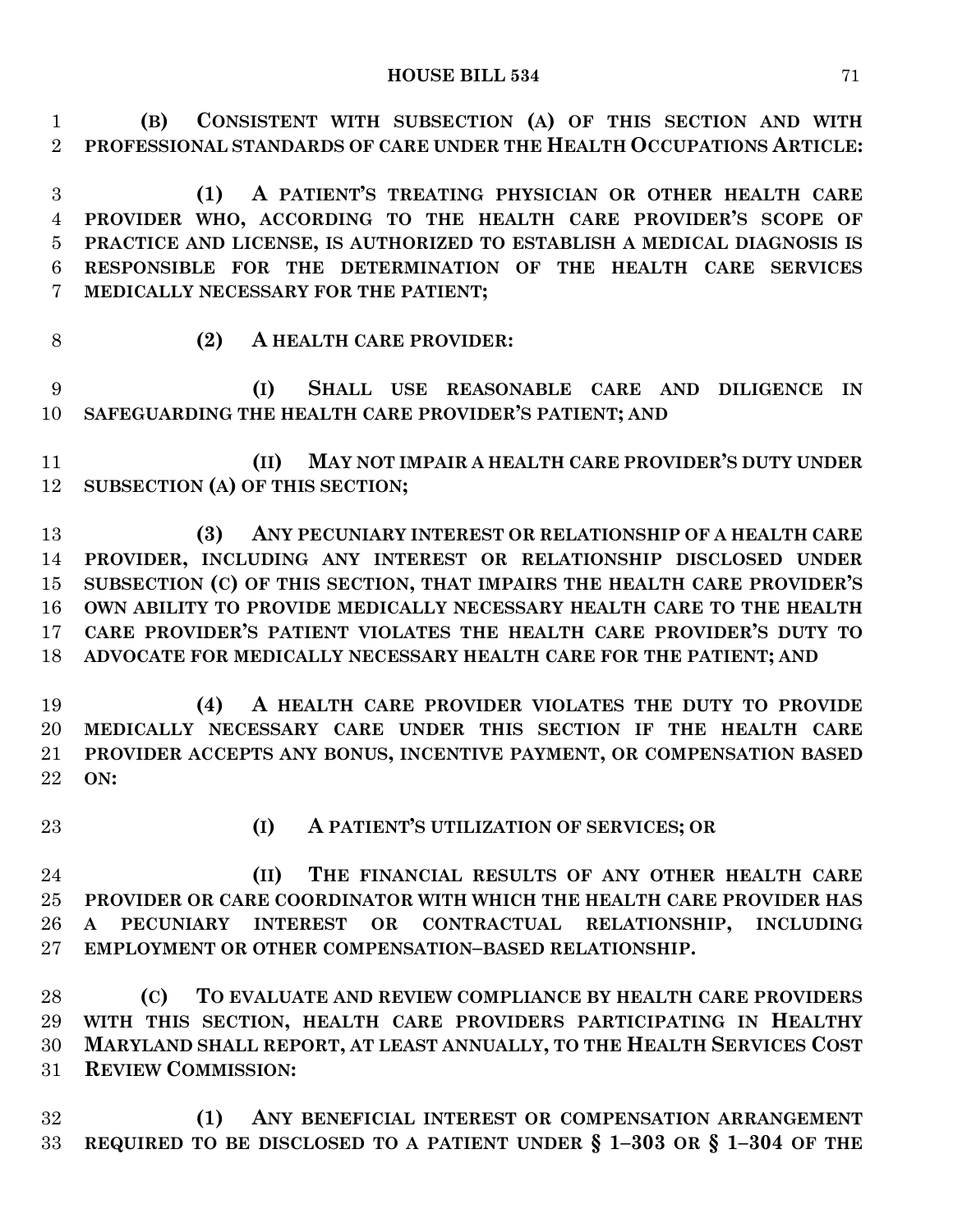**(B) CONSISTENT WITH SUBSECTION (A) OF THIS SECTION AND WITH PROFESSIONAL STANDARDS OF CARE UNDER THE HEALTH OCCUPATIONS ARTICLE:**

**(1) A PATIENT'S TREATING PHYSICIAN OR OTHER HEALTH CARE PROVIDER WHO, ACCORDING TO THE HEALTH CARE PROVIDER'S SCOPE OF PRACTICE AND LICENSE, IS AUTHORIZED TO ESTABLISH A MEDICAL DIAGNOSIS IS RESPONSIBLE FOR THE DETERMINATION OF THE HEALTH CARE SERVICES MEDICALLY NECESSARY FOR THE PATIENT;**

**(2) A HEALTH CARE PROVIDER:**

**(I) SHALL USE REASONABLE CARE AND DILIGENCE IN SAFEGUARDING THE HEALTH CARE PROVIDER'S PATIENT; AND**

**(II) MAY NOT IMPAIR A HEALTH CARE PROVIDER'S DUTY UNDER SUBSECTION (A) OF THIS SECTION;**

**(3) ANY PECUNIARY INTEREST OR RELATIONSHIP OF A HEALTH CARE PROVIDER, INCLUDING ANY INTEREST OR RELATIONSHIP DISCLOSED UNDER SUBSECTION (C) OF THIS SECTION, THAT IMPAIRS THE HEALTH CARE PROVIDER'S OWN ABILITY TO PROVIDE MEDICALLY NECESSARY HEALTH CARE TO THE HEALTH CARE PROVIDER'S PATIENT VIOLATES THE HEALTH CARE PROVIDER'S DUTY TO ADVOCATE FOR MEDICALLY NECESSARY HEALTH CARE FOR THE PATIENT; AND**

**(4) A HEALTH CARE PROVIDER VIOLATES THE DUTY TO PROVIDE MEDICALLY NECESSARY CARE UNDER THIS SECTION IF THE HEALTH CARE PROVIDER ACCEPTS ANY BONUS, INCENTIVE PAYMENT, OR COMPENSATION BASED ON:**

**(I) A PATIENT'S UTILIZATION OF SERVICES; OR**

**(II) THE FINANCIAL RESULTS OF ANY OTHER HEALTH CARE PROVIDER OR CARE COORDINATOR WITH WHICH THE HEALTH CARE PROVIDER HAS A PECUNIARY INTEREST OR CONTRACTUAL RELATIONSHIP, INCLUDING EMPLOYMENT OR OTHER COMPENSATION–BASED RELATIONSHIP.**

**(C) TO EVALUATE AND REVIEW COMPLIANCE BY HEALTH CARE PROVIDERS WITH THIS SECTION, HEALTH CARE PROVIDERS PARTICIPATING IN HEALTHY MARYLAND SHALL REPORT, AT LEAST ANNUALLY, TO THE HEALTH SERVICES COST REVIEW COMMISSION:**

**(1) ANY BENEFICIAL INTEREST OR COMPENSATION ARRANGEMENT REQUIRED TO BE DISCLOSED TO A PATIENT UNDER § 1–303 OR § 1–304 OF THE**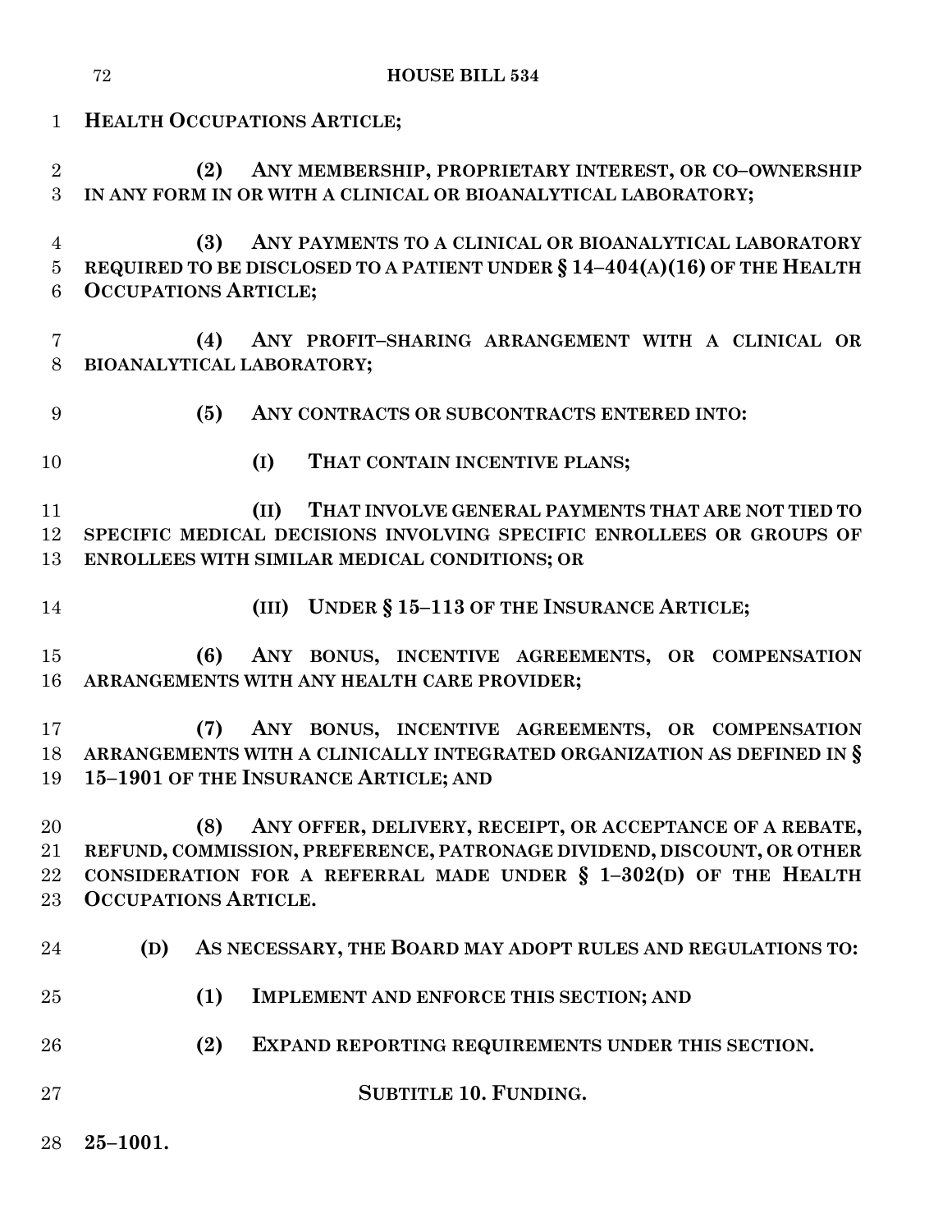**HEALTH OCCUPATIONS ARTICLE;**

**(2) ANY MEMBERSHIP, PROPRIETARY INTEREST, OR CO–OWNERSHIP IN ANY FORM IN OR WITH A CLINICAL OR BIOANALYTICAL LABORATORY;**

**(3) ANY PAYMENTS TO A CLINICAL OR BIOANALYTICAL LABORATORY REQUIRED TO BE DISCLOSED TO A PATIENT UNDER § 14–404(A)(16) OF THE HEALTH OCCUPATIONS ARTICLE;**

**(4) ANY PROFIT–SHARING ARRANGEMENT WITH A CLINICAL OR BIOANALYTICAL LABORATORY;**

**(5) ANY CONTRACTS OR SUBCONTRACTS ENTERED INTO:**

**(I) THAT CONTAIN INCENTIVE PLANS;**

**(II) THAT INVOLVE GENERAL PAYMENTS THAT ARE NOT TIED TO SPECIFIC MEDICAL DECISIONS INVOLVING SPECIFIC ENROLLEES OR GROUPS OF ENROLLEES WITH SIMILAR MEDICAL CONDITIONS; OR**

**(III) UNDER § 15–113 OF THE INSURANCE ARTICLE;**

**(6) ANY BONUS, INCENTIVE AGREEMENTS, OR COMPENSATION ARRANGEMENTS WITH ANY HEALTH CARE PROVIDER;**

**(7) ANY BONUS, INCENTIVE AGREEMENTS, OR COMPENSATION ARRANGEMENTS WITH A CLINICALLY INTEGRATED ORGANIZATION AS DEFINED IN § 15–1901 OF THE INSURANCE ARTICLE; AND**

**(8) ANY OFFER, DELIVERY, RECEIPT, OR ACCEPTANCE OF A REBATE, REFUND, COMMISSION, PREFERENCE, PATRONAGE DIVIDEND, DISCOUNT, OR OTHER CONSIDERATION FOR A REFERRAL MADE UNDER § 1–302(D) OF THE HEALTH OCCUPATIONS ARTICLE.**

**(D) AS NECESSARY, THE BOARD MAY ADOPT RULES AND REGULATIONS TO:**

**(1) IMPLEMENT AND ENFORCE THIS SECTION; AND**

**(2) EXPAND REPORTING REQUIREMENTS UNDER THIS SECTION.**

**SUBTITLE 10. FUNDING.**

**25–1001.**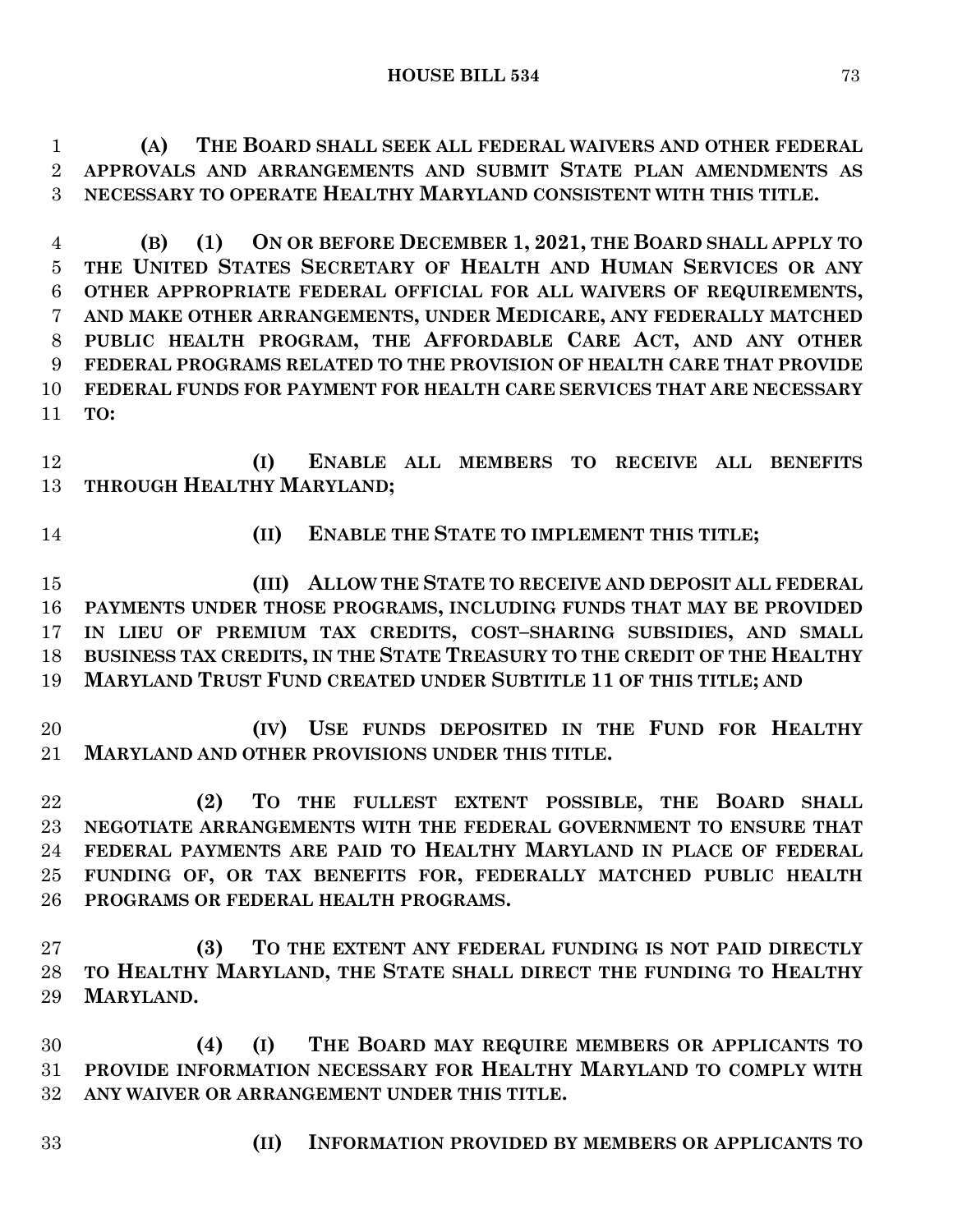**(A) THE BOARD SHALL SEEK ALL FEDERAL WAIVERS AND OTHER FEDERAL APPROVALS AND ARRANGEMENTS AND SUBMIT STATE PLAN AMENDMENTS AS NECESSARY TO OPERATE HEALTHY MARYLAND CONSISTENT WITH THIS TITLE.**

**(B) (1) ON OR BEFORE DECEMBER 1, 2021, THE BOARD SHALL APPLY TO THE UNITED STATES SECRETARY OF HEALTH AND HUMAN SERVICES OR ANY OTHER APPROPRIATE FEDERAL OFFICIAL FOR ALL WAIVERS OF REQUIREMENTS, AND MAKE OTHER ARRANGEMENTS, UNDER MEDICARE, ANY FEDERALLY MATCHED PUBLIC HEALTH PROGRAM, THE AFFORDABLE CARE ACT, AND ANY OTHER FEDERAL PROGRAMS RELATED TO THE PROVISION OF HEALTH CARE THAT PROVIDE FEDERAL FUNDS FOR PAYMENT FOR HEALTH CARE SERVICES THAT ARE NECESSARY TO:**

**(I) ENABLE ALL MEMBERS TO RECEIVE ALL BENEFITS THROUGH HEALTHY MARYLAND;**

**(II) ENABLE THE STATE TO IMPLEMENT THIS TITLE;**

**(III) ALLOW THE STATE TO RECEIVE AND DEPOSIT ALL FEDERAL PAYMENTS UNDER THOSE PROGRAMS, INCLUDING FUNDS THAT MAY BE PROVIDED IN LIEU OF PREMIUM TAX CREDITS, COST–SHARING SUBSIDIES, AND SMALL BUSINESS TAX CREDITS, IN THE STATE TREASURY TO THE CREDIT OF THE HEALTHY MARYLAND TRUST FUND CREATED UNDER SUBTITLE 11 OF THIS TITLE; AND**

**(IV) USE FUNDS DEPOSITED IN THE FUND FOR HEALTHY MARYLAND AND OTHER PROVISIONS UNDER THIS TITLE.**

**(2) TO THE FULLEST EXTENT POSSIBLE, THE BOARD SHALL NEGOTIATE ARRANGEMENTS WITH THE FEDERAL GOVERNMENT TO ENSURE THAT FEDERAL PAYMENTS ARE PAID TO HEALTHY MARYLAND IN PLACE OF FEDERAL FUNDING OF, OR TAX BENEFITS FOR, FEDERALLY MATCHED PUBLIC HEALTH PROGRAMS OR FEDERAL HEALTH PROGRAMS.**

**(3) TO THE EXTENT ANY FEDERAL FUNDING IS NOT PAID DIRECTLY TO HEALTHY MARYLAND, THE STATE SHALL DIRECT THE FUNDING TO HEALTHY MARYLAND.**

**(4) (I) THE BOARD MAY REQUIRE MEMBERS OR APPLICANTS TO PROVIDE INFORMATION NECESSARY FOR HEALTHY MARYLAND TO COMPLY WITH ANY WAIVER OR ARRANGEMENT UNDER THIS TITLE.**

**(II) INFORMATION PROVIDED BY MEMBERS OR APPLICANTS TO**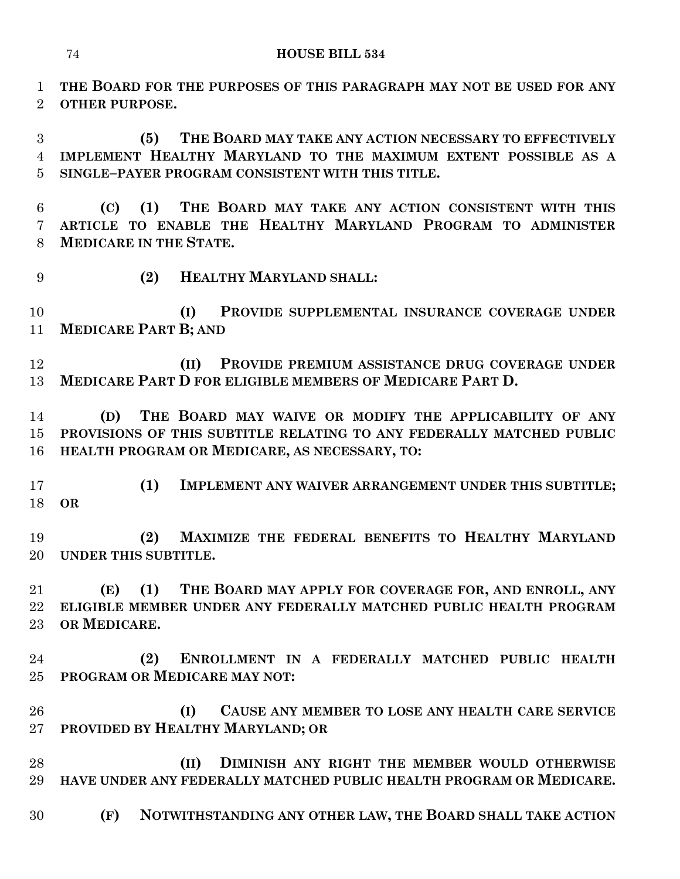**THE BOARD FOR THE PURPOSES OF THIS PARAGRAPH MAY NOT BE USED FOR ANY OTHER PURPOSE.**

**(5) THE BOARD MAY TAKE ANY ACTION NECESSARY TO EFFECTIVELY IMPLEMENT HEALTHY MARYLAND TO THE MAXIMUM EXTENT POSSIBLE AS A SINGLE–PAYER PROGRAM CONSISTENT WITH THIS TITLE.**

**(C) (1) THE BOARD MAY TAKE ANY ACTION CONSISTENT WITH THIS ARTICLE TO ENABLE THE HEALTHY MARYLAND PROGRAM TO ADMINISTER MEDICARE IN THE STATE.**

**(2) HEALTHY MARYLAND SHALL:**

**(I) PROVIDE SUPPLEMENTAL INSURANCE COVERAGE UNDER MEDICARE PART B; AND**

**(II) PROVIDE PREMIUM ASSISTANCE DRUG COVERAGE UNDER MEDICARE PART D FOR ELIGIBLE MEMBERS OF MEDICARE PART D.**

**(D) THE BOARD MAY WAIVE OR MODIFY THE APPLICABILITY OF ANY PROVISIONS OF THIS SUBTITLE RELATING TO ANY FEDERALLY MATCHED PUBLIC HEALTH PROGRAM OR MEDICARE, AS NECESSARY, TO:**

**(1) IMPLEMENT ANY WAIVER ARRANGEMENT UNDER THIS SUBTITLE; OR**

**(2) MAXIMIZE THE FEDERAL BENEFITS TO HEALTHY MARYLAND UNDER THIS SUBTITLE.**

**(E) (1) THE BOARD MAY APPLY FOR COVERAGE FOR, AND ENROLL, ANY ELIGIBLE MEMBER UNDER ANY FEDERALLY MATCHED PUBLIC HEALTH PROGRAM OR MEDICARE.**

**(2) ENROLLMENT IN A FEDERALLY MATCHED PUBLIC HEALTH PROGRAM OR MEDICARE MAY NOT:**

**(I) CAUSE ANY MEMBER TO LOSE ANY HEALTH CARE SERVICE PROVIDED BY HEALTHY MARYLAND; OR**

**(II) DIMINISH ANY RIGHT THE MEMBER WOULD OTHERWISE HAVE UNDER ANY FEDERALLY MATCHED PUBLIC HEALTH PROGRAM OR MEDICARE.**

**(F) NOTWITHSTANDING ANY OTHER LAW, THE BOARD SHALL TAKE ACTION**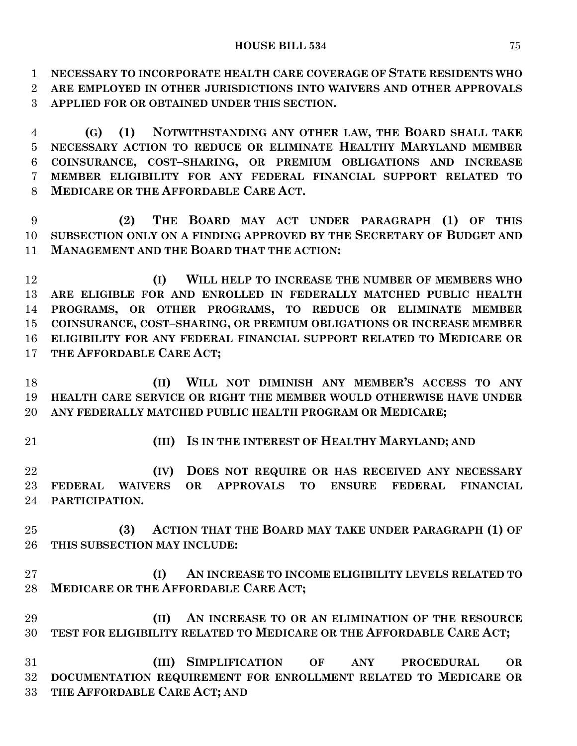**NECESSARY TO INCORPORATE HEALTH CARE COVERAGE OF STATE RESIDENTS WHO ARE EMPLOYED IN OTHER JURISDICTIONS INTO WAIVERS AND OTHER APPROVALS APPLIED FOR OR OBTAINED UNDER THIS SECTION.**

**(G) (1) NOTWITHSTANDING ANY OTHER LAW, THE BOARD SHALL TAKE NECESSARY ACTION TO REDUCE OR ELIMINATE HEALTHY MARYLAND MEMBER COINSURANCE, COST–SHARING, OR PREMIUM OBLIGATIONS AND INCREASE MEMBER ELIGIBILITY FOR ANY FEDERAL FINANCIAL SUPPORT RELATED TO MEDICARE OR THE AFFORDABLE CARE ACT.**

**(2) THE BOARD MAY ACT UNDER PARAGRAPH (1) OF THIS SUBSECTION ONLY ON A FINDING APPROVED BY THE SECRETARY OF BUDGET AND MANAGEMENT AND THE BOARD THAT THE ACTION:**

**(I) WILL HELP TO INCREASE THE NUMBER OF MEMBERS WHO ARE ELIGIBLE FOR AND ENROLLED IN FEDERALLY MATCHED PUBLIC HEALTH PROGRAMS, OR OTHER PROGRAMS, TO REDUCE OR ELIMINATE MEMBER COINSURANCE, COST–SHARING, OR PREMIUM OBLIGATIONS OR INCREASE MEMBER ELIGIBILITY FOR ANY FEDERAL FINANCIAL SUPPORT RELATED TO MEDICARE OR THE AFFORDABLE CARE ACT;**

**(II) WILL NOT DIMINISH ANY MEMBER'S ACCESS TO ANY HEALTH CARE SERVICE OR RIGHT THE MEMBER WOULD OTHERWISE HAVE UNDER ANY FEDERALLY MATCHED PUBLIC HEALTH PROGRAM OR MEDICARE;**

**(III) IS IN THE INTEREST OF HEALTHY MARYLAND; AND**

**(IV) DOES NOT REQUIRE OR HAS RECEIVED ANY NECESSARY FEDERAL WAIVERS OR APPROVALS TO ENSURE FEDERAL FINANCIAL PARTICIPATION.**

**(3) ACTION THAT THE BOARD MAY TAKE UNDER PARAGRAPH (1) OF THIS SUBSECTION MAY INCLUDE:**

**(I) AN INCREASE TO INCOME ELIGIBILITY LEVELS RELATED TO MEDICARE OR THE AFFORDABLE CARE ACT;**

**(II) AN INCREASE TO OR AN ELIMINATION OF THE RESOURCE TEST FOR ELIGIBILITY RELATED TO MEDICARE OR THE AFFORDABLE CARE ACT;**

**(III) SIMPLIFICATION OF ANY PROCEDURAL OR DOCUMENTATION REQUIREMENT FOR ENROLLMENT RELATED TO MEDICARE OR THE AFFORDABLE CARE ACT; AND**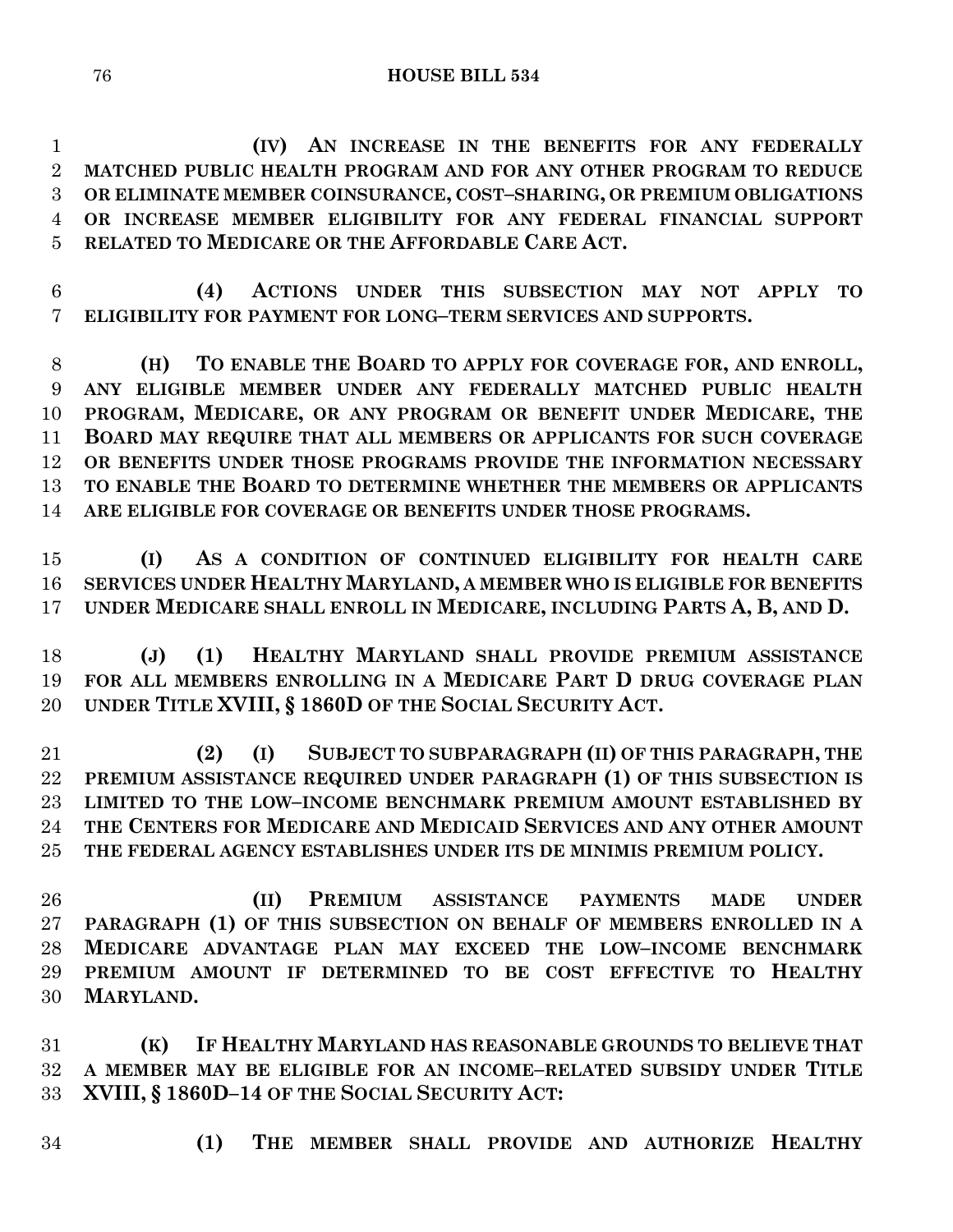**(IV) AN INCREASE IN THE BENEFITS FOR ANY FEDERALLY MATCHED PUBLIC HEALTH PROGRAM AND FOR ANY OTHER PROGRAM TO REDUCE OR ELIMINATE MEMBER COINSURANCE, COST–SHARING, OR PREMIUM OBLIGATIONS OR INCREASE MEMBER ELIGIBILITY FOR ANY FEDERAL FINANCIAL SUPPORT RELATED TO MEDICARE OR THE AFFORDABLE CARE ACT.**

**(4) ACTIONS UNDER THIS SUBSECTION MAY NOT APPLY TO ELIGIBILITY FOR PAYMENT FOR LONG–TERM SERVICES AND SUPPORTS.**

**(H) TO ENABLE THE BOARD TO APPLY FOR COVERAGE FOR, AND ENROLL, ANY ELIGIBLE MEMBER UNDER ANY FEDERALLY MATCHED PUBLIC HEALTH PROGRAM, MEDICARE, OR ANY PROGRAM OR BENEFIT UNDER MEDICARE, THE BOARD MAY REQUIRE THAT ALL MEMBERS OR APPLICANTS FOR SUCH COVERAGE OR BENEFITS UNDER THOSE PROGRAMS PROVIDE THE INFORMATION NECESSARY TO ENABLE THE BOARD TO DETERMINE WHETHER THE MEMBERS OR APPLICANTS ARE ELIGIBLE FOR COVERAGE OR BENEFITS UNDER THOSE PROGRAMS.**

**(I) AS A CONDITION OF CONTINUED ELIGIBILITY FOR HEALTH CARE SERVICES UNDER HEALTHY MARYLAND, A MEMBER WHO IS ELIGIBLE FOR BENEFITS UNDER MEDICARE SHALL ENROLL IN MEDICARE, INCLUDING PARTS A, B, AND D.**

**(J) (1) HEALTHY MARYLAND SHALL PROVIDE PREMIUM ASSISTANCE FOR ALL MEMBERS ENROLLING IN A MEDICARE PART D DRUG COVERAGE PLAN UNDER TITLE XVIII, § 1860D OF THE SOCIAL SECURITY ACT.**

**(2) (I) SUBJECT TO SUBPARAGRAPH (II) OF THIS PARAGRAPH, THE PREMIUM ASSISTANCE REQUIRED UNDER PARAGRAPH (1) OF THIS SUBSECTION IS LIMITED TO THE LOW–INCOME BENCHMARK PREMIUM AMOUNT ESTABLISHED BY THE CENTERS FOR MEDICARE AND MEDICAID SERVICES AND ANY OTHER AMOUNT THE FEDERAL AGENCY ESTABLISHES UNDER ITS DE MINIMIS PREMIUM POLICY.**

**(II) PREMIUM ASSISTANCE PAYMENTS MADE UNDER PARAGRAPH (1) OF THIS SUBSECTION ON BEHALF OF MEMBERS ENROLLED IN A MEDICARE ADVANTAGE PLAN MAY EXCEED THE LOW–INCOME BENCHMARK PREMIUM AMOUNT IF DETERMINED TO BE COST EFFECTIVE TO HEALTHY MARYLAND.**

**(K) IF HEALTHY MARYLAND HAS REASONABLE GROUNDS TO BELIEVE THAT A MEMBER MAY BE ELIGIBLE FOR AN INCOME–RELATED SUBSIDY UNDER TITLE XVIII, § 1860D–14 OF THE SOCIAL SECURITY ACT:**

**(1) THE MEMBER SHALL PROVIDE AND AUTHORIZE HEALTHY**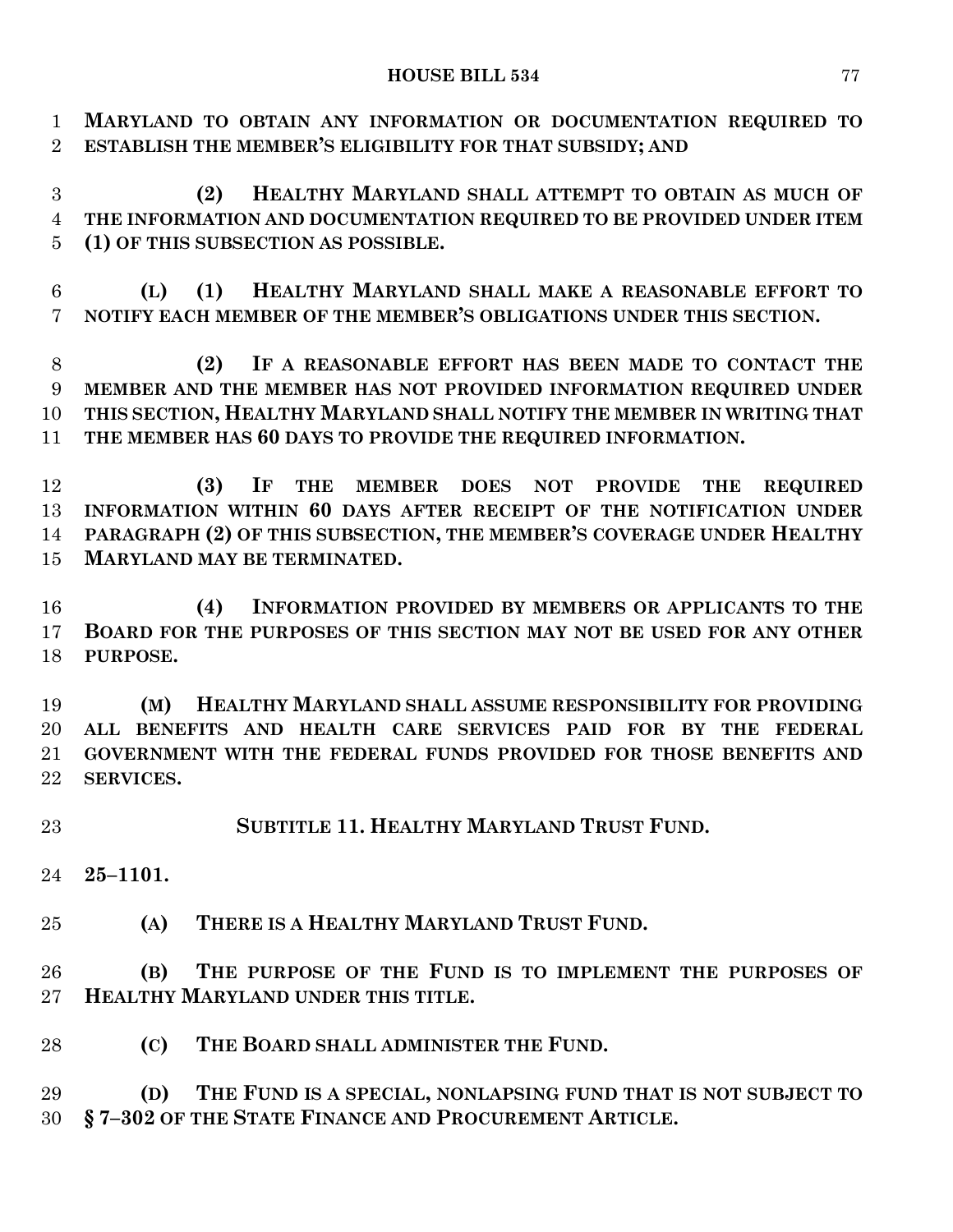**MARYLAND TO OBTAIN ANY INFORMATION OR DOCUMENTATION REQUIRED TO ESTABLISH THE MEMBER'S ELIGIBILITY FOR THAT SUBSIDY; AND**

**(2) HEALTHY MARYLAND SHALL ATTEMPT TO OBTAIN AS MUCH OF THE INFORMATION AND DOCUMENTATION REQUIRED TO BE PROVIDED UNDER ITEM (1) OF THIS SUBSECTION AS POSSIBLE.**

**(L) (1) HEALTHY MARYLAND SHALL MAKE A REASONABLE EFFORT TO NOTIFY EACH MEMBER OF THE MEMBER'S OBLIGATIONS UNDER THIS SECTION.**

**(2) IF A REASONABLE EFFORT HAS BEEN MADE TO CONTACT THE MEMBER AND THE MEMBER HAS NOT PROVIDED INFORMATION REQUIRED UNDER THIS SECTION, HEALTHY MARYLAND SHALL NOTIFY THE MEMBER IN WRITING THAT THE MEMBER HAS 60 DAYS TO PROVIDE THE REQUIRED INFORMATION.**

**(3) IF THE MEMBER DOES NOT PROVIDE THE REQUIRED INFORMATION WITHIN 60 DAYS AFTER RECEIPT OF THE NOTIFICATION UNDER PARAGRAPH (2) OF THIS SUBSECTION, THE MEMBER'S COVERAGE UNDER HEALTHY MARYLAND MAY BE TERMINATED.**

**(4) INFORMATION PROVIDED BY MEMBERS OR APPLICANTS TO THE BOARD FOR THE PURPOSES OF THIS SECTION MAY NOT BE USED FOR ANY OTHER PURPOSE.**

**(M) HEALTHY MARYLAND SHALL ASSUME RESPONSIBILITY FOR PROVIDING ALL BENEFITS AND HEALTH CARE SERVICES PAID FOR BY THE FEDERAL GOVERNMENT WITH THE FEDERAL FUNDS PROVIDED FOR THOSE BENEFITS AND SERVICES.**

**SUBTITLE 11. HEALTHY MARYLAND TRUST FUND.**

**25–1101.**

**(A) THERE IS A HEALTHY MARYLAND TRUST FUND.**

**(B) THE PURPOSE OF THE FUND IS TO IMPLEMENT THE PURPOSES OF HEALTHY MARYLAND UNDER THIS TITLE.**

**(C) THE BOARD SHALL ADMINISTER THE FUND.**

**(D) THE FUND IS A SPECIAL, NONLAPSING FUND THAT IS NOT SUBJECT TO § 7–302 OF THE STATE FINANCE AND PROCUREMENT ARTICLE.**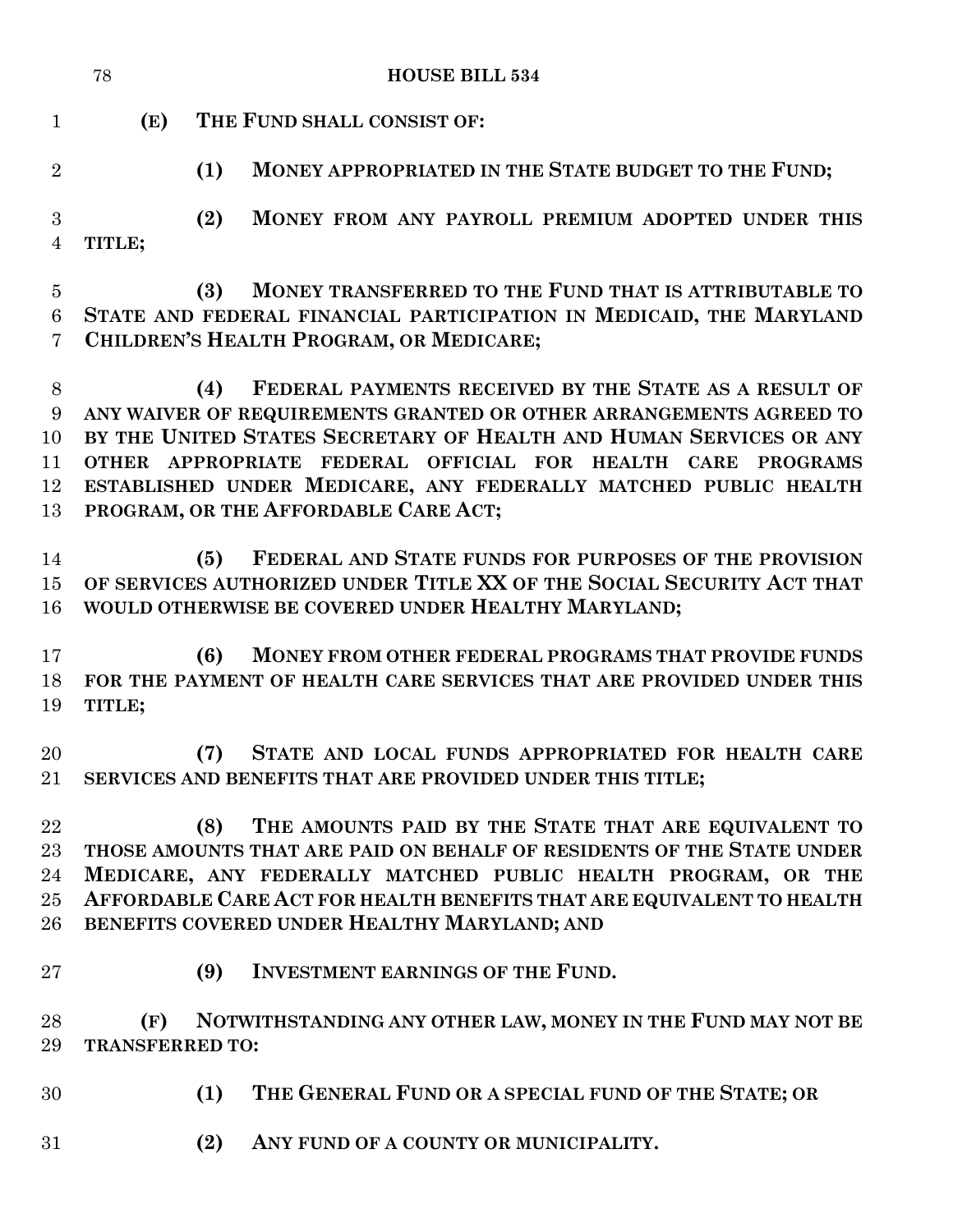**(E) THE FUND SHALL CONSIST OF:**

**(1) MONEY APPROPRIATED IN THE STATE BUDGET TO THE FUND;**

**(2) MONEY FROM ANY PAYROLL PREMIUM ADOPTED UNDER THIS TITLE;**

**(3) MONEY TRANSFERRED TO THE FUND THAT IS ATTRIBUTABLE TO STATE AND FEDERAL FINANCIAL PARTICIPATION IN MEDICAID, THE MARYLAND CHILDREN'S HEALTH PROGRAM, OR MEDICARE;**

**(4) FEDERAL PAYMENTS RECEIVED BY THE STATE AS A RESULT OF ANY WAIVER OF REQUIREMENTS GRANTED OR OTHER ARRANGEMENTS AGREED TO BY THE UNITED STATES SECRETARY OF HEALTH AND HUMAN SERVICES OR ANY OTHER APPROPRIATE FEDERAL OFFICIAL FOR HEALTH CARE PROGRAMS ESTABLISHED UNDER MEDICARE, ANY FEDERALLY MATCHED PUBLIC HEALTH PROGRAM, OR THE AFFORDABLE CARE ACT;**

**(5) FEDERAL AND STATE FUNDS FOR PURPOSES OF THE PROVISION OF SERVICES AUTHORIZED UNDER TITLE XX OF THE SOCIAL SECURITY ACT THAT WOULD OTHERWISE BE COVERED UNDER HEALTHY MARYLAND;**

**(6) MONEY FROM OTHER FEDERAL PROGRAMS THAT PROVIDE FUNDS FOR THE PAYMENT OF HEALTH CARE SERVICES THAT ARE PROVIDED UNDER THIS TITLE;**

**(7) STATE AND LOCAL FUNDS APPROPRIATED FOR HEALTH CARE SERVICES AND BENEFITS THAT ARE PROVIDED UNDER THIS TITLE;**

**(8) THE AMOUNTS PAID BY THE STATE THAT ARE EQUIVALENT TO THOSE AMOUNTS THAT ARE PAID ON BEHALF OF RESIDENTS OF THE STATE UNDER MEDICARE, ANY FEDERALLY MATCHED PUBLIC HEALTH PROGRAM, OR THE AFFORDABLE CARE ACT FOR HEALTH BENEFITS THAT ARE EQUIVALENT TO HEALTH BENEFITS COVERED UNDER HEALTHY MARYLAND; AND**

**(9) INVESTMENT EARNINGS OF THE FUND.**

**(F) NOTWITHSTANDING ANY OTHER LAW, MONEY IN THE FUND MAY NOT BE TRANSFERRED TO:**

**(1) THE GENERAL FUND OR A SPECIAL FUND OF THE STATE; OR**

**(2) ANY FUND OF A COUNTY OR MUNICIPALITY.**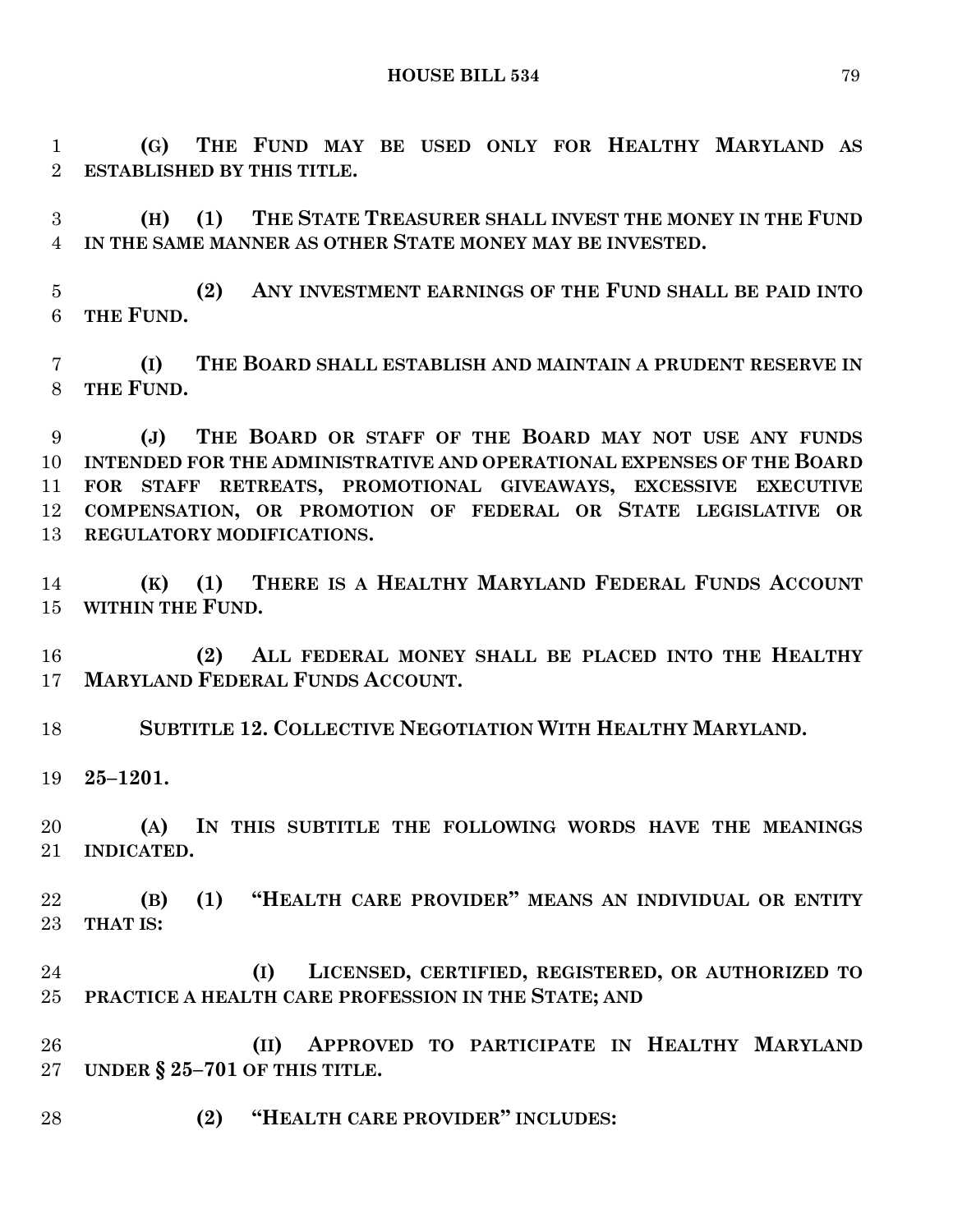**(G) THE FUND MAY BE USED ONLY FOR HEALTHY MARYLAND AS ESTABLISHED BY THIS TITLE.**

**(H) (1) THE STATE TREASURER SHALL INVEST THE MONEY IN THE FUND IN THE SAME MANNER AS OTHER STATE MONEY MAY BE INVESTED.**

**(2) ANY INVESTMENT EARNINGS OF THE FUND SHALL BE PAID INTO THE FUND.**

**(I) THE BOARD SHALL ESTABLISH AND MAINTAIN A PRUDENT RESERVE IN THE FUND.**

**(J) THE BOARD OR STAFF OF THE BOARD MAY NOT USE ANY FUNDS INTENDED FOR THE ADMINISTRATIVE AND OPERATIONAL EXPENSES OF THE BOARD FOR STAFF RETREATS, PROMOTIONAL GIVEAWAYS, EXCESSIVE EXECUTIVE COMPENSATION, OR PROMOTION OF FEDERAL OR STATE LEGISLATIVE OR REGULATORY MODIFICATIONS.**

**(K) (1) THERE IS A HEALTHY MARYLAND FEDERAL FUNDS ACCOUNT WITHIN THE FUND.**

**(2) ALL FEDERAL MONEY SHALL BE PLACED INTO THE HEALTHY MARYLAND FEDERAL FUNDS ACCOUNT.**

**SUBTITLE 12. COLLECTIVE NEGOTIATION WITH HEALTHY MARYLAND.**

**25–1201.**

**(A) IN THIS SUBTITLE THE FOLLOWING WORDS HAVE THE MEANINGS INDICATED.**

**(B) (1) "HEALTH CARE PROVIDER" MEANS AN INDIVIDUAL OR ENTITY THAT IS:**

**(I) LICENSED, CERTIFIED, REGISTERED, OR AUTHORIZED TO PRACTICE A HEALTH CARE PROFESSION IN THE STATE; AND**

**(II) APPROVED TO PARTICIPATE IN HEALTHY MARYLAND UNDER § 25–701 OF THIS TITLE.**

**(2) "HEALTH CARE PROVIDER" INCLUDES:**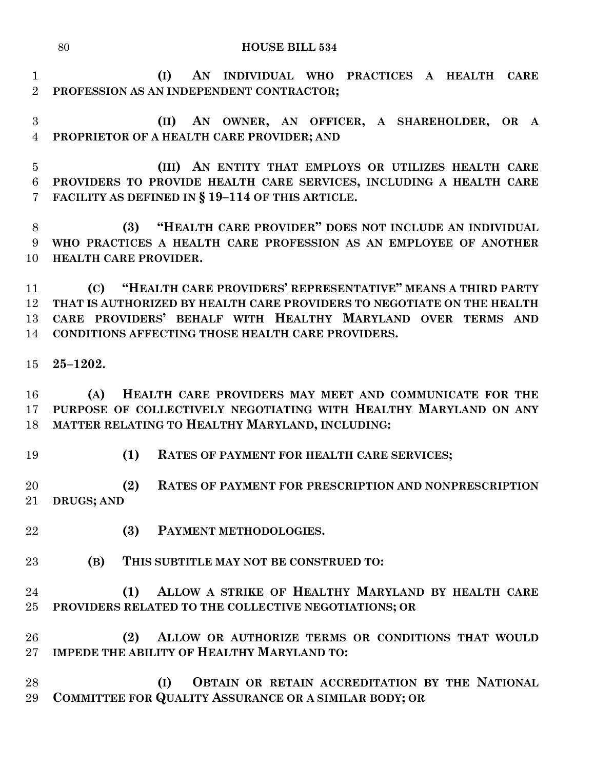**(I) AN INDIVIDUAL WHO PRACTICES A HEALTH CARE PROFESSION AS AN INDEPENDENT CONTRACTOR;**

**(II) AN OWNER, AN OFFICER, A SHAREHOLDER, OR A PROPRIETOR OF A HEALTH CARE PROVIDER; AND**

**(III) AN ENTITY THAT EMPLOYS OR UTILIZES HEALTH CARE PROVIDERS TO PROVIDE HEALTH CARE SERVICES, INCLUDING A HEALTH CARE FACILITY AS DEFINED IN § 19–114 OF THIS ARTICLE.**

**(3) "HEALTH CARE PROVIDER" DOES NOT INCLUDE AN INDIVIDUAL WHO PRACTICES A HEALTH CARE PROFESSION AS AN EMPLOYEE OF ANOTHER HEALTH CARE PROVIDER.**

**(C) "HEALTH CARE PROVIDERS' REPRESENTATIVE" MEANS A THIRD PARTY THAT IS AUTHORIZED BY HEALTH CARE PROVIDERS TO NEGOTIATE ON THE HEALTH CARE PROVIDERS' BEHALF WITH HEALTHY MARYLAND OVER TERMS AND CONDITIONS AFFECTING THOSE HEALTH CARE PROVIDERS.**

**25–1202.**

**(A) HEALTH CARE PROVIDERS MAY MEET AND COMMUNICATE FOR THE PURPOSE OF COLLECTIVELY NEGOTIATING WITH HEALTHY MARYLAND ON ANY MATTER RELATING TO HEALTHY MARYLAND, INCLUDING:**

**(1) RATES OF PAYMENT FOR HEALTH CARE SERVICES;**

**(2) RATES OF PAYMENT FOR PRESCRIPTION AND NONPRESCRIPTION DRUGS; AND**

**(3) PAYMENT METHODOLOGIES.**

**(B) THIS SUBTITLE MAY NOT BE CONSTRUED TO:**

**(1) ALLOW A STRIKE OF HEALTHY MARYLAND BY HEALTH CARE PROVIDERS RELATED TO THE COLLECTIVE NEGOTIATIONS; OR**

**(2) ALLOW OR AUTHORIZE TERMS OR CONDITIONS THAT WOULD IMPEDE THE ABILITY OF HEALTHY MARYLAND TO:**

**(I) OBTAIN OR RETAIN ACCREDITATION BY THE NATIONAL COMMITTEE FOR QUALITY ASSURANCE OR A SIMILAR BODY; OR**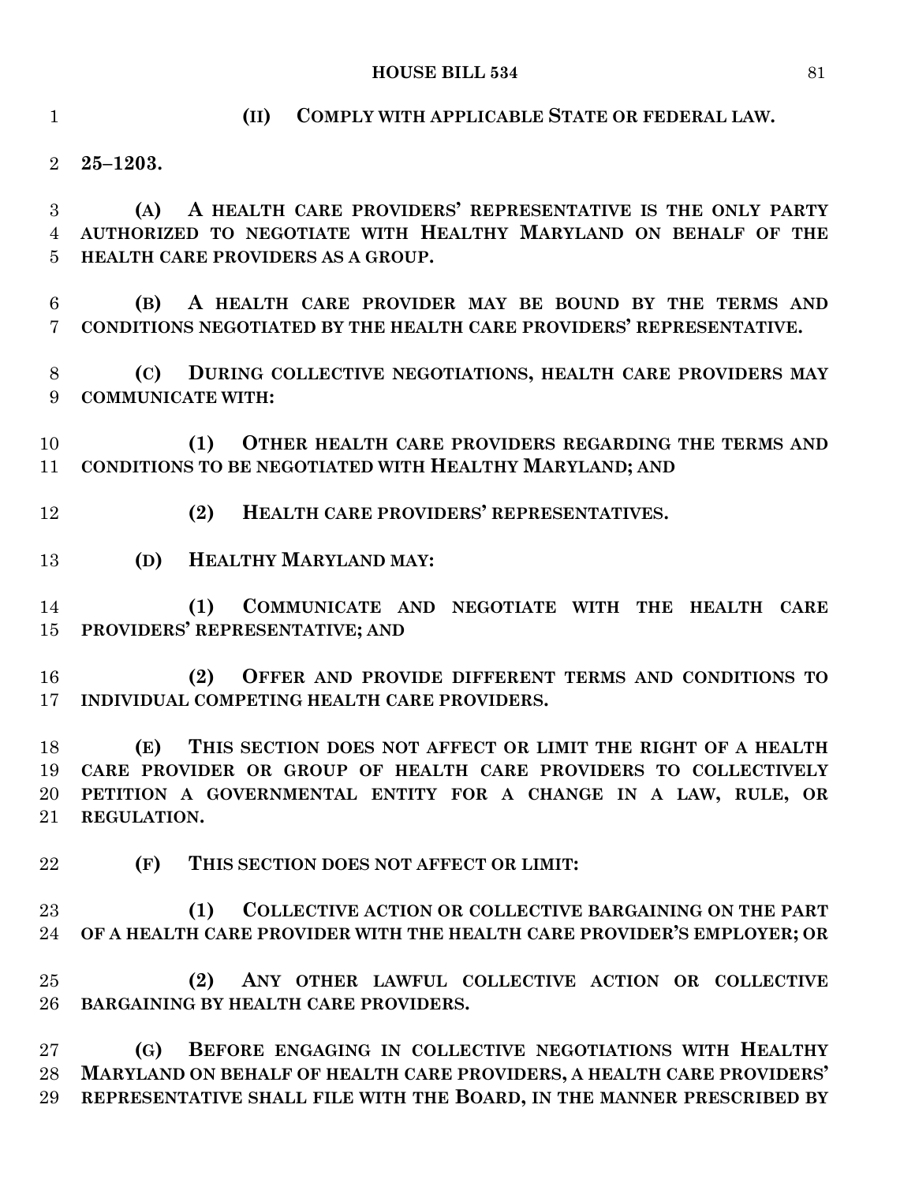**(II) COMPLY WITH APPLICABLE STATE OR FEDERAL LAW.**

**25–1203.**

**(A) A HEALTH CARE PROVIDERS' REPRESENTATIVE IS THE ONLY PARTY AUTHORIZED TO NEGOTIATE WITH HEALTHY MARYLAND ON BEHALF OF THE HEALTH CARE PROVIDERS AS A GROUP.**

**(B) A HEALTH CARE PROVIDER MAY BE BOUND BY THE TERMS AND CONDITIONS NEGOTIATED BY THE HEALTH CARE PROVIDERS' REPRESENTATIVE.**

**(C) DURING COLLECTIVE NEGOTIATIONS, HEALTH CARE PROVIDERS MAY COMMUNICATE WITH:**

**(1) OTHER HEALTH CARE PROVIDERS REGARDING THE TERMS AND CONDITIONS TO BE NEGOTIATED WITH HEALTHY MARYLAND; AND**

**(2) HEALTH CARE PROVIDERS' REPRESENTATIVES.**

**(D) HEALTHY MARYLAND MAY:**

**(1) COMMUNICATE AND NEGOTIATE WITH THE HEALTH CARE PROVIDERS' REPRESENTATIVE; AND**

**(2) OFFER AND PROVIDE DIFFERENT TERMS AND CONDITIONS TO INDIVIDUAL COMPETING HEALTH CARE PROVIDERS.**

**(E) THIS SECTION DOES NOT AFFECT OR LIMIT THE RIGHT OF A HEALTH CARE PROVIDER OR GROUP OF HEALTH CARE PROVIDERS TO COLLECTIVELY PETITION A GOVERNMENTAL ENTITY FOR A CHANGE IN A LAW, RULE, OR REGULATION.**

**(F) THIS SECTION DOES NOT AFFECT OR LIMIT:**

**(1) COLLECTIVE ACTION OR COLLECTIVE BARGAINING ON THE PART OF A HEALTH CARE PROVIDER WITH THE HEALTH CARE PROVIDER'S EMPLOYER; OR**

**(2) ANY OTHER LAWFUL COLLECTIVE ACTION OR COLLECTIVE BARGAINING BY HEALTH CARE PROVIDERS.**

**(G) BEFORE ENGAGING IN COLLECTIVE NEGOTIATIONS WITH HEALTHY MARYLAND ON BEHALF OF HEALTH CARE PROVIDERS, A HEALTH CARE PROVIDERS' REPRESENTATIVE SHALL FILE WITH THE BOARD, IN THE MANNER PRESCRIBED BY**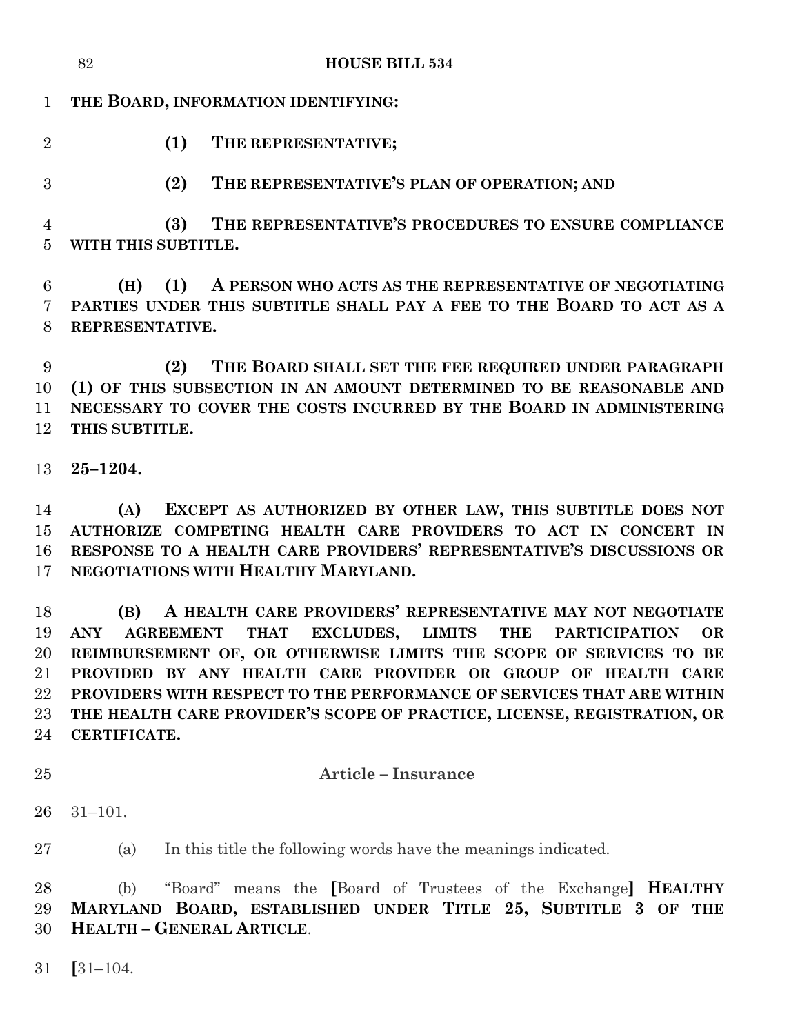THE BOARD, INFORMATION IDENTIFYING:

**(1) THE REPRESENTATIVE;**

**(2) THE REPRESENTATIVE'S PLAN OF OPERATION; AND**

**(3) THE REPRESENTATIVE'S PROCEDURES TO ENSURE COMPLIANCE WITH THIS SUBTITLE.**

**(H) (1) A PERSON WHO ACTS AS THE REPRESENTATIVE OF NEGOTIATING PARTIES UNDER THIS SUBTITLE SHALL PAY A FEE TO THE BOARD TO ACT AS A REPRESENTATIVE.**

**(2) THE BOARD SHALL SET THE FEE REQUIRED UNDER PARAGRAPH (1) OF THIS SUBSECTION IN AN AMOUNT DETERMINED TO BE REASONABLE AND NECESSARY TO COVER THE COSTS INCURRED BY THE BOARD IN ADMINISTERING THIS SUBTITLE.**

**25–1204.**

**(A) EXCEPT AS AUTHORIZED BY OTHER LAW, THIS SUBTITLE DOES NOT AUTHORIZE COMPETING HEALTH CARE PROVIDERS TO ACT IN CONCERT IN RESPONSE TO A HEALTH CARE PROVIDERS' REPRESENTATIVE'S DISCUSSIONS OR NEGOTIATIONS WITH HEALTHY MARYLAND.**

**(B) A HEALTH CARE PROVIDERS' REPRESENTATIVE MAY NOT NEGOTIATE ANY AGREEMENT THAT EXCLUDES, LIMITS THE PARTICIPATION OR REIMBURSEMENT OF, OR OTHERWISE LIMITS THE SCOPE OF SERVICES TO BE PROVIDED BY ANY HEALTH CARE PROVIDER OR GROUP OF HEALTH CARE PROVIDERS WITH RESPECT TO THE PERFORMANCE OF SERVICES THAT ARE WITHIN THE HEALTH CARE PROVIDER'S SCOPE OF PRACTICE, LICENSE, REGISTRATION, OR CERTIFICATE.**

## Article – Insurance

31–101.

(a) In this title the following words have the meanings indicated.

(b) "Board" means the **[**Board of Trustees of the Exchange**]** **HEALTHY MARYLAND BOARD, ESTABLISHED UNDER TITLE 25, SUBTITLE 3 OF THE HEALTH – GENERAL ARTICLE**.

**[**31–104.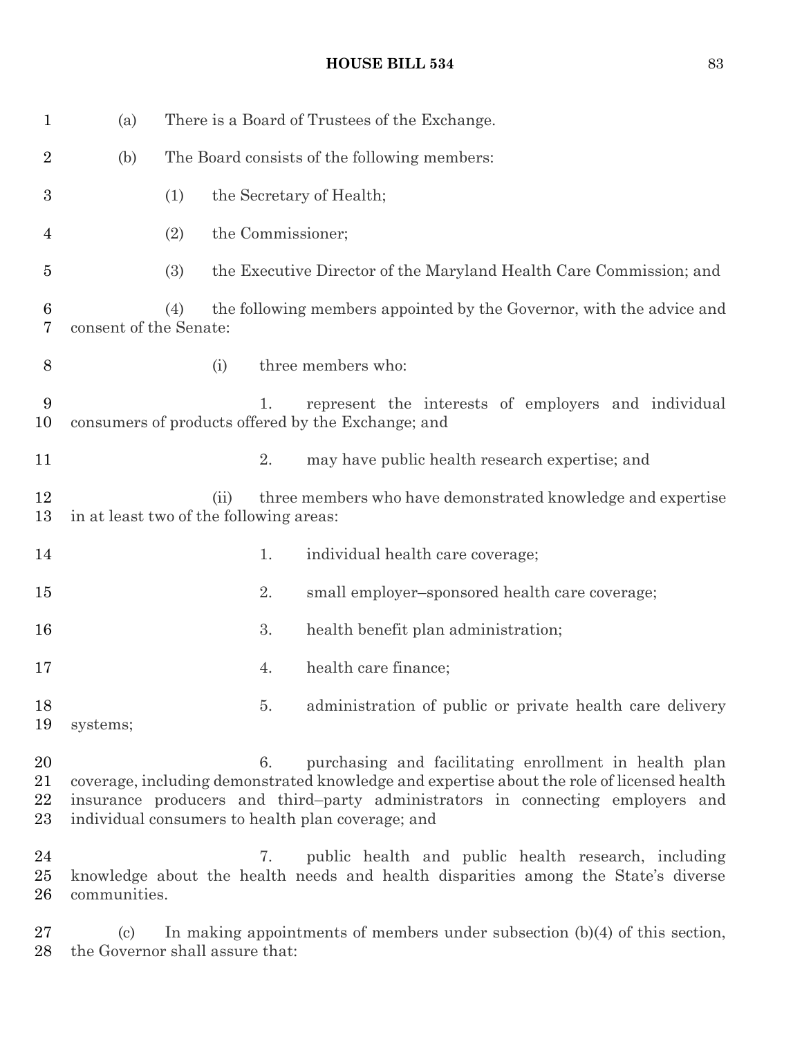(a) There is a Board of Trustees of the Exchange.

(b) The Board consists of the following members:

(1) the Secretary of Health;

(2) the Commissioner;

(3) the Executive Director of the Maryland Health Care Commission; and

(4) the following members appointed by the Governor, with the advice and consent of the Senate:

(i) three members who:

1. represent the interests of employers and individual consumers of products offered by the Exchange; and

2. may have public health research expertise; and

(ii) three members who have demonstrated knowledge and expertise in at least two of the following areas:

1. individual health care coverage;

2. small employer–sponsored health care coverage;

3. health benefit plan administration;

4. health care finance;

5. administration of public or private health care delivery systems;

6. purchasing and facilitating enrollment in health plan coverage, including demonstrated knowledge and expertise about the role of licensed health insurance producers and third–party administrators in connecting employers and individual consumers to health plan coverage; and

7. public health and public health research, including knowledge about the health needs and health disparities among the State's diverse communities.

(c) In making appointments of members under subsection (b)(4) of this section, the Governor shall assure that: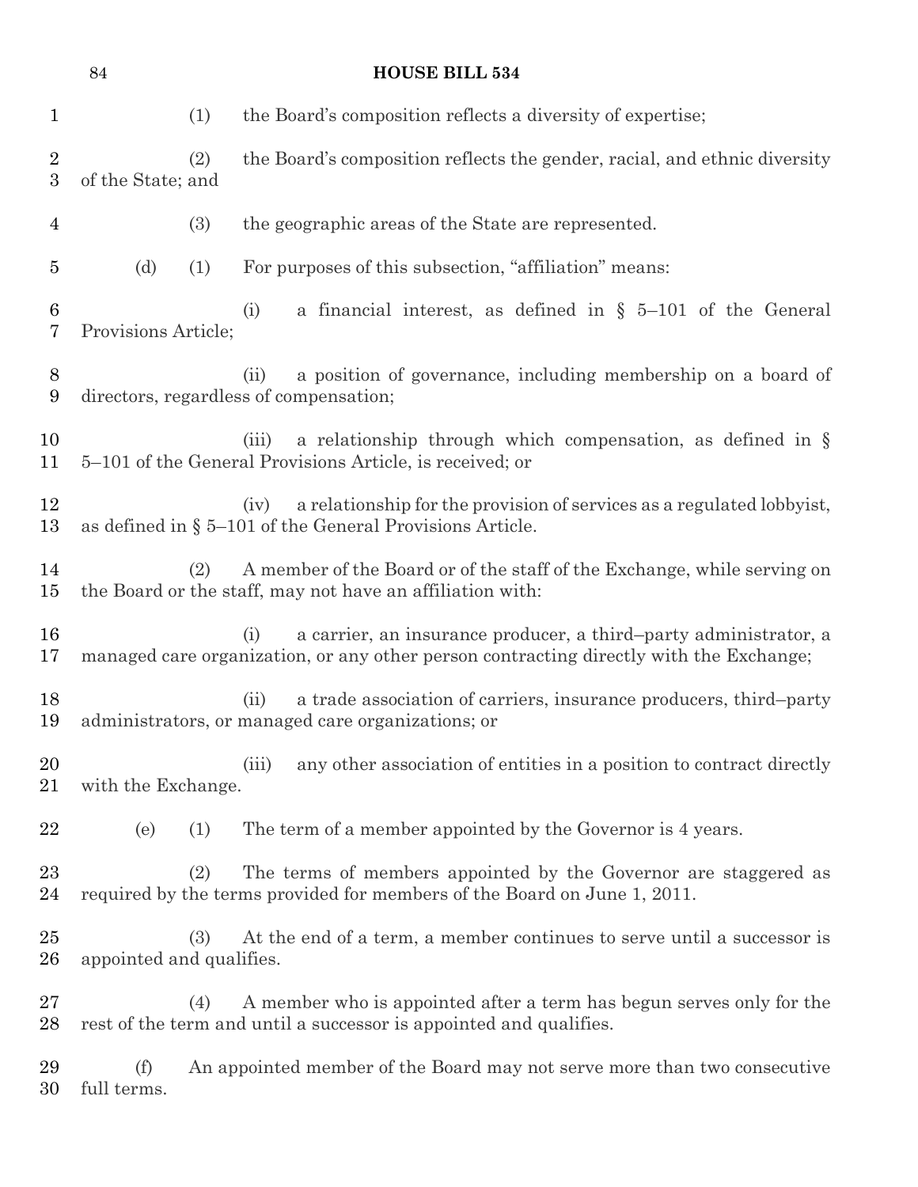(1) the Board's composition reflects a diversity of expertise;

(2) the Board's composition reflects the gender, racial, and ethnic diversity of the State; and

(3) the geographic areas of the State are represented.

(d) (1) For purposes of this subsection, "affiliation" means:

(i) a financial interest, as defined in § 5–101 of the General Provisions Article;

(ii) a position of governance, including membership on a board of directors, regardless of compensation;

(iii) a relationship through which compensation, as defined in § 5–101 of the General Provisions Article, is received; or

(iv) a relationship for the provision of services as a regulated lobbyist, as defined in § 5–101 of the General Provisions Article.

(2) A member of the Board or of the staff of the Exchange, while serving on the Board or the staff, may not have an affiliation with:

(i) a carrier, an insurance producer, a third–party administrator, a managed care organization, or any other person contracting directly with the Exchange;

(ii) a trade association of carriers, insurance producers, third–party administrators, or managed care organizations; or

(iii) any other association of entities in a position to contract directly with the Exchange.

(e) (1) The term of a member appointed by the Governor is 4 years.

(2) The terms of members appointed by the Governor are staggered as required by the terms provided for members of the Board on June 1, 2011.

(3) At the end of a term, a member continues to serve until a successor is appointed and qualifies.

(4) A member who is appointed after a term has begun serves only for the rest of the term and until a successor is appointed and qualifies.

(f) An appointed member of the Board may not serve more than two consecutive full terms.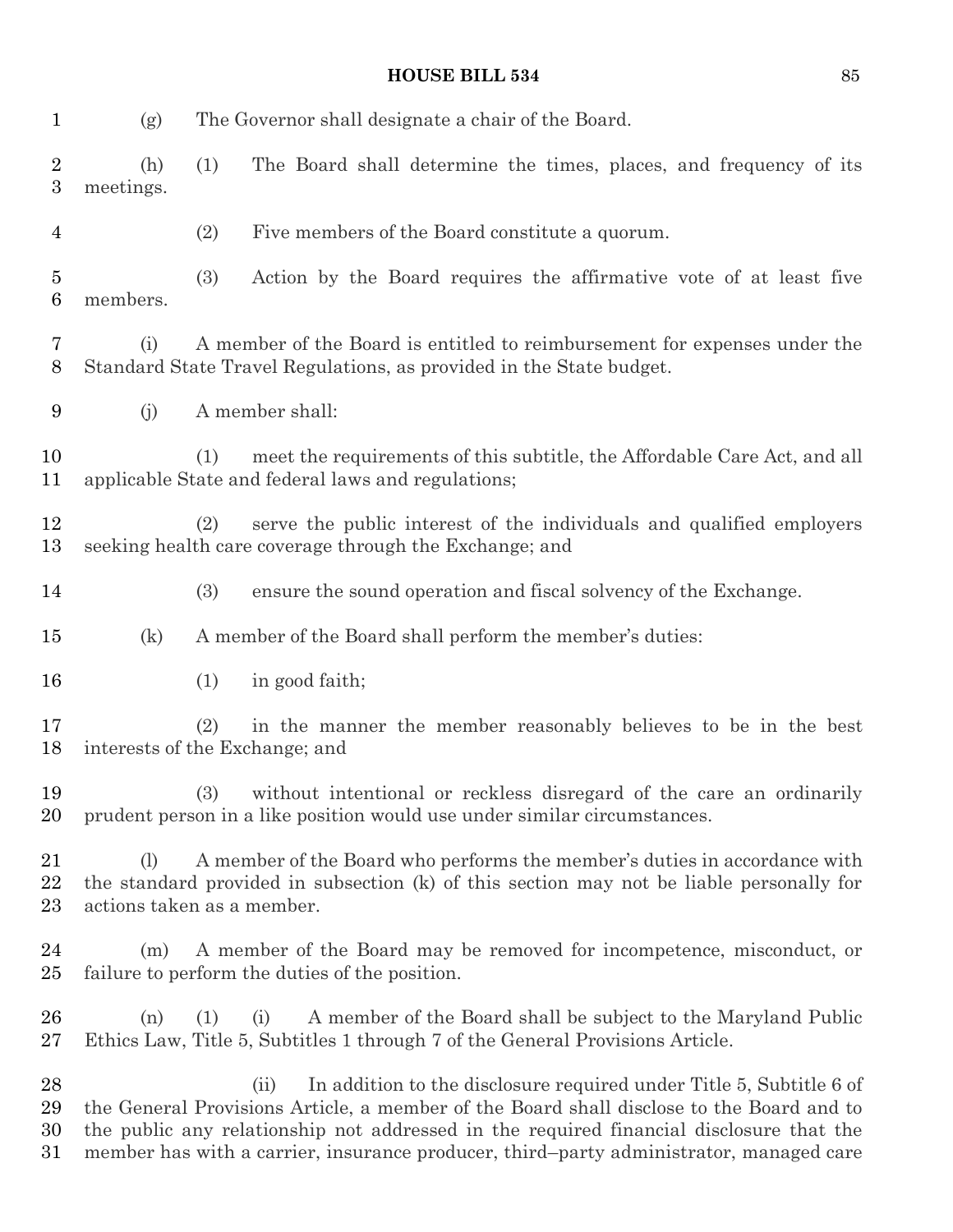(g) The Governor shall designate a chair of the Board.

(h) (1) The Board shall determine the times, places, and frequency of its meetings.

(2) Five members of the Board constitute a quorum.

(3) Action by the Board requires the affirmative vote of at least five members.

(i) A member of the Board is entitled to reimbursement for expenses under the Standard State Travel Regulations, as provided in the State budget.

(j) A member shall:

(1) meet the requirements of this subtitle, the Affordable Care Act, and all applicable State and federal laws and regulations;

(2) serve the public interest of the individuals and qualified employers seeking health care coverage through the Exchange; and

(3) ensure the sound operation and fiscal solvency of the Exchange.

(k) A member of the Board shall perform the member's duties:

(1) in good faith;

(2) in the manner the member reasonably believes to be in the best interests of the Exchange; and

(3) without intentional or reckless disregard of the care an ordinarily prudent person in a like position would use under similar circumstances.

(l) A member of the Board who performs the member's duties in accordance with the standard provided in subsection (k) of this section may not be liable personally for actions taken as a member.

(m) A member of the Board may be removed for incompetence, misconduct, or failure to perform the duties of the position.

(n) (1) (i) A member of the Board shall be subject to the Maryland Public Ethics Law, Title 5, Subtitles 1 through 7 of the General Provisions Article.

(ii) In addition to the disclosure required under Title 5, Subtitle 6 of the General Provisions Article, a member of the Board shall disclose to the Board and to the public any relationship not addressed in the required financial disclosure that the member has with a carrier, insurance producer, third–party administrator, managed care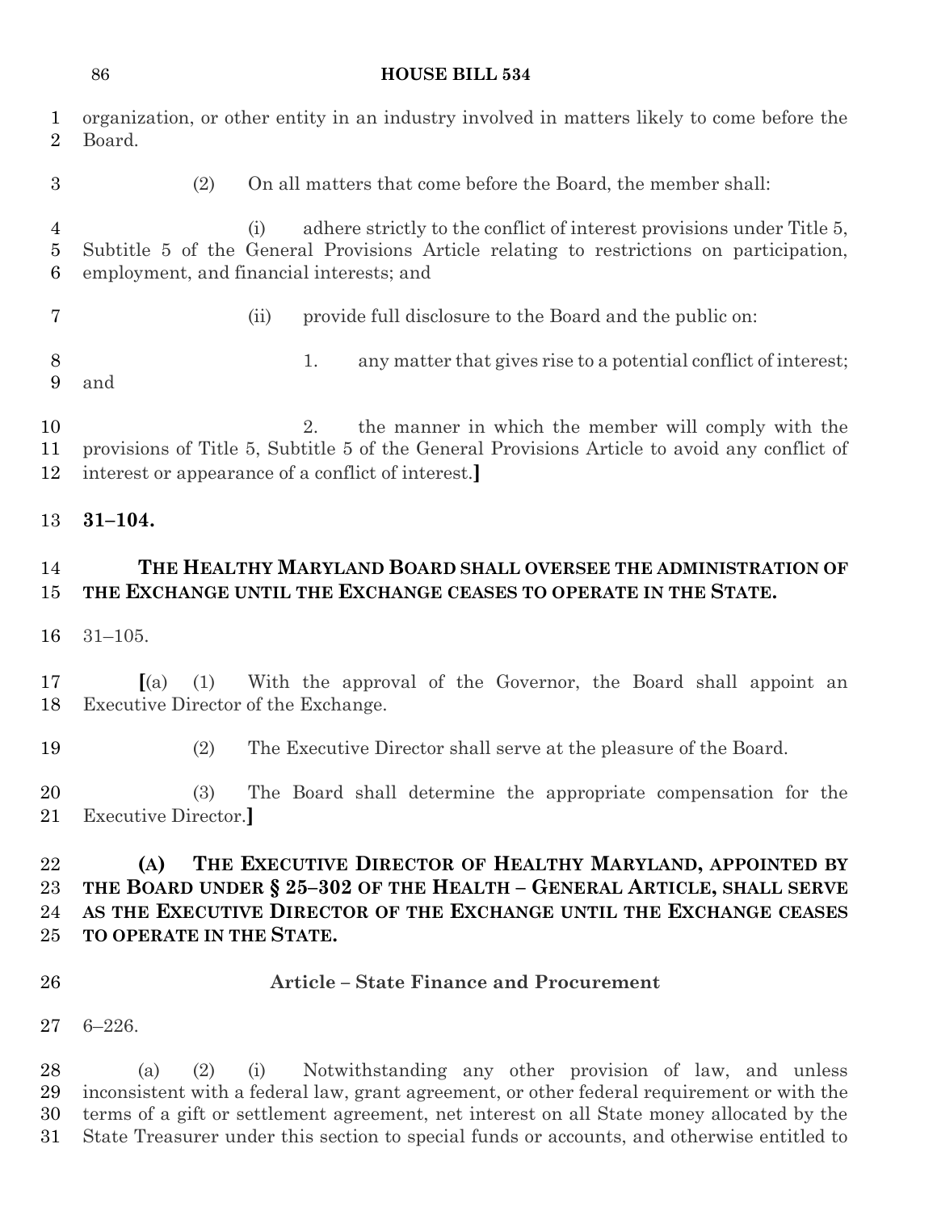organization, or other entity in an industry involved in matters likely to come before the Board.

(2) On all matters that come before the Board, the member shall:

(i) adhere strictly to the conflict of interest provisions under Title 5, Subtitle 5 of the General Provisions Article relating to restrictions on participation, employment, and financial interests; and

(ii) provide full disclosure to the Board and the public on:

1. any matter that gives rise to a potential conflict of interest; and

2. the manner in which the member will comply with the provisions of Title 5, Subtitle 5 of the General Provisions Article to avoid any conflict of interest or appearance of a conflict of interest.**]**

**31–104.**

**THE HEALTHY MARYLAND BOARD SHALL OVERSEE THE ADMINISTRATION OF THE EXCHANGE UNTIL THE EXCHANGE CEASES TO OPERATE IN THE STATE.**

31–105.

**[**(a) (1) With the approval of the Governor, the Board shall appoint an Executive Director of the Exchange.

(2) The Executive Director shall serve at the pleasure of the Board.

(3) The Board shall determine the appropriate compensation for the Executive Director.**]**

**(A) THE EXECUTIVE DIRECTOR OF HEALTHY MARYLAND, APPOINTED BY THE BOARD UNDER § 25–302 OF THE HEALTH – GENERAL ARTICLE, SHALL SERVE AS THE EXECUTIVE DIRECTOR OF THE EXCHANGE UNTIL THE EXCHANGE CEASES TO OPERATE IN THE STATE.**

**Article – State Finance and Procurement**

6–226.

(a) (2) (i) Notwithstanding any other provision of law, and unless inconsistent with a federal law, grant agreement, or other federal requirement or with the terms of a gift or settlement agreement, net interest on all State money allocated by the State Treasurer under this section to special funds or accounts, and otherwise entitled to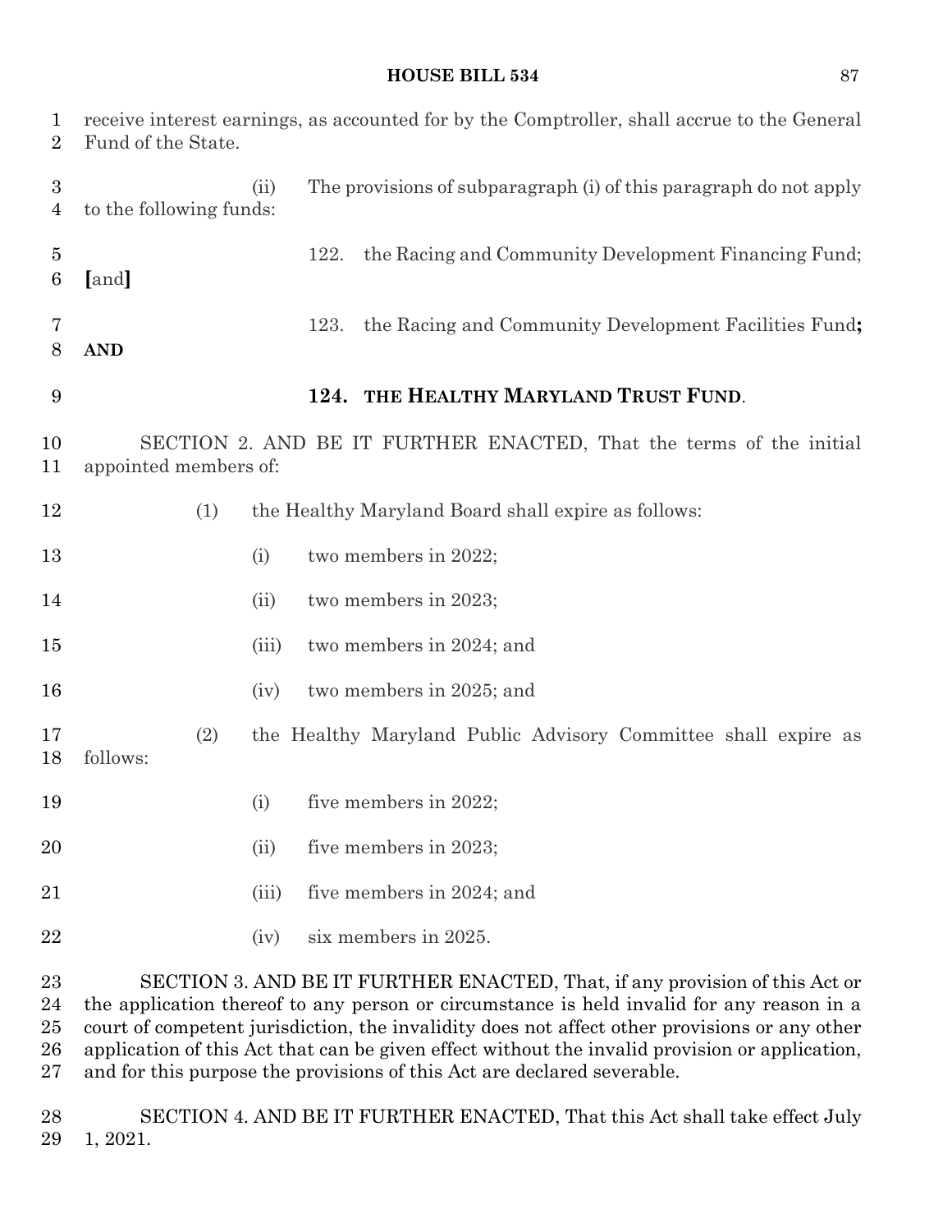receive interest earnings, as accounted for by the Comptroller, shall accrue to the General Fund of the State.

(ii) The provisions of subparagraph (i) of this paragraph do not apply to the following funds:

122. the Racing and Community Development Financing Fund; [and]

123. the Racing and Community Development Facilities Fund**; AND**

**124. THE HEALTHY MARYLAND TRUST FUND**.

SECTION 2. AND BE IT FURTHER ENACTED, That the terms of the initial appointed members of:

(1) the Healthy Maryland Board shall expire as follows:

(i) two members in 2022;

(ii) two members in 2023;

(iii) two members in 2024; and

(iv) two members in 2025; and

(2) the Healthy Maryland Public Advisory Committee shall expire as follows:

(i) five members in 2022;

(ii) five members in 2023;

(iii) five members in 2024; and

(iv) six members in 2025.

SECTION 3. AND BE IT FURTHER ENACTED, That, if any provision of this Act or the application thereof to any person or circumstance is held invalid for any reason in a court of competent jurisdiction, the invalidity does not affect other provisions or any other application of this Act that can be given effect without the invalid provision or application, and for this purpose the provisions of this Act are declared severable.

SECTION 4. AND BE IT FURTHER ENACTED, That this Act shall take effect July 1, 2021.